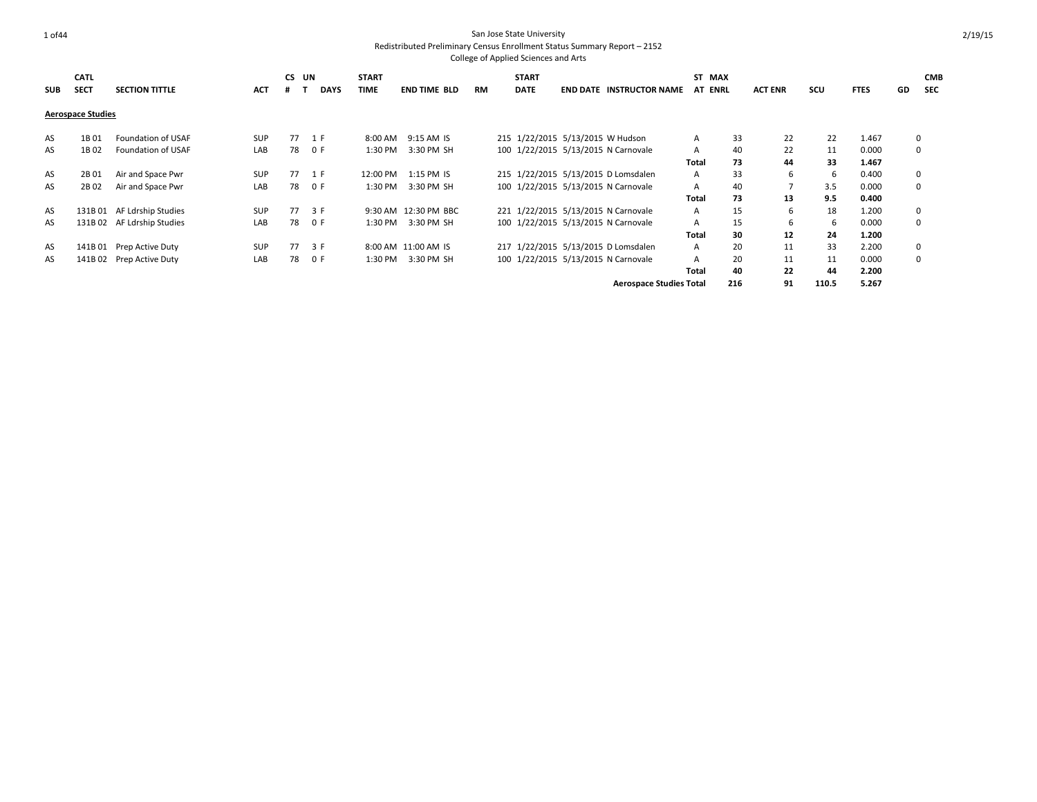San Jose State University

Redistributed Preliminary Census Enrollment Status Summary Report – 2152

College of Applied Sciences and Arts

| SUB | CATL SECT | SECTION TITTLE | ACT | CS # | UN T | DAYS | START TIME | END TIME | BLD | RM | START DATE | END DATE | INSTRUCTOR NAME | ST AT | MAX ENRL | ACT ENR | SCU | FTES | GD | CMB SEC |
|---|---|---|---|---|---|---|---|---|---|---|---|---|---|---|---|---|---|---|---|---|
| **Aerospace Studies** | | | | | | | | | | | | | | | | | | | | |
| AS | 1B 01 | Foundation of USAF | SUP | 77 | 1 | F | 8:00 AM | 9:15 AM | IS | 215 | 1/22/2015 | 5/13/2015 | W Hudson | A | 33 | 22 | 22 | 1.467 | 0 | |
| AS | 1B 02 | Foundation of USAF | LAB | 78 | 0 | F | 1:30 PM | 3:30 PM | SH | 100 | 1/22/2015 | 5/13/2015 | N Carnovale | A | 40 | 22 | 11 | 0.000 | 0 | |
| | | | | | | | | | | | | | | **Total** | **73** | **44** | **33** | **1.467** | | |
| AS | 2B 01 | Air and Space Pwr | SUP | 77 | 1 | F | 12:00 PM | 1:15 PM | IS | 215 | 1/22/2015 | 5/13/2015 | D Lomsdalen | A | 33 | 6 | 6 | 0.400 | 0 | |
| AS | 2B 02 | Air and Space Pwr | LAB | 78 | 0 | F | 1:30 PM | 3:30 PM | SH | 100 | 1/22/2015 | 5/13/2015 | N Carnovale | A | 40 | 7 | 3.5 | 0.000 | 0 | |
| | | | | | | | | | | | | | | **Total** | **73** | **13** | **9.5** | **0.400** | | |
| AS | 131B 01 | AF Ldrship Studies | SUP | 77 | 3 | F | 9:30 AM | 12:30 PM | BBC | 221 | 1/22/2015 | 5/13/2015 | N Carnovale | A | 15 | 6 | 18 | 1.200 | 0 | |
| AS | 131B 02 | AF Ldrship Studies | LAB | 78 | 0 | F | 1:30 PM | 3:30 PM | SH | 100 | 1/22/2015 | 5/13/2015 | N Carnovale | A | 15 | 6 | 6 | 0.000 | 0 | |
| | | | | | | | | | | | | | | **Total** | **30** | **12** | **24** | **1.200** | | |
| AS | 141B 01 | Prep Active Duty | SUP | 77 | 3 | F | 8:00 AM | 11:00 AM | IS | 217 | 1/22/2015 | 5/13/2015 | D Lomsdalen | A | 20 | 11 | 33 | 2.200 | 0 | |
| AS | 141B 02 | Prep Active Duty | LAB | 78 | 0 | F | 1:30 PM | 3:30 PM | SH | 100 | 1/22/2015 | 5/13/2015 | N Carnovale | A | 20 | 11 | 11 | 0.000 | 0 | |
| | | | | | | | | | | | | | | **Total** | **40** | **22** | **44** | **2.200** | | |
| | | | | | | | | | | | | | **Aerospace Studies Total** | | **216** | **91** | **110.5** | **5.267** | | |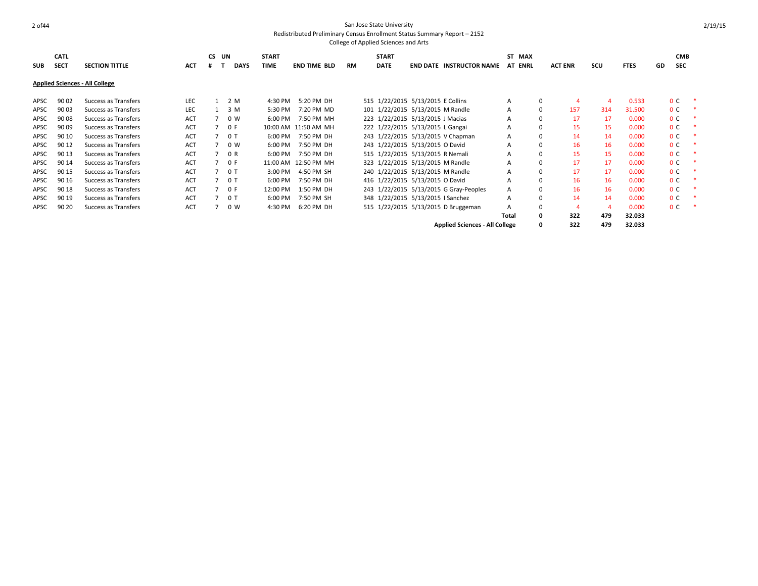# San Jose State University

Redistributed Preliminary Census Enrollment Status Summary Report – 2152

College of Applied Sciences and Arts

**Applied Sciences - All College**

| SUB | CATL | SECT | SECTION TITTLE | ACT | CS # | UN T | DAYS | START TIME | END TIME | BLD | RM | START DATE | END DATE | INSTRUCTOR NAME | ST AT | MAX ENRL | ACT ENR | SCU | FTES | GD | CMB SEC | |
|---|---|---|---|---|---|---|---|---|---|---|---|---|---|---|---|---|---|---|---|---|---|---|
| APSC | 90 | 02 | Success as Transfers | LEC | 1 | 2 | M | 4:30 PM | 5:20 PM | DH | 515 | 1/22/2015 | 5/13/2015 | E Collins | A | 0 | 4 | 4 | 0.533 | 0 | C | * |
| APSC | 90 | 03 | Success as Transfers | LEC | 1 | 3 | M | 5:30 PM | 7:20 PM | MD | 101 | 1/22/2015 | 5/13/2015 | M Randle | A | 0 | 157 | 314 | 31.500 | 0 | C | * |
| APSC | 90 | 08 | Success as Transfers | ACT | 7 | 0 | W | 6:00 PM | 7:50 PM | MH | 223 | 1/22/2015 | 5/13/2015 | J Macias | A | 0 | 17 | 17 | 0.000 | 0 | C | * |
| APSC | 90 | 09 | Success as Transfers | ACT | 7 | 0 | F | 10:00 AM | 11:50 AM | MH | 222 | 1/22/2015 | 5/13/2015 | L Gangai | A | 0 | 15 | 15 | 0.000 | 0 | C | * |
| APSC | 90 | 10 | Success as Transfers | ACT | 7 | 0 | T | 6:00 PM | 7:50 PM | DH | 243 | 1/22/2015 | 5/13/2015 | V Chapman | A | 0 | 14 | 14 | 0.000 | 0 | C | * |
| APSC | 90 | 12 | Success as Transfers | ACT | 7 | 0 | W | 6:00 PM | 7:50 PM | DH | 243 | 1/22/2015 | 5/13/2015 | O David | A | 0 | 16 | 16 | 0.000 | 0 | C | * |
| APSC | 90 | 13 | Success as Transfers | ACT | 7 | 0 | R | 6:00 PM | 7:50 PM | DH | 515 | 1/22/2015 | 5/13/2015 | R Nemali | A | 0 | 15 | 15 | 0.000 | 0 | C | * |
| APSC | 90 | 14 | Success as Transfers | ACT | 7 | 0 | F | 11:00 AM | 12:50 PM | MH | 323 | 1/22/2015 | 5/13/2015 | M Randle | A | 0 | 17 | 17 | 0.000 | 0 | C | * |
| APSC | 90 | 15 | Success as Transfers | ACT | 7 | 0 | T | 3:00 PM | 4:50 PM | SH | 240 | 1/22/2015 | 5/13/2015 | M Randle | A | 0 | 17 | 17 | 0.000 | 0 | C | * |
| APSC | 90 | 16 | Success as Transfers | ACT | 7 | 0 | T | 6:00 PM | 7:50 PM | DH | 416 | 1/22/2015 | 5/13/2015 | O David | A | 0 | 16 | 16 | 0.000 | 0 | C | * |
| APSC | 90 | 18 | Success as Transfers | ACT | 7 | 0 | F | 12:00 PM | 1:50 PM | DH | 243 | 1/22/2015 | 5/13/2015 | G Gray-Peoples | A | 0 | 16 | 16 | 0.000 | 0 | C | * |
| APSC | 90 | 19 | Success as Transfers | ACT | 7 | 0 | T | 6:00 PM | 7:50 PM | SH | 348 | 1/22/2015 | 5/13/2015 | I Sanchez | A | 0 | 14 | 14 | 0.000 | 0 | C | * |
| APSC | 90 | 20 | Success as Transfers | ACT | 7 | 0 | W | 4:30 PM | 6:20 PM | DH | 515 | 1/22/2015 | 5/13/2015 | D Bruggeman | A | 0 | 4 | 4 | 0.000 | 0 | C | * |
| | | | | | | | | | | | | | | | **Total** | **0** | **322** | **479** | **32.033** | | | |
| | | | | | | | | | | | | | | **Applied Sciences - All College** | | **0** | **322** | **479** | **32.033** | | | |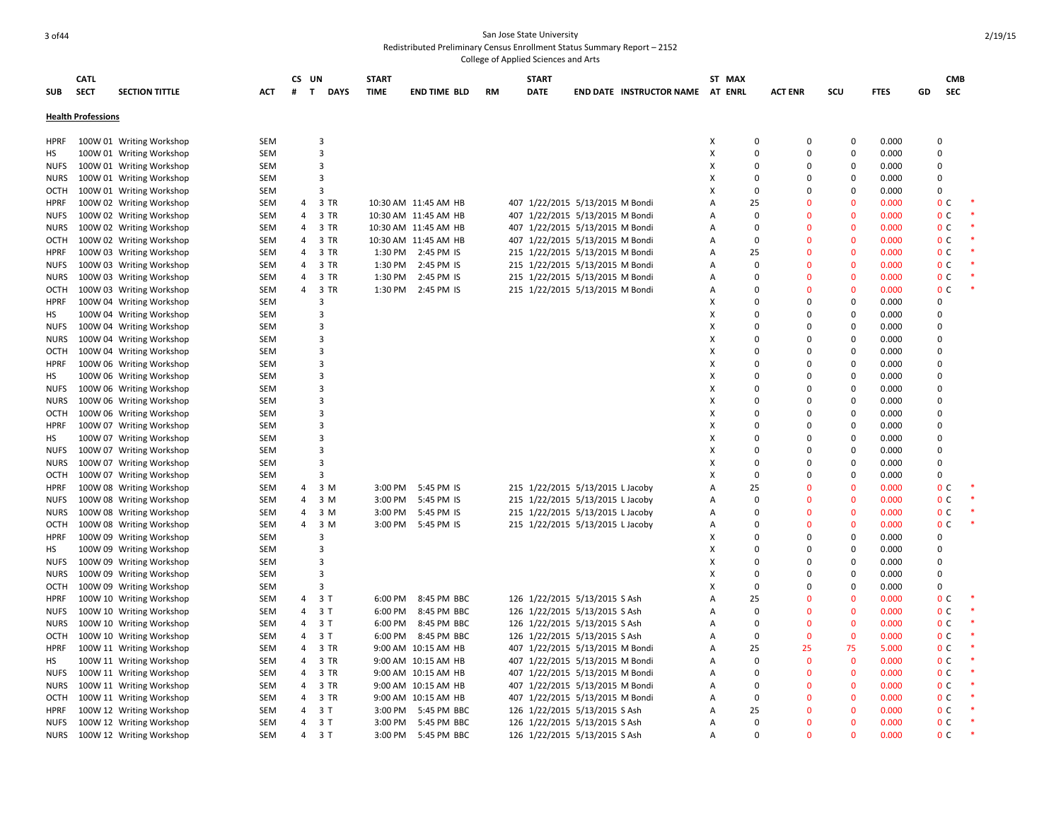San Jose State University

Redistributed Preliminary Census Enrollment Status Summary Report – 2152

College of Applied Sciences and Arts

| SUB | CATL SECT | SECTION TITTLE | ACT | CS # | UN T | DAYS | START TIME | END TIME | BLD | RM | START DATE | END DATE | INSTRUCTOR NAME | ST AT | MAX ENRL | ACT ENR | SCU | FTES | GD | CMB SEC | |
|---|---|---|---|---|---|---|---|---|---|---|---|---|---|---|---|---|---|---|---|---|---|
| **Health Professions** | | | | | | | | | | | | | | | | | | | | | |
| HPRF | 100W 01 | Writing Workshop | SEM | | 3 | | | | | | | | | X | 0 | 0 | 0 | 0.000 | | 0 | |
| HS | 100W 01 | Writing Workshop | SEM | | 3 | | | | | | | | | X | 0 | 0 | 0 | 0.000 | | 0 | |
| NUFS | 100W 01 | Writing Workshop | SEM | | 3 | | | | | | | | | X | 0 | 0 | 0 | 0.000 | | 0 | |
| NURS | 100W 01 | Writing Workshop | SEM | | 3 | | | | | | | | | X | 0 | 0 | 0 | 0.000 | | 0 | |
| OCTH | 100W 01 | Writing Workshop | SEM | | 3 | | | | | | | | | X | 0 | 0 | 0 | 0.000 | | 0 | |
| HPRF | 100W 02 | Writing Workshop | SEM | 4 | 3 | TR | 10:30 AM | 11:45 AM | HB | 407 | 1/22/2015 | 5/13/2015 | M Bondi | A | 25 | 0 | 0 | 0.000 | | 0 C | * |
| NUFS | 100W 02 | Writing Workshop | SEM | 4 | 3 | TR | 10:30 AM | 11:45 AM | HB | 407 | 1/22/2015 | 5/13/2015 | M Bondi | A | 0 | 0 | 0 | 0.000 | | 0 C | * |
| NURS | 100W 02 | Writing Workshop | SEM | 4 | 3 | TR | 10:30 AM | 11:45 AM | HB | 407 | 1/22/2015 | 5/13/2015 | M Bondi | A | 0 | 0 | 0 | 0.000 | | 0 C | * |
| OCTH | 100W 02 | Writing Workshop | SEM | 4 | 3 | TR | 10:30 AM | 11:45 AM | HB | 407 | 1/22/2015 | 5/13/2015 | M Bondi | A | 0 | 0 | 0 | 0.000 | | 0 C | * |
| HPRF | 100W 03 | Writing Workshop | SEM | 4 | 3 | TR | 1:30 PM | 2:45 PM | IS | 215 | 1/22/2015 | 5/13/2015 | M Bondi | A | 25 | 0 | 0 | 0.000 | | 0 C | * |
| NUFS | 100W 03 | Writing Workshop | SEM | 4 | 3 | TR | 1:30 PM | 2:45 PM | IS | 215 | 1/22/2015 | 5/13/2015 | M Bondi | A | 0 | 0 | 0 | 0.000 | | 0 C | * |
| NURS | 100W 03 | Writing Workshop | SEM | 4 | 3 | TR | 1:30 PM | 2:45 PM | IS | 215 | 1/22/2015 | 5/13/2015 | M Bondi | A | 0 | 0 | 0 | 0.000 | | 0 C | * |
| OCTH | 100W 03 | Writing Workshop | SEM | 4 | 3 | TR | 1:30 PM | 2:45 PM | IS | 215 | 1/22/2015 | 5/13/2015 | M Bondi | A | 0 | 0 | 0 | 0.000 | | 0 C | * |
| HPRF | 100W 04 | Writing Workshop | SEM | | 3 | | | | | | | | | X | 0 | 0 | 0 | 0.000 | | 0 | |
| HS | 100W 04 | Writing Workshop | SEM | | 3 | | | | | | | | | X | 0 | 0 | 0 | 0.000 | | 0 | |
| NUFS | 100W 04 | Writing Workshop | SEM | | 3 | | | | | | | | | X | 0 | 0 | 0 | 0.000 | | 0 | |
| NURS | 100W 04 | Writing Workshop | SEM | | 3 | | | | | | | | | X | 0 | 0 | 0 | 0.000 | | 0 | |
| OCTH | 100W 04 | Writing Workshop | SEM | | 3 | | | | | | | | | X | 0 | 0 | 0 | 0.000 | | 0 | |
| HPRF | 100W 06 | Writing Workshop | SEM | | 3 | | | | | | | | | X | 0 | 0 | 0 | 0.000 | | 0 | |
| HS | 100W 06 | Writing Workshop | SEM | | 3 | | | | | | | | | X | 0 | 0 | 0 | 0.000 | | 0 | |
| NUFS | 100W 06 | Writing Workshop | SEM | | 3 | | | | | | | | | X | 0 | 0 | 0 | 0.000 | | 0 | |
| NURS | 100W 06 | Writing Workshop | SEM | | 3 | | | | | | | | | X | 0 | 0 | 0 | 0.000 | | 0 | |
| OCTH | 100W 06 | Writing Workshop | SEM | | 3 | | | | | | | | | X | 0 | 0 | 0 | 0.000 | | 0 | |
| HPRF | 100W 07 | Writing Workshop | SEM | | 3 | | | | | | | | | X | 0 | 0 | 0 | 0.000 | | 0 | |
| HS | 100W 07 | Writing Workshop | SEM | | 3 | | | | | | | | | X | 0 | 0 | 0 | 0.000 | | 0 | |
| NUFS | 100W 07 | Writing Workshop | SEM | | 3 | | | | | | | | | X | 0 | 0 | 0 | 0.000 | | 0 | |
| NURS | 100W 07 | Writing Workshop | SEM | | 3 | | | | | | | | | X | 0 | 0 | 0 | 0.000 | | 0 | |
| OCTH | 100W 07 | Writing Workshop | SEM | | 3 | | | | | | | | | X | 0 | 0 | 0 | 0.000 | | 0 | |
| HPRF | 100W 08 | Writing Workshop | SEM | 4 | 3 | M | 3:00 PM | 5:45 PM | IS | 215 | 1/22/2015 | 5/13/2015 | L Jacoby | A | 25 | 0 | 0 | 0.000 | | 0 C | * |
| NUFS | 100W 08 | Writing Workshop | SEM | 4 | 3 | M | 3:00 PM | 5:45 PM | IS | 215 | 1/22/2015 | 5/13/2015 | L Jacoby | A | 0 | 0 | 0 | 0.000 | | 0 C | * |
| NURS | 100W 08 | Writing Workshop | SEM | 4 | 3 | M | 3:00 PM | 5:45 PM | IS | 215 | 1/22/2015 | 5/13/2015 | L Jacoby | A | 0 | 0 | 0 | 0.000 | | 0 C | * |
| OCTH | 100W 08 | Writing Workshop | SEM | 4 | 3 | M | 3:00 PM | 5:45 PM | IS | 215 | 1/22/2015 | 5/13/2015 | L Jacoby | A | 0 | 0 | 0 | 0.000 | | 0 C | * |
| HPRF | 100W 09 | Writing Workshop | SEM | | 3 | | | | | | | | | X | 0 | 0 | 0 | 0.000 | | 0 | |
| HS | 100W 09 | Writing Workshop | SEM | | 3 | | | | | | | | | X | 0 | 0 | 0 | 0.000 | | 0 | |
| NUFS | 100W 09 | Writing Workshop | SEM | | 3 | | | | | | | | | X | 0 | 0 | 0 | 0.000 | | 0 | |
| NURS | 100W 09 | Writing Workshop | SEM | | 3 | | | | | | | | | X | 0 | 0 | 0 | 0.000 | | 0 | |
| OCTH | 100W 09 | Writing Workshop | SEM | | 3 | | | | | | | | | X | 0 | 0 | 0 | 0.000 | | 0 | |
| HPRF | 100W 10 | Writing Workshop | SEM | 4 | 3 | T | 6:00 PM | 8:45 PM | BBC | 126 | 1/22/2015 | 5/13/2015 | S Ash | A | 25 | 0 | 0 | 0.000 | | 0 C | * |
| NUFS | 100W 10 | Writing Workshop | SEM | 4 | 3 | T | 6:00 PM | 8:45 PM | BBC | 126 | 1/22/2015 | 5/13/2015 | S Ash | A | 0 | 0 | 0 | 0.000 | | 0 C | * |
| NURS | 100W 10 | Writing Workshop | SEM | 4 | 3 | T | 6:00 PM | 8:45 PM | BBC | 126 | 1/22/2015 | 5/13/2015 | S Ash | A | 0 | 0 | 0 | 0.000 | | 0 C | * |
| OCTH | 100W 10 | Writing Workshop | SEM | 4 | 3 | T | 6:00 PM | 8:45 PM | BBC | 126 | 1/22/2015 | 5/13/2015 | S Ash | A | 0 | 0 | 0 | 0.000 | | 0 C | * |
| HPRF | 100W 11 | Writing Workshop | SEM | 4 | 3 | TR | 9:00 AM | 10:15 AM | HB | 407 | 1/22/2015 | 5/13/2015 | M Bondi | A | 25 | 25 | 75 | 5.000 | | 0 C | * |
| HS | 100W 11 | Writing Workshop | SEM | 4 | 3 | TR | 9:00 AM | 10:15 AM | HB | 407 | 1/22/2015 | 5/13/2015 | M Bondi | A | 0 | 0 | 0 | 0.000 | | 0 C | * |
| NUFS | 100W 11 | Writing Workshop | SEM | 4 | 3 | TR | 9:00 AM | 10:15 AM | HB | 407 | 1/22/2015 | 5/13/2015 | M Bondi | A | 0 | 0 | 0 | 0.000 | | 0 C | * |
| NURS | 100W 11 | Writing Workshop | SEM | 4 | 3 | TR | 9:00 AM | 10:15 AM | HB | 407 | 1/22/2015 | 5/13/2015 | M Bondi | A | 0 | 0 | 0 | 0.000 | | 0 C | * |
| OCTH | 100W 11 | Writing Workshop | SEM | 4 | 3 | TR | 9:00 AM | 10:15 AM | HB | 407 | 1/22/2015 | 5/13/2015 | M Bondi | A | 0 | 0 | 0 | 0.000 | | 0 C | * |
| HPRF | 100W 12 | Writing Workshop | SEM | 4 | 3 | T | 3:00 PM | 5:45 PM | BBC | 126 | 1/22/2015 | 5/13/2015 | S Ash | A | 25 | 0 | 0 | 0.000 | | 0 C | * |
| NUFS | 100W 12 | Writing Workshop | SEM | 4 | 3 | T | 3:00 PM | 5:45 PM | BBC | 126 | 1/22/2015 | 5/13/2015 | S Ash | A | 0 | 0 | 0 | 0.000 | | 0 C | * |
| NURS | 100W 12 | Writing Workshop | SEM | 4 | 3 | T | 3:00 PM | 5:45 PM | BBC | 126 | 1/22/2015 | 5/13/2015 | S Ash | A | 0 | 0 | 0 | 0.000 | | 0 C | * |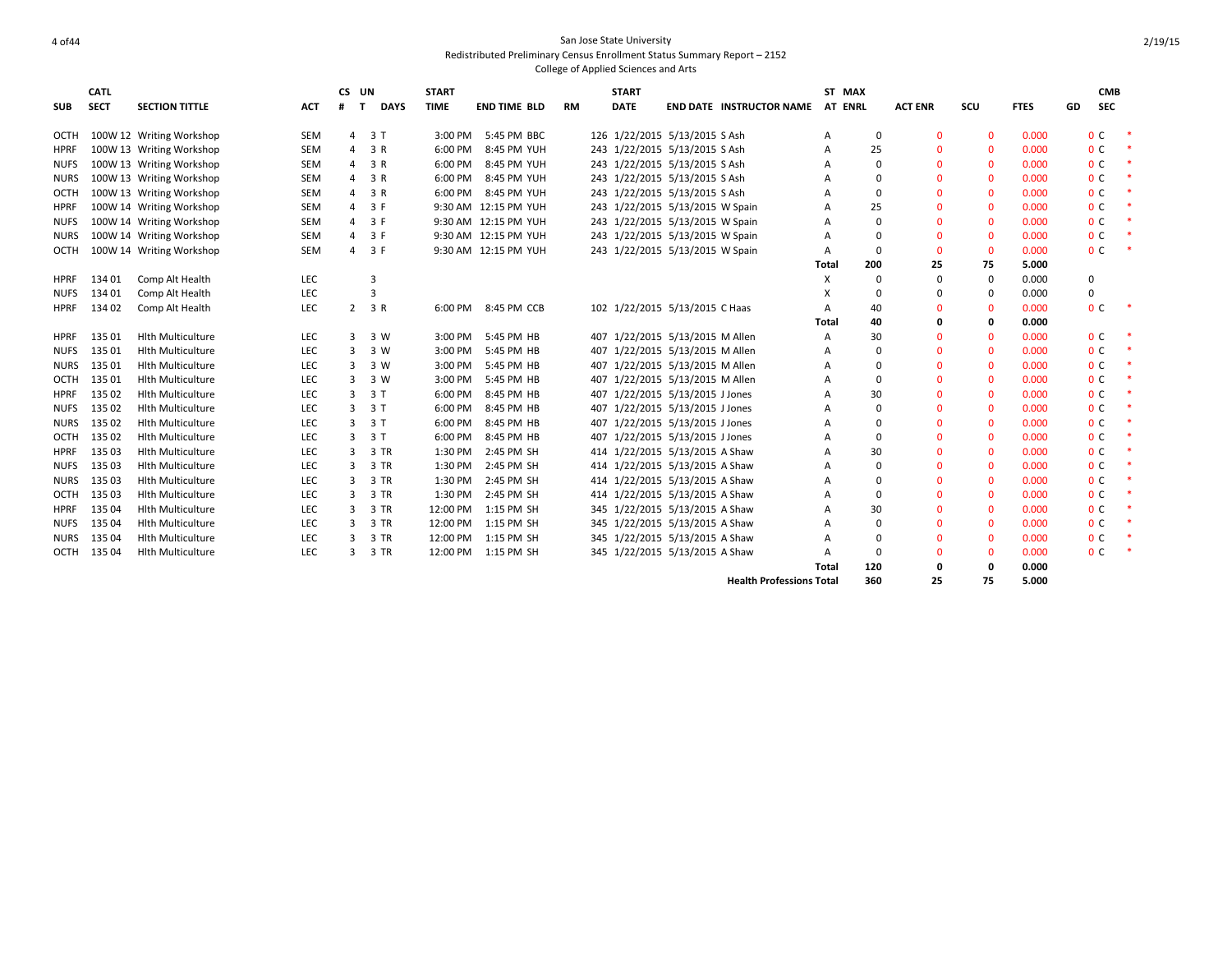San Jose State University

Redistributed Preliminary Census Enrollment Status Summary Report – 2152

College of Applied Sciences and Arts

| SUB | CATL SECT | SECTION TITTLE | ACT | CS # | UN T | DAYS | START TIME | END TIME | BLD | RM | START DATE | END DATE | INSTRUCTOR NAME | ST AT | MAX ENRL | ACT ENR | SCU | FTES | GD | CMB SEC | |
|---|---|---|---|---|---|---|---|---|---|---|---|---|---|---|---|---|---|---|---|---|---|
| OCTH | 100W 12 | Writing Workshop | SEM | 4 | 3 | T | 3:00 PM | 5:45 PM | BBC | 126 | 1/22/2015 | 5/13/2015 | S Ash | A | 0 | 0 | 0 | 0.000 | | 0 C | * |
| HPRF | 100W 13 | Writing Workshop | SEM | 4 | 3 | R | 6:00 PM | 8:45 PM | YUH | 243 | 1/22/2015 | 5/13/2015 | S Ash | A | 25 | 0 | 0 | 0.000 | | 0 C | * |
| NUFS | 100W 13 | Writing Workshop | SEM | 4 | 3 | R | 6:00 PM | 8:45 PM | YUH | 243 | 1/22/2015 | 5/13/2015 | S Ash | A | 0 | 0 | 0 | 0.000 | | 0 C | * |
| NURS | 100W 13 | Writing Workshop | SEM | 4 | 3 | R | 6:00 PM | 8:45 PM | YUH | 243 | 1/22/2015 | 5/13/2015 | S Ash | A | 0 | 0 | 0 | 0.000 | | 0 C | * |
| OCTH | 100W 13 | Writing Workshop | SEM | 4 | 3 | R | 6:00 PM | 8:45 PM | YUH | 243 | 1/22/2015 | 5/13/2015 | S Ash | A | 0 | 0 | 0 | 0.000 | | 0 C | * |
| HPRF | 100W 14 | Writing Workshop | SEM | 4 | 3 | F | 9:30 AM | 12:15 PM | YUH | 243 | 1/22/2015 | 5/13/2015 | W Spain | A | 25 | 0 | 0 | 0.000 | | 0 C | * |
| NUFS | 100W 14 | Writing Workshop | SEM | 4 | 3 | F | 9:30 AM | 12:15 PM | YUH | 243 | 1/22/2015 | 5/13/2015 | W Spain | A | 0 | 0 | 0 | 0.000 | | 0 C | * |
| NURS | 100W 14 | Writing Workshop | SEM | 4 | 3 | F | 9:30 AM | 12:15 PM | YUH | 243 | 1/22/2015 | 5/13/2015 | W Spain | A | 0 | 0 | 0 | 0.000 | | 0 C | * |
| OCTH | 100W 14 | Writing Workshop | SEM | 4 | 3 | F | 9:30 AM | 12:15 PM | YUH | 243 | 1/22/2015 | 5/13/2015 | W Spain | A | 0 | 0 | 0 | 0.000 | | 0 C | * |
| | | | | | | | | | | | | | | **Total** | **200** | **25** | **75** | **5.000** | | | |
| HPRF | 134 01 | Comp Alt Health | LEC | | 3 | | | | | | | | | X | 0 | 0 | 0 | 0.000 | | 0 | |
| NUFS | 134 01 | Comp Alt Health | LEC | | 3 | | | | | | | | | X | 0 | 0 | 0 | 0.000 | | 0 | |
| HPRF | 134 02 | Comp Alt Health | LEC | 2 | 3 | R | 6:00 PM | 8:45 PM | CCB | 102 | 1/22/2015 | 5/13/2015 | C Haas | A | 40 | 0 | 0 | 0.000 | | 0 C | * |
| | | | | | | | | | | | | | | **Total** | **40** | **0** | **0** | **0.000** | | | |
| HPRF | 135 01 | Hlth Multiculture | LEC | 3 | 3 | W | 3:00 PM | 5:45 PM | HB | 407 | 1/22/2015 | 5/13/2015 | M Allen | A | 30 | 0 | 0 | 0.000 | | 0 C | * |
| NUFS | 135 01 | Hlth Multiculture | LEC | 3 | 3 | W | 3:00 PM | 5:45 PM | HB | 407 | 1/22/2015 | 5/13/2015 | M Allen | A | 0 | 0 | 0 | 0.000 | | 0 C | * |
| NURS | 135 01 | Hlth Multiculture | LEC | 3 | 3 | W | 3:00 PM | 5:45 PM | HB | 407 | 1/22/2015 | 5/13/2015 | M Allen | A | 0 | 0 | 0 | 0.000 | | 0 C | * |
| OCTH | 135 01 | Hlth Multiculture | LEC | 3 | 3 | W | 3:00 PM | 5:45 PM | HB | 407 | 1/22/2015 | 5/13/2015 | M Allen | A | 0 | 0 | 0 | 0.000 | | 0 C | * |
| HPRF | 135 02 | Hlth Multiculture | LEC | 3 | 3 | T | 6:00 PM | 8:45 PM | HB | 407 | 1/22/2015 | 5/13/2015 | J Jones | A | 30 | 0 | 0 | 0.000 | | 0 C | * |
| NUFS | 135 02 | Hlth Multiculture | LEC | 3 | 3 | T | 6:00 PM | 8:45 PM | HB | 407 | 1/22/2015 | 5/13/2015 | J Jones | A | 0 | 0 | 0 | 0.000 | | 0 C | * |
| NURS | 135 02 | Hlth Multiculture | LEC | 3 | 3 | T | 6:00 PM | 8:45 PM | HB | 407 | 1/22/2015 | 5/13/2015 | J Jones | A | 0 | 0 | 0 | 0.000 | | 0 C | * |
| OCTH | 135 02 | Hlth Multiculture | LEC | 3 | 3 | T | 6:00 PM | 8:45 PM | HB | 407 | 1/22/2015 | 5/13/2015 | J Jones | A | 0 | 0 | 0 | 0.000 | | 0 C | * |
| HPRF | 135 03 | Hlth Multiculture | LEC | 3 | 3 | TR | 1:30 PM | 2:45 PM | SH | 414 | 1/22/2015 | 5/13/2015 | A Shaw | A | 30 | 0 | 0 | 0.000 | | 0 C | * |
| NUFS | 135 03 | Hlth Multiculture | LEC | 3 | 3 | TR | 1:30 PM | 2:45 PM | SH | 414 | 1/22/2015 | 5/13/2015 | A Shaw | A | 0 | 0 | 0 | 0.000 | | 0 C | * |
| NURS | 135 03 | Hlth Multiculture | LEC | 3 | 3 | TR | 1:30 PM | 2:45 PM | SH | 414 | 1/22/2015 | 5/13/2015 | A Shaw | A | 0 | 0 | 0 | 0.000 | | 0 C | * |
| OCTH | 135 03 | Hlth Multiculture | LEC | 3 | 3 | TR | 1:30 PM | 2:45 PM | SH | 414 | 1/22/2015 | 5/13/2015 | A Shaw | A | 0 | 0 | 0 | 0.000 | | 0 C | * |
| HPRF | 135 04 | Hlth Multiculture | LEC | 3 | 3 | TR | 12:00 PM | 1:15 PM | SH | 345 | 1/22/2015 | 5/13/2015 | A Shaw | A | 30 | 0 | 0 | 0.000 | | 0 C | * |
| NUFS | 135 04 | Hlth Multiculture | LEC | 3 | 3 | TR | 12:00 PM | 1:15 PM | SH | 345 | 1/22/2015 | 5/13/2015 | A Shaw | A | 0 | 0 | 0 | 0.000 | | 0 C | * |
| NURS | 135 04 | Hlth Multiculture | LEC | 3 | 3 | TR | 12:00 PM | 1:15 PM | SH | 345 | 1/22/2015 | 5/13/2015 | A Shaw | A | 0 | 0 | 0 | 0.000 | | 0 C | * |
| OCTH | 135 04 | Hlth Multiculture | LEC | 3 | 3 | TR | 12:00 PM | 1:15 PM | SH | 345 | 1/22/2015 | 5/13/2015 | A Shaw | A | 0 | 0 | 0 | 0.000 | | 0 C | * |
| | | | | | | | | | | | | | | **Total** | **120** | **0** | **0** | **0.000** | | | |
| | | | | | | | | | | | | | **Health Professions Total** | | **360** | **25** | **75** | **5.000** | | | |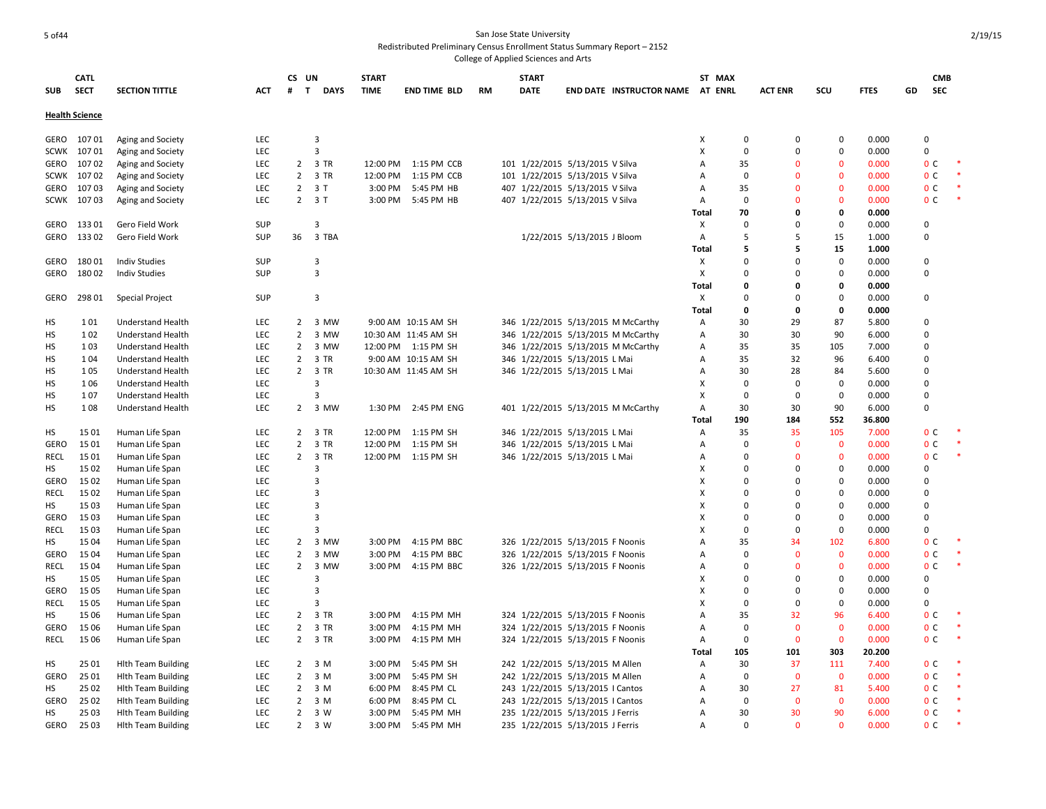San Jose State University
Redistributed Preliminary Census Enrollment Status Summary Report – 2152
College of Applied Sciences and Arts

| SUB | CATL SECT | SECTION TITTLE | ACT | CS # | UN T | DAYS | START TIME | END TIME | BLD | RM | START DATE | END DATE | INSTRUCTOR NAME | ST AT | MAX ENRL | ACT ENR | SCU | FTES | GD | CMB SEC | |
|---|---|---|---|---|---|---|---|---|---|---|---|---|---|---|---|---|---|---|---|---|---|
| **Health Science** | | | | | | | | | | | | | | | | | | | | | |
| GERO | 107 01 | Aging and Society | LEC | | 3 | | | | | | | | | X | 0 | 0 | 0 | 0.000 | | 0 | |
| SCWK | 107 01 | Aging and Society | LEC | | 3 | | | | | | | | | X | 0 | 0 | 0 | 0.000 | | 0 | |
| GERO | 107 02 | Aging and Society | LEC | 2 | 3 | TR | 12:00 PM | 1:15 PM | CCB | 101 | 1/22/2015 | 5/13/2015 | V Silva | A | 35 | 0 | 0 | 0.000 | | 0 C | * |
| SCWK | 107 02 | Aging and Society | LEC | 2 | 3 | TR | 12:00 PM | 1:15 PM | CCB | 101 | 1/22/2015 | 5/13/2015 | V Silva | A | 0 | 0 | 0 | 0.000 | | 0 C | * |
| GERO | 107 03 | Aging and Society | LEC | 2 | 3 | T | 3:00 PM | 5:45 PM | HB | 407 | 1/22/2015 | 5/13/2015 | V Silva | A | 35 | 0 | 0 | 0.000 | | 0 C | * |
| SCWK | 107 03 | Aging and Society | LEC | 2 | 3 | T | 3:00 PM | 5:45 PM | HB | 407 | 1/22/2015 | 5/13/2015 | V Silva | A | 0 | 0 | 0 | 0.000 | | 0 C | * |
| | | | | | | | | | | | | | | **Total** | **70** | **0** | **0** | **0.000** | | | |
| GERO | 133 01 | Gero Field Work | SUP | | 3 | | | | | | | | | X | 0 | 0 | 0 | 0.000 | | 0 | |
| GERO | 133 02 | Gero Field Work | SUP | 36 | 3 | TBA | | | | | 1/22/2015 | 5/13/2015 | J Bloom | A | 5 | 5 | 15 | 1.000 | | 0 | |
| | | | | | | | | | | | | | | **Total** | **5** | **5** | **15** | **1.000** | | | |
| GERO | 180 01 | Indiv Studies | SUP | | 3 | | | | | | | | | X | 0 | 0 | 0 | 0.000 | | 0 | |
| GERO | 180 02 | Indiv Studies | SUP | | 3 | | | | | | | | | X | 0 | 0 | 0 | 0.000 | | 0 | |
| | | | | | | | | | | | | | | **Total** | **0** | **0** | **0** | **0.000** | | | |
| GERO | 298 01 | Special Project | SUP | | 3 | | | | | | | | | X | 0 | 0 | 0 | 0.000 | | 0 | |
| | | | | | | | | | | | | | | **Total** | **0** | **0** | **0** | **0.000** | | | |
| HS | 1 01 | Understand Health | LEC | 2 | 3 | MW | 9:00 AM | 10:15 AM | SH | 346 | 1/22/2015 | 5/13/2015 | M McCarthy | A | 30 | 29 | 87 | 5.800 | | 0 | |
| HS | 1 02 | Understand Health | LEC | 2 | 3 | MW | 10:30 AM | 11:45 AM | SH | 346 | 1/22/2015 | 5/13/2015 | M McCarthy | A | 30 | 30 | 90 | 6.000 | | 0 | |
| HS | 1 03 | Understand Health | LEC | 2 | 3 | MW | 12:00 PM | 1:15 PM | SH | 346 | 1/22/2015 | 5/13/2015 | M McCarthy | A | 35 | 35 | 105 | 7.000 | | 0 | |
| HS | 1 04 | Understand Health | LEC | 2 | 3 | TR | 9:00 AM | 10:15 AM | SH | 346 | 1/22/2015 | 5/13/2015 | L Mai | A | 35 | 32 | 96 | 6.400 | | 0 | |
| HS | 1 05 | Understand Health | LEC | 2 | 3 | TR | 10:30 AM | 11:45 AM | SH | 346 | 1/22/2015 | 5/13/2015 | L Mai | A | 30 | 28 | 84 | 5.600 | | 0 | |
| HS | 1 06 | Understand Health | LEC | | 3 | | | | | | | | | X | 0 | 0 | 0 | 0.000 | | 0 | |
| HS | 1 07 | Understand Health | LEC | | 3 | | | | | | | | | X | 0 | 0 | 0 | 0.000 | | 0 | |
| HS | 1 08 | Understand Health | LEC | 2 | 3 | MW | 1:30 PM | 2:45 PM | ENG | 401 | 1/22/2015 | 5/13/2015 | M McCarthy | A | 30 | 30 | 90 | 6.000 | | 0 | |
| | | | | | | | | | | | | | | **Total** | **190** | **184** | **552** | **36.800** | | | |
| HS | 15 01 | Human Life Span | LEC | 2 | 3 | TR | 12:00 PM | 1:15 PM | SH | 346 | 1/22/2015 | 5/13/2015 | L Mai | A | 35 | 35 | 105 | 7.000 | | 0 C | * |
| GERO | 15 01 | Human Life Span | LEC | 2 | 3 | TR | 12:00 PM | 1:15 PM | SH | 346 | 1/22/2015 | 5/13/2015 | L Mai | A | 0 | 0 | 0 | 0.000 | | 0 C | * |
| RECL | 15 01 | Human Life Span | LEC | 2 | 3 | TR | 12:00 PM | 1:15 PM | SH | 346 | 1/22/2015 | 5/13/2015 | L Mai | A | 0 | 0 | 0 | 0.000 | | 0 C | * |
| HS | 15 02 | Human Life Span | LEC | | 3 | | | | | | | | | X | 0 | 0 | 0 | 0.000 | | 0 | |
| GERO | 15 02 | Human Life Span | LEC | | 3 | | | | | | | | | X | 0 | 0 | 0 | 0.000 | | 0 | |
| RECL | 15 02 | Human Life Span | LEC | | 3 | | | | | | | | | X | 0 | 0 | 0 | 0.000 | | 0 | |
| HS | 15 03 | Human Life Span | LEC | | 3 | | | | | | | | | X | 0 | 0 | 0 | 0.000 | | 0 | |
| GERO | 15 03 | Human Life Span | LEC | | 3 | | | | | | | | | X | 0 | 0 | 0 | 0.000 | | 0 | |
| RECL | 15 03 | Human Life Span | LEC | | 3 | | | | | | | | | X | 0 | 0 | 0 | 0.000 | | 0 | |
| HS | 15 04 | Human Life Span | LEC | 2 | 3 | MW | 3:00 PM | 4:15 PM | BBC | 326 | 1/22/2015 | 5/13/2015 | F Noonis | A | 35 | 34 | 102 | 6.800 | | 0 C | * |
| GERO | 15 04 | Human Life Span | LEC | 2 | 3 | MW | 3:00 PM | 4:15 PM | BBC | 326 | 1/22/2015 | 5/13/2015 | F Noonis | A | 0 | 0 | 0 | 0.000 | | 0 C | * |
| RECL | 15 04 | Human Life Span | LEC | 2 | 3 | MW | 3:00 PM | 4:15 PM | BBC | 326 | 1/22/2015 | 5/13/2015 | F Noonis | A | 0 | 0 | 0 | 0.000 | | 0 C | * |
| HS | 15 05 | Human Life Span | LEC | | 3 | | | | | | | | | X | 0 | 0 | 0 | 0.000 | | 0 | |
| GERO | 15 05 | Human Life Span | LEC | | 3 | | | | | | | | | X | 0 | 0 | 0 | 0.000 | | 0 | |
| RECL | 15 05 | Human Life Span | LEC | | 3 | | | | | | | | | X | 0 | 0 | 0 | 0.000 | | 0 | |
| HS | 15 06 | Human Life Span | LEC | 2 | 3 | TR | 3:00 PM | 4:15 PM | MH | 324 | 1/22/2015 | 5/13/2015 | F Noonis | A | 35 | 32 | 96 | 6.400 | | 0 C | * |
| GERO | 15 06 | Human Life Span | LEC | 2 | 3 | TR | 3:00 PM | 4:15 PM | MH | 324 | 1/22/2015 | 5/13/2015 | F Noonis | A | 0 | 0 | 0 | 0.000 | | 0 C | * |
| RECL | 15 06 | Human Life Span | LEC | 2 | 3 | TR | 3:00 PM | 4:15 PM | MH | 324 | 1/22/2015 | 5/13/2015 | F Noonis | A | 0 | 0 | 0 | 0.000 | | 0 C | * |
| | | | | | | | | | | | | | | **Total** | **105** | **101** | **303** | **20.200** | | | |
| HS | 25 01 | Hlth Team Building | LEC | 2 | 3 | M | 3:00 PM | 5:45 PM | SH | 242 | 1/22/2015 | 5/13/2015 | M Allen | A | 30 | 37 | 111 | 7.400 | | 0 C | * |
| GERO | 25 01 | Hlth Team Building | LEC | 2 | 3 | M | 3:00 PM | 5:45 PM | SH | 242 | 1/22/2015 | 5/13/2015 | M Allen | A | 0 | 0 | 0 | 0.000 | | 0 C | * |
| HS | 25 02 | Hlth Team Building | LEC | 2 | 3 | M | 6:00 PM | 8:45 PM | CL | 243 | 1/22/2015 | 5/13/2015 | I Cantos | A | 30 | 27 | 81 | 5.400 | | 0 C | * |
| GERO | 25 02 | Hlth Team Building | LEC | 2 | 3 | M | 6:00 PM | 8:45 PM | CL | 243 | 1/22/2015 | 5/13/2015 | I Cantos | A | 0 | 0 | 0 | 0.000 | | 0 C | * |
| HS | 25 03 | Hlth Team Building | LEC | 2 | 3 | W | 3:00 PM | 5:45 PM | MH | 235 | 1/22/2015 | 5/13/2015 | J Ferris | A | 30 | 30 | 90 | 6.000 | | 0 C | * |
| GERO | 25 03 | Hlth Team Building | LEC | 2 | 3 | W | 3:00 PM | 5:45 PM | MH | 235 | 1/22/2015 | 5/13/2015 | J Ferris | A | 0 | 0 | 0 | 0.000 | | 0 C | * |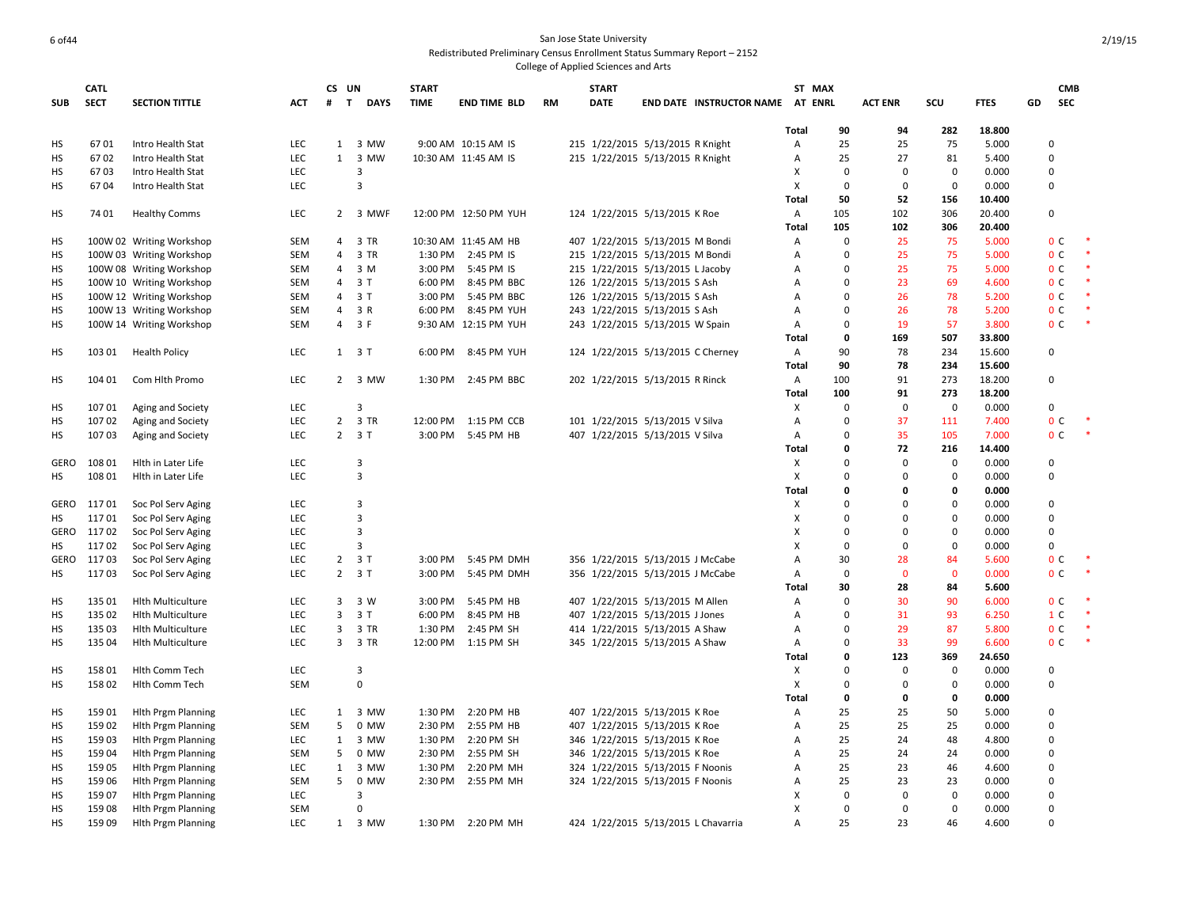San Jose State University
Redistributed Preliminary Census Enrollment Status Summary Report – 2152
College of Applied Sciences and Arts

2/19/15

| SUB | CATL SECT | SECTION TITTLE | ACT | CS # | UN T | DAYS | START TIME | END TIME | BLD | RM | START DATE | END DATE | INSTRUCTOR NAME | ST AT | MAX ENRL | ACT ENR | SCU | FTES | GD | CMB SEC | |
|---|---|---|---|---|---|---|---|---|---|---|---|---|---|---|---|---|---|---|---|---|---|
| | | | | | | | | | | | | | | Total | 90 | 94 | 282 | 18.800 | | | |
| HS | 67 01 | Intro Health Stat | LEC | 1 | 3 | MW | 9:00 AM | 10:15 AM | IS | 215 | 1/22/2015 | 5/13/2015 | R Knight | A | 25 | 25 | 75 | 5.000 | 0 | | |
| HS | 67 02 | Intro Health Stat | LEC | 1 | 3 | MW | 10:30 AM | 11:45 AM | IS | 215 | 1/22/2015 | 5/13/2015 | R Knight | A | 25 | 27 | 81 | 5.400 | 0 | | |
| HS | 67 03 | Intro Health Stat | LEC | | 3 | | | | | | | | | X | 0 | 0 | 0 | 0.000 | 0 | | |
| HS | 67 04 | Intro Health Stat | LEC | | 3 | | | | | | | | | X | 0 | 0 | 0 | 0.000 | 0 | | |
| | | | | | | | | | | | | | | Total | 50 | 52 | 156 | 10.400 | | | |
| HS | 74 01 | Healthy Comms | LEC | 2 | 3 | MWF | 12:00 PM | 12:50 PM | YUH | 124 | 1/22/2015 | 5/13/2015 | K Roe | A | 105 | 102 | 306 | 20.400 | 0 | | |
| | | | | | | | | | | | | | | Total | 105 | 102 | 306 | 20.400 | | | |
| HS | 100W 02 | Writing Workshop | SEM | 4 | 3 | TR | 10:30 AM | 11:45 AM | HB | 407 | 1/22/2015 | 5/13/2015 | M Bondi | A | 0 | 25 | 75 | 5.000 | 0 | C | * |
| HS | 100W 03 | Writing Workshop | SEM | 4 | 3 | TR | 1:30 PM | 2:45 PM | IS | 215 | 1/22/2015 | 5/13/2015 | M Bondi | A | 0 | 25 | 75 | 5.000 | 0 | C | * |
| HS | 100W 08 | Writing Workshop | SEM | 4 | 3 | M | 3:00 PM | 5:45 PM | IS | 215 | 1/22/2015 | 5/13/2015 | L Jacoby | A | 0 | 25 | 75 | 5.000 | 0 | C | * |
| HS | 100W 10 | Writing Workshop | SEM | 4 | 3 | T | 6:00 PM | 8:45 PM | BBC | 126 | 1/22/2015 | 5/13/2015 | S Ash | A | 0 | 23 | 69 | 4.600 | 0 | C | * |
| HS | 100W 12 | Writing Workshop | SEM | 4 | 3 | T | 3:00 PM | 5:45 PM | BBC | 126 | 1/22/2015 | 5/13/2015 | S Ash | A | 0 | 26 | 78 | 5.200 | 0 | C | * |
| HS | 100W 13 | Writing Workshop | SEM | 4 | 3 | R | 6:00 PM | 8:45 PM | YUH | 243 | 1/22/2015 | 5/13/2015 | S Ash | A | 0 | 26 | 78 | 5.200 | 0 | C | * |
| HS | 100W 14 | Writing Workshop | SEM | 4 | 3 | F | 9:30 AM | 12:15 PM | YUH | 243 | 1/22/2015 | 5/13/2015 | W Spain | A | 0 | 19 | 57 | 3.800 | 0 | C | * |
| | | | | | | | | | | | | | | Total | 0 | 169 | 507 | 33.800 | | | |
| HS | 103 01 | Health Policy | LEC | 1 | 3 | T | 6:00 PM | 8:45 PM | YUH | 124 | 1/22/2015 | 5/13/2015 | C Cherney | A | 90 | 78 | 234 | 15.600 | 0 | | |
| | | | | | | | | | | | | | | Total | 90 | 78 | 234 | 15.600 | | | |
| HS | 104 01 | Com Hlth Promo | LEC | 2 | 3 | MW | 1:30 PM | 2:45 PM | BBC | 202 | 1/22/2015 | 5/13/2015 | R Rinck | A | 100 | 91 | 273 | 18.200 | 0 | | |
| | | | | | | | | | | | | | | Total | 100 | 91 | 273 | 18.200 | | | |
| HS | 107 01 | Aging and Society | LEC | | 3 | | | | | | | | | X | 0 | 0 | 0 | 0.000 | 0 | | |
| HS | 107 02 | Aging and Society | LEC | 2 | 3 | TR | 12:00 PM | 1:15 PM | CCB | 101 | 1/22/2015 | 5/13/2015 | V Silva | A | 0 | 37 | 111 | 7.400 | 0 | C | * |
| HS | 107 03 | Aging and Society | LEC | 2 | 3 | T | 3:00 PM | 5:45 PM | HB | 407 | 1/22/2015 | 5/13/2015 | V Silva | A | 0 | 35 | 105 | 7.000 | 0 | C | * |
| | | | | | | | | | | | | | | Total | 0 | 72 | 216 | 14.400 | | | |
| GERO | 108 01 | Hlth in Later Life | LEC | | 3 | | | | | | | | | X | 0 | 0 | 0 | 0.000 | 0 | | |
| HS | 108 01 | Hlth in Later Life | LEC | | 3 | | | | | | | | | X | 0 | 0 | 0 | 0.000 | 0 | | |
| | | | | | | | | | | | | | | Total | 0 | 0 | 0 | 0.000 | | | |
| GERO | 117 01 | Soc Pol Serv Aging | LEC | | 3 | | | | | | | | | X | 0 | 0 | 0 | 0.000 | 0 | | |
| HS | 117 01 | Soc Pol Serv Aging | LEC | | 3 | | | | | | | | | X | 0 | 0 | 0 | 0.000 | 0 | | |
| GERO | 117 02 | Soc Pol Serv Aging | LEC | | 3 | | | | | | | | | X | 0 | 0 | 0 | 0.000 | 0 | | |
| HS | 117 02 | Soc Pol Serv Aging | LEC | | 3 | | | | | | | | | X | 0 | 0 | 0 | 0.000 | 0 | | |
| GERO | 117 03 | Soc Pol Serv Aging | LEC | 2 | 3 | T | 3:00 PM | 5:45 PM | DMH | 356 | 1/22/2015 | 5/13/2015 | J McCabe | A | 30 | 28 | 84 | 5.600 | 0 | C | * |
| HS | 117 03 | Soc Pol Serv Aging | LEC | 2 | 3 | T | 3:00 PM | 5:45 PM | DMH | 356 | 1/22/2015 | 5/13/2015 | J McCabe | A | 0 | 0 | 0 | 0.000 | 0 | C | * |
| | | | | | | | | | | | | | | Total | 30 | 28 | 84 | 5.600 | | | |
| HS | 135 01 | Hlth Multiculture | LEC | 3 | 3 | W | 3:00 PM | 5:45 PM | HB | 407 | 1/22/2015 | 5/13/2015 | M Allen | A | 0 | 30 | 90 | 6.000 | 0 | C | * |
| HS | 135 02 | Hlth Multiculture | LEC | 3 | 3 | T | 6:00 PM | 8:45 PM | HB | 407 | 1/22/2015 | 5/13/2015 | J Jones | A | 0 | 31 | 93 | 6.250 | 1 | C | * |
| HS | 135 03 | Hlth Multiculture | LEC | 3 | 3 | TR | 1:30 PM | 2:45 PM | SH | 414 | 1/22/2015 | 5/13/2015 | A Shaw | A | 0 | 29 | 87 | 5.800 | 0 | C | * |
| HS | 135 04 | Hlth Multiculture | LEC | 3 | 3 | TR | 12:00 PM | 1:15 PM | SH | 345 | 1/22/2015 | 5/13/2015 | A Shaw | A | 0 | 33 | 99 | 6.600 | 0 | C | * |
| | | | | | | | | | | | | | | Total | 0 | 123 | 369 | 24.650 | | | |
| HS | 158 01 | Hlth Comm Tech | LEC | | 3 | | | | | | | | | X | 0 | 0 | 0 | 0.000 | 0 | | |
| HS | 158 02 | Hlth Comm Tech | SEM | | 0 | | | | | | | | | X | 0 | 0 | 0 | 0.000 | 0 | | |
| | | | | | | | | | | | | | | Total | 0 | 0 | 0 | 0.000 | | | |
| HS | 159 01 | Hlth Prgm Planning | LEC | 1 | 3 | MW | 1:30 PM | 2:20 PM | HB | 407 | 1/22/2015 | 5/13/2015 | K Roe | A | 25 | 25 | 50 | 5.000 | 0 | | |
| HS | 159 02 | Hlth Prgm Planning | SEM | 5 | 0 | MW | 2:30 PM | 2:55 PM | HB | 407 | 1/22/2015 | 5/13/2015 | K Roe | A | 25 | 25 | 25 | 0.000 | 0 | | |
| HS | 159 03 | Hlth Prgm Planning | LEC | 1 | 3 | MW | 1:30 PM | 2:20 PM | SH | 346 | 1/22/2015 | 5/13/2015 | K Roe | A | 25 | 24 | 48 | 4.800 | 0 | | |
| HS | 159 04 | Hlth Prgm Planning | SEM | 5 | 0 | MW | 2:30 PM | 2:55 PM | SH | 346 | 1/22/2015 | 5/13/2015 | K Roe | A | 25 | 24 | 24 | 0.000 | 0 | | |
| HS | 159 05 | Hlth Prgm Planning | LEC | 1 | 3 | MW | 1:30 PM | 2:20 PM | MH | 324 | 1/22/2015 | 5/13/2015 | F Noonis | A | 25 | 23 | 46 | 4.600 | 0 | | |
| HS | 159 06 | Hlth Prgm Planning | SEM | 5 | 0 | MW | 2:30 PM | 2:55 PM | MH | 324 | 1/22/2015 | 5/13/2015 | F Noonis | A | 25 | 23 | 23 | 0.000 | 0 | | |
| HS | 159 07 | Hlth Prgm Planning | LEC | | 3 | | | | | | | | | X | 0 | 0 | 0 | 0.000 | 0 | | |
| HS | 159 08 | Hlth Prgm Planning | SEM | | 0 | | | | | | | | | X | 0 | 0 | 0 | 0.000 | 0 | | |
| HS | 159 09 | Hlth Prgm Planning | LEC | 1 | 3 | MW | 1:30 PM | 2:20 PM | MH | 424 | 1/22/2015 | 5/13/2015 | L Chavarria | A | 25 | 23 | 46 | 4.600 | 0 | | |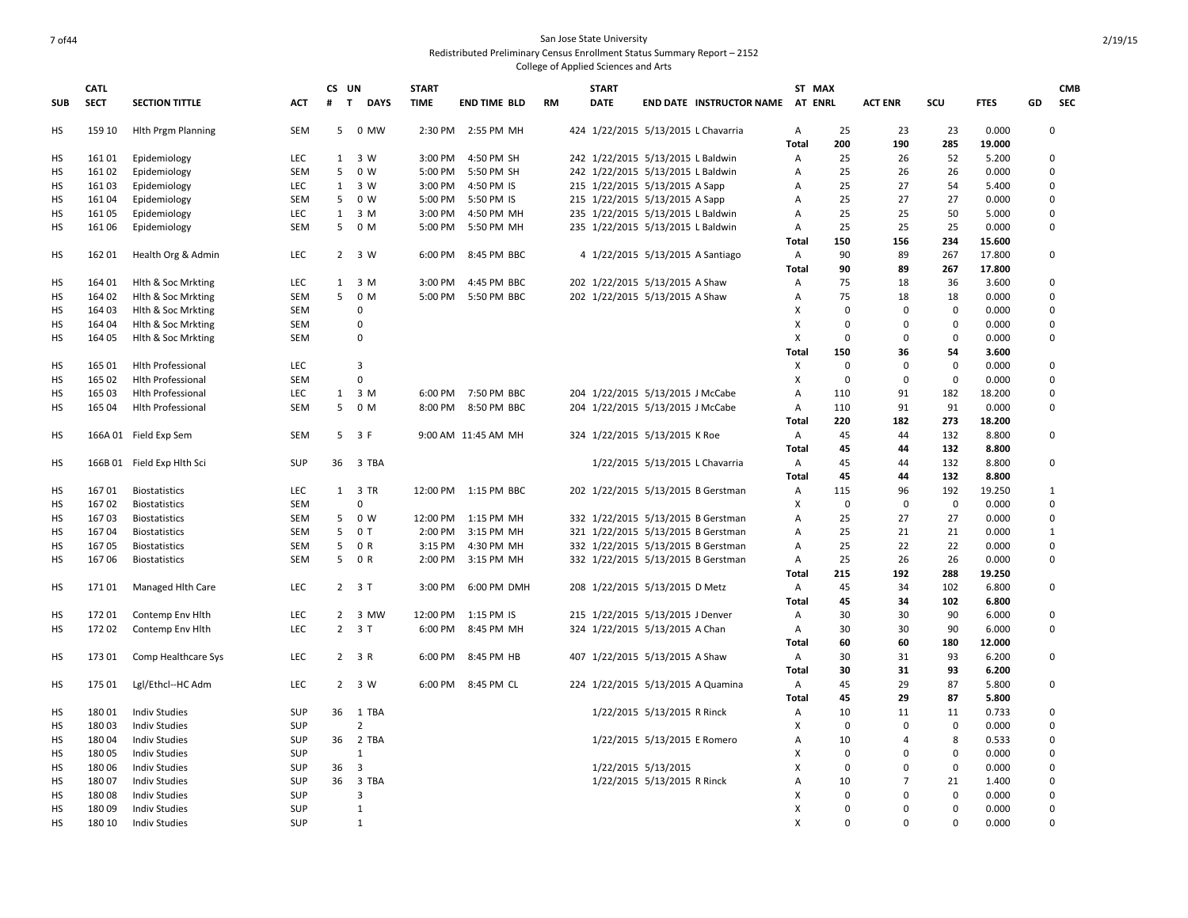San Jose State University
Redistributed Preliminary Census Enrollment Status Summary Report – 2152
College of Applied Sciences and Arts

| SUB | CATL SECT | SECTION TITTLE | ACT | CS # | UN T | DAYS | START TIME | END TIME | BLD | RM | START DATE | END DATE | INSTRUCTOR NAME | ST AT | MAX ENRL | ACT ENR | SCU | FTES | GD | CMB SEC |
|---|---|---|---|---|---|---|---|---|---|---|---|---|---|---|---|---|---|---|---|---|
| HS | 159 10 | Hlth Prgm Planning | SEM | 5 | 0 | MW | 2:30 PM | 2:55 PM | MH | 424 | 1/22/2015 | 5/13/2015 | L Chavarria | A | 25 | 23 | 23 | 0.000 | | 0 |
| | | | | | | | | | | | | | | Total | 200 | 190 | 285 | 19.000 | | |
| HS | 161 01 | Epidemiology | LEC | 1 | 3 | W | 3:00 PM | 4:50 PM | SH | 242 | 1/22/2015 | 5/13/2015 | L Baldwin | A | 25 | 26 | 52 | 5.200 | | 0 |
| HS | 161 02 | Epidemiology | SEM | 5 | 0 | W | 5:00 PM | 5:50 PM | SH | 242 | 1/22/2015 | 5/13/2015 | L Baldwin | A | 25 | 26 | 26 | 0.000 | | 0 |
| HS | 161 03 | Epidemiology | LEC | 1 | 3 | W | 3:00 PM | 4:50 PM | IS | 215 | 1/22/2015 | 5/13/2015 | A Sapp | A | 25 | 27 | 54 | 5.400 | | 0 |
| HS | 161 04 | Epidemiology | SEM | 5 | 0 | W | 5:00 PM | 5:50 PM | IS | 215 | 1/22/2015 | 5/13/2015 | A Sapp | A | 25 | 27 | 27 | 0.000 | | 0 |
| HS | 161 05 | Epidemiology | LEC | 1 | 3 | M | 3:00 PM | 4:50 PM | MH | 235 | 1/22/2015 | 5/13/2015 | L Baldwin | A | 25 | 25 | 50 | 5.000 | | 0 |
| HS | 161 06 | Epidemiology | SEM | 5 | 0 | M | 5:00 PM | 5:50 PM | MH | 235 | 1/22/2015 | 5/13/2015 | L Baldwin | A | 25 | 25 | 25 | 0.000 | | 0 |
| | | | | | | | | | | | | | | Total | 150 | 156 | 234 | 15.600 | | |
| HS | 162 01 | Health Org & Admin | LEC | 2 | 3 | W | 6:00 PM | 8:45 PM | BBC | 4 | 1/22/2015 | 5/13/2015 | A Santiago | A | 90 | 89 | 267 | 17.800 | | 0 |
| | | | | | | | | | | | | | | Total | 90 | 89 | 267 | 17.800 | | |
| HS | 164 01 | Hlth & Soc Mrkting | LEC | 1 | 3 | M | 3:00 PM | 4:45 PM | BBC | 202 | 1/22/2015 | 5/13/2015 | A Shaw | A | 75 | 18 | 36 | 3.600 | | 0 |
| HS | 164 02 | Hlth & Soc Mrkting | SEM | 5 | 0 | M | 5:00 PM | 5:50 PM | BBC | 202 | 1/22/2015 | 5/13/2015 | A Shaw | A | 75 | 18 | 18 | 0.000 | | 0 |
| HS | 164 03 | Hlth & Soc Mrkting | SEM | | 0 | | | | | | | | | X | 0 | 0 | 0 | 0.000 | | 0 |
| HS | 164 04 | Hlth & Soc Mrkting | SEM | | 0 | | | | | | | | | X | 0 | 0 | 0 | 0.000 | | 0 |
| HS | 164 05 | Hlth & Soc Mrkting | SEM | | 0 | | | | | | | | | X | 0 | 0 | 0 | 0.000 | | 0 |
| | | | | | | | | | | | | | | Total | 150 | 36 | 54 | 3.600 | | |
| HS | 165 01 | Hlth Professional | LEC | | 3 | | | | | | | | | X | 0 | 0 | 0 | 0.000 | | 0 |
| HS | 165 02 | Hlth Professional | SEM | | 0 | | | | | | | | | X | 0 | 0 | 0 | 0.000 | | 0 |
| HS | 165 03 | Hlth Professional | LEC | 1 | 3 | M | 6:00 PM | 7:50 PM | BBC | 204 | 1/22/2015 | 5/13/2015 | J McCabe | A | 110 | 91 | 182 | 18.200 | | 0 |
| HS | 165 04 | Hlth Professional | SEM | 5 | 0 | M | 8:00 PM | 8:50 PM | BBC | 204 | 1/22/2015 | 5/13/2015 | J McCabe | A | 110 | 91 | 91 | 0.000 | | 0 |
| | | | | | | | | | | | | | | Total | 220 | 182 | 273 | 18.200 | | |
| HS | 166A 01 | Field Exp Sem | SEM | 5 | 3 | F | 9:00 AM | 11:45 AM | MH | 324 | 1/22/2015 | 5/13/2015 | K Roe | A | 45 | 44 | 132 | 8.800 | | 0 |
| | | | | | | | | | | | | | | Total | 45 | 44 | 132 | 8.800 | | |
| HS | 166B 01 | Field Exp Hlth Sci | SUP | 36 | 3 | TBA | | | | | 1/22/2015 | 5/13/2015 | L Chavarria | A | 45 | 44 | 132 | 8.800 | | 0 |
| | | | | | | | | | | | | | | Total | 45 | 44 | 132 | 8.800 | | |
| HS | 167 01 | Biostatistics | LEC | 1 | 3 | TR | 12:00 PM | 1:15 PM | BBC | 202 | 1/22/2015 | 5/13/2015 | B Gerstman | A | 115 | 96 | 192 | 19.250 | | 1 |
| HS | 167 02 | Biostatistics | SEM | | 0 | | | | | | | | | X | 0 | 0 | 0 | 0.000 | | 0 |
| HS | 167 03 | Biostatistics | SEM | 5 | 0 | W | 12:00 PM | 1:15 PM | MH | 332 | 1/22/2015 | 5/13/2015 | B Gerstman | A | 25 | 27 | 27 | 0.000 | | 0 |
| HS | 167 04 | Biostatistics | SEM | 5 | 0 | T | 2:00 PM | 3:15 PM | MH | 321 | 1/22/2015 | 5/13/2015 | B Gerstman | A | 25 | 21 | 21 | 0.000 | | 1 |
| HS | 167 05 | Biostatistics | SEM | 5 | 0 | R | 3:15 PM | 4:30 PM | MH | 332 | 1/22/2015 | 5/13/2015 | B Gerstman | A | 25 | 22 | 22 | 0.000 | | 0 |
| HS | 167 06 | Biostatistics | SEM | 5 | 0 | R | 2:00 PM | 3:15 PM | MH | 332 | 1/22/2015 | 5/13/2015 | B Gerstman | A | 25 | 26 | 26 | 0.000 | | 0 |
| | | | | | | | | | | | | | | Total | 215 | 192 | 288 | 19.250 | | |
| HS | 171 01 | Managed Hlth Care | LEC | 2 | 3 | T | 3:00 PM | 6:00 PM | DMH | 208 | 1/22/2015 | 5/13/2015 | D Metz | A | 45 | 34 | 102 | 6.800 | | 0 |
| | | | | | | | | | | | | | | Total | 45 | 34 | 102 | 6.800 | | |
| HS | 172 01 | Contemp Env Hlth | LEC | 2 | 3 | MW | 12:00 PM | 1:15 PM | IS | 215 | 1/22/2015 | 5/13/2015 | J Denver | A | 30 | 30 | 90 | 6.000 | | 0 |
| HS | 172 02 | Contemp Env Hlth | LEC | 2 | 3 | T | 6:00 PM | 8:45 PM | MH | 324 | 1/22/2015 | 5/13/2015 | A Chan | A | 30 | 30 | 90 | 6.000 | | 0 |
| | | | | | | | | | | | | | | Total | 60 | 60 | 180 | 12.000 | | |
| HS | 173 01 | Comp Healthcare Sys | LEC | 2 | 3 | R | 6:00 PM | 8:45 PM | HB | 407 | 1/22/2015 | 5/13/2015 | A Shaw | A | 30 | 31 | 93 | 6.200 | | 0 |
| | | | | | | | | | | | | | | Total | 30 | 31 | 93 | 6.200 | | |
| HS | 175 01 | Lgl/Ethcl--HC Adm | LEC | 2 | 3 | W | 6:00 PM | 8:45 PM | CL | 224 | 1/22/2015 | 5/13/2015 | A Quamina | A | 45 | 29 | 87 | 5.800 | | 0 |
| | | | | | | | | | | | | | | Total | 45 | 29 | 87 | 5.800 | | |
| HS | 180 01 | Indiv Studies | SUP | 36 | 1 | TBA | | | | | 1/22/2015 | 5/13/2015 | R Rinck | A | 10 | 11 | 11 | 0.733 | | 0 |
| HS | 180 03 | Indiv Studies | SUP | | 2 | | | | | | | | | X | 0 | 0 | 0 | 0.000 | | 0 |
| HS | 180 04 | Indiv Studies | SUP | 36 | 2 | TBA | | | | | 1/22/2015 | 5/13/2015 | E Romero | A | 10 | 4 | 8 | 0.533 | | 0 |
| HS | 180 05 | Indiv Studies | SUP | | 1 | | | | | | | | | X | 0 | 0 | 0 | 0.000 | | 0 |
| HS | 180 06 | Indiv Studies | SUP | 36 | 3 | | | | | | 1/22/2015 | 5/13/2015 | | X | 0 | 0 | 0 | 0.000 | | 0 |
| HS | 180 07 | Indiv Studies | SUP | 36 | 3 | TBA | | | | | 1/22/2015 | 5/13/2015 | R Rinck | A | 10 | 7 | 21 | 1.400 | | 0 |
| HS | 180 08 | Indiv Studies | SUP | | 3 | | | | | | | | | X | 0 | 0 | 0 | 0.000 | | 0 |
| HS | 180 09 | Indiv Studies | SUP | | 1 | | | | | | | | | X | 0 | 0 | 0 | 0.000 | | 0 |
| HS | 180 10 | Indiv Studies | SUP | | 1 | | | | | | | | | X | 0 | 0 | 0 | 0.000 | | 0 |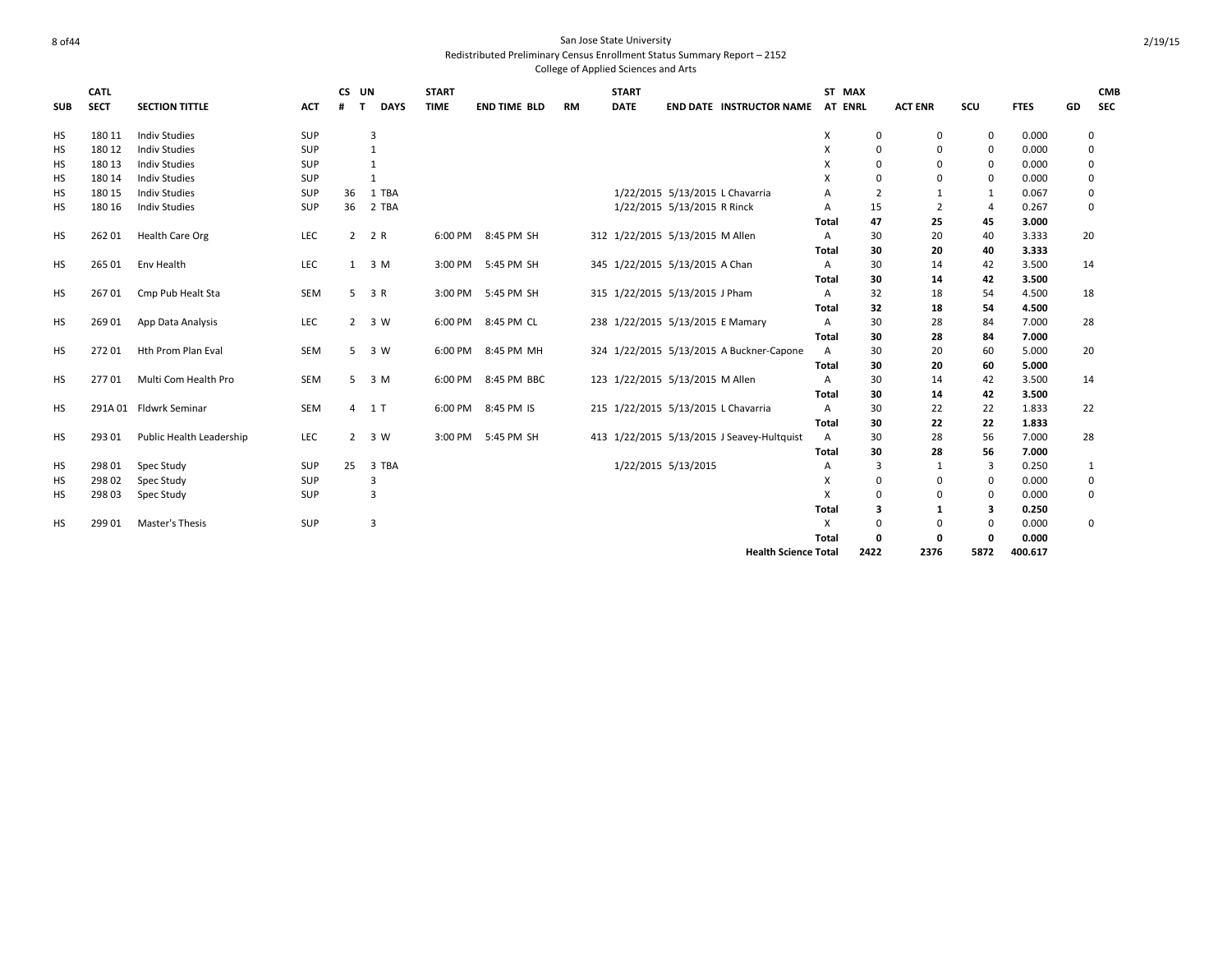San Jose State University
Redistributed Preliminary Census Enrollment Status Summary Report – 2152
College of Applied Sciences and Arts

| SUB | CATL SECT | SECTION TITTLE | ACT | CS # | UN T | DAYS | START TIME | END TIME | BLD | RM | START DATE | END DATE | INSTRUCTOR NAME | ST AT | MAX ENRL | ACT ENR | SCU | FTES | GD | CMB SEC |
|---|---|---|---|---|---|---|---|---|---|---|---|---|---|---|---|---|---|---|---|---|
| HS | 180 11 | Indiv Studies | SUP | | 3 | | | | | | | | | X | 0 | 0 | 0 | 0.000 | | 0 |
| HS | 180 12 | Indiv Studies | SUP | | 1 | | | | | | | | | X | 0 | 0 | 0 | 0.000 | | 0 |
| HS | 180 13 | Indiv Studies | SUP | | 1 | | | | | | | | | X | 0 | 0 | 0 | 0.000 | | 0 |
| HS | 180 14 | Indiv Studies | SUP | | 1 | | | | | | | | | X | 0 | 0 | 0 | 0.000 | | 0 |
| HS | 180 15 | Indiv Studies | SUP | 36 | 1 | TBA | | | | | 1/22/2015 | 5/13/2015 | L Chavarria | A | 2 | 1 | 1 | 0.067 | | 0 |
| HS | 180 16 | Indiv Studies | SUP | 36 | 2 | TBA | | | | | 1/22/2015 | 5/13/2015 | R Rinck | A | 15 | 2 | 4 | 0.267 | | 0 |
| | | | | | | | | | | | | | | **Total** | **47** | **25** | **45** | **3.000** | | |
| HS | 262 01 | Health Care Org | LEC | 2 | 2 | R | 6:00 PM | 8:45 PM | SH | 312 | 1/22/2015 | 5/13/2015 | M Allen | A | 30 | 20 | 40 | 3.333 | | 20 |
| | | | | | | | | | | | | | | **Total** | **30** | **20** | **40** | **3.333** | | |
| HS | 265 01 | Env Health | LEC | 1 | 3 | M | 3:00 PM | 5:45 PM | SH | 345 | 1/22/2015 | 5/13/2015 | A Chan | A | 30 | 14 | 42 | 3.500 | | 14 |
| | | | | | | | | | | | | | | **Total** | **30** | **14** | **42** | **3.500** | | |
| HS | 267 01 | Cmp Pub Healt Sta | SEM | 5 | 3 | R | 3:00 PM | 5:45 PM | SH | 315 | 1/22/2015 | 5/13/2015 | J Pham | A | 32 | 18 | 54 | 4.500 | | 18 |
| | | | | | | | | | | | | | | **Total** | **32** | **18** | **54** | **4.500** | | |
| HS | 269 01 | App Data Analysis | LEC | 2 | 3 | W | 6:00 PM | 8:45 PM | CL | 238 | 1/22/2015 | 5/13/2015 | E Mamary | A | 30 | 28 | 84 | 7.000 | | 28 |
| | | | | | | | | | | | | | | **Total** | **30** | **28** | **84** | **7.000** | | |
| HS | 272 01 | Hth Prom Plan Eval | SEM | 5 | 3 | W | 6:00 PM | 8:45 PM | MH | 324 | 1/22/2015 | 5/13/2015 | A Buckner-Capone | A | 30 | 20 | 60 | 5.000 | | 20 |
| | | | | | | | | | | | | | | **Total** | **30** | **20** | **60** | **5.000** | | |
| HS | 277 01 | Multi Com Health Pro | SEM | 5 | 3 | M | 6:00 PM | 8:45 PM | BBC | 123 | 1/22/2015 | 5/13/2015 | M Allen | A | 30 | 14 | 42 | 3.500 | | 14 |
| | | | | | | | | | | | | | | **Total** | **30** | **14** | **42** | **3.500** | | |
| HS | 291A 01 | Fldwrk Seminar | SEM | 4 | 1 | T | 6:00 PM | 8:45 PM | IS | 215 | 1/22/2015 | 5/13/2015 | L Chavarria | A | 30 | 22 | 22 | 1.833 | | 22 |
| | | | | | | | | | | | | | | **Total** | **30** | **22** | **22** | **1.833** | | |
| HS | 293 01 | Public Health Leadership | LEC | 2 | 3 | W | 3:00 PM | 5:45 PM | SH | 413 | 1/22/2015 | 5/13/2015 | J Seavey-Hultquist | A | 30 | 28 | 56 | 7.000 | | 28 |
| | | | | | | | | | | | | | | **Total** | **30** | **28** | **56** | **7.000** | | |
| HS | 298 01 | Spec Study | SUP | 25 | 3 | TBA | | | | | 1/22/2015 | 5/13/2015 | | A | 3 | 1 | 3 | 0.250 | | 1 |
| HS | 298 02 | Spec Study | SUP | | 3 | | | | | | | | | X | 0 | 0 | 0 | 0.000 | | 0 |
| HS | 298 03 | Spec Study | SUP | | 3 | | | | | | | | | X | 0 | 0 | 0 | 0.000 | | 0 |
| | | | | | | | | | | | | | | **Total** | **3** | **1** | **3** | **0.250** | | |
| HS | 299 01 | Master's Thesis | SUP | | 3 | | | | | | | | | X | 0 | 0 | 0 | 0.000 | | 0 |
| | | | | | | | | | | | | | | **Total** | **0** | **0** | **0** | **0.000** | | |
| | | | | | | | | | | | | | **Health Science Total** | | **2422** | **2376** | **5872** | **400.617** | | |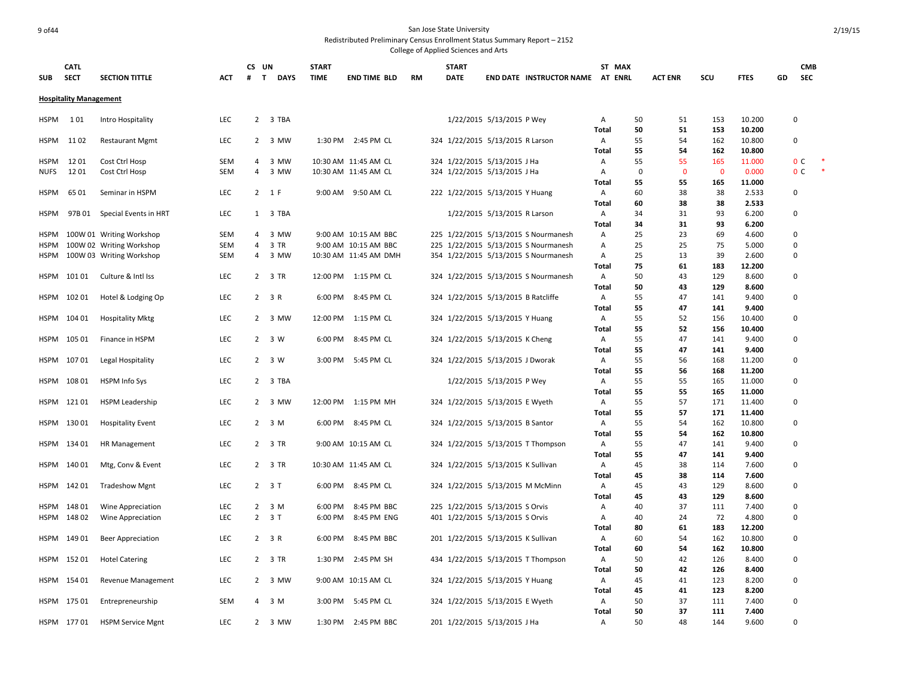San Jose State University

Redistributed Preliminary Census Enrollment Status Summary Report – 2152

College of Applied Sciences and Arts

| SUB | CATL SECT | SECTION TITTLE | ACT | CS # | UN T | DAYS | START TIME | END TIME | BLD | RM | START DATE | END DATE | INSTRUCTOR NAME | ST AT | MAX ENRL | ACT ENR | SCU | FTES | GD | CMB SEC |
|---|---|---|---|---|---|---|---|---|---|---|---|---|---|---|---|---|---|---|---|---|
| **Hospitality Management** | | | | | | | | | | | | | | | | | | | | |
| HSPM | 1 01 | Intro Hospitality | LEC | 2 | 3 | TBA | | | | | 1/22/2015 | 5/13/2015 | P Wey | A | 50 | 51 | 153 | 10.200 | 0 | |
| | | | | | | | | | | | | | | **Total** | **50** | **51** | **153** | **10.200** | | |
| HSPM | 11 02 | Restaurant Mgmt | LEC | 2 | 3 | MW | 1:30 PM | 2:45 PM | CL | 324 | 1/22/2015 | 5/13/2015 | R Larson | A | 55 | 54 | 162 | 10.800 | 0 | |
| | | | | | | | | | | | | | | **Total** | **55** | **54** | **162** | **10.800** | | |
| HSPM | 12 01 | Cost Ctrl Hosp | SEM | 4 | 3 | MW | 10:30 AM | 11:45 AM | CL | 324 | 1/22/2015 | 5/13/2015 | J Ha | A | 55 | 55 | 165 | 11.000 | 0 | C * |
| NUFS | 12 01 | Cost Ctrl Hosp | SEM | 4 | 3 | MW | 10:30 AM | 11:45 AM | CL | 324 | 1/22/2015 | 5/13/2015 | J Ha | A | 0 | 0 | 0 | 0.000 | 0 | C * |
| | | | | | | | | | | | | | | **Total** | **55** | **55** | **165** | **11.000** | | |
| HSPM | 65 01 | Seminar in HSPM | LEC | 2 | 1 | F | 9:00 AM | 9:50 AM | CL | 222 | 1/22/2015 | 5/13/2015 | Y Huang | A | 60 | 38 | 38 | 2.533 | 0 | |
| | | | | | | | | | | | | | | **Total** | **60** | **38** | **38** | **2.533** | | |
| HSPM | 97B 01 | Special Events in HRT | LEC | 1 | 3 | TBA | | | | | 1/22/2015 | 5/13/2015 | R Larson | A | 34 | 31 | 93 | 6.200 | 0 | |
| | | | | | | | | | | | | | | **Total** | **34** | **31** | **93** | **6.200** | | |
| HSPM | 100W 01 | Writing Workshop | SEM | 4 | 3 | MW | 9:00 AM | 10:15 AM | BBC | 225 | 1/22/2015 | 5/13/2015 | S Nourmanesh | A | 25 | 23 | 69 | 4.600 | 0 | |
| HSPM | 100W 02 | Writing Workshop | SEM | 4 | 3 | TR | 9:00 AM | 10:15 AM | BBC | 225 | 1/22/2015 | 5/13/2015 | S Nourmanesh | A | 25 | 25 | 75 | 5.000 | 0 | |
| HSPM | 100W 03 | Writing Workshop | SEM | 4 | 3 | MW | 10:30 AM | 11:45 AM | DMH | 354 | 1/22/2015 | 5/13/2015 | S Nourmanesh | A | 25 | 13 | 39 | 2.600 | 0 | |
| | | | | | | | | | | | | | | **Total** | **75** | **61** | **183** | **12.200** | | |
| HSPM | 101 01 | Culture & Intl Iss | LEC | 2 | 3 | TR | 12:00 PM | 1:15 PM | CL | 324 | 1/22/2015 | 5/13/2015 | S Nourmanesh | A | 50 | 43 | 129 | 8.600 | 0 | |
| | | | | | | | | | | | | | | **Total** | **50** | **43** | **129** | **8.600** | | |
| HSPM | 102 01 | Hotel & Lodging Op | LEC | 2 | 3 | R | 6:00 PM | 8:45 PM | CL | 324 | 1/22/2015 | 5/13/2015 | B Ratcliffe | A | 55 | 47 | 141 | 9.400 | 0 | |
| | | | | | | | | | | | | | | **Total** | **55** | **47** | **141** | **9.400** | | |
| HSPM | 104 01 | Hospitality Mktg | LEC | 2 | 3 | MW | 12:00 PM | 1:15 PM | CL | 324 | 1/22/2015 | 5/13/2015 | Y Huang | A | 55 | 52 | 156 | 10.400 | 0 | |
| | | | | | | | | | | | | | | **Total** | **55** | **52** | **156** | **10.400** | | |
| HSPM | 105 01 | Finance in HSPM | LEC | 2 | 3 | W | 6:00 PM | 8:45 PM | CL | 324 | 1/22/2015 | 5/13/2015 | K Cheng | A | 55 | 47 | 141 | 9.400 | 0 | |
| | | | | | | | | | | | | | | **Total** | **55** | **47** | **141** | **9.400** | | |
| HSPM | 107 01 | Legal Hospitality | LEC | 2 | 3 | W | 3:00 PM | 5:45 PM | CL | 324 | 1/22/2015 | 5/13/2015 | J Dworak | A | 55 | 56 | 168 | 11.200 | 0 | |
| | | | | | | | | | | | | | | **Total** | **55** | **56** | **168** | **11.200** | | |
| HSPM | 108 01 | HSPM Info Sys | LEC | 2 | 3 | TBA | | | | | 1/22/2015 | 5/13/2015 | P Wey | A | 55 | 55 | 165 | 11.000 | 0 | |
| | | | | | | | | | | | | | | **Total** | **55** | **55** | **165** | **11.000** | | |
| HSPM | 121 01 | HSPM Leadership | LEC | 2 | 3 | MW | 12:00 PM | 1:15 PM | MH | 324 | 1/22/2015 | 5/13/2015 | E Wyeth | A | 55 | 57 | 171 | 11.400 | 0 | |
| | | | | | | | | | | | | | | **Total** | **55** | **57** | **171** | **11.400** | | |
| HSPM | 130 01 | Hospitality Event | LEC | 2 | 3 | M | 6:00 PM | 8:45 PM | CL | 324 | 1/22/2015 | 5/13/2015 | B Santor | A | 55 | 54 | 162 | 10.800 | 0 | |
| | | | | | | | | | | | | | | **Total** | **55** | **54** | **162** | **10.800** | | |
| HSPM | 134 01 | HR Management | LEC | 2 | 3 | TR | 9:00 AM | 10:15 AM | CL | 324 | 1/22/2015 | 5/13/2015 | T Thompson | A | 55 | 47 | 141 | 9.400 | 0 | |
| | | | | | | | | | | | | | | **Total** | **55** | **47** | **141** | **9.400** | | |
| HSPM | 140 01 | Mtg, Conv & Event | LEC | 2 | 3 | TR | 10:30 AM | 11:45 AM | CL | 324 | 1/22/2015 | 5/13/2015 | K Sullivan | A | 45 | 38 | 114 | 7.600 | 0 | |
| | | | | | | | | | | | | | | **Total** | **45** | **38** | **114** | **7.600** | | |
| HSPM | 142 01 | Tradeshow Mgnt | LEC | 2 | 3 | T | 6:00 PM | 8:45 PM | CL | 324 | 1/22/2015 | 5/13/2015 | M McMinn | A | 45 | 43 | 129 | 8.600 | 0 | |
| | | | | | | | | | | | | | | **Total** | **45** | **43** | **129** | **8.600** | | |
| HSPM | 148 01 | Wine Appreciation | LEC | 2 | 3 | M | 6:00 PM | 8:45 PM | BBC | 225 | 1/22/2015 | 5/13/2015 | S Orvis | A | 40 | 37 | 111 | 7.400 | 0 | |
| HSPM | 148 02 | Wine Appreciation | LEC | 2 | 3 | T | 6:00 PM | 8:45 PM | ENG | 401 | 1/22/2015 | 5/13/2015 | S Orvis | A | 40 | 24 | 72 | 4.800 | 0 | |
| | | | | | | | | | | | | | | **Total** | **80** | **61** | **183** | **12.200** | | |
| HSPM | 149 01 | Beer Appreciation | LEC | 2 | 3 | R | 6:00 PM | 8:45 PM | BBC | 201 | 1/22/2015 | 5/13/2015 | K Sullivan | A | 60 | 54 | 162 | 10.800 | 0 | |
| | | | | | | | | | | | | | | **Total** | **60** | **54** | **162** | **10.800** | | |
| HSPM | 152 01 | Hotel Catering | LEC | 2 | 3 | TR | 1:30 PM | 2:45 PM | SH | 434 | 1/22/2015 | 5/13/2015 | T Thompson | A | 50 | 42 | 126 | 8.400 | 0 | |
| | | | | | | | | | | | | | | **Total** | **50** | **42** | **126** | **8.400** | | |
| HSPM | 154 01 | Revenue Management | LEC | 2 | 3 | MW | 9:00 AM | 10:15 AM | CL | 324 | 1/22/2015 | 5/13/2015 | Y Huang | A | 45 | 41 | 123 | 8.200 | 0 | |
| | | | | | | | | | | | | | | **Total** | **45** | **41** | **123** | **8.200** | | |
| HSPM | 175 01 | Entrepreneurship | SEM | 4 | 3 | M | 3:00 PM | 5:45 PM | CL | 324 | 1/22/2015 | 5/13/2015 | E Wyeth | A | 50 | 37 | 111 | 7.400 | 0 | |
| | | | | | | | | | | | | | | **Total** | **50** | **37** | **111** | **7.400** | | |
| HSPM | 177 01 | HSPM Service Mgnt | LEC | 2 | 3 | MW | 1:30 PM | 2:45 PM | BBC | 201 | 1/22/2015 | 5/13/2015 | J Ha | A | 50 | 48 | 144 | 9.600 | 0 | |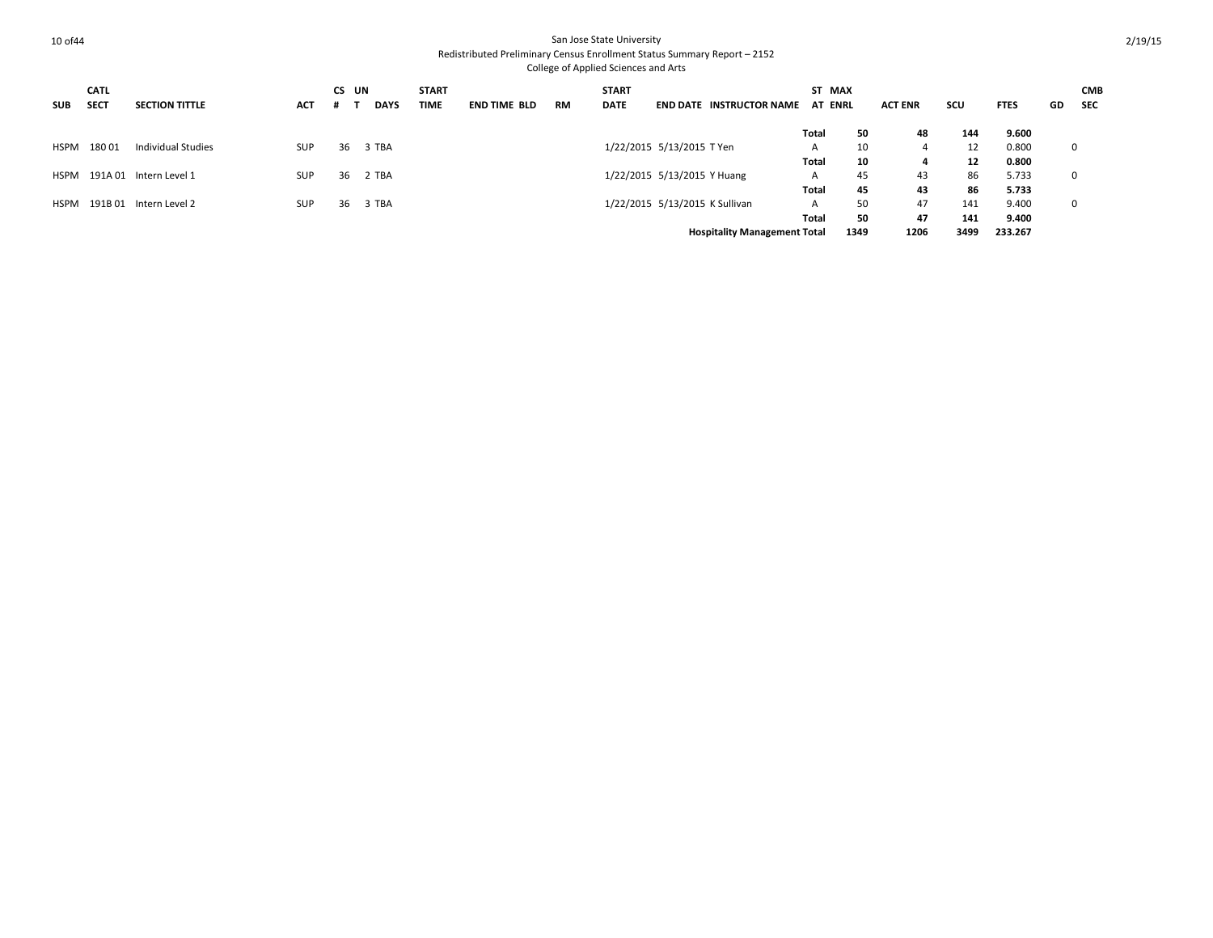# San Jose State University

Redistributed Preliminary Census Enrollment Status Summary Report – 2152

College of Applied Sciences and Arts

| SUB | CATL SECT | SECTION TITTLE | ACT | CS # | UN T | DAYS | START TIME | END TIME | BLD | RM | START DATE | END DATE | INSTRUCTOR NAME | ST AT | MAX ENRL | ACT ENR | SCU | FTES | GD | CMB SEC |
|---|---|---|---|---|---|---|---|---|---|---|---|---|---|---|---|---|---|---|---|---|
| | | | | | | | | | | | | | | **Total** | **50** | **48** | **144** | **9.600** | | |
| HSPM | 180 01 | Individual Studies | SUP | 36 | 3 | TBA | | | | | 1/22/2015 | 5/13/2015 | T Yen | A | 10 | 4 | 12 | 0.800 | | 0 |
| | | | | | | | | | | | | | | **Total** | **10** | **4** | **12** | **0.800** | | |
| HSPM | 191A 01 | Intern Level 1 | SUP | 36 | 2 | TBA | | | | | 1/22/2015 | 5/13/2015 | Y Huang | A | 45 | 43 | 86 | 5.733 | | 0 |
| | | | | | | | | | | | | | | **Total** | **45** | **43** | **86** | **5.733** | | |
| HSPM | 191B 01 | Intern Level 2 | SUP | 36 | 3 | TBA | | | | | 1/22/2015 | 5/13/2015 | K Sullivan | A | 50 | 47 | 141 | 9.400 | | 0 |
| | | | | | | | | | | | | | | **Total** | **50** | **47** | **141** | **9.400** | | |
| | | | | | | | | | | | | | **Hospitality Management Total** | | **1349** | **1206** | **3499** | **233.267** | | |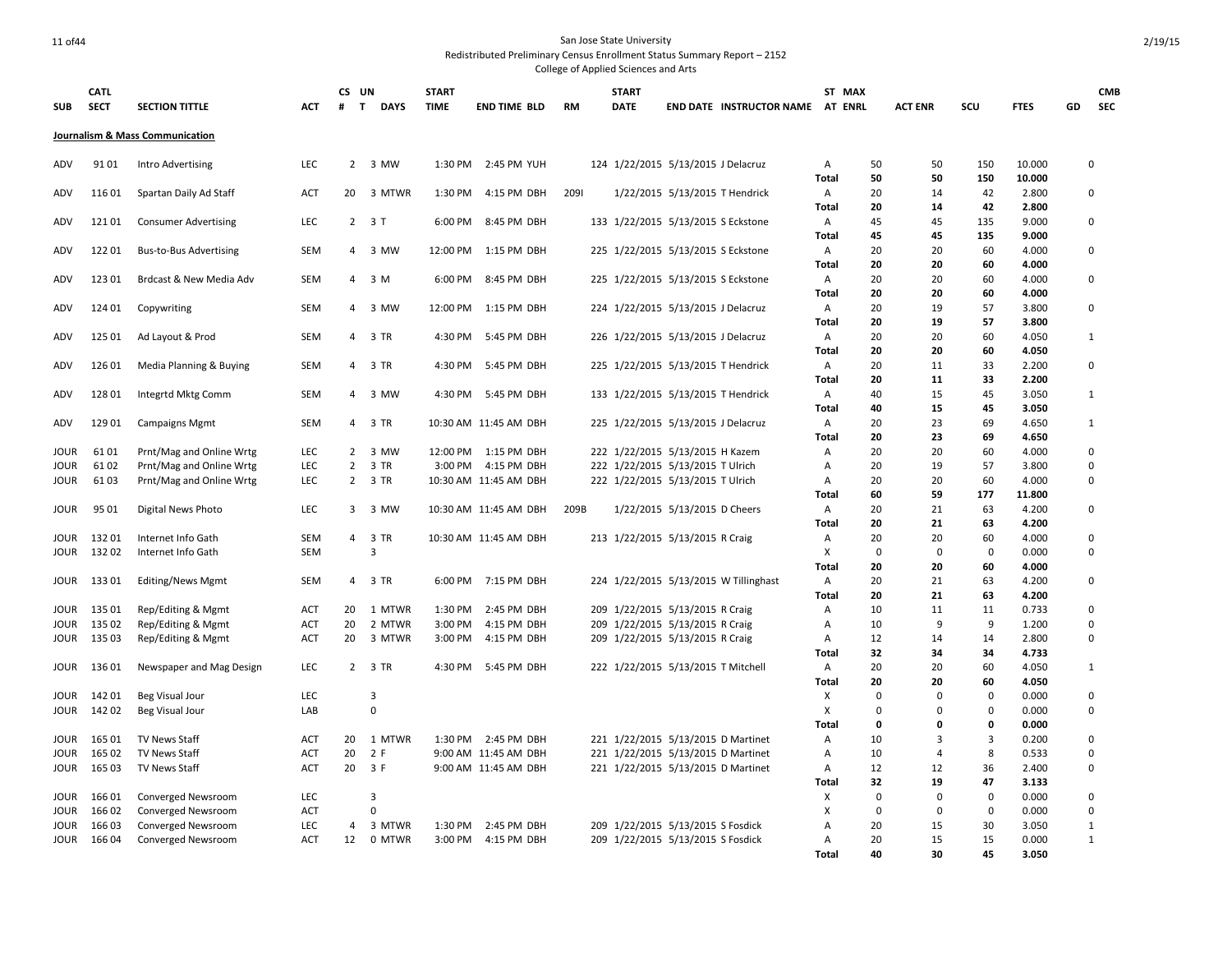San Jose State University
Redistributed Preliminary Census Enrollment Status Summary Report – 2152
College of Applied Sciences and Arts

**Journalism & Mass Communication**

| SUB | CATL SECT | SECTION TITTLE | ACT | CS # | UN T | DAYS | START TIME | END TIME | BLD | RM | START DATE | END DATE | INSTRUCTOR NAME | ST AT | MAX ENRL | ACT ENR | SCU | FTES | GD | CMB SEC |
|---|---|---|---|---|---|---|---|---|---|---|---|---|---|---|---|---|---|---|---|---|
| ADV | 91 01 | Intro Advertising | LEC | 2 | 3 | MW | 1:30 PM | 2:45 PM | YUH | 124 | 1/22/2015 | 5/13/2015 | J Delacruz | A | 50 | 50 | 150 | 10.000 | | 0 |
| | | | | | | | | | | | | | | **Total** | **50** | **50** | **150** | **10.000** | | |
| ADV | 116 01 | Spartan Daily Ad Staff | ACT | 20 | 3 | MTWR | 1:30 PM | 4:15 PM | DBH | 209I | 1/22/2015 | 5/13/2015 | T Hendrick | A | 20 | 14 | 42 | 2.800 | | 0 |
| | | | | | | | | | | | | | | **Total** | **20** | **14** | **42** | **2.800** | | |
| ADV | 121 01 | Consumer Advertising | LEC | 2 | 3 | T | 6:00 PM | 8:45 PM | DBH | 133 | 1/22/2015 | 5/13/2015 | S Eckstone | A | 45 | 45 | 135 | 9.000 | | 0 |
| | | | | | | | | | | | | | | **Total** | **45** | **45** | **135** | **9.000** | | |
| ADV | 122 01 | Bus-to-Bus Advertising | SEM | 4 | 3 | MW | 12:00 PM | 1:15 PM | DBH | 225 | 1/22/2015 | 5/13/2015 | S Eckstone | A | 20 | 20 | 60 | 4.000 | | 0 |
| | | | | | | | | | | | | | | **Total** | **20** | **20** | **60** | **4.000** | | |
| ADV | 123 01 | Brdcast & New Media Adv | SEM | 4 | 3 | M | 6:00 PM | 8:45 PM | DBH | 225 | 1/22/2015 | 5/13/2015 | S Eckstone | A | 20 | 20 | 60 | 4.000 | | 0 |
| | | | | | | | | | | | | | | **Total** | **20** | **20** | **60** | **4.000** | | |
| ADV | 124 01 | Copywriting | SEM | 4 | 3 | MW | 12:00 PM | 1:15 PM | DBH | 224 | 1/22/2015 | 5/13/2015 | J Delacruz | A | 20 | 19 | 57 | 3.800 | | 0 |
| | | | | | | | | | | | | | | **Total** | **20** | **19** | **57** | **3.800** | | |
| ADV | 125 01 | Ad Layout & Prod | SEM | 4 | 3 | TR | 4:30 PM | 5:45 PM | DBH | 226 | 1/22/2015 | 5/13/2015 | J Delacruz | A | 20 | 20 | 60 | 4.050 | | 1 |
| | | | | | | | | | | | | | | **Total** | **20** | **20** | **60** | **4.050** | | |
| ADV | 126 01 | Media Planning & Buying | SEM | 4 | 3 | TR | 4:30 PM | 5:45 PM | DBH | 225 | 1/22/2015 | 5/13/2015 | T Hendrick | A | 20 | 11 | 33 | 2.200 | | 0 |
| | | | | | | | | | | | | | | **Total** | **20** | **11** | **33** | **2.200** | | |
| ADV | 128 01 | Integrtd Mktg Comm | SEM | 4 | 3 | MW | 4:30 PM | 5:45 PM | DBH | 133 | 1/22/2015 | 5/13/2015 | T Hendrick | A | 40 | 15 | 45 | 3.050 | | 1 |
| | | | | | | | | | | | | | | **Total** | **40** | **15** | **45** | **3.050** | | |
| ADV | 129 01 | Campaigns Mgmt | SEM | 4 | 3 | TR | 10:30 AM | 11:45 AM | DBH | 225 | 1/22/2015 | 5/13/2015 | J Delacruz | A | 20 | 23 | 69 | 4.650 | | 1 |
| | | | | | | | | | | | | | | **Total** | **20** | **23** | **69** | **4.650** | | |
| JOUR | 61 01 | Prnt/Mag and Online Wrtg | LEC | 2 | 3 | MW | 12:00 PM | 1:15 PM | DBH | 222 | 1/22/2015 | 5/13/2015 | H Kazem | A | 20 | 20 | 60 | 4.000 | | 0 |
| JOUR | 61 02 | Prnt/Mag and Online Wrtg | LEC | 2 | 3 | TR | 3:00 PM | 4:15 PM | DBH | 222 | 1/22/2015 | 5/13/2015 | T Ulrich | A | 20 | 19 | 57 | 3.800 | | 0 |
| JOUR | 61 03 | Prnt/Mag and Online Wrtg | LEC | 2 | 3 | TR | 10:30 AM | 11:45 AM | DBH | 222 | 1/22/2015 | 5/13/2015 | T Ulrich | A | 20 | 20 | 60 | 4.000 | | 0 |
| | | | | | | | | | | | | | | **Total** | **60** | **59** | **177** | **11.800** | | |
| JOUR | 95 01 | Digital News Photo | LEC | 3 | 3 | MW | 10:30 AM | 11:45 AM | DBH | 209B | 1/22/2015 | 5/13/2015 | D Cheers | A | 20 | 21 | 63 | 4.200 | | 0 |
| | | | | | | | | | | | | | | **Total** | **20** | **21** | **63** | **4.200** | | |
| JOUR | 132 01 | Internet Info Gath | SEM | 4 | 3 | TR | 10:30 AM | 11:45 AM | DBH | 213 | 1/22/2015 | 5/13/2015 | R Craig | A | 20 | 20 | 60 | 4.000 | | 0 |
| JOUR | 132 02 | Internet Info Gath | SEM | | 3 | | | | | | | | | X | 0 | 0 | 0 | 0.000 | | 0 |
| | | | | | | | | | | | | | | **Total** | **20** | **20** | **60** | **4.000** | | |
| JOUR | 133 01 | Editing/News Mgmt | SEM | 4 | 3 | TR | 6:00 PM | 7:15 PM | DBH | 224 | 1/22/2015 | 5/13/2015 | W Tillinghast | A | 20 | 21 | 63 | 4.200 | | 0 |
| | | | | | | | | | | | | | | **Total** | **20** | **21** | **63** | **4.200** | | |
| JOUR | 135 01 | Rep/Editing & Mgmt | ACT | 20 | 1 | MTWR | 1:30 PM | 2:45 PM | DBH | 209 | 1/22/2015 | 5/13/2015 | R Craig | A | 10 | 11 | 11 | 0.733 | | 0 |
| JOUR | 135 02 | Rep/Editing & Mgmt | ACT | 20 | 2 | MTWR | 3:00 PM | 4:15 PM | DBH | 209 | 1/22/2015 | 5/13/2015 | R Craig | A | 10 | 9 | 9 | 1.200 | | 0 |
| JOUR | 135 03 | Rep/Editing & Mgmt | ACT | 20 | 3 | MTWR | 3:00 PM | 4:15 PM | DBH | 209 | 1/22/2015 | 5/13/2015 | R Craig | A | 12 | 14 | 14 | 2.800 | | 0 |
| | | | | | | | | | | | | | | **Total** | **32** | **34** | **34** | **4.733** | | |
| JOUR | 136 01 | Newspaper and Mag Design | LEC | 2 | 3 | TR | 4:30 PM | 5:45 PM | DBH | 222 | 1/22/2015 | 5/13/2015 | T Mitchell | A | 20 | 20 | 60 | 4.050 | | 1 |
| | | | | | | | | | | | | | | **Total** | **20** | **20** | **60** | **4.050** | | |
| JOUR | 142 01 | Beg Visual Jour | LEC | | 3 | | | | | | | | | X | 0 | 0 | 0 | 0.000 | | 0 |
| JOUR | 142 02 | Beg Visual Jour | LAB | | 0 | | | | | | | | | X | 0 | 0 | 0 | 0.000 | | 0 |
| | | | | | | | | | | | | | | **Total** | **0** | **0** | **0** | **0.000** | | |
| JOUR | 165 01 | TV News Staff | ACT | 20 | 1 | MTWR | 1:30 PM | 2:45 PM | DBH | 221 | 1/22/2015 | 5/13/2015 | D Martinet | A | 10 | 3 | 3 | 0.200 | | 0 |
| JOUR | 165 02 | TV News Staff | ACT | 20 | 2 | F | 9:00 AM | 11:45 AM | DBH | 221 | 1/22/2015 | 5/13/2015 | D Martinet | A | 10 | 4 | 8 | 0.533 | | 0 |
| JOUR | 165 03 | TV News Staff | ACT | 20 | 3 | F | 9:00 AM | 11:45 AM | DBH | 221 | 1/22/2015 | 5/13/2015 | D Martinet | A | 12 | 12 | 36 | 2.400 | | 0 |
| | | | | | | | | | | | | | | **Total** | **32** | **19** | **47** | **3.133** | | |
| JOUR | 166 01 | Converged Newsroom | LEC | | 3 | | | | | | | | | X | 0 | 0 | 0 | 0.000 | | 0 |
| JOUR | 166 02 | Converged Newsroom | ACT | | 0 | | | | | | | | | X | 0 | 0 | 0 | 0.000 | | 0 |
| JOUR | 166 03 | Converged Newsroom | LEC | 4 | 3 | MTWR | 1:30 PM | 2:45 PM | DBH | 209 | 1/22/2015 | 5/13/2015 | S Fosdick | A | 20 | 15 | 30 | 3.050 | | 1 |
| JOUR | 166 04 | Converged Newsroom | ACT | 12 | 0 | MTWR | 3:00 PM | 4:15 PM | DBH | 209 | 1/22/2015 | 5/13/2015 | S Fosdick | A | 20 | 15 | 15 | 0.000 | | 1 |
| | | | | | | | | | | | | | | **Total** | **40** | **30** | **45** | **3.050** | | |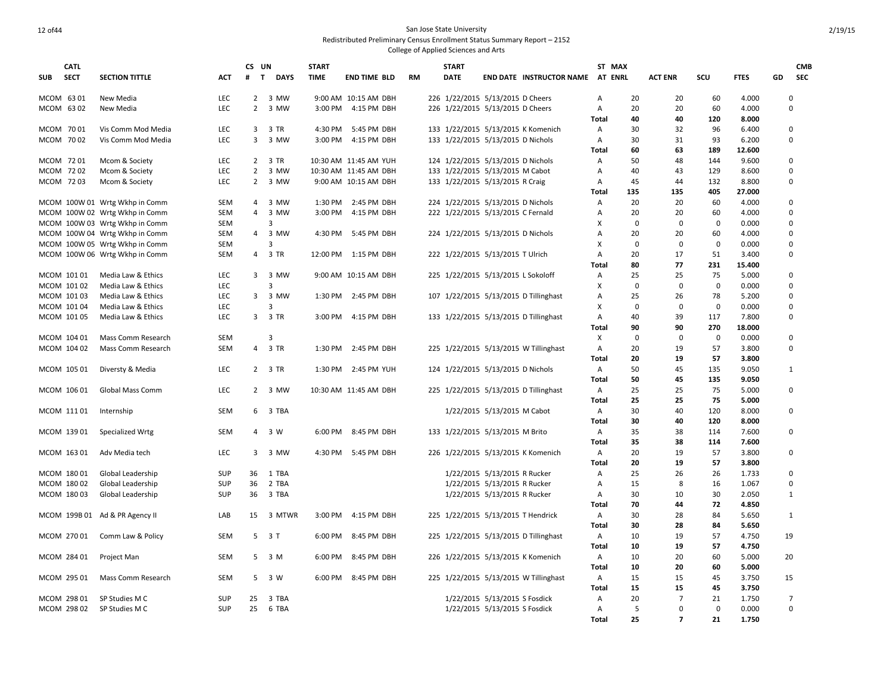# San Jose State University

Redistributed Preliminary Census Enrollment Status Summary Report – 2152

College of Applied Sciences and Arts

| SUB | CATL SECT | SECTION TITTLE | ACT | CS # | UN T | DAYS | START TIME | END TIME | BLD | RM | START DATE | END DATE | INSTRUCTOR NAME | ST AT | MAX ENRL | ACT ENR | SCU | FTES | GD | CMB SEC |
|---|---|---|---|---|---|---|---|---|---|---|---|---|---|---|---|---|---|---|---|---|
| MCOM | 63 01 | New Media | LEC | 2 | 3 | MW | 9:00 AM | 10:15 AM | DBH | 226 | 1/22/2015 | 5/13/2015 | D Cheers | A | 20 | 20 | 60 | 4.000 | 0 | |
| MCOM | 63 02 | New Media | LEC | 2 | 3 | MW | 3:00 PM | 4:15 PM | DBH | 226 | 1/22/2015 | 5/13/2015 | D Cheers | A | 20 | 20 | 60 | 4.000 | 0 | |
| | | | | | | | | | | | | | | **Total** | **40** | **40** | **120** | **8.000** | | |
| MCOM | 70 01 | Vis Comm Mod Media | LEC | 3 | 3 | TR | 4:30 PM | 5:45 PM | DBH | 133 | 1/22/2015 | 5/13/2015 | K Komenich | A | 30 | 32 | 96 | 6.400 | 0 | |
| MCOM | 70 02 | Vis Comm Mod Media | LEC | 3 | 3 | MW | 3:00 PM | 4:15 PM | DBH | 133 | 1/22/2015 | 5/13/2015 | D Nichols | A | 30 | 31 | 93 | 6.200 | 0 | |
| | | | | | | | | | | | | | | **Total** | **60** | **63** | **189** | **12.600** | | |
| MCOM | 72 01 | Mcom & Society | LEC | 2 | 3 | TR | 10:30 AM | 11:45 AM | YUH | 124 | 1/22/2015 | 5/13/2015 | D Nichols | A | 50 | 48 | 144 | 9.600 | 0 | |
| MCOM | 72 02 | Mcom & Society | LEC | 2 | 3 | MW | 10:30 AM | 11:45 AM | DBH | 133 | 1/22/2015 | 5/13/2015 | M Cabot | A | 40 | 43 | 129 | 8.600 | 0 | |
| MCOM | 72 03 | Mcom & Society | LEC | 2 | 3 | MW | 9:00 AM | 10:15 AM | DBH | 133 | 1/22/2015 | 5/13/2015 | R Craig | A | 45 | 44 | 132 | 8.800 | 0 | |
| | | | | | | | | | | | | | | **Total** | **135** | **135** | **405** | **27.000** | | |
| MCOM | 100W 01 | Wrtg Wkhp in Comm | SEM | 4 | 3 | MW | 1:30 PM | 2:45 PM | DBH | 224 | 1/22/2015 | 5/13/2015 | D Nichols | A | 20 | 20 | 60 | 4.000 | 0 | |
| MCOM | 100W 02 | Wrtg Wkhp in Comm | SEM | 4 | 3 | MW | 3:00 PM | 4:15 PM | DBH | 222 | 1/22/2015 | 5/13/2015 | C Fernald | A | 20 | 20 | 60 | 4.000 | 0 | |
| MCOM | 100W 03 | Wrtg Wkhp in Comm | SEM | | 3 | | | | | | | | | X | 0 | 0 | 0 | 0.000 | 0 | |
| MCOM | 100W 04 | Wrtg Wkhp in Comm | SEM | 4 | 3 | MW | 4:30 PM | 5:45 PM | DBH | 224 | 1/22/2015 | 5/13/2015 | D Nichols | A | 20 | 20 | 60 | 4.000 | 0 | |
| MCOM | 100W 05 | Wrtg Wkhp in Comm | SEM | | 3 | | | | | | | | | X | 0 | 0 | 0 | 0.000 | 0 | |
| MCOM | 100W 06 | Wrtg Wkhp in Comm | SEM | 4 | 3 | TR | 12:00 PM | 1:15 PM | DBH | 222 | 1/22/2015 | 5/13/2015 | T Ulrich | A | 20 | 17 | 51 | 3.400 | 0 | |
| | | | | | | | | | | | | | | **Total** | **80** | **77** | **231** | **15.400** | | |
| MCOM | 101 01 | Media Law & Ethics | LEC | 3 | 3 | MW | 9:00 AM | 10:15 AM | DBH | 225 | 1/22/2015 | 5/13/2015 | L Sokoloff | A | 25 | 25 | 75 | 5.000 | 0 | |
| MCOM | 101 02 | Media Law & Ethics | LEC | | 3 | | | | | | | | | X | 0 | 0 | 0 | 0.000 | 0 | |
| MCOM | 101 03 | Media Law & Ethics | LEC | 3 | 3 | MW | 1:30 PM | 2:45 PM | DBH | 107 | 1/22/2015 | 5/13/2015 | D Tillinghast | A | 25 | 26 | 78 | 5.200 | 0 | |
| MCOM | 101 04 | Media Law & Ethics | LEC | | 3 | | | | | | | | | X | 0 | 0 | 0 | 0.000 | 0 | |
| MCOM | 101 05 | Media Law & Ethics | LEC | 3 | 3 | TR | 3:00 PM | 4:15 PM | DBH | 133 | 1/22/2015 | 5/13/2015 | D Tillinghast | A | 40 | 39 | 117 | 7.800 | 0 | |
| | | | | | | | | | | | | | | **Total** | **90** | **90** | **270** | **18.000** | | |
| MCOM | 104 01 | Mass Comm Research | SEM | | 3 | | | | | | | | | X | 0 | 0 | 0 | 0.000 | 0 | |
| MCOM | 104 02 | Mass Comm Research | SEM | 4 | 3 | TR | 1:30 PM | 2:45 PM | DBH | 225 | 1/22/2015 | 5/13/2015 | W Tillinghast | A | 20 | 19 | 57 | 3.800 | 0 | |
| | | | | | | | | | | | | | | **Total** | **20** | **19** | **57** | **3.800** | | |
| MCOM | 105 01 | Diversty & Media | LEC | 2 | 3 | TR | 1:30 PM | 2:45 PM | YUH | 124 | 1/22/2015 | 5/13/2015 | D Nichols | A | 50 | 45 | 135 | 9.050 | 1 | |
| | | | | | | | | | | | | | | **Total** | **50** | **45** | **135** | **9.050** | | |
| MCOM | 106 01 | Global Mass Comm | LEC | 2 | 3 | MW | 10:30 AM | 11:45 AM | DBH | 225 | 1/22/2015 | 5/13/2015 | D Tillinghast | A | 25 | 25 | 75 | 5.000 | 0 | |
| | | | | | | | | | | | | | | **Total** | **25** | **25** | **75** | **5.000** | | |
| MCOM | 111 01 | Internship | SEM | 6 | 3 | TBA | | | | | 1/22/2015 | 5/13/2015 | M Cabot | A | 30 | 40 | 120 | 8.000 | 0 | |
| | | | | | | | | | | | | | | **Total** | **30** | **40** | **120** | **8.000** | | |
| MCOM | 139 01 | Specialized Wrtg | SEM | 4 | 3 | W | 6:00 PM | 8:45 PM | DBH | 133 | 1/22/2015 | 5/13/2015 | M Brito | A | 35 | 38 | 114 | 7.600 | 0 | |
| | | | | | | | | | | | | | | **Total** | **35** | **38** | **114** | **7.600** | | |
| MCOM | 163 01 | Adv Media tech | LEC | 3 | 3 | MW | 4:30 PM | 5:45 PM | DBH | 226 | 1/22/2015 | 5/13/2015 | K Komenich | A | 20 | 19 | 57 | 3.800 | 0 | |
| | | | | | | | | | | | | | | **Total** | **20** | **19** | **57** | **3.800** | | |
| MCOM | 180 01 | Global Leadership | SUP | 36 | 1 | TBA | | | | | 1/22/2015 | 5/13/2015 | R Rucker | A | 25 | 26 | 26 | 1.733 | 0 | |
| MCOM | 180 02 | Global Leadership | SUP | 36 | 2 | TBA | | | | | 1/22/2015 | 5/13/2015 | R Rucker | A | 15 | 8 | 16 | 1.067 | 0 | |
| MCOM | 180 03 | Global Leadership | SUP | 36 | 3 | TBA | | | | | 1/22/2015 | 5/13/2015 | R Rucker | A | 30 | 10 | 30 | 2.050 | 1 | |
| | | | | | | | | | | | | | | **Total** | **70** | **44** | **72** | **4.850** | | |
| MCOM | 199B 01 | Ad & PR Agency II | LAB | 15 | 3 | MTWR | 3:00 PM | 4:15 PM | DBH | 225 | 1/22/2015 | 5/13/2015 | T Hendrick | A | 30 | 28 | 84 | 5.650 | 1 | |
| | | | | | | | | | | | | | | **Total** | **30** | **28** | **84** | **5.650** | | |
| MCOM | 270 01 | Comm Law & Policy | SEM | 5 | 3 | T | 6:00 PM | 8:45 PM | DBH | 225 | 1/22/2015 | 5/13/2015 | D Tillinghast | A | 10 | 19 | 57 | 4.750 | 19 | |
| | | | | | | | | | | | | | | **Total** | **10** | **19** | **57** | **4.750** | | |
| MCOM | 284 01 | Project Man | SEM | 5 | 3 | M | 6:00 PM | 8:45 PM | DBH | 226 | 1/22/2015 | 5/13/2015 | K Komenich | A | 10 | 20 | 60 | 5.000 | 20 | |
| | | | | | | | | | | | | | | **Total** | **10** | **20** | **60** | **5.000** | | |
| MCOM | 295 01 | Mass Comm Research | SEM | 5 | 3 | W | 6:00 PM | 8:45 PM | DBH | 225 | 1/22/2015 | 5/13/2015 | W Tillinghast | A | 15 | 15 | 45 | 3.750 | 15 | |
| | | | | | | | | | | | | | | **Total** | **15** | **15** | **45** | **3.750** | | |
| MCOM | 298 01 | SP Studies M C | SUP | 25 | 3 | TBA | | | | | 1/22/2015 | 5/13/2015 | S Fosdick | A | 20 | 7 | 21 | 1.750 | 7 | |
| MCOM | 298 02 | SP Studies M C | SUP | 25 | 6 | TBA | | | | | 1/22/2015 | 5/13/2015 | S Fosdick | A | 5 | 0 | 0 | 0.000 | 0 | |
| | | | | | | | | | | | | | | **Total** | **25** | **7** | **21** | **1.750** | | |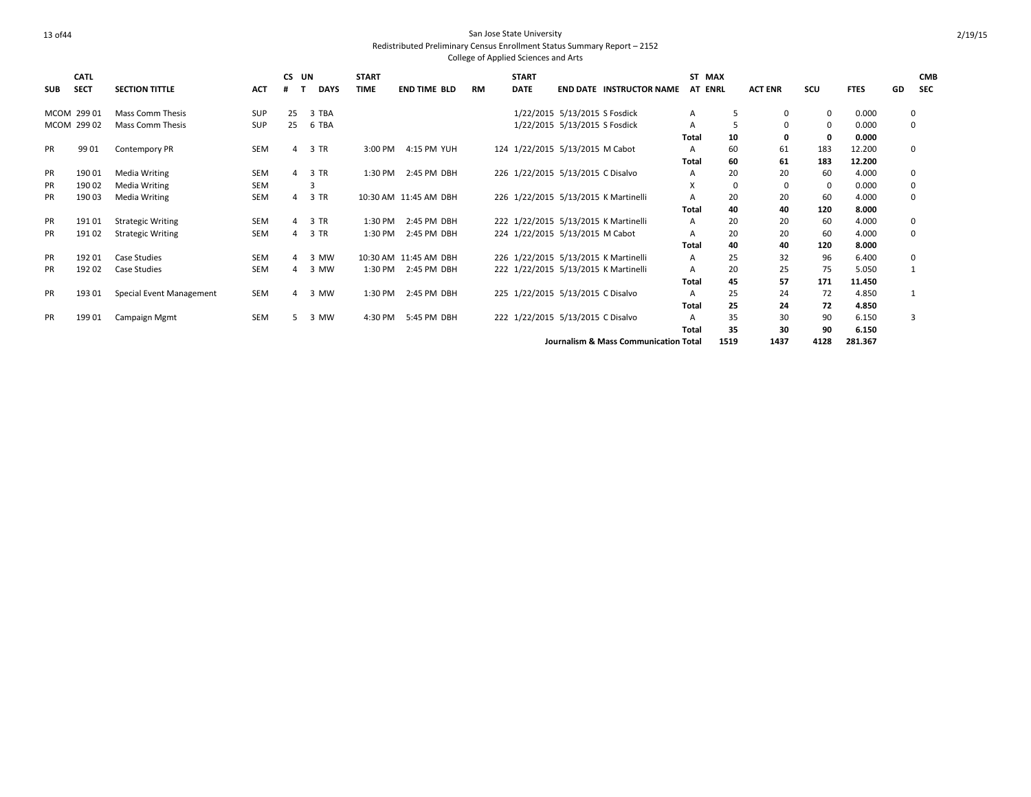San Jose State University
Redistributed Preliminary Census Enrollment Status Summary Report – 2152
College of Applied Sciences and Arts

| SUB | CATL SECT | SECTION TITTLE | ACT | CS # | UN T | DAYS | START TIME | END TIME | BLD | RM | START DATE | END DATE | INSTRUCTOR NAME | ST AT | MAX ENRL | ACT ENR | SCU | FTES | GD | CMB SEC |
|---|---|---|---|---|---|---|---|---|---|---|---|---|---|---|---|---|---|---|---|---|
| MCOM | 299 01 | Mass Comm Thesis | SUP | 25 | 3 | TBA | | | | | 1/22/2015 | 5/13/2015 | S Fosdick | A | 5 | 0 | 0 | 0.000 | | 0 |
| MCOM | 299 02 | Mass Comm Thesis | SUP | 25 | 6 | TBA | | | | | 1/22/2015 | 5/13/2015 | S Fosdick | A | 5 | 0 | 0 | 0.000 | | 0 |
| | | | | | | | | | | | | | | **Total** | **10** | **0** | **0** | **0.000** | | |
| PR | 99 01 | Contempory PR | SEM | 4 | 3 | TR | 3:00 PM | 4:15 PM | YUH | 124 | 1/22/2015 | 5/13/2015 | M Cabot | A | 60 | 61 | 183 | 12.200 | | 0 |
| | | | | | | | | | | | | | | **Total** | **60** | **61** | **183** | **12.200** | | |
| PR | 190 01 | Media Writing | SEM | 4 | 3 | TR | 1:30 PM | 2:45 PM | DBH | 226 | 1/22/2015 | 5/13/2015 | C Disalvo | A | 20 | 20 | 60 | 4.000 | | 0 |
| PR | 190 02 | Media Writing | SEM | | 3 | | | | | | | | | X | 0 | 0 | 0 | 0.000 | | 0 |
| PR | 190 03 | Media Writing | SEM | 4 | 3 | TR | 10:30 AM | 11:45 AM | DBH | 226 | 1/22/2015 | 5/13/2015 | K Martinelli | A | 20 | 20 | 60 | 4.000 | | 0 |
| | | | | | | | | | | | | | | **Total** | **40** | **40** | **120** | **8.000** | | |
| PR | 191 01 | Strategic Writing | SEM | 4 | 3 | TR | 1:30 PM | 2:45 PM | DBH | 222 | 1/22/2015 | 5/13/2015 | K Martinelli | A | 20 | 20 | 60 | 4.000 | | 0 |
| PR | 191 02 | Strategic Writing | SEM | 4 | 3 | TR | 1:30 PM | 2:45 PM | DBH | 224 | 1/22/2015 | 5/13/2015 | M Cabot | A | 20 | 20 | 60 | 4.000 | | 0 |
| | | | | | | | | | | | | | | **Total** | **40** | **40** | **120** | **8.000** | | |
| PR | 192 01 | Case Studies | SEM | 4 | 3 | MW | 10:30 AM | 11:45 AM | DBH | 226 | 1/22/2015 | 5/13/2015 | K Martinelli | A | 25 | 32 | 96 | 6.400 | | 0 |
| PR | 192 02 | Case Studies | SEM | 4 | 3 | MW | 1:30 PM | 2:45 PM | DBH | 222 | 1/22/2015 | 5/13/2015 | K Martinelli | A | 20 | 25 | 75 | 5.050 | | 1 |
| | | | | | | | | | | | | | | **Total** | **45** | **57** | **171** | **11.450** | | |
| PR | 193 01 | Special Event Management | SEM | 4 | 3 | MW | 1:30 PM | 2:45 PM | DBH | 225 | 1/22/2015 | 5/13/2015 | C Disalvo | A | 25 | 24 | 72 | 4.850 | | 1 |
| | | | | | | | | | | | | | | **Total** | **25** | **24** | **72** | **4.850** | | |
| PR | 199 01 | Campaign Mgmt | SEM | 5 | 3 | MW | 4:30 PM | 5:45 PM | DBH | 222 | 1/22/2015 | 5/13/2015 | C Disalvo | A | 35 | 30 | 90 | 6.150 | | 3 |
| | | | | | | | | | | | | | | **Total** | **35** | **30** | **90** | **6.150** | | |
| | | | | | | | | | | | | | **Journalism & Mass Communication Total** | | **1519** | **1437** | **4128** | **281.367** | | |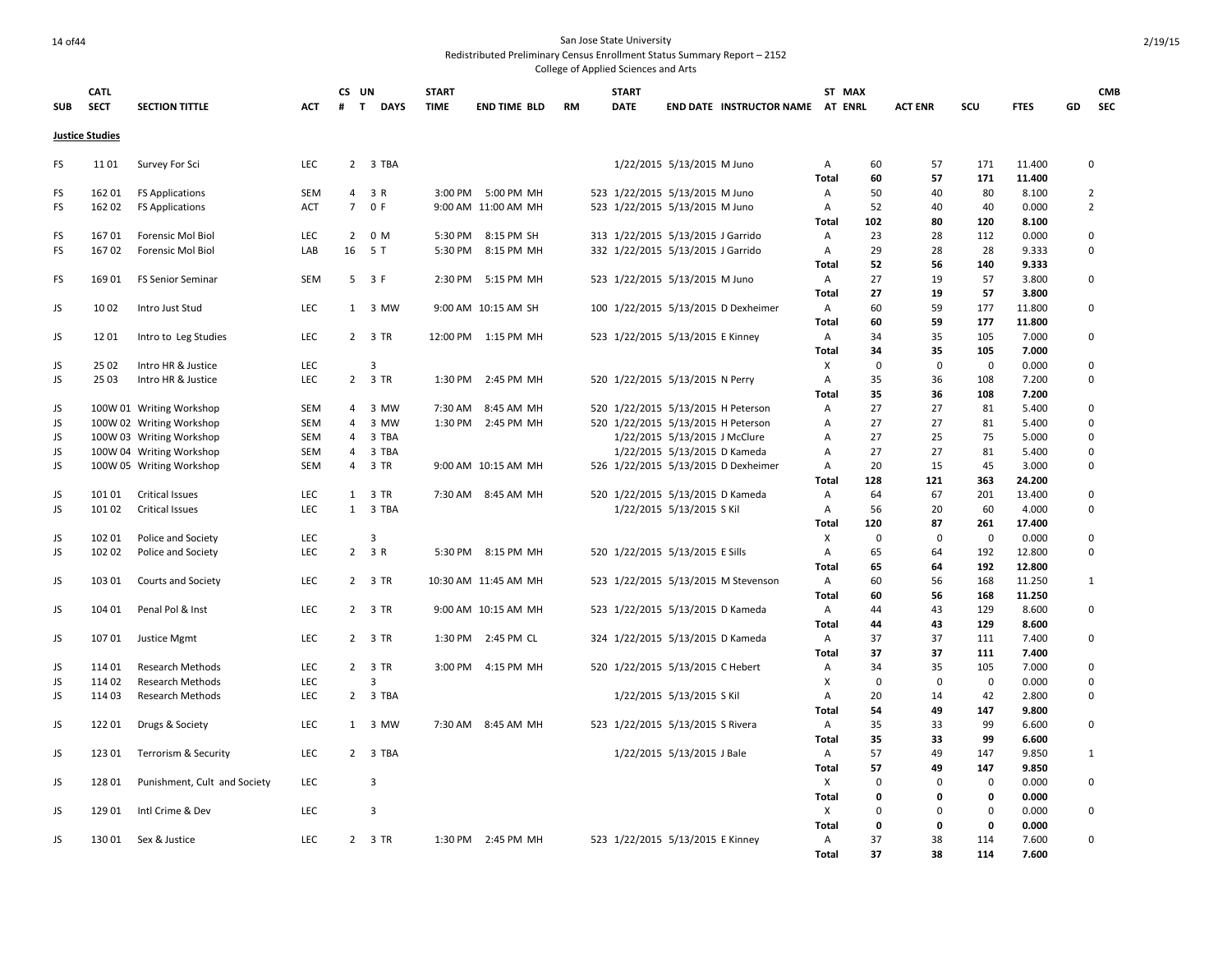San Jose State University
Redistributed Preliminary Census Enrollment Status Summary Report – 2152
College of Applied Sciences and Arts

| SUB | CATL SECT | SECTION TITTLE | ACT | CS # | UN T | DAYS | START TIME | END TIME | BLD | RM | START DATE | END DATE | INSTRUCTOR NAME | ST AT | MAX ENRL | ACT ENR | SCU | FTES | GD | CMB SEC |
|---|---|---|---|---|---|---|---|---|---|---|---|---|---|---|---|---|---|---|---|---|
| **Justice Studies** | | | | | | | | | | | | | | | | | | | | |
| FS | 11 01 | Survey For Sci | LEC | 2 | 3 | TBA | | | | | 1/22/2015 | 5/13/2015 | M Juno | A | 60 | 57 | 171 | 11.400 | | 0 |
| | | | | | | | | | | | | | | **Total** | **60** | **57** | **171** | **11.400** | | |
| FS | 162 01 | FS Applications | SEM | 4 | 3 | R | 3:00 PM | 5:00 PM | MH | 523 | 1/22/2015 | 5/13/2015 | M Juno | A | 50 | 40 | 80 | 8.100 | | 2 |
| FS | 162 02 | FS Applications | ACT | 7 | 0 | F | 9:00 AM | 11:00 AM | MH | 523 | 1/22/2015 | 5/13/2015 | M Juno | A | 52 | 40 | 40 | 0.000 | | 2 |
| | | | | | | | | | | | | | | **Total** | **102** | **80** | **120** | **8.100** | | |
| FS | 167 01 | Forensic Mol Biol | LEC | 2 | 0 | M | 5:30 PM | 8:15 PM | SH | 313 | 1/22/2015 | 5/13/2015 | J Garrido | A | 23 | 28 | 112 | 0.000 | | 0 |
| FS | 167 02 | Forensic Mol Biol | LAB | 16 | 5 | T | 5:30 PM | 8:15 PM | MH | 332 | 1/22/2015 | 5/13/2015 | J Garrido | A | 29 | 28 | 28 | 9.333 | | 0 |
| | | | | | | | | | | | | | | **Total** | **52** | **56** | **140** | **9.333** | | |
| FS | 169 01 | FS Senior Seminar | SEM | 5 | 3 | F | 2:30 PM | 5:15 PM | MH | 523 | 1/22/2015 | 5/13/2015 | M Juno | A | 27 | 19 | 57 | 3.800 | | 0 |
| | | | | | | | | | | | | | | **Total** | **27** | **19** | **57** | **3.800** | | |
| JS | 10 02 | Intro Just Stud | LEC | 1 | 3 | MW | 9:00 AM | 10:15 AM | SH | 100 | 1/22/2015 | 5/13/2015 | D Dexheimer | A | 60 | 59 | 177 | 11.800 | | 0 |
| | | | | | | | | | | | | | | **Total** | **60** | **59** | **177** | **11.800** | | |
| JS | 12 01 | Intro to Leg Studies | LEC | 2 | 3 | TR | 12:00 PM | 1:15 PM | MH | 523 | 1/22/2015 | 5/13/2015 | E Kinney | A | 34 | 35 | 105 | 7.000 | | 0 |
| | | | | | | | | | | | | | | **Total** | **34** | **35** | **105** | **7.000** | | |
| JS | 25 02 | Intro HR & Justice | LEC | | 3 | | | | | | | | | X | 0 | 0 | 0 | 0.000 | | 0 |
| JS | 25 03 | Intro HR & Justice | LEC | 2 | 3 | TR | 1:30 PM | 2:45 PM | MH | 520 | 1/22/2015 | 5/13/2015 | N Perry | A | 35 | 36 | 108 | 7.200 | | 0 |
| | | | | | | | | | | | | | | **Total** | **35** | **36** | **108** | **7.200** | | |
| JS | 100W 01 | Writing Workshop | SEM | 4 | 3 | MW | 7:30 AM | 8:45 AM | MH | 520 | 1/22/2015 | 5/13/2015 | H Peterson | A | 27 | 27 | 81 | 5.400 | | 0 |
| JS | 100W 02 | Writing Workshop | SEM | 4 | 3 | MW | 1:30 PM | 2:45 PM | MH | 520 | 1/22/2015 | 5/13/2015 | H Peterson | A | 27 | 27 | 81 | 5.400 | | 0 |
| JS | 100W 03 | Writing Workshop | SEM | 4 | 3 | TBA | | | | | 1/22/2015 | 5/13/2015 | J McClure | A | 27 | 25 | 75 | 5.000 | | 0 |
| JS | 100W 04 | Writing Workshop | SEM | 4 | 3 | TBA | | | | | 1/22/2015 | 5/13/2015 | D Kameda | A | 27 | 27 | 81 | 5.400 | | 0 |
| JS | 100W 05 | Writing Workshop | SEM | 4 | 3 | TR | 9:00 AM | 10:15 AM | MH | 526 | 1/22/2015 | 5/13/2015 | D Dexheimer | A | 20 | 15 | 45 | 3.000 | | 0 |
| | | | | | | | | | | | | | | **Total** | **128** | **121** | **363** | **24.200** | | |
| JS | 101 01 | Critical Issues | LEC | 1 | 3 | TR | 7:30 AM | 8:45 AM | MH | 520 | 1/22/2015 | 5/13/2015 | D Kameda | A | 64 | 67 | 201 | 13.400 | | 0 |
| JS | 101 02 | Critical Issues | LEC | 1 | 3 | TBA | | | | | 1/22/2015 | 5/13/2015 | S Kil | A | 56 | 20 | 60 | 4.000 | | 0 |
| | | | | | | | | | | | | | | **Total** | **120** | **87** | **261** | **17.400** | | |
| JS | 102 01 | Police and Society | LEC | | 3 | | | | | | | | | X | 0 | 0 | 0 | 0.000 | | 0 |
| JS | 102 02 | Police and Society | LEC | 2 | 3 | R | 5:30 PM | 8:15 PM | MH | 520 | 1/22/2015 | 5/13/2015 | E Sills | A | 65 | 64 | 192 | 12.800 | | 0 |
| | | | | | | | | | | | | | | **Total** | **65** | **64** | **192** | **12.800** | | |
| JS | 103 01 | Courts and Society | LEC | 2 | 3 | TR | 10:30 AM | 11:45 AM | MH | 523 | 1/22/2015 | 5/13/2015 | M Stevenson | A | 60 | 56 | 168 | 11.250 | | 1 |
| | | | | | | | | | | | | | | **Total** | **60** | **56** | **168** | **11.250** | | |
| JS | 104 01 | Penal Pol & Inst | LEC | 2 | 3 | TR | 9:00 AM | 10:15 AM | MH | 523 | 1/22/2015 | 5/13/2015 | D Kameda | A | 44 | 43 | 129 | 8.600 | | 0 |
| | | | | | | | | | | | | | | **Total** | **44** | **43** | **129** | **8.600** | | |
| JS | 107 01 | Justice Mgmt | LEC | 2 | 3 | TR | 1:30 PM | 2:45 PM | CL | 324 | 1/22/2015 | 5/13/2015 | D Kameda | A | 37 | 37 | 111 | 7.400 | | 0 |
| | | | | | | | | | | | | | | **Total** | **37** | **37** | **111** | **7.400** | | |
| JS | 114 01 | Research Methods | LEC | 2 | 3 | TR | 3:00 PM | 4:15 PM | MH | 520 | 1/22/2015 | 5/13/2015 | C Hebert | A | 34 | 35 | 105 | 7.000 | | 0 |
| JS | 114 02 | Research Methods | LEC | | 3 | | | | | | | | | X | 0 | 0 | 0 | 0.000 | | 0 |
| JS | 114 03 | Research Methods | LEC | 2 | 3 | TBA | | | | | 1/22/2015 | 5/13/2015 | S Kil | A | 20 | 14 | 42 | 2.800 | | 0 |
| | | | | | | | | | | | | | | **Total** | **54** | **49** | **147** | **9.800** | | |
| JS | 122 01 | Drugs & Society | LEC | 1 | 3 | MW | 7:30 AM | 8:45 AM | MH | 523 | 1/22/2015 | 5/13/2015 | S Rivera | A | 35 | 33 | 99 | 6.600 | | 0 |
| | | | | | | | | | | | | | | **Total** | **35** | **33** | **99** | **6.600** | | |
| JS | 123 01 | Terrorism & Security | LEC | 2 | 3 | TBA | | | | | 1/22/2015 | 5/13/2015 | J Bale | A | 57 | 49 | 147 | 9.850 | | 1 |
| | | | | | | | | | | | | | | **Total** | **57** | **49** | **147** | **9.850** | | |
| JS | 128 01 | Punishment, Cult and Society | LEC | | 3 | | | | | | | | | X | 0 | 0 | 0 | 0.000 | | 0 |
| | | | | | | | | | | | | | | **Total** | **0** | **0** | **0** | **0.000** | | |
| JS | 129 01 | Intl Crime & Dev | LEC | | 3 | | | | | | | | | X | 0 | 0 | 0 | 0.000 | | 0 |
| | | | | | | | | | | | | | | **Total** | **0** | **0** | **0** | **0.000** | | |
| JS | 130 01 | Sex & Justice | LEC | 2 | 3 | TR | 1:30 PM | 2:45 PM | MH | 523 | 1/22/2015 | 5/13/2015 | E Kinney | A | 37 | 38 | 114 | 7.600 | | 0 |
| | | | | | | | | | | | | | | **Total** | **37** | **38** | **114** | **7.600** | | |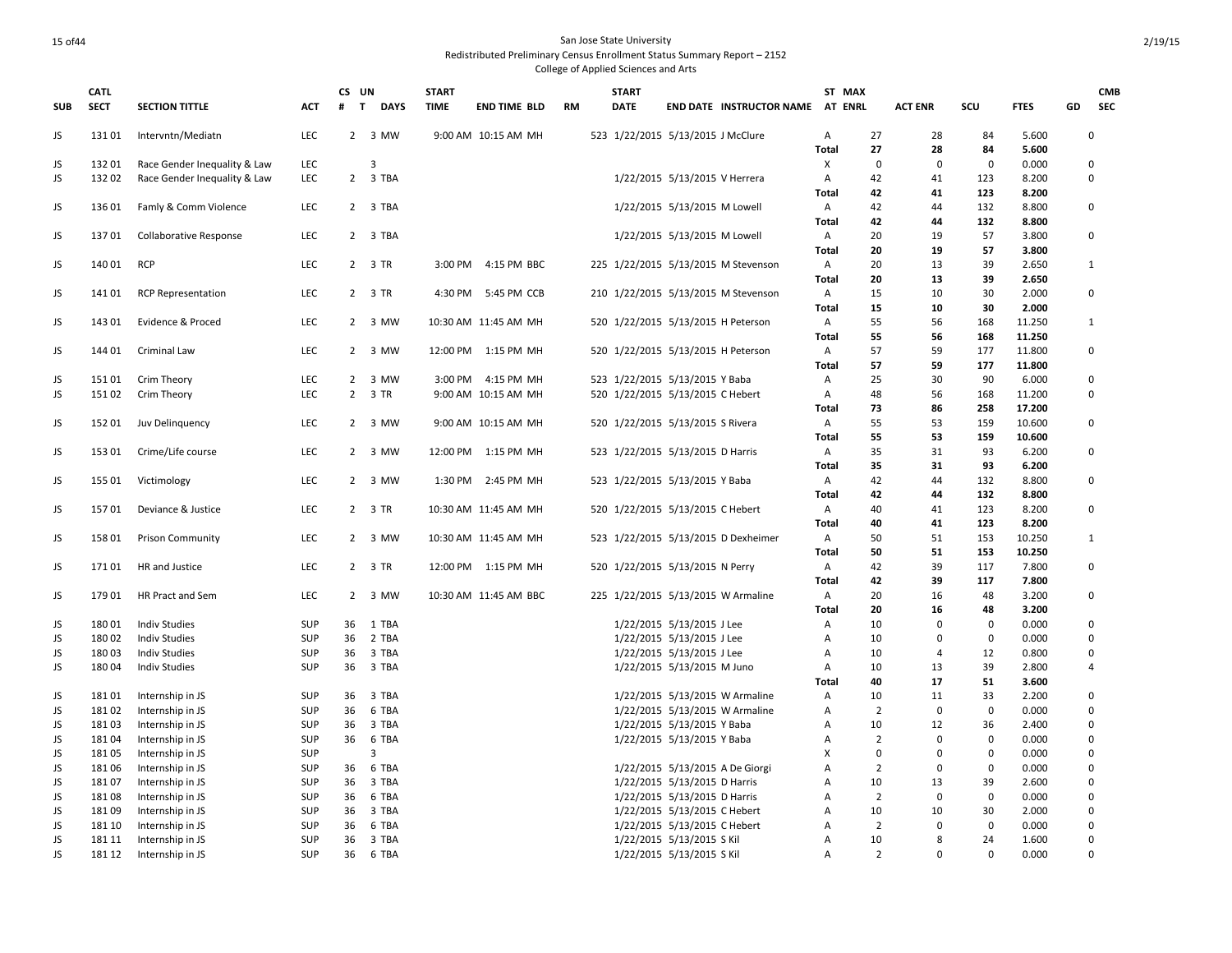San Jose State University
Redistributed Preliminary Census Enrollment Status Summary Report – 2152
College of Applied Sciences and Arts

| SUB | CATL SECT | SECTION TITTLE | ACT | CS # | UN T | DAYS | START TIME | END TIME | BLD | RM | START DATE | END DATE | INSTRUCTOR NAME | ST AT | MAX ENRL | ACT ENR | SCU | FTES | GD | CMB SEC |
|---|---|---|---|---|---|---|---|---|---|---|---|---|---|---|---|---|---|---|---|---|
| JS | 131 01 | Intervntn/Mediatn | LEC | 2 | 3 | MW | 9:00 AM | 10:15 AM | MH | 523 | 1/22/2015 | 5/13/2015 | J McClure | A | 27 | 28 | 84 | 5.600 | | 0 |
| | | | | | | | | | | | | | | **Total** | **27** | **28** | **84** | **5.600** | | |
| JS | 132 01 | Race Gender Inequality & Law | LEC | | 3 | | | | | | | | | X | 0 | 0 | 0 | 0.000 | | 0 |
| JS | 132 02 | Race Gender Inequality & Law | LEC | 2 | 3 | TBA | | | | | 1/22/2015 | 5/13/2015 | V Herrera | A | 42 | 41 | 123 | 8.200 | | 0 |
| | | | | | | | | | | | | | | **Total** | **42** | **41** | **123** | **8.200** | | |
| JS | 136 01 | Famly & Comm Violence | LEC | 2 | 3 | TBA | | | | | 1/22/2015 | 5/13/2015 | M Lowell | A | 42 | 44 | 132 | 8.800 | | 0 |
| | | | | | | | | | | | | | | **Total** | **42** | **44** | **132** | **8.800** | | |
| JS | 137 01 | Collaborative Response | LEC | 2 | 3 | TBA | | | | | 1/22/2015 | 5/13/2015 | M Lowell | A | 20 | 19 | 57 | 3.800 | | 0 |
| | | | | | | | | | | | | | | **Total** | **20** | **19** | **57** | **3.800** | | |
| JS | 140 01 | RCP | LEC | 2 | 3 | TR | 3:00 PM | 4:15 PM | BBC | 225 | 1/22/2015 | 5/13/2015 | M Stevenson | A | 20 | 13 | 39 | 2.650 | | 1 |
| | | | | | | | | | | | | | | **Total** | **20** | **13** | **39** | **2.650** | | |
| JS | 141 01 | RCP Representation | LEC | 2 | 3 | TR | 4:30 PM | 5:45 PM | CCB | 210 | 1/22/2015 | 5/13/2015 | M Stevenson | A | 15 | 10 | 30 | 2.000 | | 0 |
| | | | | | | | | | | | | | | **Total** | **15** | **10** | **30** | **2.000** | | |
| JS | 143 01 | Evidence & Proced | LEC | 2 | 3 | MW | 10:30 AM | 11:45 AM | MH | 520 | 1/22/2015 | 5/13/2015 | H Peterson | A | 55 | 56 | 168 | 11.250 | | 1 |
| | | | | | | | | | | | | | | **Total** | **55** | **56** | **168** | **11.250** | | |
| JS | 144 01 | Criminal Law | LEC | 2 | 3 | MW | 12:00 PM | 1:15 PM | MH | 520 | 1/22/2015 | 5/13/2015 | H Peterson | A | 57 | 59 | 177 | 11.800 | | 0 |
| | | | | | | | | | | | | | | **Total** | **57** | **59** | **177** | **11.800** | | |
| JS | 151 01 | Crim Theory | LEC | 2 | 3 | MW | 3:00 PM | 4:15 PM | MH | 523 | 1/22/2015 | 5/13/2015 | Y Baba | A | 25 | 30 | 90 | 6.000 | | 0 |
| JS | 151 02 | Crim Theory | LEC | 2 | 3 | TR | 9:00 AM | 10:15 AM | MH | 520 | 1/22/2015 | 5/13/2015 | C Hebert | A | 48 | 56 | 168 | 11.200 | | 0 |
| | | | | | | | | | | | | | | **Total** | **73** | **86** | **258** | **17.200** | | |
| JS | 152 01 | Juv Delinquency | LEC | 2 | 3 | MW | 9:00 AM | 10:15 AM | MH | 520 | 1/22/2015 | 5/13/2015 | S Rivera | A | 55 | 53 | 159 | 10.600 | | 0 |
| | | | | | | | | | | | | | | **Total** | **55** | **53** | **159** | **10.600** | | |
| JS | 153 01 | Crime/Life course | LEC | 2 | 3 | MW | 12:00 PM | 1:15 PM | MH | 523 | 1/22/2015 | 5/13/2015 | D Harris | A | 35 | 31 | 93 | 6.200 | | 0 |
| | | | | | | | | | | | | | | **Total** | **35** | **31** | **93** | **6.200** | | |
| JS | 155 01 | Victimology | LEC | 2 | 3 | MW | 1:30 PM | 2:45 PM | MH | 523 | 1/22/2015 | 5/13/2015 | Y Baba | A | 42 | 44 | 132 | 8.800 | | 0 |
| | | | | | | | | | | | | | | **Total** | **42** | **44** | **132** | **8.800** | | |
| JS | 157 01 | Deviance & Justice | LEC | 2 | 3 | TR | 10:30 AM | 11:45 AM | MH | 520 | 1/22/2015 | 5/13/2015 | C Hebert | A | 40 | 41 | 123 | 8.200 | | 0 |
| | | | | | | | | | | | | | | **Total** | **40** | **41** | **123** | **8.200** | | |
| JS | 158 01 | Prison Community | LEC | 2 | 3 | MW | 10:30 AM | 11:45 AM | MH | 523 | 1/22/2015 | 5/13/2015 | D Dexheimer | A | 50 | 51 | 153 | 10.250 | | 1 |
| | | | | | | | | | | | | | | **Total** | **50** | **51** | **153** | **10.250** | | |
| JS | 171 01 | HR and Justice | LEC | 2 | 3 | TR | 12:00 PM | 1:15 PM | MH | 520 | 1/22/2015 | 5/13/2015 | N Perry | A | 42 | 39 | 117 | 7.800 | | 0 |
| | | | | | | | | | | | | | | **Total** | **42** | **39** | **117** | **7.800** | | |
| JS | 179 01 | HR Pract and Sem | LEC | 2 | 3 | MW | 10:30 AM | 11:45 AM | BBC | 225 | 1/22/2015 | 5/13/2015 | W Armaline | A | 20 | 16 | 48 | 3.200 | | 0 |
| | | | | | | | | | | | | | | **Total** | **20** | **16** | **48** | **3.200** | | |
| JS | 180 01 | Indiv Studies | SUP | 36 | 1 | TBA | | | | | 1/22/2015 | 5/13/2015 | J Lee | A | 10 | 0 | 0 | 0.000 | | 0 |
| JS | 180 02 | Indiv Studies | SUP | 36 | 2 | TBA | | | | | 1/22/2015 | 5/13/2015 | J Lee | A | 10 | 0 | 0 | 0.000 | | 0 |
| JS | 180 03 | Indiv Studies | SUP | 36 | 3 | TBA | | | | | 1/22/2015 | 5/13/2015 | J Lee | A | 10 | 4 | 12 | 0.800 | | 0 |
| JS | 180 04 | Indiv Studies | SUP | 36 | 3 | TBA | | | | | 1/22/2015 | 5/13/2015 | M Juno | A | 10 | 13 | 39 | 2.800 | | 4 |
| | | | | | | | | | | | | | | **Total** | **40** | **17** | **51** | **3.600** | | |
| JS | 181 01 | Internship in JS | SUP | 36 | 3 | TBA | | | | | 1/22/2015 | 5/13/2015 | W Armaline | A | 10 | 11 | 33 | 2.200 | | 0 |
| JS | 181 02 | Internship in JS | SUP | 36 | 6 | TBA | | | | | 1/22/2015 | 5/13/2015 | W Armaline | A | 2 | 0 | 0 | 0.000 | | 0 |
| JS | 181 03 | Internship in JS | SUP | 36 | 3 | TBA | | | | | 1/22/2015 | 5/13/2015 | Y Baba | A | 10 | 12 | 36 | 2.400 | | 0 |
| JS | 181 04 | Internship in JS | SUP | 36 | 6 | TBA | | | | | 1/22/2015 | 5/13/2015 | Y Baba | A | 2 | 0 | 0 | 0.000 | | 0 |
| JS | 181 05 | Internship in JS | SUP | | 3 | | | | | | | | | X | 0 | 0 | 0 | 0.000 | | 0 |
| JS | 181 06 | Internship in JS | SUP | 36 | 6 | TBA | | | | | 1/22/2015 | 5/13/2015 | A De Giorgi | A | 2 | 0 | 0 | 0.000 | | 0 |
| JS | 181 07 | Internship in JS | SUP | 36 | 3 | TBA | | | | | 1/22/2015 | 5/13/2015 | D Harris | A | 10 | 13 | 39 | 2.600 | | 0 |
| JS | 181 08 | Internship in JS | SUP | 36 | 6 | TBA | | | | | 1/22/2015 | 5/13/2015 | D Harris | A | 2 | 0 | 0 | 0.000 | | 0 |
| JS | 181 09 | Internship in JS | SUP | 36 | 3 | TBA | | | | | 1/22/2015 | 5/13/2015 | C Hebert | A | 10 | 10 | 30 | 2.000 | | 0 |
| JS | 181 10 | Internship in JS | SUP | 36 | 6 | TBA | | | | | 1/22/2015 | 5/13/2015 | C Hebert | A | 2 | 0 | 0 | 0.000 | | 0 |
| JS | 181 11 | Internship in JS | SUP | 36 | 3 | TBA | | | | | 1/22/2015 | 5/13/2015 | S Kil | A | 10 | 8 | 24 | 1.600 | | 0 |
| JS | 181 12 | Internship in JS | SUP | 36 | 6 | TBA | | | | | 1/22/2015 | 5/13/2015 | S Kil | A | 2 | 0 | 0 | 0.000 | | 0 |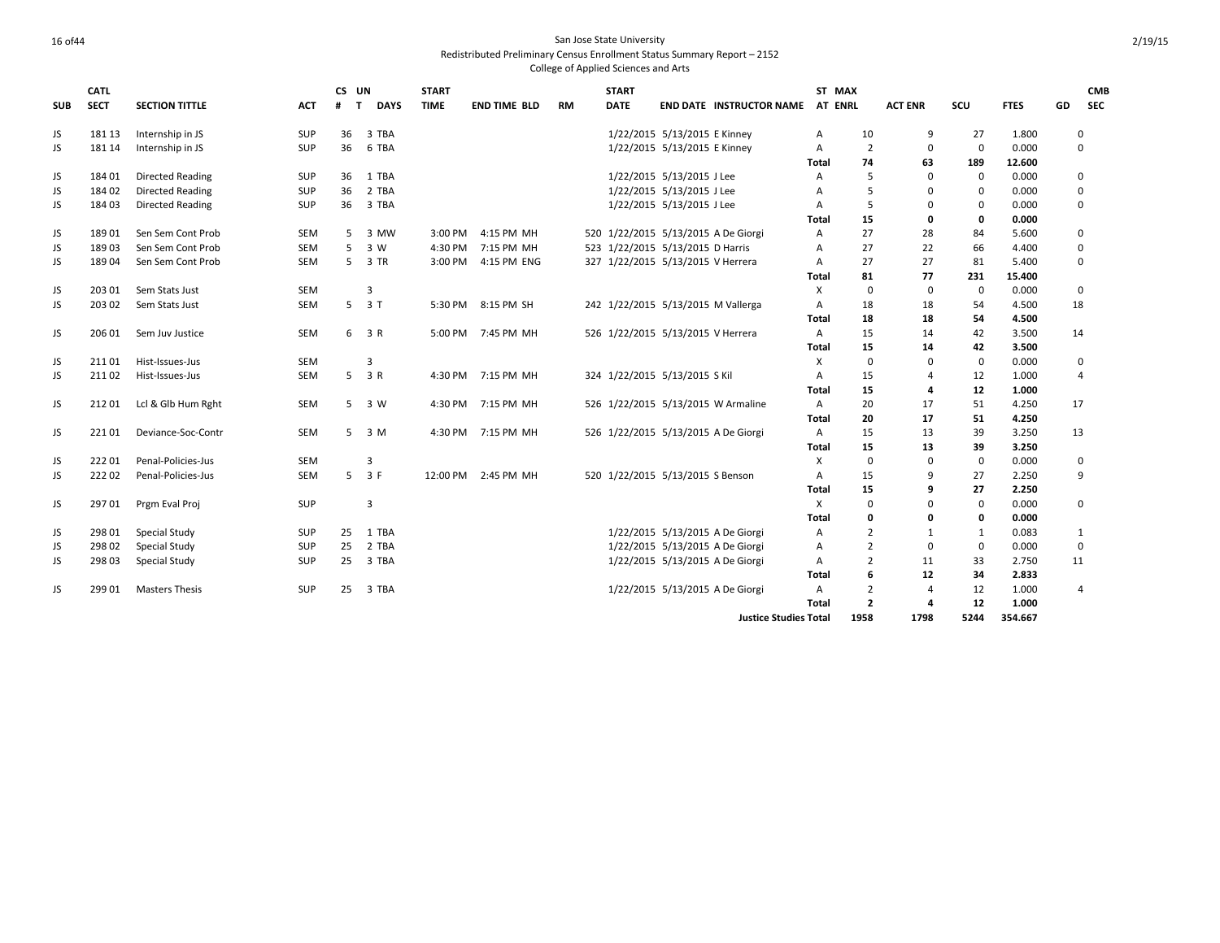San Jose State University
Redistributed Preliminary Census Enrollment Status Summary Report – 2152
College of Applied Sciences and Arts

| SUB | CATL SECT | SECTION TITTLE | ACT | CS # | UN T | DAYS | START TIME | END TIME | BLD | RM | START DATE | END DATE | INSTRUCTOR NAME | ST AT | MAX ENRL | ACT ENR | SCU | FTES | GD | CMB SEC |
|---|---|---|---|---|---|---|---|---|---|---|---|---|---|---|---|---|---|---|---|---|
| JS | 181 13 | Internship in JS | SUP | 36 | 3 | TBA | | | | | 1/22/2015 | 5/13/2015 | E Kinney | A | 10 | 9 | 27 | 1.800 | | 0 |
| JS | 181 14 | Internship in JS | SUP | 36 | 6 | TBA | | | | | 1/22/2015 | 5/13/2015 | E Kinney | A | 2 | 0 | 0 | 0.000 | | 0 |
| | | | | | | | | | | | | | | **Total** | **74** | **63** | **189** | **12.600** | | |
| JS | 184 01 | Directed Reading | SUP | 36 | 1 | TBA | | | | | 1/22/2015 | 5/13/2015 | J Lee | A | 5 | 0 | 0 | 0.000 | | 0 |
| JS | 184 02 | Directed Reading | SUP | 36 | 2 | TBA | | | | | 1/22/2015 | 5/13/2015 | J Lee | A | 5 | 0 | 0 | 0.000 | | 0 |
| JS | 184 03 | Directed Reading | SUP | 36 | 3 | TBA | | | | | 1/22/2015 | 5/13/2015 | J Lee | A | 5 | 0 | 0 | 0.000 | | 0 |
| | | | | | | | | | | | | | | **Total** | **15** | **0** | **0** | **0.000** | | |
| JS | 189 01 | Sen Sem Cont Prob | SEM | 5 | 3 | MW | 3:00 PM | 4:15 PM | MH | 520 | 1/22/2015 | 5/13/2015 | A De Giorgi | A | 27 | 28 | 84 | 5.600 | | 0 |
| JS | 189 03 | Sen Sem Cont Prob | SEM | 5 | 3 | W | 4:30 PM | 7:15 PM | MH | 523 | 1/22/2015 | 5/13/2015 | D Harris | A | 27 | 22 | 66 | 4.400 | | 0 |
| JS | 189 04 | Sen Sem Cont Prob | SEM | 5 | 3 | TR | 3:00 PM | 4:15 PM | ENG | 327 | 1/22/2015 | 5/13/2015 | V Herrera | A | 27 | 27 | 81 | 5.400 | | 0 |
| | | | | | | | | | | | | | | **Total** | **81** | **77** | **231** | **15.400** | | |
| JS | 203 01 | Sem Stats Just | SEM | | 3 | | | | | | | | | X | 0 | 0 | 0 | 0.000 | | 0 |
| JS | 203 02 | Sem Stats Just | SEM | 5 | 3 | T | 5:30 PM | 8:15 PM | SH | 242 | 1/22/2015 | 5/13/2015 | M Vallerga | A | 18 | 18 | 54 | 4.500 | | 18 |
| | | | | | | | | | | | | | | **Total** | **18** | **18** | **54** | **4.500** | | |
| JS | 206 01 | Sem Juv Justice | SEM | 6 | 3 | R | 5:00 PM | 7:45 PM | MH | 526 | 1/22/2015 | 5/13/2015 | V Herrera | A | 15 | 14 | 42 | 3.500 | | 14 |
| | | | | | | | | | | | | | | **Total** | **15** | **14** | **42** | **3.500** | | |
| JS | 211 01 | Hist-Issues-Jus | SEM | | 3 | | | | | | | | | X | 0 | 0 | 0 | 0.000 | | 0 |
| JS | 211 02 | Hist-Issues-Jus | SEM | 5 | 3 | R | 4:30 PM | 7:15 PM | MH | 324 | 1/22/2015 | 5/13/2015 | S Kil | A | 15 | 4 | 12 | 1.000 | | 4 |
| | | | | | | | | | | | | | | **Total** | **15** | **4** | **12** | **1.000** | | |
| JS | 212 01 | Lcl & Glb Hum Rght | SEM | 5 | 3 | W | 4:30 PM | 7:15 PM | MH | 526 | 1/22/2015 | 5/13/2015 | W Armaline | A | 20 | 17 | 51 | 4.250 | | 17 |
| | | | | | | | | | | | | | | **Total** | **20** | **17** | **51** | **4.250** | | |
| JS | 221 01 | Deviance-Soc-Contr | SEM | 5 | 3 | M | 4:30 PM | 7:15 PM | MH | 526 | 1/22/2015 | 5/13/2015 | A De Giorgi | A | 15 | 13 | 39 | 3.250 | | 13 |
| | | | | | | | | | | | | | | **Total** | **15** | **13** | **39** | **3.250** | | |
| JS | 222 01 | Penal-Policies-Jus | SEM | | 3 | | | | | | | | | X | 0 | 0 | 0 | 0.000 | | 0 |
| JS | 222 02 | Penal-Policies-Jus | SEM | 5 | 3 | F | 12:00 PM | 2:45 PM | MH | 520 | 1/22/2015 | 5/13/2015 | S Benson | A | 15 | 9 | 27 | 2.250 | | 9 |
| | | | | | | | | | | | | | | **Total** | **15** | **9** | **27** | **2.250** | | |
| JS | 297 01 | Prgm Eval Proj | SUP | | 3 | | | | | | | | | X | 0 | 0 | 0 | 0.000 | | 0 |
| | | | | | | | | | | | | | | **Total** | **0** | **0** | **0** | **0.000** | | |
| JS | 298 01 | Special Study | SUP | 25 | 1 | TBA | | | | | 1/22/2015 | 5/13/2015 | A De Giorgi | A | 2 | 1 | 1 | 0.083 | | 1 |
| JS | 298 02 | Special Study | SUP | 25 | 2 | TBA | | | | | 1/22/2015 | 5/13/2015 | A De Giorgi | A | 2 | 0 | 0 | 0.000 | | 0 |
| JS | 298 03 | Special Study | SUP | 25 | 3 | TBA | | | | | 1/22/2015 | 5/13/2015 | A De Giorgi | A | 2 | 11 | 33 | 2.750 | | 11 |
| | | | | | | | | | | | | | | **Total** | **6** | **12** | **34** | **2.833** | | |
| JS | 299 01 | Masters Thesis | SUP | 25 | 3 | TBA | | | | | 1/22/2015 | 5/13/2015 | A De Giorgi | A | 2 | 4 | 12 | 1.000 | | 4 |
| | | | | | | | | | | | | | | **Total** | **2** | **4** | **12** | **1.000** | | |
| | | | | | | | | | | | | | **Justice Studies** | **Total** | **1958** | **1798** | **5244** | **354.667** | | |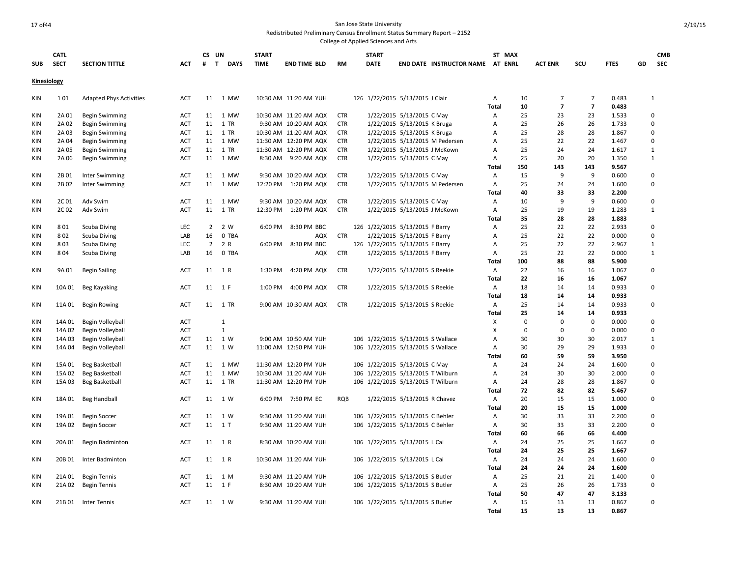San Jose State University
Redistributed Preliminary Census Enrollment Status Summary Report – 2152
College of Applied Sciences and Arts

| SUB | CATL SECT | SECTION TITTLE | ACT | CS # | UN T | DAYS | START TIME | END TIME | BLD | RM | START DATE | END DATE | INSTRUCTOR NAME | ST AT | MAX ENRL | ACT ENR | SCU | FTES | GD | CMB SEC |
|---|---|---|---|---|---|---|---|---|---|---|---|---|---|---|---|---|---|---|---|---|
| **Kinesiology** | | | | | | | | | | | | | | | | | | | | |
| KIN | 1 01 | Adapted Phys Activities | ACT | 11 | 1 | MW | 10:30 AM | 11:20 AM | YUH | 126 | 1/22/2015 | 5/13/2015 | J Clair | A | 10 | 7 | 7 | 0.483 | 1 | |
| | | | | | | | | | | | | | | **Total** | **10** | **7** | **7** | **0.483** | | |
| KIN | 2A 01 | Begin Swimming | ACT | 11 | 1 | MW | 10:30 AM | 11:20 AM | AQX | CTR | 1/22/2015 | 5/13/2015 | C May | A | 25 | 23 | 23 | 1.533 | 0 | |
| KIN | 2A 02 | Begin Swimming | ACT | 11 | 1 | TR | 9:30 AM | 10:20 AM | AQX | CTR | 1/22/2015 | 5/13/2015 | K Bruga | A | 25 | 26 | 26 | 1.733 | 0 | |
| KIN | 2A 03 | Begin Swimming | ACT | 11 | 1 | TR | 10:30 AM | 11:20 AM | AQX | CTR | 1/22/2015 | 5/13/2015 | K Bruga | A | 25 | 28 | 28 | 1.867 | 0 | |
| KIN | 2A 04 | Begin Swimming | ACT | 11 | 1 | MW | 11:30 AM | 12:20 PM | AQX | CTR | 1/22/2015 | 5/13/2015 | M Pedersen | A | 25 | 22 | 22 | 1.467 | 0 | |
| KIN | 2A 05 | Begin Swimming | ACT | 11 | 1 | TR | 11:30 AM | 12:20 PM | AQX | CTR | 1/22/2015 | 5/13/2015 | J McKown | A | 25 | 24 | 24 | 1.617 | 1 | |
| KIN | 2A 06 | Begin Swimming | ACT | 11 | 1 | MW | 8:30 AM | 9:20 AM | AQX | CTR | 1/22/2015 | 5/13/2015 | C May | A | 25 | 20 | 20 | 1.350 | 1 | |
| | | | | | | | | | | | | | | **Total** | **150** | **143** | **143** | **9.567** | | |
| KIN | 2B 01 | Inter Swimming | ACT | 11 | 1 | MW | 9:30 AM | 10:20 AM | AQX | CTR | 1/22/2015 | 5/13/2015 | C May | A | 15 | 9 | 9 | 0.600 | 0 | |
| KIN | 2B 02 | Inter Swimming | ACT | 11 | 1 | MW | 12:20 PM | 1:20 PM | AQX | CTR | 1/22/2015 | 5/13/2015 | M Pedersen | A | 25 | 24 | 24 | 1.600 | 0 | |
| | | | | | | | | | | | | | | **Total** | **40** | **33** | **33** | **2.200** | | |
| KIN | 2C 01 | Adv Swim | ACT | 11 | 1 | MW | 9:30 AM | 10:20 AM | AQX | CTR | 1/22/2015 | 5/13/2015 | C May | A | 10 | 9 | 9 | 0.600 | 0 | |
| KIN | 2C 02 | Adv Swim | ACT | 11 | 1 | TR | 12:30 PM | 1:20 PM | AQX | CTR | 1/22/2015 | 5/13/2015 | J McKown | A | 25 | 19 | 19 | 1.283 | 1 | |
| | | | | | | | | | | | | | | **Total** | **35** | **28** | **28** | **1.883** | | |
| KIN | 8 01 | Scuba Diving | LEC | 2 | 2 | W | 6:00 PM | 8:30 PM | BBC | 126 | 1/22/2015 | 5/13/2015 | F Barry | A | 25 | 22 | 22 | 2.933 | 0 | |
| KIN | 8 02 | Scuba Diving | LAB | 16 | 0 | TBA | | | AQX | CTR | 1/22/2015 | 5/13/2015 | F Barry | A | 25 | 22 | 22 | 0.000 | 0 | |
| KIN | 8 03 | Scuba Diving | LEC | 2 | 2 | R | 6:00 PM | 8:30 PM | BBC | 126 | 1/22/2015 | 5/13/2015 | F Barry | A | 25 | 22 | 22 | 2.967 | 1 | |
| KIN | 8 04 | Scuba Diving | LAB | 16 | 0 | TBA | | | AQX | CTR | 1/22/2015 | 5/13/2015 | F Barry | A | 25 | 22 | 22 | 0.000 | 1 | |
| | | | | | | | | | | | | | | **Total** | **100** | **88** | **88** | **5.900** | | |
| KIN | 9A 01 | Begin Sailing | ACT | 11 | 1 | R | 1:30 PM | 4:20 PM | AQX | CTR | 1/22/2015 | 5/13/2015 | S Reekie | A | 22 | 16 | 16 | 1.067 | 0 | |
| | | | | | | | | | | | | | | **Total** | **22** | **16** | **16** | **1.067** | | |
| KIN | 10A 01 | Beg Kayaking | ACT | 11 | 1 | F | 1:00 PM | 4:00 PM | AQX | CTR | 1/22/2015 | 5/13/2015 | S Reekie | A | 18 | 14 | 14 | 0.933 | 0 | |
| | | | | | | | | | | | | | | **Total** | **18** | **14** | **14** | **0.933** | | |
| KIN | 11A 01 | Begin Rowing | ACT | 11 | 1 | TR | 9:00 AM | 10:30 AM | AQX | CTR | 1/22/2015 | 5/13/2015 | S Reekie | A | 25 | 14 | 14 | 0.933 | 0 | |
| | | | | | | | | | | | | | | **Total** | **25** | **14** | **14** | **0.933** | | |
| KIN | 14A 01 | Begin Volleyball | ACT | | 1 | | | | | | | | | X | 0 | 0 | 0 | 0.000 | 0 | |
| KIN | 14A 02 | Begin Volleyball | ACT | | 1 | | | | | | | | | X | 0 | 0 | 0 | 0.000 | 0 | |
| KIN | 14A 03 | Begin Volleyball | ACT | 11 | 1 | W | 9:00 AM | 10:50 AM | YUH | 106 | 1/22/2015 | 5/13/2015 | S Wallace | A | 30 | 30 | 30 | 2.017 | 1 | |
| KIN | 14A 04 | Begin Volleyball | ACT | 11 | 1 | W | 11:00 AM | 12:50 PM | YUH | 106 | 1/22/2015 | 5/13/2015 | S Wallace | A | 30 | 29 | 29 | 1.933 | 0 | |
| | | | | | | | | | | | | | | **Total** | **60** | **59** | **59** | **3.950** | | |
| KIN | 15A 01 | Beg Basketball | ACT | 11 | 1 | MW | 11:30 AM | 12:20 PM | YUH | 106 | 1/22/2015 | 5/13/2015 | C May | A | 24 | 24 | 24 | 1.600 | 0 | |
| KIN | 15A 02 | Beg Basketball | ACT | 11 | 1 | MW | 10:30 AM | 11:20 AM | YUH | 106 | 1/22/2015 | 5/13/2015 | T Wilburn | A | 24 | 30 | 30 | 2.000 | 0 | |
| KIN | 15A 03 | Beg Basketball | ACT | 11 | 1 | TR | 11:30 AM | 12:20 PM | YUH | 106 | 1/22/2015 | 5/13/2015 | T Wilburn | A | 24 | 28 | 28 | 1.867 | 0 | |
| | | | | | | | | | | | | | | **Total** | **72** | **82** | **82** | **5.467** | | |
| KIN | 18A 01 | Beg Handball | ACT | 11 | 1 | W | 6:00 PM | 7:50 PM | EC | RQB | 1/22/2015 | 5/13/2015 | R Chavez | A | 20 | 15 | 15 | 1.000 | 0 | |
| | | | | | | | | | | | | | | **Total** | **20** | **15** | **15** | **1.000** | | |
| KIN | 19A 01 | Begin Soccer | ACT | 11 | 1 | W | 9:30 AM | 11:20 AM | YUH | 106 | 1/22/2015 | 5/13/2015 | C Behler | A | 30 | 33 | 33 | 2.200 | 0 | |
| KIN | 19A 02 | Begin Soccer | ACT | 11 | 1 | T | 9:30 AM | 11:20 AM | YUH | 106 | 1/22/2015 | 5/13/2015 | C Behler | A | 30 | 33 | 33 | 2.200 | 0 | |
| | | | | | | | | | | | | | | **Total** | **60** | **66** | **66** | **4.400** | | |
| KIN | 20A 01 | Begin Badminton | ACT | 11 | 1 | R | 8:30 AM | 10:20 AM | YUH | 106 | 1/22/2015 | 5/13/2015 | L Cai | A | 24 | 25 | 25 | 1.667 | 0 | |
| | | | | | | | | | | | | | | **Total** | **24** | **25** | **25** | **1.667** | | |
| KIN | 20B 01 | Inter Badminton | ACT | 11 | 1 | R | 10:30 AM | 11:20 AM | YUH | 106 | 1/22/2015 | 5/13/2015 | L Cai | A | 24 | 24 | 24 | 1.600 | 0 | |
| | | | | | | | | | | | | | | **Total** | **24** | **24** | **24** | **1.600** | | |
| KIN | 21A 01 | Begin Tennis | ACT | 11 | 1 | M | 9:30 AM | 11:20 AM | YUH | 106 | 1/22/2015 | 5/13/2015 | S Butler | A | 25 | 21 | 21 | 1.400 | 0 | |
| KIN | 21A 02 | Begin Tennis | ACT | 11 | 1 | F | 8:30 AM | 10:20 AM | YUH | 106 | 1/22/2015 | 5/13/2015 | S Butler | A | 25 | 26 | 26 | 1.733 | 0 | |
| | | | | | | | | | | | | | | **Total** | **50** | **47** | **47** | **3.133** | | |
| KIN | 21B 01 | Inter Tennis | ACT | 11 | 1 | W | 9:30 AM | 11:20 AM | YUH | 106 | 1/22/2015 | 5/13/2015 | S Butler | A | 15 | 13 | 13 | 0.867 | 0 | |
| | | | | | | | | | | | | | | **Total** | **15** | **13** | **13** | **0.867** | | |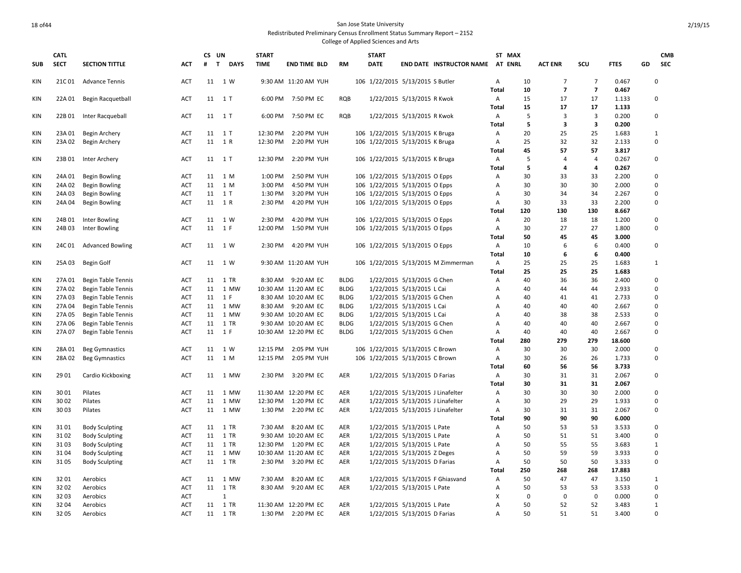# San Jose State University

Redistributed Preliminary Census Enrollment Status Summary Report – 2152

College of Applied Sciences and Arts

| SUB | CATL SECT | SECTION TITTLE | ACT | CS # | UN T | DAYS | START TIME | END TIME | BLD | RM | START DATE | END DATE | INSTRUCTOR NAME | ST AT | MAX ENRL | ACT ENR | SCU | FTES | GD | CMB SEC |
|---|---|---|---|---|---|---|---|---|---|---|---|---|---|---|---|---|---|---|---|---|
| KIN | 21C 01 | Advance Tennis | ACT | 11 | 1 | W | 9:30 AM | 11:20 AM | YUH | 106 | 1/22/2015 | 5/13/2015 | S Butler | A | 10 | 7 | 7 | 0.467 | | 0 |
| | | | | | | | | | | | | | | **Total** | **10** | **7** | **7** | **0.467** | | |
| KIN | 22A 01 | Begin Racquetball | ACT | 11 | 1 | T | 6:00 PM | 7:50 PM | EC | RQB | 1/22/2015 | 5/13/2015 | R Kwok | A | 15 | 17 | 17 | 1.133 | | 0 |
| | | | | | | | | | | | | | | **Total** | **15** | **17** | **17** | **1.133** | | |
| KIN | 22B 01 | Inter Racqueball | ACT | 11 | 1 | T | 6:00 PM | 7:50 PM | EC | RQB | 1/22/2015 | 5/13/2015 | R Kwok | A | 5 | 3 | 3 | 0.200 | | 0 |
| | | | | | | | | | | | | | | **Total** | **5** | **3** | **3** | **0.200** | | |
| KIN | 23A 01 | Begin Archery | ACT | 11 | 1 | T | 12:30 PM | 2:20 PM | YUH | 106 | 1/22/2015 | 5/13/2015 | K Bruga | A | 20 | 25 | 25 | 1.683 | | 1 |
| KIN | 23A 02 | Begin Archery | ACT | 11 | 1 | R | 12:30 PM | 2:20 PM | YUH | 106 | 1/22/2015 | 5/13/2015 | K Bruga | A | 25 | 32 | 32 | 2.133 | | 0 |
| | | | | | | | | | | | | | | **Total** | **45** | **57** | **57** | **3.817** | | |
| KIN | 23B 01 | Inter Archery | ACT | 11 | 1 | T | 12:30 PM | 2:20 PM | YUH | 106 | 1/22/2015 | 5/13/2015 | K Bruga | A | 5 | 4 | 4 | 0.267 | | 0 |
| | | | | | | | | | | | | | | **Total** | **5** | **4** | **4** | **0.267** | | |
| KIN | 24A 01 | Begin Bowling | ACT | 11 | 1 | M | 1:00 PM | 2:50 PM | YUH | 106 | 1/22/2015 | 5/13/2015 | O Epps | A | 30 | 33 | 33 | 2.200 | | 0 |
| KIN | 24A 02 | Begin Bowling | ACT | 11 | 1 | M | 3:00 PM | 4:50 PM | YUH | 106 | 1/22/2015 | 5/13/2015 | O Epps | A | 30 | 30 | 30 | 2.000 | | 0 |
| KIN | 24A 03 | Begin Bowling | ACT | 11 | 1 | T | 1:30 PM | 3:20 PM | YUH | 106 | 1/22/2015 | 5/13/2015 | O Epps | A | 30 | 34 | 34 | 2.267 | | 0 |
| KIN | 24A 04 | Begin Bowling | ACT | 11 | 1 | R | 2:30 PM | 4:20 PM | YUH | 106 | 1/22/2015 | 5/13/2015 | O Epps | A | 30 | 33 | 33 | 2.200 | | 0 |
| | | | | | | | | | | | | | | **Total** | **120** | **130** | **130** | **8.667** | | |
| KIN | 24B 01 | Inter Bowling | ACT | 11 | 1 | W | 2:30 PM | 4:20 PM | YUH | 106 | 1/22/2015 | 5/13/2015 | O Epps | A | 20 | 18 | 18 | 1.200 | | 0 |
| KIN | 24B 03 | Inter Bowling | ACT | 11 | 1 | F | 12:00 PM | 1:50 PM | YUH | 106 | 1/22/2015 | 5/13/2015 | O Epps | A | 30 | 27 | 27 | 1.800 | | 0 |
| | | | | | | | | | | | | | | **Total** | **50** | **45** | **45** | **3.000** | | |
| KIN | 24C 01 | Advanced Bowling | ACT | 11 | 1 | W | 2:30 PM | 4:20 PM | YUH | 106 | 1/22/2015 | 5/13/2015 | O Epps | A | 10 | 6 | 6 | 0.400 | | 0 |
| | | | | | | | | | | | | | | **Total** | **10** | **6** | **6** | **0.400** | | |
| KIN | 25A 03 | Begin Golf | ACT | 11 | 1 | W | 9:30 AM | 11:20 AM | YUH | 106 | 1/22/2015 | 5/13/2015 | M Zimmerman | A | 25 | 25 | 25 | 1.683 | | 1 |
| | | | | | | | | | | | | | | **Total** | **25** | **25** | **25** | **1.683** | | |
| KIN | 27A 01 | Begin Table Tennis | ACT | 11 | 1 | TR | 8:30 AM | 9:20 AM | EC | BLDG | 1/22/2015 | 5/13/2015 | G Chen | A | 40 | 36 | 36 | 2.400 | | 0 |
| KIN | 27A 02 | Begin Table Tennis | ACT | 11 | 1 | MW | 10:30 AM | 11:20 AM | EC | BLDG | 1/22/2015 | 5/13/2015 | L Cai | A | 40 | 44 | 44 | 2.933 | | 0 |
| KIN | 27A 03 | Begin Table Tennis | ACT | 11 | 1 | F | 8:30 AM | 10:20 AM | EC | BLDG | 1/22/2015 | 5/13/2015 | G Chen | A | 40 | 41 | 41 | 2.733 | | 0 |
| KIN | 27A 04 | Begin Table Tennis | ACT | 11 | 1 | MW | 8:30 AM | 9:20 AM | EC | BLDG | 1/22/2015 | 5/13/2015 | L Cai | A | 40 | 40 | 40 | 2.667 | | 0 |
| KIN | 27A 05 | Begin Table Tennis | ACT | 11 | 1 | MW | 9:30 AM | 10:20 AM | EC | BLDG | 1/22/2015 | 5/13/2015 | L Cai | A | 40 | 38 | 38 | 2.533 | | 0 |
| KIN | 27A 06 | Begin Table Tennis | ACT | 11 | 1 | TR | 9:30 AM | 10:20 AM | EC | BLDG | 1/22/2015 | 5/13/2015 | G Chen | A | 40 | 40 | 40 | 2.667 | | 0 |
| KIN | 27A 07 | Begin Table Tennis | ACT | 11 | 1 | F | 10:30 AM | 12:20 PM | EC | BLDG | 1/22/2015 | 5/13/2015 | G Chen | A | 40 | 40 | 40 | 2.667 | | 0 |
| | | | | | | | | | | | | | | **Total** | **280** | **279** | **279** | **18.600** | | |
| KIN | 28A 01 | Beg Gymnastics | ACT | 11 | 1 | W | 12:15 PM | 2:05 PM | YUH | 106 | 1/22/2015 | 5/13/2015 | C Brown | A | 30 | 30 | 30 | 2.000 | | 0 |
| KIN | 28A 02 | Beg Gymnastics | ACT | 11 | 1 | M | 12:15 PM | 2:05 PM | YUH | 106 | 1/22/2015 | 5/13/2015 | C Brown | A | 30 | 26 | 26 | 1.733 | | 0 |
| | | | | | | | | | | | | | | **Total** | **60** | **56** | **56** | **3.733** | | |
| KIN | 29 01 | Cardio Kickboxing | ACT | 11 | 1 | MW | 2:30 PM | 3:20 PM | EC | AER | 1/22/2015 | 5/13/2015 | D Farias | A | 30 | 31 | 31 | 2.067 | | 0 |
| | | | | | | | | | | | | | | **Total** | **30** | **31** | **31** | **2.067** | | |
| KIN | 30 01 | Pilates | ACT | 11 | 1 | MW | 11:30 AM | 12:20 PM | EC | AER | 1/22/2015 | 5/13/2015 | J Linafelter | A | 30 | 30 | 30 | 2.000 | | 0 |
| KIN | 30 02 | Pilates | ACT | 11 | 1 | MW | 12:30 PM | 1:20 PM | EC | AER | 1/22/2015 | 5/13/2015 | J Linafelter | A | 30 | 29 | 29 | 1.933 | | 0 |
| KIN | 30 03 | Pilates | ACT | 11 | 1 | MW | 1:30 PM | 2:20 PM | EC | AER | 1/22/2015 | 5/13/2015 | J Linafelter | A | 30 | 31 | 31 | 2.067 | | 0 |
| | | | | | | | | | | | | | | **Total** | **90** | **90** | **90** | **6.000** | | |
| KIN | 31 01 | Body Sculpting | ACT | 11 | 1 | TR | 7:30 AM | 8:20 AM | EC | AER | 1/22/2015 | 5/13/2015 | L Pate | A | 50 | 53 | 53 | 3.533 | | 0 |
| KIN | 31 02 | Body Sculpting | ACT | 11 | 1 | TR | 9:30 AM | 10:20 AM | EC | AER | 1/22/2015 | 5/13/2015 | L Pate | A | 50 | 51 | 51 | 3.400 | | 0 |
| KIN | 31 03 | Body Sculpting | ACT | 11 | 1 | TR | 12:30 PM | 1:20 PM | EC | AER | 1/22/2015 | 5/13/2015 | L Pate | A | 50 | 55 | 55 | 3.683 | | 1 |
| KIN | 31 04 | Body Sculpting | ACT | 11 | 1 | MW | 10:30 AM | 11:20 AM | EC | AER | 1/22/2015 | 5/13/2015 | Z Deges | A | 50 | 59 | 59 | 3.933 | | 0 |
| KIN | 31 05 | Body Sculpting | ACT | 11 | 1 | TR | 2:30 PM | 3:20 PM | EC | AER | 1/22/2015 | 5/13/2015 | D Farias | A | 50 | 50 | 50 | 3.333 | | 0 |
| | | | | | | | | | | | | | | **Total** | **250** | **268** | **268** | **17.883** | | |
| KIN | 32 01 | Aerobics | ACT | 11 | 1 | MW | 7:30 AM | 8:20 AM | EC | AER | 1/22/2015 | 5/13/2015 | F Ghiasvand | A | 50 | 47 | 47 | 3.150 | | 1 |
| KIN | 32 02 | Aerobics | ACT | 11 | 1 | TR | 8:30 AM | 9:20 AM | EC | AER | 1/22/2015 | 5/13/2015 | L Pate | A | 50 | 53 | 53 | 3.533 | | 0 |
| KIN | 32 03 | Aerobics | ACT | | 1 | | | | | | | | | X | 0 | 0 | 0 | 0.000 | | 0 |
| KIN | 32 04 | Aerobics | ACT | 11 | 1 | TR | 11:30 AM | 12:20 PM | EC | AER | 1/22/2015 | 5/13/2015 | L Pate | A | 50 | 52 | 52 | 3.483 | | 1 |
| KIN | 32 05 | Aerobics | ACT | 11 | 1 | TR | 1:30 PM | 2:20 PM | EC | AER | 1/22/2015 | 5/13/2015 | D Farias | A | 50 | 51 | 51 | 3.400 | | 0 |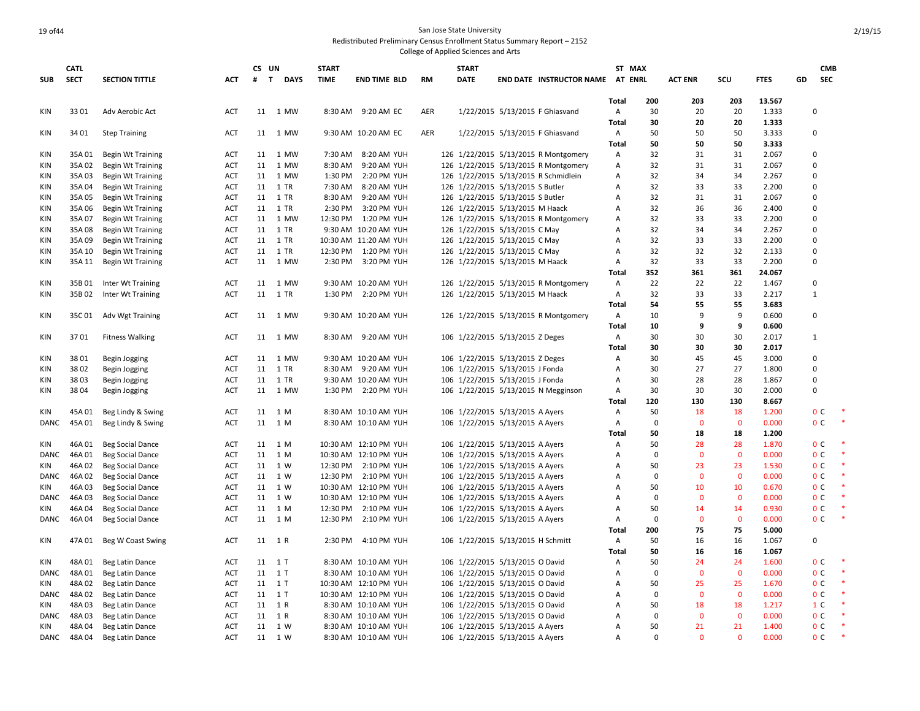San Jose State University
Redistributed Preliminary Census Enrollment Status Summary Report – 2152
College of Applied Sciences and Arts

| SUB | CATL SECT | SECTION TITTLE | ACT | CS # | UN T | DAYS | START TIME | END TIME | BLD | RM | START DATE | END DATE | INSTRUCTOR NAME | ST AT | MAX ENRL | ACT ENR | SCU | FTES | GD | CMB SEC | |
|---|---|---|---|---|---|---|---|---|---|---|---|---|---|---|---|---|---|---|---|---|---|
| | | | | | | | | | | | | | | Total | 200 | 203 | 203 | 13.567 | | | |
| KIN | 33 01 | Adv Aerobic Act | ACT | 11 | 1 | MW | 8:30 AM | 9:20 AM | EC | AER | 1/22/2015 | 5/13/2015 | F Ghiasvand | A | 30 | 20 | 20 | 1.333 | | 0 | |
| | | | | | | | | | | | | | | Total | 30 | 20 | 20 | 1.333 | | | |
| KIN | 34 01 | Step Training | ACT | 11 | 1 | MW | 9:30 AM | 10:20 AM | EC | AER | 1/22/2015 | 5/13/2015 | F Ghiasvand | A | 50 | 50 | 50 | 3.333 | | 0 | |
| | | | | | | | | | | | | | | Total | 50 | 50 | 50 | 3.333 | | | |
| KIN | 35A 01 | Begin Wt Training | ACT | 11 | 1 | MW | 7:30 AM | 8:20 AM | YUH | 126 | 1/22/2015 | 5/13/2015 | R Montgomery | A | 32 | 31 | 31 | 2.067 | | 0 | |
| KIN | 35A 02 | Begin Wt Training | ACT | 11 | 1 | MW | 8:30 AM | 9:20 AM | YUH | 126 | 1/22/2015 | 5/13/2015 | R Montgomery | A | 32 | 31 | 31 | 2.067 | | 0 | |
| KIN | 35A 03 | Begin Wt Training | ACT | 11 | 1 | MW | 1:30 PM | 2:20 PM | YUH | 126 | 1/22/2015 | 5/13/2015 | R Schmidlein | A | 32 | 34 | 34 | 2.267 | | 0 | |
| KIN | 35A 04 | Begin Wt Training | ACT | 11 | 1 | TR | 7:30 AM | 8:20 AM | YUH | 126 | 1/22/2015 | 5/13/2015 | S Butler | A | 32 | 33 | 33 | 2.200 | | 0 | |
| KIN | 35A 05 | Begin Wt Training | ACT | 11 | 1 | TR | 8:30 AM | 9:20 AM | YUH | 126 | 1/22/2015 | 5/13/2015 | S Butler | A | 32 | 31 | 31 | 2.067 | | 0 | |
| KIN | 35A 06 | Begin Wt Training | ACT | 11 | 1 | TR | 2:30 PM | 3:20 PM | YUH | 126 | 1/22/2015 | 5/13/2015 | M Haack | A | 32 | 36 | 36 | 2.400 | | 0 | |
| KIN | 35A 07 | Begin Wt Training | ACT | 11 | 1 | MW | 12:30 PM | 1:20 PM | YUH | 126 | 1/22/2015 | 5/13/2015 | R Montgomery | A | 32 | 33 | 33 | 2.200 | | 0 | |
| KIN | 35A 08 | Begin Wt Training | ACT | 11 | 1 | TR | 9:30 AM | 10:20 AM | YUH | 126 | 1/22/2015 | 5/13/2015 | C May | A | 32 | 34 | 34 | 2.267 | | 0 | |
| KIN | 35A 09 | Begin Wt Training | ACT | 11 | 1 | TR | 10:30 AM | 11:20 AM | YUH | 126 | 1/22/2015 | 5/13/2015 | C May | A | 32 | 33 | 33 | 2.200 | | 0 | |
| KIN | 35A 10 | Begin Wt Training | ACT | 11 | 1 | TR | 12:30 PM | 1:20 PM | YUH | 126 | 1/22/2015 | 5/13/2015 | C May | A | 32 | 32 | 32 | 2.133 | | 0 | |
| KIN | 35A 11 | Begin Wt Training | ACT | 11 | 1 | MW | 2:30 PM | 3:20 PM | YUH | 126 | 1/22/2015 | 5/13/2015 | M Haack | A | 32 | 33 | 33 | 2.200 | | 0 | |
| | | | | | | | | | | | | | | Total | 352 | 361 | 361 | 24.067 | | | |
| KIN | 35B 01 | Inter Wt Training | ACT | 11 | 1 | MW | 9:30 AM | 10:20 AM | YUH | 126 | 1/22/2015 | 5/13/2015 | R Montgomery | A | 22 | 22 | 22 | 1.467 | | 0 | |
| KIN | 35B 02 | Inter Wt Training | ACT | 11 | 1 | TR | 1:30 PM | 2:20 PM | YUH | 126 | 1/22/2015 | 5/13/2015 | M Haack | A | 32 | 33 | 33 | 2.217 | | 1 | |
| | | | | | | | | | | | | | | Total | 54 | 55 | 55 | 3.683 | | | |
| KIN | 35C 01 | Adv Wgt Training | ACT | 11 | 1 | MW | 9:30 AM | 10:20 AM | YUH | 126 | 1/22/2015 | 5/13/2015 | R Montgomery | A | 10 | 9 | 9 | 0.600 | | 0 | |
| | | | | | | | | | | | | | | Total | 10 | 9 | 9 | 0.600 | | | |
| KIN | 37 01 | Fitness Walking | ACT | 11 | 1 | MW | 8:30 AM | 9:20 AM | YUH | 106 | 1/22/2015 | 5/13/2015 | Z Deges | A | 30 | 30 | 30 | 2.017 | | 1 | |
| | | | | | | | | | | | | | | Total | 30 | 30 | 30 | 2.017 | | | |
| KIN | 38 01 | Begin Jogging | ACT | 11 | 1 | MW | 9:30 AM | 10:20 AM | YUH | 106 | 1/22/2015 | 5/13/2015 | Z Deges | A | 30 | 45 | 45 | 3.000 | | 0 | |
| KIN | 38 02 | Begin Jogging | ACT | 11 | 1 | TR | 8:30 AM | 9:20 AM | YUH | 106 | 1/22/2015 | 5/13/2015 | J Fonda | A | 30 | 27 | 27 | 1.800 | | 0 | |
| KIN | 38 03 | Begin Jogging | ACT | 11 | 1 | TR | 9:30 AM | 10:20 AM | YUH | 106 | 1/22/2015 | 5/13/2015 | J Fonda | A | 30 | 28 | 28 | 1.867 | | 0 | |
| KIN | 38 04 | Begin Jogging | ACT | 11 | 1 | MW | 1:30 PM | 2:20 PM | YUH | 106 | 1/22/2015 | 5/13/2015 | N Megginson | A | 30 | 30 | 30 | 2.000 | | 0 | |
| | | | | | | | | | | | | | | Total | 120 | 130 | 130 | 8.667 | | | |
| KIN | 45A 01 | Beg Lindy & Swing | ACT | 11 | 1 | M | 8:30 AM | 10:10 AM | YUH | 106 | 1/22/2015 | 5/13/2015 | A Ayers | A | 50 | 18 | 18 | 1.200 | | 0 | C | * |
| DANC | 45A 01 | Beg Lindy & Swing | ACT | 11 | 1 | M | 8:30 AM | 10:10 AM | YUH | 106 | 1/22/2015 | 5/13/2015 | A Ayers | A | 0 | 0 | 0 | 0.000 | | 0 | C | * |
| | | | | | | | | | | | | | | Total | 50 | 18 | 18 | 1.200 | | | |
| KIN | 46A 01 | Beg Social Dance | ACT | 11 | 1 | M | 10:30 AM | 12:10 PM | YUH | 106 | 1/22/2015 | 5/13/2015 | A Ayers | A | 50 | 28 | 28 | 1.870 | | 0 | C | * |
| DANC | 46A 01 | Beg Social Dance | ACT | 11 | 1 | M | 10:30 AM | 12:10 PM | YUH | 106 | 1/22/2015 | 5/13/2015 | A Ayers | A | 0 | 0 | 0 | 0.000 | | 0 | C | * |
| KIN | 46A 02 | Beg Social Dance | ACT | 11 | 1 | W | 12:30 PM | 2:10 PM | YUH | 106 | 1/22/2015 | 5/13/2015 | A Ayers | A | 50 | 23 | 23 | 1.530 | | 0 | C | * |
| DANC | 46A 02 | Beg Social Dance | ACT | 11 | 1 | W | 12:30 PM | 2:10 PM | YUH | 106 | 1/22/2015 | 5/13/2015 | A Ayers | A | 0 | 0 | 0 | 0.000 | | 0 | C | * |
| KIN | 46A 03 | Beg Social Dance | ACT | 11 | 1 | W | 10:30 AM | 12:10 PM | YUH | 106 | 1/22/2015 | 5/13/2015 | A Ayers | A | 50 | 10 | 10 | 0.670 | | 0 | C | * |
| DANC | 46A 03 | Beg Social Dance | ACT | 11 | 1 | W | 10:30 AM | 12:10 PM | YUH | 106 | 1/22/2015 | 5/13/2015 | A Ayers | A | 0 | 0 | 0 | 0.000 | | 0 | C | * |
| KIN | 46A 04 | Beg Social Dance | ACT | 11 | 1 | M | 12:30 PM | 2:10 PM | YUH | 106 | 1/22/2015 | 5/13/2015 | A Ayers | A | 50 | 14 | 14 | 0.930 | | 0 | C | * |
| DANC | 46A 04 | Beg Social Dance | ACT | 11 | 1 | M | 12:30 PM | 2:10 PM | YUH | 106 | 1/22/2015 | 5/13/2015 | A Ayers | A | 0 | 0 | 0 | 0.000 | | 0 | C | * |
| | | | | | | | | | | | | | | Total | 200 | 75 | 75 | 5.000 | | | |
| KIN | 47A 01 | Beg W Coast Swing | ACT | 11 | 1 | R | 2:30 PM | 4:10 PM | YUH | 106 | 1/22/2015 | 5/13/2015 | H Schmitt | A | 50 | 16 | 16 | 1.067 | | 0 | |
| | | | | | | | | | | | | | | Total | 50 | 16 | 16 | 1.067 | | | |
| KIN | 48A 01 | Beg Latin Dance | ACT | 11 | 1 | T | 8:30 AM | 10:10 AM | YUH | 106 | 1/22/2015 | 5/13/2015 | O David | A | 50 | 24 | 24 | 1.600 | | 0 | C | * |
| DANC | 48A 01 | Beg Latin Dance | ACT | 11 | 1 | T | 8:30 AM | 10:10 AM | YUH | 106 | 1/22/2015 | 5/13/2015 | O David | A | 0 | 0 | 0 | 0.000 | | 0 | C | * |
| KIN | 48A 02 | Beg Latin Dance | ACT | 11 | 1 | T | 10:30 AM | 12:10 PM | YUH | 106 | 1/22/2015 | 5/13/2015 | O David | A | 50 | 25 | 25 | 1.670 | | 0 | C | * |
| DANC | 48A 02 | Beg Latin Dance | ACT | 11 | 1 | T | 10:30 AM | 12:10 PM | YUH | 106 | 1/22/2015 | 5/13/2015 | O David | A | 0 | 0 | 0 | 0.000 | | 0 | C | * |
| KIN | 48A 03 | Beg Latin Dance | ACT | 11 | 1 | R | 8:30 AM | 10:10 AM | YUH | 106 | 1/22/2015 | 5/13/2015 | O David | A | 50 | 18 | 18 | 1.217 | | 1 | C | * |
| DANC | 48A 03 | Beg Latin Dance | ACT | 11 | 1 | R | 8:30 AM | 10:10 AM | YUH | 106 | 1/22/2015 | 5/13/2015 | O David | A | 0 | 0 | 0 | 0.000 | | 0 | C | * |
| KIN | 48A 04 | Beg Latin Dance | ACT | 11 | 1 | W | 8:30 AM | 10:10 AM | YUH | 106 | 1/22/2015 | 5/13/2015 | A Ayers | A | 50 | 21 | 21 | 1.400 | | 0 | C | * |
| DANC | 48A 04 | Beg Latin Dance | ACT | 11 | 1 | W | 8:30 AM | 10:10 AM | YUH | 106 | 1/22/2015 | 5/13/2015 | A Ayers | A | 0 | 0 | 0 | 0.000 | | 0 | C | * |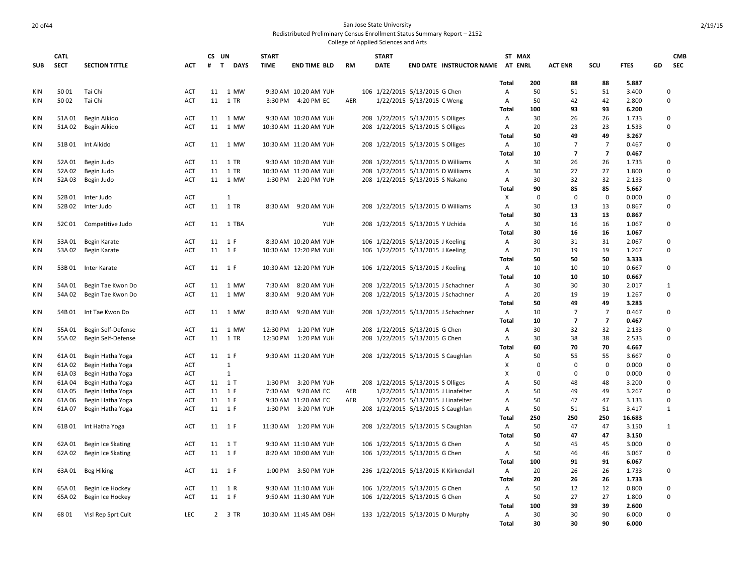# San Jose State University

Redistributed Preliminary Census Enrollment Status Summary Report – 2152

College of Applied Sciences and Arts

| SUB | CATL SECT | SECTION TITTLE | ACT | CS # | UN T | DAYS | START TIME | END TIME | BLD | RM | START DATE | END DATE | INSTRUCTOR NAME | ST AT | MAX ENRL | ACT ENR | SCU | FTES | GD | CMB SEC |
|---|---|---|---|---|---|---|---|---|---|---|---|---|---|---|---|---|---|---|---|---|
| | | | | | | | | | | | | | | Total | 200 | 88 | 88 | 5.887 | | |
| KIN | 50 01 | Tai Chi | ACT | 11 | 1 | MW | 9:30 AM | 10:20 AM | YUH | 106 | 1/22/2015 | 5/13/2015 | G Chen | A | 50 | 51 | 51 | 3.400 | | 0 |
| KIN | 50 02 | Tai Chi | ACT | 11 | 1 | TR | 3:30 PM | 4:20 PM | EC | AER | 1/22/2015 | 5/13/2015 | C Weng | A | 50 | 42 | 42 | 2.800 | | 0 |
| | | | | | | | | | | | | | | Total | 100 | 93 | 93 | 6.200 | | |
| KIN | 51A 01 | Begin Aikido | ACT | 11 | 1 | MW | 9:30 AM | 10:20 AM | YUH | 208 | 1/22/2015 | 5/13/2015 | S Olliges | A | 30 | 26 | 26 | 1.733 | | 0 |
| KIN | 51A 02 | Begin Aikido | ACT | 11 | 1 | MW | 10:30 AM | 11:20 AM | YUH | 208 | 1/22/2015 | 5/13/2015 | S Olliges | A | 20 | 23 | 23 | 1.533 | | 0 |
| | | | | | | | | | | | | | | Total | 50 | 49 | 49 | 3.267 | | |
| KIN | 51B 01 | Int Aikido | ACT | 11 | 1 | MW | 10:30 AM | 11:20 AM | YUH | 208 | 1/22/2015 | 5/13/2015 | S Olliges | A | 10 | 7 | 7 | 0.467 | | 0 |
| | | | | | | | | | | | | | | Total | 10 | 7 | 7 | 0.467 | | |
| KIN | 52A 01 | Begin Judo | ACT | 11 | 1 | TR | 9:30 AM | 10:20 AM | YUH | 208 | 1/22/2015 | 5/13/2015 | D Williams | A | 30 | 26 | 26 | 1.733 | | 0 |
| KIN | 52A 02 | Begin Judo | ACT | 11 | 1 | TR | 10:30 AM | 11:20 AM | YUH | 208 | 1/22/2015 | 5/13/2015 | D Williams | A | 30 | 27 | 27 | 1.800 | | 0 |
| KIN | 52A 03 | Begin Judo | ACT | 11 | 1 | MW | 1:30 PM | 2:20 PM | YUH | 208 | 1/22/2015 | 5/13/2015 | S Nakano | A | 30 | 32 | 32 | 2.133 | | 0 |
| | | | | | | | | | | | | | | Total | 90 | 85 | 85 | 5.667 | | |
| KIN | 52B 01 | Inter Judo | ACT | | 1 | | | | | | | | | X | 0 | 0 | 0 | 0.000 | | 0 |
| KIN | 52B 02 | Inter Judo | ACT | 11 | 1 | TR | 8:30 AM | 9:20 AM | YUH | 208 | 1/22/2015 | 5/13/2015 | D Williams | A | 30 | 13 | 13 | 0.867 | | 0 |
| | | | | | | | | | | | | | | Total | 30 | 13 | 13 | 0.867 | | |
| KIN | 52C 01 | Competitive Judo | ACT | 11 | 1 | TBA | | | YUH | 208 | 1/22/2015 | 5/13/2015 | Y Uchida | A | 30 | 16 | 16 | 1.067 | | 0 |
| | | | | | | | | | | | | | | Total | 30 | 16 | 16 | 1.067 | | |
| KIN | 53A 01 | Begin Karate | ACT | 11 | 1 | F | 8:30 AM | 10:20 AM | YUH | 106 | 1/22/2015 | 5/13/2015 | J Keeling | A | 30 | 31 | 31 | 2.067 | | 0 |
| KIN | 53A 02 | Begin Karate | ACT | 11 | 1 | F | 10:30 AM | 12:20 PM | YUH | 106 | 1/22/2015 | 5/13/2015 | J Keeling | A | 20 | 19 | 19 | 1.267 | | 0 |
| | | | | | | | | | | | | | | Total | 50 | 50 | 50 | 3.333 | | |
| KIN | 53B 01 | Inter Karate | ACT | 11 | 1 | F | 10:30 AM | 12:20 PM | YUH | 106 | 1/22/2015 | 5/13/2015 | J Keeling | A | 10 | 10 | 10 | 0.667 | | 0 |
| | | | | | | | | | | | | | | Total | 10 | 10 | 10 | 0.667 | | |
| KIN | 54A 01 | Begin Tae Kwon Do | ACT | 11 | 1 | MW | 7:30 AM | 8:20 AM | YUH | 208 | 1/22/2015 | 5/13/2015 | J Schachner | A | 30 | 30 | 30 | 2.017 | | 1 |
| KIN | 54A 02 | Begin Tae Kwon Do | ACT | 11 | 1 | MW | 8:30 AM | 9:20 AM | YUH | 208 | 1/22/2015 | 5/13/2015 | J Schachner | A | 20 | 19 | 19 | 1.267 | | 0 |
| | | | | | | | | | | | | | | Total | 50 | 49 | 49 | 3.283 | | |
| KIN | 54B 01 | Int Tae Kwon Do | ACT | 11 | 1 | MW | 8:30 AM | 9:20 AM | YUH | 208 | 1/22/2015 | 5/13/2015 | J Schachner | A | 10 | 7 | 7 | 0.467 | | 0 |
| | | | | | | | | | | | | | | Total | 10 | 7 | 7 | 0.467 | | |
| KIN | 55A 01 | Begin Self-Defense | ACT | 11 | 1 | MW | 12:30 PM | 1:20 PM | YUH | 208 | 1/22/2015 | 5/13/2015 | G Chen | A | 30 | 32 | 32 | 2.133 | | 0 |
| KIN | 55A 02 | Begin Self-Defense | ACT | 11 | 1 | TR | 12:30 PM | 1:20 PM | YUH | 208 | 1/22/2015 | 5/13/2015 | G Chen | A | 30 | 38 | 38 | 2.533 | | 0 |
| | | | | | | | | | | | | | | Total | 60 | 70 | 70 | 4.667 | | |
| KIN | 61A 01 | Begin Hatha Yoga | ACT | 11 | 1 | F | 9:30 AM | 11:20 AM | YUH | 208 | 1/22/2015 | 5/13/2015 | S Caughlan | A | 50 | 55 | 55 | 3.667 | | 0 |
| KIN | 61A 02 | Begin Hatha Yoga | ACT | | 1 | | | | | | | | | X | 0 | 0 | 0 | 0.000 | | 0 |
| KIN | 61A 03 | Begin Hatha Yoga | ACT | | 1 | | | | | | | | | X | 0 | 0 | 0 | 0.000 | | 0 |
| KIN | 61A 04 | Begin Hatha Yoga | ACT | 11 | 1 | T | 1:30 PM | 3:20 PM | YUH | 208 | 1/22/2015 | 5/13/2015 | S Olliges | A | 50 | 48 | 48 | 3.200 | | 0 |
| KIN | 61A 05 | Begin Hatha Yoga | ACT | 11 | 1 | F | 7:30 AM | 9:20 AM | EC | AER | 1/22/2015 | 5/13/2015 | J Linafelter | A | 50 | 49 | 49 | 3.267 | | 0 |
| KIN | 61A 06 | Begin Hatha Yoga | ACT | 11 | 1 | F | 9:30 AM | 11:20 AM | EC | AER | 1/22/2015 | 5/13/2015 | J Linafelter | A | 50 | 47 | 47 | 3.133 | | 0 |
| KIN | 61A 07 | Begin Hatha Yoga | ACT | 11 | 1 | F | 1:30 PM | 3:20 PM | YUH | 208 | 1/22/2015 | 5/13/2015 | S Caughlan | A | 50 | 51 | 51 | 3.417 | | 1 |
| | | | | | | | | | | | | | | Total | 250 | 250 | 250 | 16.683 | | |
| KIN | 61B 01 | Int Hatha Yoga | ACT | 11 | 1 | F | 11:30 AM | 1:20 PM | YUH | 208 | 1/22/2015 | 5/13/2015 | S Caughlan | A | 50 | 47 | 47 | 3.150 | | 1 |
| | | | | | | | | | | | | | | Total | 50 | 47 | 47 | 3.150 | | |
| KIN | 62A 01 | Begin Ice Skating | ACT | 11 | 1 | T | 9:30 AM | 11:10 AM | YUH | 106 | 1/22/2015 | 5/13/2015 | G Chen | A | 50 | 45 | 45 | 3.000 | | 0 |
| KIN | 62A 02 | Begin Ice Skating | ACT | 11 | 1 | F | 8:20 AM | 10:00 AM | YUH | 106 | 1/22/2015 | 5/13/2015 | G Chen | A | 50 | 46 | 46 | 3.067 | | 0 |
| | | | | | | | | | | | | | | Total | 100 | 91 | 91 | 6.067 | | |
| KIN | 63A 01 | Beg Hiking | ACT | 11 | 1 | F | 1:00 PM | 3:50 PM | YUH | 236 | 1/22/2015 | 5/13/2015 | K Kirkendall | A | 20 | 26 | 26 | 1.733 | | 0 |
| | | | | | | | | | | | | | | Total | 20 | 26 | 26 | 1.733 | | |
| KIN | 65A 01 | Begin Ice Hockey | ACT | 11 | 1 | R | 9:30 AM | 11:10 AM | YUH | 106 | 1/22/2015 | 5/13/2015 | G Chen | A | 50 | 12 | 12 | 0.800 | | 0 |
| KIN | 65A 02 | Begin Ice Hockey | ACT | 11 | 1 | F | 9:50 AM | 11:30 AM | YUH | 106 | 1/22/2015 | 5/13/2015 | G Chen | A | 50 | 27 | 27 | 1.800 | | 0 |
| | | | | | | | | | | | | | | Total | 100 | 39 | 39 | 2.600 | | |
| KIN | 68 01 | Visl Rep Sprt Cult | LEC | 2 | 3 | TR | 10:30 AM | 11:45 AM | DBH | 133 | 1/22/2015 | 5/13/2015 | D Murphy | A | 30 | 30 | 90 | 6.000 | | 0 |
| | | | | | | | | | | | | | | Total | 30 | 30 | 90 | 6.000 | | |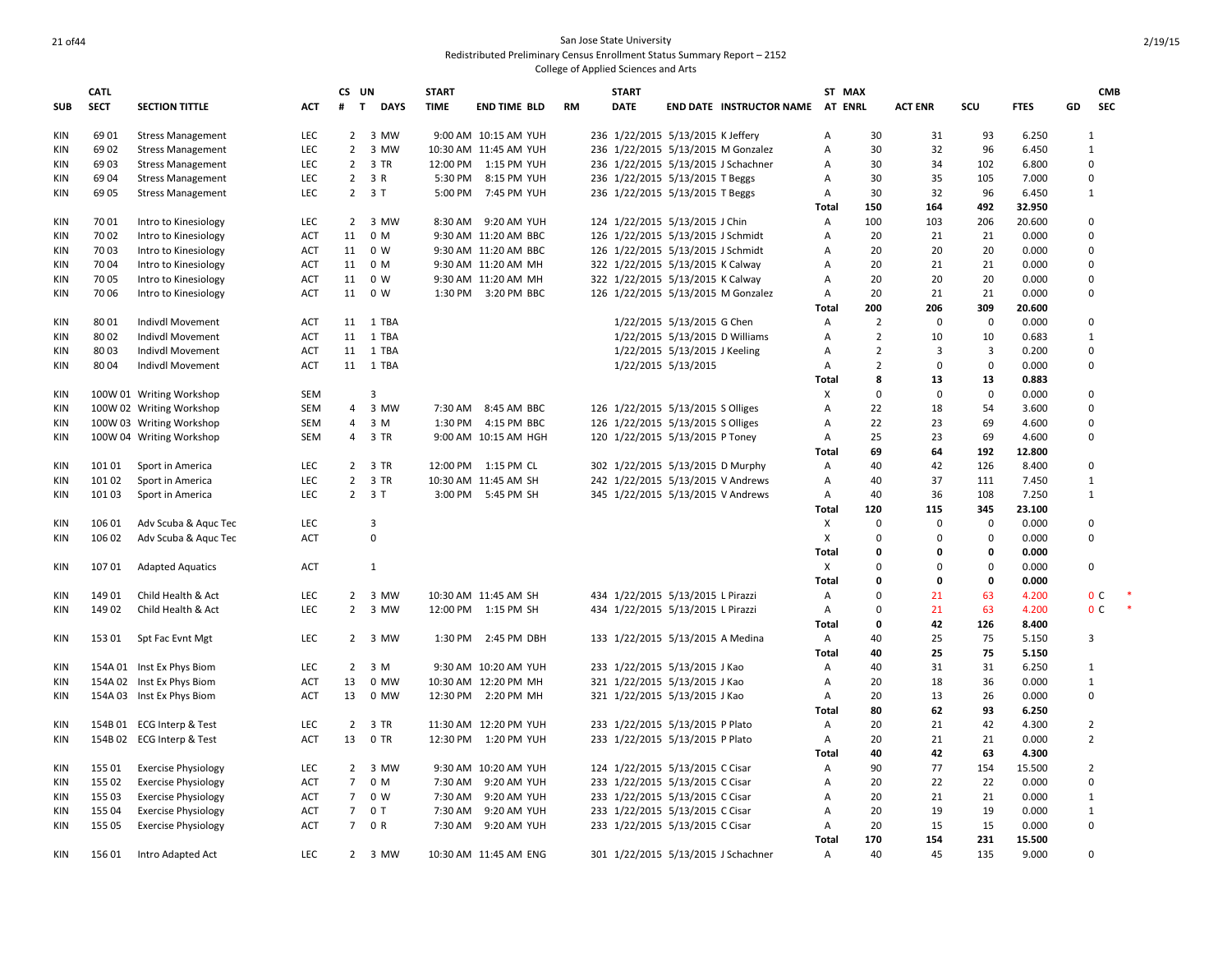# San Jose State University
## Redistributed Preliminary Census Enrollment Status Summary Report – 2152
### College of Applied Sciences and Arts

| SUB | CATL SECT | SECTION TITTLE | ACT | CS # | UN T | DAYS | START TIME | END TIME | BLD | RM | START DATE | END DATE | INSTRUCTOR NAME | ST AT | MAX ENRL | ACT ENR | SCU | FTES | GD | CMB SEC |
|---|---|---|---|---|---|---|---|---|---|---|---|---|---|---|---|---|---|---|---|---|
| KIN | 69 01 | Stress Management | LEC | 2 | 3 | MW | 9:00 AM | 10:15 AM | YUH | 236 | 1/22/2015 | 5/13/2015 | K Jeffery | A | 30 | 31 | 93 | 6.250 | 1 | |
| KIN | 69 02 | Stress Management | LEC | 2 | 3 | MW | 10:30 AM | 11:45 AM | YUH | 236 | 1/22/2015 | 5/13/2015 | M Gonzalez | A | 30 | 32 | 96 | 6.450 | 1 | |
| KIN | 69 03 | Stress Management | LEC | 2 | 3 | TR | 12:00 PM | 1:15 PM | YUH | 236 | 1/22/2015 | 5/13/2015 | J Schachner | A | 30 | 34 | 102 | 6.800 | 0 | |
| KIN | 69 04 | Stress Management | LEC | 2 | 3 | R | 5:30 PM | 8:15 PM | YUH | 236 | 1/22/2015 | 5/13/2015 | T Beggs | A | 30 | 35 | 105 | 7.000 | 0 | |
| KIN | 69 05 | Stress Management | LEC | 2 | 3 | T | 5:00 PM | 7:45 PM | YUH | 236 | 1/22/2015 | 5/13/2015 | T Beggs | A | 30 | 32 | 96 | 6.450 | 1 | |
| | | | | | | | | | | | | | | **Total** | **150** | **164** | **492** | **32.950** | | |
| KIN | 70 01 | Intro to Kinesiology | LEC | 2 | 3 | MW | 8:30 AM | 9:20 AM | YUH | 124 | 1/22/2015 | 5/13/2015 | J Chin | A | 100 | 103 | 206 | 20.600 | 0 | |
| KIN | 70 02 | Intro to Kinesiology | ACT | 11 | 0 | M | 9:30 AM | 11:20 AM | BBC | 126 | 1/22/2015 | 5/13/2015 | J Schmidt | A | 20 | 21 | 21 | 0.000 | 0 | |
| KIN | 70 03 | Intro to Kinesiology | ACT | 11 | 0 | W | 9:30 AM | 11:20 AM | BBC | 126 | 1/22/2015 | 5/13/2015 | J Schmidt | A | 20 | 20 | 20 | 0.000 | 0 | |
| KIN | 70 04 | Intro to Kinesiology | ACT | 11 | 0 | M | 9:30 AM | 11:20 AM | MH | 322 | 1/22/2015 | 5/13/2015 | K Calway | A | 20 | 21 | 21 | 0.000 | 0 | |
| KIN | 70 05 | Intro to Kinesiology | ACT | 11 | 0 | W | 9:30 AM | 11:20 AM | MH | 322 | 1/22/2015 | 5/13/2015 | K Calway | A | 20 | 20 | 20 | 0.000 | 0 | |
| KIN | 70 06 | Intro to Kinesiology | ACT | 11 | 0 | W | 1:30 PM | 3:20 PM | BBC | 126 | 1/22/2015 | 5/13/2015 | M Gonzalez | A | 20 | 21 | 21 | 0.000 | 0 | |
| | | | | | | | | | | | | | | **Total** | **200** | **206** | **309** | **20.600** | | |
| KIN | 80 01 | Indivdl Movement | ACT | 11 | 1 | TBA | | | | | 1/22/2015 | 5/13/2015 | G Chen | A | 2 | 0 | 0 | 0.000 | 0 | |
| KIN | 80 02 | Indivdl Movement | ACT | 11 | 1 | TBA | | | | | 1/22/2015 | 5/13/2015 | D Williams | A | 2 | 10 | 10 | 0.683 | 1 | |
| KIN | 80 03 | Indivdl Movement | ACT | 11 | 1 | TBA | | | | | 1/22/2015 | 5/13/2015 | J Keeling | A | 2 | 3 | 3 | 0.200 | 0 | |
| KIN | 80 04 | Indivdl Movement | ACT | 11 | 1 | TBA | | | | | 1/22/2015 | 5/13/2015 | | A | 2 | 0 | 0 | 0.000 | 0 | |
| | | | | | | | | | | | | | | **Total** | **8** | **13** | **13** | **0.883** | | |
| KIN | 100W 01 | Writing Workshop | SEM | | 3 | | | | | | | | | X | 0 | 0 | 0 | 0.000 | 0 | |
| KIN | 100W 02 | Writing Workshop | SEM | 4 | 3 | MW | 7:30 AM | 8:45 AM | BBC | 126 | 1/22/2015 | 5/13/2015 | S Olliges | A | 22 | 18 | 54 | 3.600 | 0 | |
| KIN | 100W 03 | Writing Workshop | SEM | 4 | 3 | M | 1:30 PM | 4:15 PM | BBC | 126 | 1/22/2015 | 5/13/2015 | S Olliges | A | 22 | 23 | 69 | 4.600 | 0 | |
| KIN | 100W 04 | Writing Workshop | SEM | 4 | 3 | TR | 9:00 AM | 10:15 AM | HGH | 120 | 1/22/2015 | 5/13/2015 | P Toney | A | 25 | 23 | 69 | 4.600 | 0 | |
| | | | | | | | | | | | | | | **Total** | **69** | **64** | **192** | **12.800** | | |
| KIN | 101 01 | Sport in America | LEC | 2 | 3 | TR | 12:00 PM | 1:15 PM | CL | 302 | 1/22/2015 | 5/13/2015 | D Murphy | A | 40 | 42 | 126 | 8.400 | 0 | |
| KIN | 101 02 | Sport in America | LEC | 2 | 3 | TR | 10:30 AM | 11:45 AM | SH | 242 | 1/22/2015 | 5/13/2015 | V Andrews | A | 40 | 37 | 111 | 7.450 | 1 | |
| KIN | 101 03 | Sport in America | LEC | 2 | 3 | T | 3:00 PM | 5:45 PM | SH | 345 | 1/22/2015 | 5/13/2015 | V Andrews | A | 40 | 36 | 108 | 7.250 | 1 | |
| | | | | | | | | | | | | | | **Total** | **120** | **115** | **345** | **23.100** | | |
| KIN | 106 01 | Adv Scuba & Aquc Tec | LEC | | 3 | | | | | | | | | X | 0 | 0 | 0 | 0.000 | 0 | |
| KIN | 106 02 | Adv Scuba & Aquc Tec | ACT | | 0 | | | | | | | | | X | 0 | 0 | 0 | 0.000 | 0 | |
| | | | | | | | | | | | | | | **Total** | **0** | **0** | **0** | **0.000** | | |
| KIN | 107 01 | Adapted Aquatics | ACT | | 1 | | | | | | | | | X | 0 | 0 | 0 | 0.000 | 0 | |
| | | | | | | | | | | | | | | **Total** | **0** | **0** | **0** | **0.000** | | |
| KIN | 149 01 | Child Health & Act | LEC | 2 | 3 | MW | 10:30 AM | 11:45 AM | SH | 434 | 1/22/2015 | 5/13/2015 | L Pirazzi | A | 0 | 21 | 63 | 4.200 | 0 | C * |
| KIN | 149 02 | Child Health & Act | LEC | 2 | 3 | MW | 12:00 PM | 1:15 PM | SH | 434 | 1/22/2015 | 5/13/2015 | L Pirazzi | A | 0 | 21 | 63 | 4.200 | 0 | C * |
| | | | | | | | | | | | | | | **Total** | **0** | **42** | **126** | **8.400** | | |
| KIN | 153 01 | Spt Fac Evnt Mgt | LEC | 2 | 3 | MW | 1:30 PM | 2:45 PM | DBH | 133 | 1/22/2015 | 5/13/2015 | A Medina | A | 40 | 25 | 75 | 5.150 | 3 | |
| | | | | | | | | | | | | | | **Total** | **40** | **25** | **75** | **5.150** | | |
| KIN | 154A 01 | Inst Ex Phys Biom | LEC | 2 | 3 | M | 9:30 AM | 10:20 AM | YUH | 233 | 1/22/2015 | 5/13/2015 | J Kao | A | 40 | 31 | 31 | 6.250 | 1 | |
| KIN | 154A 02 | Inst Ex Phys Biom | ACT | 13 | 0 | MW | 10:30 AM | 12:20 PM | MH | 321 | 1/22/2015 | 5/13/2015 | J Kao | A | 20 | 18 | 36 | 0.000 | 1 | |
| KIN | 154A 03 | Inst Ex Phys Biom | ACT | 13 | 0 | MW | 12:30 PM | 2:20 PM | MH | 321 | 1/22/2015 | 5/13/2015 | J Kao | A | 20 | 13 | 26 | 0.000 | 0 | |
| | | | | | | | | | | | | | | **Total** | **80** | **62** | **93** | **6.250** | | |
| KIN | 154B 01 | ECG Interp & Test | LEC | 2 | 3 | TR | 11:30 AM | 12:20 PM | YUH | 233 | 1/22/2015 | 5/13/2015 | P Plato | A | 20 | 21 | 42 | 4.300 | 2 | |
| KIN | 154B 02 | ECG Interp & Test | ACT | 13 | 0 | TR | 12:30 PM | 1:20 PM | YUH | 233 | 1/22/2015 | 5/13/2015 | P Plato | A | 20 | 21 | 21 | 0.000 | 2 | |
| | | | | | | | | | | | | | | **Total** | **40** | **42** | **63** | **4.300** | | |
| KIN | 155 01 | Exercise Physiology | LEC | 2 | 3 | MW | 9:30 AM | 10:20 AM | YUH | 124 | 1/22/2015 | 5/13/2015 | C Cisar | A | 90 | 77 | 154 | 15.500 | 2 | |
| KIN | 155 02 | Exercise Physiology | ACT | 7 | 0 | M | 7:30 AM | 9:20 AM | YUH | 233 | 1/22/2015 | 5/13/2015 | C Cisar | A | 20 | 22 | 22 | 0.000 | 0 | |
| KIN | 155 03 | Exercise Physiology | ACT | 7 | 0 | W | 7:30 AM | 9:20 AM | YUH | 233 | 1/22/2015 | 5/13/2015 | C Cisar | A | 20 | 21 | 21 | 0.000 | 1 | |
| KIN | 155 04 | Exercise Physiology | ACT | 7 | 0 | T | 7:30 AM | 9:20 AM | YUH | 233 | 1/22/2015 | 5/13/2015 | C Cisar | A | 20 | 19 | 19 | 0.000 | 1 | |
| KIN | 155 05 | Exercise Physiology | ACT | 7 | 0 | R | 7:30 AM | 9:20 AM | YUH | 233 | 1/22/2015 | 5/13/2015 | C Cisar | A | 20 | 15 | 15 | 0.000 | 0 | |
| | | | | | | | | | | | | | | **Total** | **170** | **154** | **231** | **15.500** | | |
| KIN | 156 01 | Intro Adapted Act | LEC | 2 | 3 | MW | 10:30 AM | 11:45 AM | ENG | 301 | 1/22/2015 | 5/13/2015 | J Schachner | A | 40 | 45 | 135 | 9.000 | 0 | |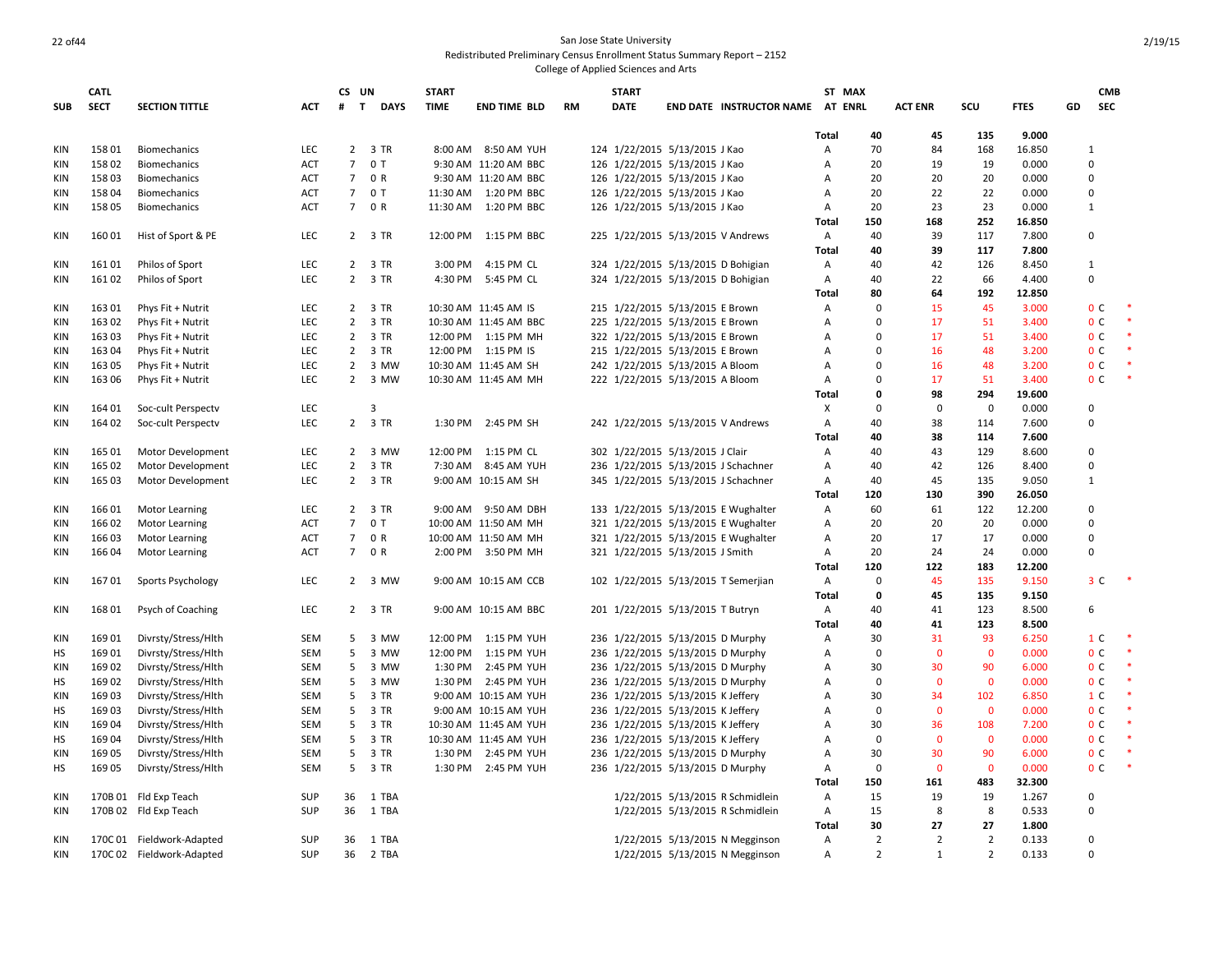San Jose State University

Redistributed Preliminary Census Enrollment Status Summary Report – 2152

College of Applied Sciences and Arts

| SUB | CATL SECT | SECTION TITTLE | ACT | CS # | UN T | DAYS | START TIME | END TIME | BLD | RM | START DATE | END DATE | INSTRUCTOR NAME | ST AT | MAX ENRL | ACT ENR | SCU | FTES | GD | CMB SEC | |
|---|---|---|---|---|---|---|---|---|---|---|---|---|---|---|---|---|---|---|---|---|---|
| | | | | | | | | | | | | | | Total | 40 | 45 | 135 | 9.000 | | | |
| KIN | 158 01 | Biomechanics | LEC | 2 | 3 | TR | 8:00 AM | 8:50 AM | YUH | 124 | 1/22/2015 | 5/13/2015 | J Kao | A | 70 | 84 | 168 | 16.850 | | 1 | |
| KIN | 158 02 | Biomechanics | ACT | 7 | 0 | T | 9:30 AM | 11:20 AM | BBC | 126 | 1/22/2015 | 5/13/2015 | J Kao | A | 20 | 19 | 19 | 0.000 | | 0 | |
| KIN | 158 03 | Biomechanics | ACT | 7 | 0 | R | 9:30 AM | 11:20 AM | BBC | 126 | 1/22/2015 | 5/13/2015 | J Kao | A | 20 | 20 | 20 | 0.000 | | 0 | |
| KIN | 158 04 | Biomechanics | ACT | 7 | 0 | T | 11:30 AM | 1:20 PM | BBC | 126 | 1/22/2015 | 5/13/2015 | J Kao | A | 20 | 22 | 22 | 0.000 | | 0 | |
| KIN | 158 05 | Biomechanics | ACT | 7 | 0 | R | 11:30 AM | 1:20 PM | BBC | 126 | 1/22/2015 | 5/13/2015 | J Kao | A | 20 | 23 | 23 | 0.000 | | 1 | |
| | | | | | | | | | | | | | | Total | 150 | 168 | 252 | 16.850 | | | |
| KIN | 160 01 | Hist of Sport & PE | LEC | 2 | 3 | TR | 12:00 PM | 1:15 PM | BBC | 225 | 1/22/2015 | 5/13/2015 | V Andrews | A | 40 | 39 | 117 | 7.800 | | 0 | |
| | | | | | | | | | | | | | | Total | 40 | 39 | 117 | 7.800 | | | |
| KIN | 161 01 | Philos of Sport | LEC | 2 | 3 | TR | 3:00 PM | 4:15 PM | CL | 324 | 1/22/2015 | 5/13/2015 | D Bohigian | A | 40 | 42 | 126 | 8.450 | | 1 | |
| KIN | 161 02 | Philos of Sport | LEC | 2 | 3 | TR | 4:30 PM | 5:45 PM | CL | 324 | 1/22/2015 | 5/13/2015 | D Bohigian | A | 40 | 22 | 66 | 4.400 | | 0 | |
| | | | | | | | | | | | | | | Total | 80 | 64 | 192 | 12.850 | | | |
| KIN | 163 01 | Phys Fit + Nutrit | LEC | 2 | 3 | TR | 10:30 AM | 11:45 AM | IS | 215 | 1/22/2015 | 5/13/2015 | E Brown | A | 0 | 15 | 45 | 3.000 | | 0 C | * |
| KIN | 163 02 | Phys Fit + Nutrit | LEC | 2 | 3 | TR | 10:30 AM | 11:45 AM | BBC | 225 | 1/22/2015 | 5/13/2015 | E Brown | A | 0 | 17 | 51 | 3.400 | | 0 C | * |
| KIN | 163 03 | Phys Fit + Nutrit | LEC | 2 | 3 | TR | 12:00 PM | 1:15 PM | MH | 322 | 1/22/2015 | 5/13/2015 | E Brown | A | 0 | 17 | 51 | 3.400 | | 0 C | * |
| KIN | 163 04 | Phys Fit + Nutrit | LEC | 2 | 3 | TR | 12:00 PM | 1:15 PM | IS | 215 | 1/22/2015 | 5/13/2015 | E Brown | A | 0 | 16 | 48 | 3.200 | | 0 C | * |
| KIN | 163 05 | Phys Fit + Nutrit | LEC | 2 | 3 | MW | 10:30 AM | 11:45 AM | SH | 242 | 1/22/2015 | 5/13/2015 | A Bloom | A | 0 | 16 | 48 | 3.200 | | 0 C | * |
| KIN | 163 06 | Phys Fit + Nutrit | LEC | 2 | 3 | MW | 10:30 AM | 11:45 AM | MH | 222 | 1/22/2015 | 5/13/2015 | A Bloom | A | 0 | 17 | 51 | 3.400 | | 0 C | * |
| | | | | | | | | | | | | | | Total | 0 | 98 | 294 | 19.600 | | | |
| KIN | 164 01 | Soc-cult Perspectv | LEC | | 3 | | | | | | | | | X | 0 | 0 | 0 | 0.000 | | 0 | |
| KIN | 164 02 | Soc-cult Perspectv | LEC | 2 | 3 | TR | 1:30 PM | 2:45 PM | SH | 242 | 1/22/2015 | 5/13/2015 | V Andrews | A | 40 | 38 | 114 | 7.600 | | 0 | |
| | | | | | | | | | | | | | | Total | 40 | 38 | 114 | 7.600 | | | |
| KIN | 165 01 | Motor Development | LEC | 2 | 3 | MW | 12:00 PM | 1:15 PM | CL | 302 | 1/22/2015 | 5/13/2015 | J Clair | A | 40 | 43 | 129 | 8.600 | | 0 | |
| KIN | 165 02 | Motor Development | LEC | 2 | 3 | TR | 7:30 AM | 8:45 AM | YUH | 236 | 1/22/2015 | 5/13/2015 | J Schachner | A | 40 | 42 | 126 | 8.400 | | 0 | |
| KIN | 165 03 | Motor Development | LEC | 2 | 3 | TR | 9:00 AM | 10:15 AM | SH | 345 | 1/22/2015 | 5/13/2015 | J Schachner | A | 40 | 45 | 135 | 9.050 | | 1 | |
| | | | | | | | | | | | | | | Total | 120 | 130 | 390 | 26.050 | | | |
| KIN | 166 01 | Motor Learning | LEC | 2 | 3 | TR | 9:00 AM | 9:50 AM | DBH | 133 | 1/22/2015 | 5/13/2015 | E Wughalter | A | 60 | 61 | 122 | 12.200 | | 0 | |
| KIN | 166 02 | Motor Learning | ACT | 7 | 0 | T | 10:00 AM | 11:50 AM | MH | 321 | 1/22/2015 | 5/13/2015 | E Wughalter | A | 20 | 20 | 20 | 0.000 | | 0 | |
| KIN | 166 03 | Motor Learning | ACT | 7 | 0 | R | 10:00 AM | 11:50 AM | MH | 321 | 1/22/2015 | 5/13/2015 | E Wughalter | A | 20 | 17 | 17 | 0.000 | | 0 | |
| KIN | 166 04 | Motor Learning | ACT | 7 | 0 | R | 2:00 PM | 3:50 PM | MH | 321 | 1/22/2015 | 5/13/2015 | J Smith | A | 20 | 24 | 24 | 0.000 | | 0 | |
| | | | | | | | | | | | | | | Total | 120 | 122 | 183 | 12.200 | | | |
| KIN | 167 01 | Sports Psychology | LEC | 2 | 3 | MW | 9:00 AM | 10:15 AM | CCB | 102 | 1/22/2015 | 5/13/2015 | T Semerjian | A | 0 | 45 | 135 | 9.150 | | 3 C | * |
| | | | | | | | | | | | | | | Total | 0 | 45 | 135 | 9.150 | | | |
| KIN | 168 01 | Psych of Coaching | LEC | 2 | 3 | TR | 9:00 AM | 10:15 AM | BBC | 201 | 1/22/2015 | 5/13/2015 | T Butryn | A | 40 | 41 | 123 | 8.500 | | 6 | |
| | | | | | | | | | | | | | | Total | 40 | 41 | 123 | 8.500 | | | |
| KIN | 169 01 | Divrsty/Stress/Hlth | SEM | 5 | 3 | MW | 12:00 PM | 1:15 PM | YUH | 236 | 1/22/2015 | 5/13/2015 | D Murphy | A | 30 | 31 | 93 | 6.250 | | 1 C | * |
| HS | 169 01 | Divrsty/Stress/Hlth | SEM | 5 | 3 | MW | 12:00 PM | 1:15 PM | YUH | 236 | 1/22/2015 | 5/13/2015 | D Murphy | A | 0 | 0 | 0 | 0.000 | | 0 C | * |
| KIN | 169 02 | Divrsty/Stress/Hlth | SEM | 5 | 3 | MW | 1:30 PM | 2:45 PM | YUH | 236 | 1/22/2015 | 5/13/2015 | D Murphy | A | 30 | 30 | 90 | 6.000 | | 0 C | * |
| HS | 169 02 | Divrsty/Stress/Hlth | SEM | 5 | 3 | MW | 1:30 PM | 2:45 PM | YUH | 236 | 1/22/2015 | 5/13/2015 | D Murphy | A | 0 | 0 | 0 | 0.000 | | 0 C | * |
| KIN | 169 03 | Divrsty/Stress/Hlth | SEM | 5 | 3 | TR | 9:00 AM | 10:15 AM | YUH | 236 | 1/22/2015 | 5/13/2015 | K Jeffery | A | 30 | 34 | 102 | 6.850 | | 1 C | * |
| HS | 169 03 | Divrsty/Stress/Hlth | SEM | 5 | 3 | TR | 9:00 AM | 10:15 AM | YUH | 236 | 1/22/2015 | 5/13/2015 | K Jeffery | A | 0 | 0 | 0 | 0.000 | | 0 C | * |
| KIN | 169 04 | Divrsty/Stress/Hlth | SEM | 5 | 3 | TR | 10:30 AM | 11:45 AM | YUH | 236 | 1/22/2015 | 5/13/2015 | K Jeffery | A | 30 | 36 | 108 | 7.200 | | 0 C | * |
| HS | 169 04 | Divrsty/Stress/Hlth | SEM | 5 | 3 | TR | 10:30 AM | 11:45 AM | YUH | 236 | 1/22/2015 | 5/13/2015 | K Jeffery | A | 0 | 0 | 0 | 0.000 | | 0 C | * |
| KIN | 169 05 | Divrsty/Stress/Hlth | SEM | 5 | 3 | TR | 1:30 PM | 2:45 PM | YUH | 236 | 1/22/2015 | 5/13/2015 | D Murphy | A | 30 | 30 | 90 | 6.000 | | 0 C | * |
| HS | 169 05 | Divrsty/Stress/Hlth | SEM | 5 | 3 | TR | 1:30 PM | 2:45 PM | YUH | 236 | 1/22/2015 | 5/13/2015 | D Murphy | A | 0 | 0 | 0 | 0.000 | | 0 C | * |
| | | | | | | | | | | | | | | Total | 150 | 161 | 483 | 32.300 | | | |
| KIN | 170B 01 | Fld Exp Teach | SUP | 36 | 1 | TBA | | | | | 1/22/2015 | 5/13/2015 | R Schmidlein | A | 15 | 19 | 19 | 1.267 | | 0 | |
| KIN | 170B 02 | Fld Exp Teach | SUP | 36 | 1 | TBA | | | | | 1/22/2015 | 5/13/2015 | R Schmidlein | A | 15 | 8 | 8 | 0.533 | | 0 | |
| | | | | | | | | | | | | | | Total | 30 | 27 | 27 | 1.800 | | | |
| KIN | 170C 01 | Fieldwork-Adapted | SUP | 36 | 1 | TBA | | | | | 1/22/2015 | 5/13/2015 | N Megginson | A | 2 | 2 | 2 | 0.133 | | 0 | |
| KIN | 170C 02 | Fieldwork-Adapted | SUP | 36 | 2 | TBA | | | | | 1/22/2015 | 5/13/2015 | N Megginson | A | 2 | 1 | 2 | 0.133 | | 0 | |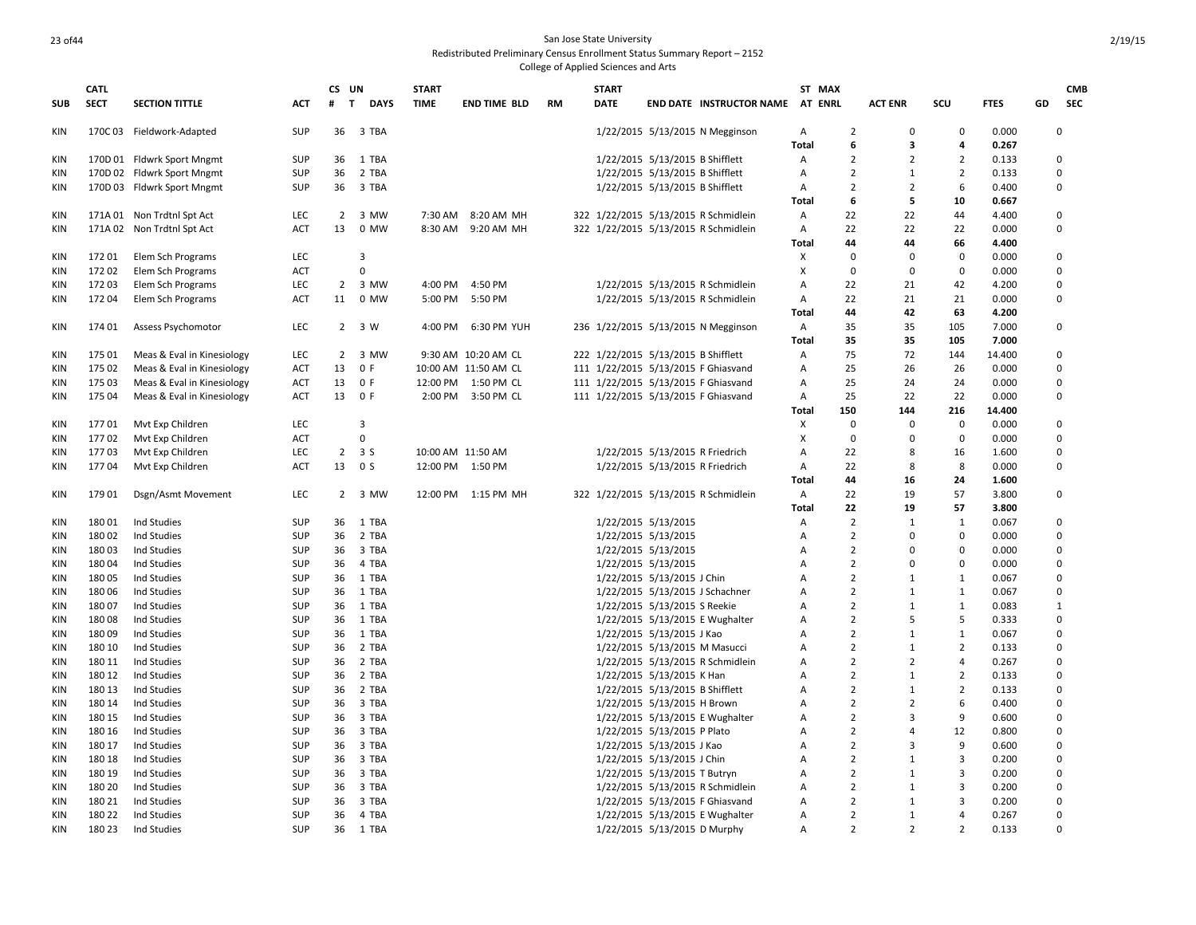# San Jose State University

Redistributed Preliminary Census Enrollment Status Summary Report – 2152

College of Applied Sciences and Arts

| SUB | CATL SECT | SECTION TITTLE | ACT | CS # | UN T | DAYS | START TIME | END TIME | BLD | RM | START DATE | END DATE | INSTRUCTOR NAME | ST AT | MAX ENRL | ACT ENR | SCU | FTES | GD | CMB SEC |
|---|---|---|---|---|---|---|---|---|---|---|---|---|---|---|---|---|---|---|---|---|
| KIN | 170C 03 | Fieldwork-Adapted | SUP | 36 | 3 | TBA | | | | | 1/22/2015 | 5/13/2015 | N Megginson | A | 2 | 0 | 0 | 0.000 | | 0 |
| | | | | | | | | | | | | | | Total | 6 | 3 | 4 | 0.267 | | |
| KIN | 170D 01 | Fldwrk Sport Mngmt | SUP | 36 | 1 | TBA | | | | | 1/22/2015 | 5/13/2015 | B Shifflett | A | 2 | 2 | 2 | 0.133 | | 0 |
| KIN | 170D 02 | Fldwrk Sport Mngmt | SUP | 36 | 2 | TBA | | | | | 1/22/2015 | 5/13/2015 | B Shifflett | A | 2 | 1 | 2 | 0.133 | | 0 |
| KIN | 170D 03 | Fldwrk Sport Mngmt | SUP | 36 | 3 | TBA | | | | | 1/22/2015 | 5/13/2015 | B Shifflett | A | 2 | 2 | 6 | 0.400 | | 0 |
| | | | | | | | | | | | | | | Total | 6 | 5 | 10 | 0.667 | | |
| KIN | 171A 01 | Non Trdtnl Spt Act | LEC | 2 | 3 | MW | 7:30 AM | 8:20 AM | MH | 322 | 1/22/2015 | 5/13/2015 | R Schmidlein | A | 22 | 22 | 44 | 4.400 | | 0 |
| KIN | 171A 02 | Non Trdtnl Spt Act | ACT | 13 | 0 | MW | 8:30 AM | 9:20 AM | MH | 322 | 1/22/2015 | 5/13/2015 | R Schmidlein | A | 22 | 22 | 22 | 0.000 | | 0 |
| | | | | | | | | | | | | | | Total | 44 | 44 | 66 | 4.400 | | |
| KIN | 172 01 | Elem Sch Programs | LEC | | 3 | | | | | | | | | X | 0 | 0 | 0 | 0.000 | | 0 |
| KIN | 172 02 | Elem Sch Programs | ACT | | 0 | | | | | | | | | X | 0 | 0 | 0 | 0.000 | | 0 |
| KIN | 172 03 | Elem Sch Programs | LEC | 2 | 3 | MW | 4:00 PM | 4:50 PM | | | 1/22/2015 | 5/13/2015 | R Schmidlein | A | 22 | 21 | 42 | 4.200 | | 0 |
| KIN | 172 04 | Elem Sch Programs | ACT | 11 | 0 | MW | 5:00 PM | 5:50 PM | | | 1/22/2015 | 5/13/2015 | R Schmidlein | A | 22 | 21 | 21 | 0.000 | | 0 |
| | | | | | | | | | | | | | | Total | 44 | 42 | 63 | 4.200 | | |
| KIN | 174 01 | Assess Psychomotor | LEC | 2 | 3 | W | 4:00 PM | 6:30 PM | YUH | 236 | 1/22/2015 | 5/13/2015 | N Megginson | A | 35 | 35 | 105 | 7.000 | | 0 |
| | | | | | | | | | | | | | | Total | 35 | 35 | 105 | 7.000 | | |
| KIN | 175 01 | Meas & Eval in Kinesiology | LEC | 2 | 3 | MW | 9:30 AM | 10:20 AM | CL | 222 | 1/22/2015 | 5/13/2015 | B Shifflett | A | 75 | 72 | 144 | 14.400 | | 0 |
| KIN | 175 02 | Meas & Eval in Kinesiology | ACT | 13 | 0 | F | 10:00 AM | 11:50 AM | CL | 111 | 1/22/2015 | 5/13/2015 | F Ghiasvand | A | 25 | 26 | 26 | 0.000 | | 0 |
| KIN | 175 03 | Meas & Eval in Kinesiology | ACT | 13 | 0 | F | 12:00 PM | 1:50 PM | CL | 111 | 1/22/2015 | 5/13/2015 | F Ghiasvand | A | 25 | 24 | 24 | 0.000 | | 0 |
| KIN | 175 04 | Meas & Eval in Kinesiology | ACT | 13 | 0 | F | 2:00 PM | 3:50 PM | CL | 111 | 1/22/2015 | 5/13/2015 | F Ghiasvand | A | 25 | 22 | 22 | 0.000 | | 0 |
| | | | | | | | | | | | | | | Total | 150 | 144 | 216 | 14.400 | | |
| KIN | 177 01 | Mvt Exp Children | LEC | | 3 | | | | | | | | | X | 0 | 0 | 0 | 0.000 | | 0 |
| KIN | 177 02 | Mvt Exp Children | ACT | | 0 | | | | | | | | | X | 0 | 0 | 0 | 0.000 | | 0 |
| KIN | 177 03 | Mvt Exp Children | LEC | 2 | 3 | S | 10:00 AM | 11:50 AM | | | 1/22/2015 | 5/13/2015 | R Friedrich | A | 22 | 8 | 16 | 1.600 | | 0 |
| KIN | 177 04 | Mvt Exp Children | ACT | 13 | 0 | S | 12:00 PM | 1:50 PM | | | 1/22/2015 | 5/13/2015 | R Friedrich | A | 22 | 8 | 8 | 0.000 | | 0 |
| | | | | | | | | | | | | | | Total | 44 | 16 | 24 | 1.600 | | |
| KIN | 179 01 | Dsgn/Asmt Movement | LEC | 2 | 3 | MW | 12:00 PM | 1:15 PM | MH | 322 | 1/22/2015 | 5/13/2015 | R Schmidlein | A | 22 | 19 | 57 | 3.800 | | 0 |
| | | | | | | | | | | | | | | Total | 22 | 19 | 57 | 3.800 | | |
| KIN | 180 01 | Ind Studies | SUP | 36 | 1 | TBA | | | | | 1/22/2015 | 5/13/2015 | | A | 2 | 1 | 1 | 0.067 | | 0 |
| KIN | 180 02 | Ind Studies | SUP | 36 | 2 | TBA | | | | | 1/22/2015 | 5/13/2015 | | A | 2 | 0 | 0 | 0.000 | | 0 |
| KIN | 180 03 | Ind Studies | SUP | 36 | 3 | TBA | | | | | 1/22/2015 | 5/13/2015 | | A | 2 | 0 | 0 | 0.000 | | 0 |
| KIN | 180 04 | Ind Studies | SUP | 36 | 4 | TBA | | | | | 1/22/2015 | 5/13/2015 | | A | 2 | 0 | 0 | 0.000 | | 0 |
| KIN | 180 05 | Ind Studies | SUP | 36 | 1 | TBA | | | | | 1/22/2015 | 5/13/2015 | J Chin | A | 2 | 1 | 1 | 0.067 | | 0 |
| KIN | 180 06 | Ind Studies | SUP | 36 | 1 | TBA | | | | | 1/22/2015 | 5/13/2015 | J Schachner | A | 2 | 1 | 1 | 0.067 | | 0 |
| KIN | 180 07 | Ind Studies | SUP | 36 | 1 | TBA | | | | | 1/22/2015 | 5/13/2015 | S Reekie | A | 2 | 1 | 1 | 0.083 | | 1 |
| KIN | 180 08 | Ind Studies | SUP | 36 | 1 | TBA | | | | | 1/22/2015 | 5/13/2015 | E Wughalter | A | 2 | 5 | 5 | 0.333 | | 0 |
| KIN | 180 09 | Ind Studies | SUP | 36 | 1 | TBA | | | | | 1/22/2015 | 5/13/2015 | J Kao | A | 2 | 1 | 1 | 0.067 | | 0 |
| KIN | 180 10 | Ind Studies | SUP | 36 | 2 | TBA | | | | | 1/22/2015 | 5/13/2015 | M Masucci | A | 2 | 1 | 2 | 0.133 | | 0 |
| KIN | 180 11 | Ind Studies | SUP | 36 | 2 | TBA | | | | | 1/22/2015 | 5/13/2015 | R Schmidlein | A | 2 | 2 | 4 | 0.267 | | 0 |
| KIN | 180 12 | Ind Studies | SUP | 36 | 2 | TBA | | | | | 1/22/2015 | 5/13/2015 | K Han | A | 2 | 1 | 2 | 0.133 | | 0 |
| KIN | 180 13 | Ind Studies | SUP | 36 | 2 | TBA | | | | | 1/22/2015 | 5/13/2015 | B Shifflett | A | 2 | 1 | 2 | 0.133 | | 0 |
| KIN | 180 14 | Ind Studies | SUP | 36 | 3 | TBA | | | | | 1/22/2015 | 5/13/2015 | H Brown | A | 2 | 2 | 6 | 0.400 | | 0 |
| KIN | 180 15 | Ind Studies | SUP | 36 | 3 | TBA | | | | | 1/22/2015 | 5/13/2015 | E Wughalter | A | 2 | 3 | 9 | 0.600 | | 0 |
| KIN | 180 16 | Ind Studies | SUP | 36 | 3 | TBA | | | | | 1/22/2015 | 5/13/2015 | P Plato | A | 2 | 4 | 12 | 0.800 | | 0 |
| KIN | 180 17 | Ind Studies | SUP | 36 | 3 | TBA | | | | | 1/22/2015 | 5/13/2015 | J Kao | A | 2 | 3 | 9 | 0.600 | | 0 |
| KIN | 180 18 | Ind Studies | SUP | 36 | 3 | TBA | | | | | 1/22/2015 | 5/13/2015 | J Chin | A | 2 | 1 | 3 | 0.200 | | 0 |
| KIN | 180 19 | Ind Studies | SUP | 36 | 3 | TBA | | | | | 1/22/2015 | 5/13/2015 | T Butryn | A | 2 | 1 | 3 | 0.200 | | 0 |
| KIN | 180 20 | Ind Studies | SUP | 36 | 3 | TBA | | | | | 1/22/2015 | 5/13/2015 | R Schmidlein | A | 2 | 1 | 3 | 0.200 | | 0 |
| KIN | 180 21 | Ind Studies | SUP | 36 | 3 | TBA | | | | | 1/22/2015 | 5/13/2015 | F Ghiasvand | A | 2 | 1 | 3 | 0.200 | | 0 |
| KIN | 180 22 | Ind Studies | SUP | 36 | 4 | TBA | | | | | 1/22/2015 | 5/13/2015 | E Wughalter | A | 2 | 1 | 4 | 0.267 | | 0 |
| KIN | 180 23 | Ind Studies | SUP | 36 | 1 | TBA | | | | | 1/22/2015 | 5/13/2015 | D Murphy | A | 2 | 2 | 2 | 0.133 | | 0 |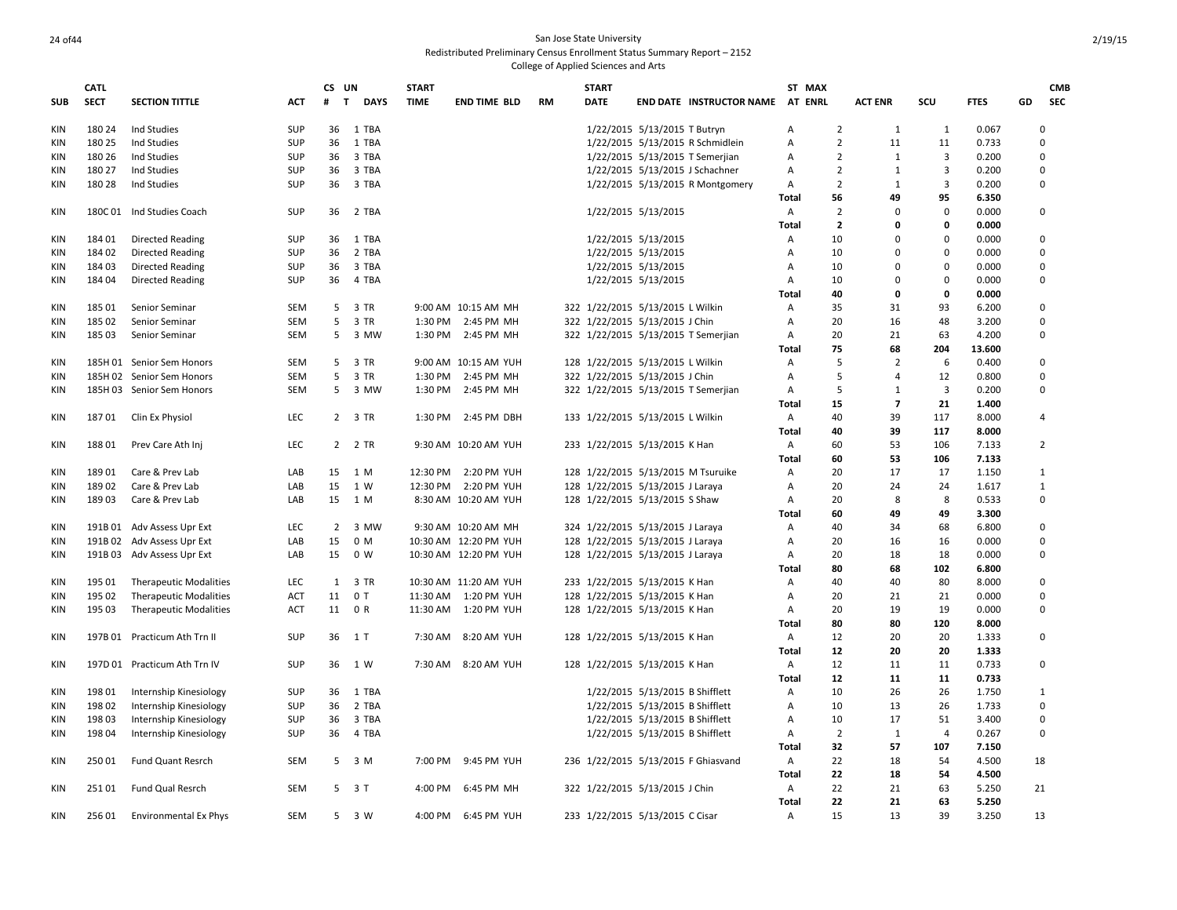San Jose State University
Redistributed Preliminary Census Enrollment Status Summary Report – 2152
College of Applied Sciences and Arts

| SUB | CATL SECT | SECTION TITTLE | ACT | CS # | UN T | DAYS | START TIME | END TIME | BLD | RM | START DATE | END DATE | INSTRUCTOR NAME | ST AT | MAX ENRL | ACT ENR | SCU | FTES | GD | CMB SEC |
|---|---|---|---|---|---|---|---|---|---|---|---|---|---|---|---|---|---|---|---|---|
| KIN | 180 24 | Ind Studies | SUP | 36 | 1 | TBA | | | | | 1/22/2015 | 5/13/2015 | T Butryn | A | 2 | 1 | 1 | 0.067 | 0 | |
| KIN | 180 25 | Ind Studies | SUP | 36 | 1 | TBA | | | | | 1/22/2015 | 5/13/2015 | R Schmidlein | A | 2 | 11 | 11 | 0.733 | 0 | |
| KIN | 180 26 | Ind Studies | SUP | 36 | 3 | TBA | | | | | 1/22/2015 | 5/13/2015 | T Semerjian | A | 2 | 1 | 3 | 0.200 | 0 | |
| KIN | 180 27 | Ind Studies | SUP | 36 | 3 | TBA | | | | | 1/22/2015 | 5/13/2015 | J Schachner | A | 2 | 1 | 3 | 0.200 | 0 | |
| KIN | 180 28 | Ind Studies | SUP | 36 | 3 | TBA | | | | | 1/22/2015 | 5/13/2015 | R Montgomery | A | 2 | 1 | 3 | 0.200 | 0 | |
| | | | | | | | | | | | | | | **Total** | **56** | **49** | **95** | **6.350** | | |
| KIN | 180C 01 | Ind Studies Coach | SUP | 36 | 2 | TBA | | | | | 1/22/2015 | 5/13/2015 | | A | 2 | 0 | 0 | 0.000 | 0 | |
| | | | | | | | | | | | | | | **Total** | **2** | **0** | **0** | **0.000** | | |
| KIN | 184 01 | Directed Reading | SUP | 36 | 1 | TBA | | | | | 1/22/2015 | 5/13/2015 | | A | 10 | 0 | 0 | 0.000 | 0 | |
| KIN | 184 02 | Directed Reading | SUP | 36 | 2 | TBA | | | | | 1/22/2015 | 5/13/2015 | | A | 10 | 0 | 0 | 0.000 | 0 | |
| KIN | 184 03 | Directed Reading | SUP | 36 | 3 | TBA | | | | | 1/22/2015 | 5/13/2015 | | A | 10 | 0 | 0 | 0.000 | 0 | |
| KIN | 184 04 | Directed Reading | SUP | 36 | 4 | TBA | | | | | 1/22/2015 | 5/13/2015 | | A | 10 | 0 | 0 | 0.000 | 0 | |
| | | | | | | | | | | | | | | **Total** | **40** | **0** | **0** | **0.000** | | |
| KIN | 185 01 | Senior Seminar | SEM | 5 | 3 | TR | 9:00 AM | 10:15 AM | MH | 322 | 1/22/2015 | 5/13/2015 | L Wilkin | A | 35 | 31 | 93 | 6.200 | 0 | |
| KIN | 185 02 | Senior Seminar | SEM | 5 | 3 | TR | 1:30 PM | 2:45 PM | MH | 322 | 1/22/2015 | 5/13/2015 | J Chin | A | 20 | 16 | 48 | 3.200 | 0 | |
| KIN | 185 03 | Senior Seminar | SEM | 5 | 3 | MW | 1:30 PM | 2:45 PM | MH | 322 | 1/22/2015 | 5/13/2015 | T Semerjian | A | 20 | 21 | 63 | 4.200 | 0 | |
| | | | | | | | | | | | | | | **Total** | **75** | **68** | **204** | **13.600** | | |
| KIN | 185H 01 | Senior Sem Honors | SEM | 5 | 3 | TR | 9:00 AM | 10:15 AM | YUH | 128 | 1/22/2015 | 5/13/2015 | L Wilkin | A | 5 | 2 | 6 | 0.400 | 0 | |
| KIN | 185H 02 | Senior Sem Honors | SEM | 5 | 3 | TR | 1:30 PM | 2:45 PM | MH | 322 | 1/22/2015 | 5/13/2015 | J Chin | A | 5 | 4 | 12 | 0.800 | 0 | |
| KIN | 185H 03 | Senior Sem Honors | SEM | 5 | 3 | MW | 1:30 PM | 2:45 PM | MH | 322 | 1/22/2015 | 5/13/2015 | T Semerjian | A | 5 | 1 | 3 | 0.200 | 0 | |
| | | | | | | | | | | | | | | **Total** | **15** | **7** | **21** | **1.400** | | |
| KIN | 187 01 | Clin Ex Physiol | LEC | 2 | 3 | TR | 1:30 PM | 2:45 PM | DBH | 133 | 1/22/2015 | 5/13/2015 | L Wilkin | A | 40 | 39 | 117 | 8.000 | 4 | |
| | | | | | | | | | | | | | | **Total** | **40** | **39** | **117** | **8.000** | | |
| KIN | 188 01 | Prev Care Ath Inj | LEC | 2 | 2 | TR | 9:30 AM | 10:20 AM | YUH | 233 | 1/22/2015 | 5/13/2015 | K Han | A | 60 | 53 | 106 | 7.133 | 2 | |
| | | | | | | | | | | | | | | **Total** | **60** | **53** | **106** | **7.133** | | |
| KIN | 189 01 | Care & Prev Lab | LAB | 15 | 1 | M | 12:30 PM | 2:20 PM | YUH | 128 | 1/22/2015 | 5/13/2015 | M Tsuruike | A | 20 | 17 | 17 | 1.150 | 1 | |
| KIN | 189 02 | Care & Prev Lab | LAB | 15 | 1 | W | 12:30 PM | 2:20 PM | YUH | 128 | 1/22/2015 | 5/13/2015 | J Laraya | A | 20 | 24 | 24 | 1.617 | 1 | |
| KIN | 189 03 | Care & Prev Lab | LAB | 15 | 1 | M | 8:30 AM | 10:20 AM | YUH | 128 | 1/22/2015 | 5/13/2015 | S Shaw | A | 20 | 8 | 8 | 0.533 | 0 | |
| | | | | | | | | | | | | | | **Total** | **60** | **49** | **49** | **3.300** | | |
| KIN | 191B 01 | Adv Assess Upr Ext | LEC | 2 | 3 | MW | 9:30 AM | 10:20 AM | MH | 324 | 1/22/2015 | 5/13/2015 | J Laraya | A | 40 | 34 | 68 | 6.800 | 0 | |
| KIN | 191B 02 | Adv Assess Upr Ext | LAB | 15 | 0 | M | 10:30 AM | 12:20 PM | YUH | 128 | 1/22/2015 | 5/13/2015 | J Laraya | A | 20 | 16 | 16 | 0.000 | 0 | |
| KIN | 191B 03 | Adv Assess Upr Ext | LAB | 15 | 0 | W | 10:30 AM | 12:20 PM | YUH | 128 | 1/22/2015 | 5/13/2015 | J Laraya | A | 20 | 18 | 18 | 0.000 | 0 | |
| | | | | | | | | | | | | | | **Total** | **80** | **68** | **102** | **6.800** | | |
| KIN | 195 01 | Therapeutic Modalities | LEC | 1 | 3 | TR | 10:30 AM | 11:20 AM | YUH | 233 | 1/22/2015 | 5/13/2015 | K Han | A | 40 | 40 | 80 | 8.000 | 0 | |
| KIN | 195 02 | Therapeutic Modalities | ACT | 11 | 0 | T | 11:30 AM | 1:20 PM | YUH | 128 | 1/22/2015 | 5/13/2015 | K Han | A | 20 | 21 | 21 | 0.000 | 0 | |
| KIN | 195 03 | Therapeutic Modalities | ACT | 11 | 0 | R | 11:30 AM | 1:20 PM | YUH | 128 | 1/22/2015 | 5/13/2015 | K Han | A | 20 | 19 | 19 | 0.000 | 0 | |
| | | | | | | | | | | | | | | **Total** | **80** | **80** | **120** | **8.000** | | |
| KIN | 197B 01 | Practicum Ath Trn II | SUP | 36 | 1 | T | 7:30 AM | 8:20 AM | YUH | 128 | 1/22/2015 | 5/13/2015 | K Han | A | 12 | 20 | 20 | 1.333 | 0 | |
| | | | | | | | | | | | | | | **Total** | **12** | **20** | **20** | **1.333** | | |
| KIN | 197D 01 | Practicum Ath Trn IV | SUP | 36 | 1 | W | 7:30 AM | 8:20 AM | YUH | 128 | 1/22/2015 | 5/13/2015 | K Han | A | 12 | 11 | 11 | 0.733 | 0 | |
| | | | | | | | | | | | | | | **Total** | **12** | **11** | **11** | **0.733** | | |
| KIN | 198 01 | Internship Kinesiology | SUP | 36 | 1 | TBA | | | | | 1/22/2015 | 5/13/2015 | B Shifflett | A | 10 | 26 | 26 | 1.750 | 1 | |
| KIN | 198 02 | Internship Kinesiology | SUP | 36 | 2 | TBA | | | | | 1/22/2015 | 5/13/2015 | B Shifflett | A | 10 | 13 | 26 | 1.733 | 0 | |
| KIN | 198 03 | Internship Kinesiology | SUP | 36 | 3 | TBA | | | | | 1/22/2015 | 5/13/2015 | B Shifflett | A | 10 | 17 | 51 | 3.400 | 0 | |
| KIN | 198 04 | Internship Kinesiology | SUP | 36 | 4 | TBA | | | | | 1/22/2015 | 5/13/2015 | B Shifflett | A | 2 | 1 | 4 | 0.267 | 0 | |
| | | | | | | | | | | | | | | **Total** | **32** | **57** | **107** | **7.150** | | |
| KIN | 250 01 | Fund Quant Resrch | SEM | 5 | 3 | M | 7:00 PM | 9:45 PM | YUH | 236 | 1/22/2015 | 5/13/2015 | F Ghiasvand | A | 22 | 18 | 54 | 4.500 | 18 | |
| | | | | | | | | | | | | | | **Total** | **22** | **18** | **54** | **4.500** | | |
| KIN | 251 01 | Fund Qual Resrch | SEM | 5 | 3 | T | 4:00 PM | 6:45 PM | MH | 322 | 1/22/2015 | 5/13/2015 | J Chin | A | 22 | 21 | 63 | 5.250 | 21 | |
| | | | | | | | | | | | | | | **Total** | **22** | **21** | **63** | **5.250** | | |
| KIN | 256 01 | Environmental Ex Phys | SEM | 5 | 3 | W | 4:00 PM | 6:45 PM | YUH | 233 | 1/22/2015 | 5/13/2015 | C Cisar | A | 15 | 13 | 39 | 3.250 | 13 | |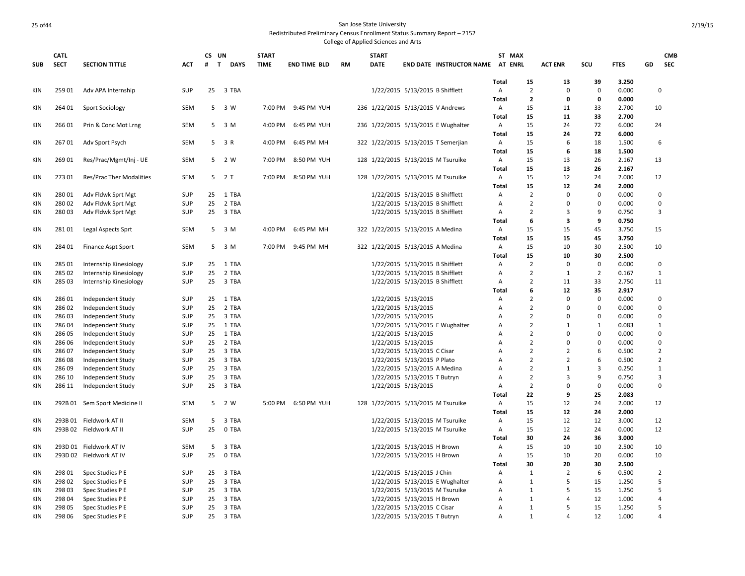# San Jose State University

Redistributed Preliminary Census Enrollment Status Summary Report – 2152

College of Applied Sciences and Arts

| SUB | CATL SECT | SECTION TITTLE | ACT | CS # | UN T | DAYS | START TIME | END TIME | BLD | RM | START DATE | END DATE | INSTRUCTOR NAME | ST AT | MAX ENRL | ACT ENR | SCU | FTES | GD | CMB SEC |
|---|---|---|---|---|---|---|---|---|---|---|---|---|---|---|---|---|---|---|---|---|
| | | | | | | | | | | | | | | **Total** | **15** | **13** | **39** | **3.250** | | |
| KIN | 259 01 | Adv APA Internship | SUP | 25 | 3 | TBA | | | | | 1/22/2015 | 5/13/2015 | B Shifflett | A | 2 | 0 | 0 | 0.000 | | 0 |
| | | | | | | | | | | | | | | **Total** | **2** | **0** | **0** | **0.000** | | |
| KIN | 264 01 | Sport Sociology | SEM | 5 | 3 | W | 7:00 PM | 9:45 PM | YUH | 236 | 1/22/2015 | 5/13/2015 | V Andrews | A | 15 | 11 | 33 | 2.700 | | 10 |
| | | | | | | | | | | | | | | **Total** | **15** | **11** | **33** | **2.700** | | |
| KIN | 266 01 | Prin & Conc Mot Lrng | SEM | 5 | 3 | M | 4:00 PM | 6:45 PM | YUH | 236 | 1/22/2015 | 5/13/2015 | E Wughalter | A | 15 | 24 | 72 | 6.000 | | 24 |
| | | | | | | | | | | | | | | **Total** | **15** | **24** | **72** | **6.000** | | |
| KIN | 267 01 | Adv Sport Psych | SEM | 5 | 3 | R | 4:00 PM | 6:45 PM | MH | 322 | 1/22/2015 | 5/13/2015 | T Semerjian | A | 15 | 6 | 18 | 1.500 | | 6 |
| | | | | | | | | | | | | | | **Total** | **15** | **6** | **18** | **1.500** | | |
| KIN | 269 01 | Res/Prac/Mgmt/Inj - UE | SEM | 5 | 2 | W | 7:00 PM | 8:50 PM | YUH | 128 | 1/22/2015 | 5/13/2015 | M Tsuruike | A | 15 | 13 | 26 | 2.167 | | 13 |
| | | | | | | | | | | | | | | **Total** | **15** | **13** | **26** | **2.167** | | |
| KIN | 273 01 | Res/Prac Ther Modalities | SEM | 5 | 2 | T | 7:00 PM | 8:50 PM | YUH | 128 | 1/22/2015 | 5/13/2015 | M Tsuruike | A | 15 | 12 | 24 | 2.000 | | 12 |
| | | | | | | | | | | | | | | **Total** | **15** | **12** | **24** | **2.000** | | |
| KIN | 280 01 | Adv Fldwk Sprt Mgt | SUP | 25 | 1 | TBA | | | | | 1/22/2015 | 5/13/2015 | B Shifflett | A | 2 | 0 | 0 | 0.000 | | 0 |
| KIN | 280 02 | Adv Fldwk Sprt Mgt | SUP | 25 | 2 | TBA | | | | | 1/22/2015 | 5/13/2015 | B Shifflett | A | 2 | 0 | 0 | 0.000 | | 0 |
| KIN | 280 03 | Adv Fldwk Sprt Mgt | SUP | 25 | 3 | TBA | | | | | 1/22/2015 | 5/13/2015 | B Shifflett | A | 2 | 3 | 9 | 0.750 | | 3 |
| | | | | | | | | | | | | | | **Total** | **6** | **3** | **9** | **0.750** | | |
| KIN | 281 01 | Legal Aspects Sprt | SEM | 5 | 3 | M | 4:00 PM | 6:45 PM | MH | 322 | 1/22/2015 | 5/13/2015 | A Medina | A | 15 | 15 | 45 | 3.750 | | 15 |
| | | | | | | | | | | | | | | **Total** | **15** | **15** | **45** | **3.750** | | |
| KIN | 284 01 | Finance Aspt Sport | SEM | 5 | 3 | M | 7:00 PM | 9:45 PM | MH | 322 | 1/22/2015 | 5/13/2015 | A Medina | A | 15 | 10 | 30 | 2.500 | | 10 |
| | | | | | | | | | | | | | | **Total** | **15** | **10** | **30** | **2.500** | | |
| KIN | 285 01 | Internship Kinesiology | SUP | 25 | 1 | TBA | | | | | 1/22/2015 | 5/13/2015 | B Shifflett | A | 2 | 0 | 0 | 0.000 | | 0 |
| KIN | 285 02 | Internship Kinesiology | SUP | 25 | 2 | TBA | | | | | 1/22/2015 | 5/13/2015 | B Shifflett | A | 2 | 1 | 2 | 0.167 | | 1 |
| KIN | 285 03 | Internship Kinesiology | SUP | 25 | 3 | TBA | | | | | 1/22/2015 | 5/13/2015 | B Shifflett | A | 2 | 11 | 33 | 2.750 | | 11 |
| | | | | | | | | | | | | | | **Total** | **6** | **12** | **35** | **2.917** | | |
| KIN | 286 01 | Independent Study | SUP | 25 | 1 | TBA | | | | | 1/22/2015 | 5/13/2015 | | A | 2 | 0 | 0 | 0.000 | | 0 |
| KIN | 286 02 | Independent Study | SUP | 25 | 2 | TBA | | | | | 1/22/2015 | 5/13/2015 | | A | 2 | 0 | 0 | 0.000 | | 0 |
| KIN | 286 03 | Independent Study | SUP | 25 | 3 | TBA | | | | | 1/22/2015 | 5/13/2015 | | A | 2 | 0 | 0 | 0.000 | | 0 |
| KIN | 286 04 | Independent Study | SUP | 25 | 1 | TBA | | | | | 1/22/2015 | 5/13/2015 | E Wughalter | A | 2 | 1 | 1 | 0.083 | | 1 |
| KIN | 286 05 | Independent Study | SUP | 25 | 1 | TBA | | | | | 1/22/2015 | 5/13/2015 | | A | 2 | 0 | 0 | 0.000 | | 0 |
| KIN | 286 06 | Independent Study | SUP | 25 | 2 | TBA | | | | | 1/22/2015 | 5/13/2015 | | A | 2 | 0 | 0 | 0.000 | | 0 |
| KIN | 286 07 | Independent Study | SUP | 25 | 3 | TBA | | | | | 1/22/2015 | 5/13/2015 | C Cisar | A | 2 | 2 | 6 | 0.500 | | 2 |
| KIN | 286 08 | Independent Study | SUP | 25 | 3 | TBA | | | | | 1/22/2015 | 5/13/2015 | P Plato | A | 2 | 2 | 6 | 0.500 | | 2 |
| KIN | 286 09 | Independent Study | SUP | 25 | 3 | TBA | | | | | 1/22/2015 | 5/13/2015 | A Medina | A | 2 | 1 | 3 | 0.250 | | 1 |
| KIN | 286 10 | Independent Study | SUP | 25 | 3 | TBA | | | | | 1/22/2015 | 5/13/2015 | T Butryn | A | 2 | 3 | 9 | 0.750 | | 3 |
| KIN | 286 11 | Independent Study | SUP | 25 | 3 | TBA | | | | | 1/22/2015 | 5/13/2015 | | A | 2 | 0 | 0 | 0.000 | | 0 |
| | | | | | | | | | | | | | | **Total** | **22** | **9** | **25** | **2.083** | | |
| KIN | 292B 01 | Sem Sport Medicine II | SEM | 5 | 2 | W | 5:00 PM | 6:50 PM | YUH | 128 | 1/22/2015 | 5/13/2015 | M Tsuruike | A | 15 | 12 | 24 | 2.000 | | 12 |
| | | | | | | | | | | | | | | **Total** | **15** | **12** | **24** | **2.000** | | |
| KIN | 293B 01 | Fieldwork AT II | SEM | 5 | 3 | TBA | | | | | 1/22/2015 | 5/13/2015 | M Tsuruike | A | 15 | 12 | 12 | 3.000 | | 12 |
| KIN | 293B 02 | Fieldwork AT II | SUP | 25 | 0 | TBA | | | | | 1/22/2015 | 5/13/2015 | M Tsuruike | A | 15 | 12 | 24 | 0.000 | | 12 |
| | | | | | | | | | | | | | | **Total** | **30** | **24** | **36** | **3.000** | | |
| KIN | 293D 01 | Fieldwork AT IV | SEM | 5 | 3 | TBA | | | | | 1/22/2015 | 5/13/2015 | H Brown | A | 15 | 10 | 10 | 2.500 | | 10 |
| KIN | 293D 02 | Fieldwork AT IV | SUP | 25 | 0 | TBA | | | | | 1/22/2015 | 5/13/2015 | H Brown | A | 15 | 10 | 20 | 0.000 | | 10 |
| | | | | | | | | | | | | | | **Total** | **30** | **20** | **30** | **2.500** | | |
| KIN | 298 01 | Spec Studies P E | SUP | 25 | 3 | TBA | | | | | 1/22/2015 | 5/13/2015 | J Chin | A | 1 | 2 | 6 | 0.500 | | 2 |
| KIN | 298 02 | Spec Studies P E | SUP | 25 | 3 | TBA | | | | | 1/22/2015 | 5/13/2015 | E Wughalter | A | 1 | 5 | 15 | 1.250 | | 5 |
| KIN | 298 03 | Spec Studies P E | SUP | 25 | 3 | TBA | | | | | 1/22/2015 | 5/13/2015 | M Tsuruike | A | 1 | 5 | 15 | 1.250 | | 5 |
| KIN | 298 04 | Spec Studies P E | SUP | 25 | 3 | TBA | | | | | 1/22/2015 | 5/13/2015 | H Brown | A | 1 | 4 | 12 | 1.000 | | 4 |
| KIN | 298 05 | Spec Studies P E | SUP | 25 | 3 | TBA | | | | | 1/22/2015 | 5/13/2015 | C Cisar | A | 1 | 5 | 15 | 1.250 | | 5 |
| KIN | 298 06 | Spec Studies P E | SUP | 25 | 3 | TBA | | | | | 1/22/2015 | 5/13/2015 | T Butryn | A | 1 | 4 | 12 | 1.000 | | 4 |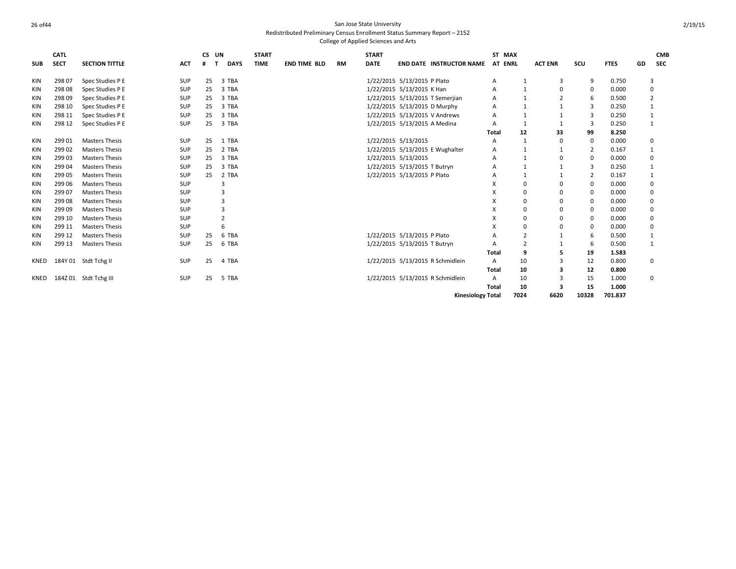San Jose State University
Redistributed Preliminary Census Enrollment Status Summary Report – 2152
College of Applied Sciences and Arts

| SUB | CATL SECT | SECTION TITTLE | ACT | CS # | UN T | DAYS | START TIME | END TIME | BLD | RM | START DATE | END DATE | INSTRUCTOR NAME | ST AT | MAX ENRL | ACT ENR | SCU | FTES | GD | CMB SEC |
|---|---|---|---|---|---|---|---|---|---|---|---|---|---|---|---|---|---|---|---|---|
| KIN | 298 07 | Spec Studies P E | SUP | 25 | 3 | TBA | | | | | 1/22/2015 | 5/13/2015 | P Plato | A | 1 | 3 | 9 | 0.750 | | 3 |
| KIN | 298 08 | Spec Studies P E | SUP | 25 | 3 | TBA | | | | | 1/22/2015 | 5/13/2015 | K Han | A | 1 | 0 | 0 | 0.000 | | 0 |
| KIN | 298 09 | Spec Studies P E | SUP | 25 | 3 | TBA | | | | | 1/22/2015 | 5/13/2015 | T Semerjian | A | 1 | 2 | 6 | 0.500 | | 2 |
| KIN | 298 10 | Spec Studies P E | SUP | 25 | 3 | TBA | | | | | 1/22/2015 | 5/13/2015 | D Murphy | A | 1 | 1 | 3 | 0.250 | | 1 |
| KIN | 298 11 | Spec Studies P E | SUP | 25 | 3 | TBA | | | | | 1/22/2015 | 5/13/2015 | V Andrews | A | 1 | 1 | 3 | 0.250 | | 1 |
| KIN | 298 12 | Spec Studies P E | SUP | 25 | 3 | TBA | | | | | 1/22/2015 | 5/13/2015 | A Medina | A | 1 | 1 | 3 | 0.250 | | 1 |
| | | | | | | | | | | | | | | **Total** | **12** | **33** | **99** | **8.250** | | |
| KIN | 299 01 | Masters Thesis | SUP | 25 | 1 | TBA | | | | | 1/22/2015 | 5/13/2015 | | A | 1 | 0 | 0 | 0.000 | | 0 |
| KIN | 299 02 | Masters Thesis | SUP | 25 | 2 | TBA | | | | | 1/22/2015 | 5/13/2015 | E Wughalter | A | 1 | 1 | 2 | 0.167 | | 1 |
| KIN | 299 03 | Masters Thesis | SUP | 25 | 3 | TBA | | | | | 1/22/2015 | 5/13/2015 | | A | 1 | 0 | 0 | 0.000 | | 0 |
| KIN | 299 04 | Masters Thesis | SUP | 25 | 3 | TBA | | | | | 1/22/2015 | 5/13/2015 | T Butryn | A | 1 | 1 | 3 | 0.250 | | 1 |
| KIN | 299 05 | Masters Thesis | SUP | 25 | 2 | TBA | | | | | 1/22/2015 | 5/13/2015 | P Plato | A | 1 | 1 | 2 | 0.167 | | 1 |
| KIN | 299 06 | Masters Thesis | SUP | | 3 | | | | | | | | | X | 0 | 0 | 0 | 0.000 | | 0 |
| KIN | 299 07 | Masters Thesis | SUP | | 3 | | | | | | | | | X | 0 | 0 | 0 | 0.000 | | 0 |
| KIN | 299 08 | Masters Thesis | SUP | | 3 | | | | | | | | | X | 0 | 0 | 0 | 0.000 | | 0 |
| KIN | 299 09 | Masters Thesis | SUP | | 3 | | | | | | | | | X | 0 | 0 | 0 | 0.000 | | 0 |
| KIN | 299 10 | Masters Thesis | SUP | | 2 | | | | | | | | | X | 0 | 0 | 0 | 0.000 | | 0 |
| KIN | 299 11 | Masters Thesis | SUP | | 6 | | | | | | | | | X | 0 | 0 | 0 | 0.000 | | 0 |
| KIN | 299 12 | Masters Thesis | SUP | 25 | 6 | TBA | | | | | 1/22/2015 | 5/13/2015 | P Plato | A | 2 | 1 | 6 | 0.500 | | 1 |
| KIN | 299 13 | Masters Thesis | SUP | 25 | 6 | TBA | | | | | 1/22/2015 | 5/13/2015 | T Butryn | A | 2 | 1 | 6 | 0.500 | | 1 |
| | | | | | | | | | | | | | | **Total** | **9** | **5** | **19** | **1.583** | | |
| KNED | 184Y 01 | Stdt Tchg II | SUP | 25 | 4 | TBA | | | | | 1/22/2015 | 5/13/2015 | R Schmidlein | A | 10 | 3 | 12 | 0.800 | | 0 |
| | | | | | | | | | | | | | | **Total** | **10** | **3** | **12** | **0.800** | | |
| KNED | 184Z 01 | Stdt Tchg III | SUP | 25 | 5 | TBA | | | | | 1/22/2015 | 5/13/2015 | R Schmidlein | A | 10 | 3 | 15 | 1.000 | | 0 |
| | | | | | | | | | | | | | | **Total** | **10** | **3** | **15** | **1.000** | | |
| | | | | | | | | | | | | | **Kinesiology Total** | | **7024** | **6620** | **10328** | **701.837** | | |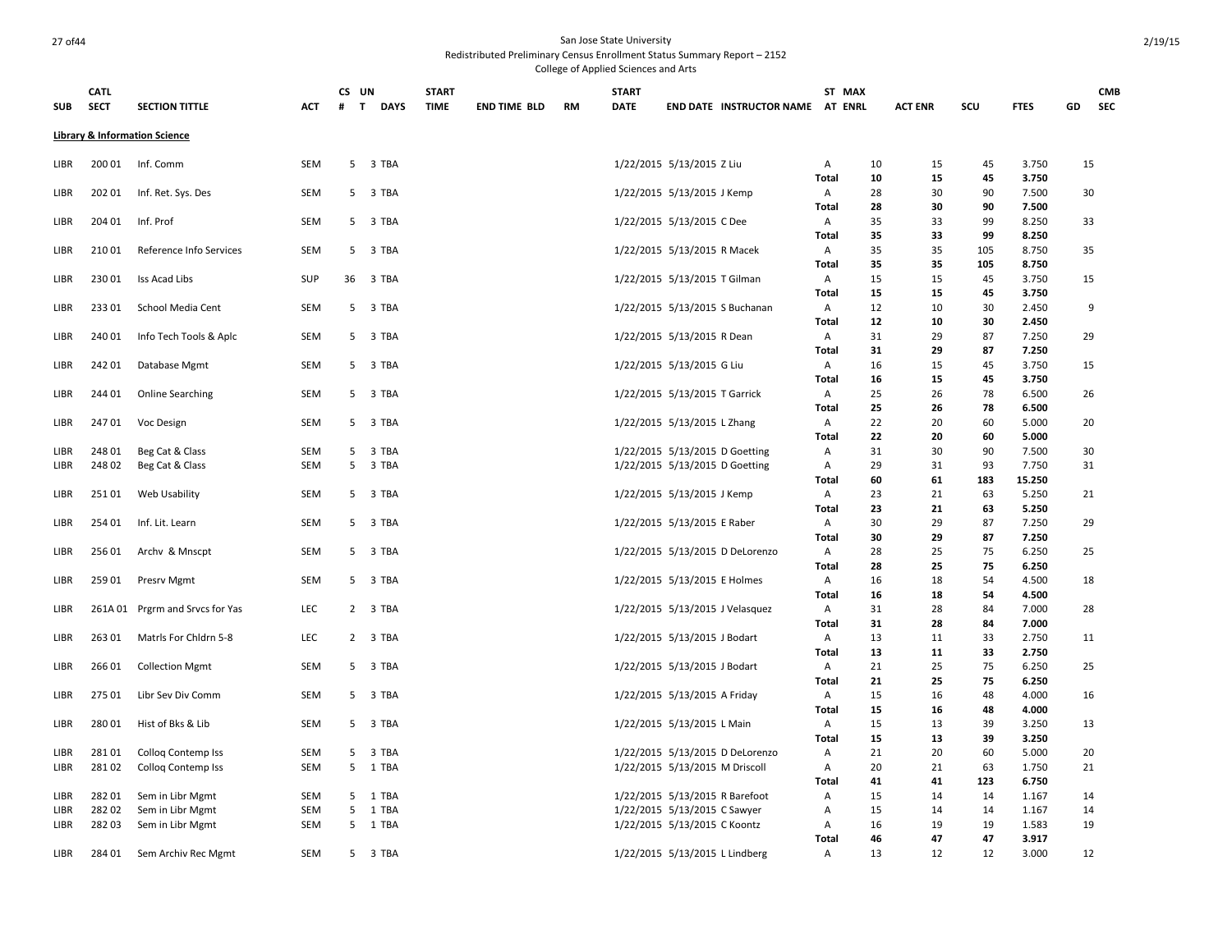San Jose State University
Redistributed Preliminary Census Enrollment Status Summary Report – 2152
College of Applied Sciences and Arts

| SUB | CATL SECT | SECTION TITTLE | ACT | CS # | UN T | DAYS | START TIME | END TIME | BLD | RM | START DATE | END DATE | INSTRUCTOR NAME | ST AT | MAX ENRL | ACT ENR | SCU | FTES | GD | CMB SEC |
|---|---|---|---|---|---|---|---|---|---|---|---|---|---|---|---|---|---|---|---|---|
| **Library & Information Science** | | | | | | | | | | | | | | | | | | | | |
| LIBR | 200 01 | Inf. Comm | SEM | 5 | 3 | TBA | | | | | 1/22/2015 | 5/13/2015 | Z Liu | A | 10 | 15 | 45 | 3.750 | 15 | |
| | | | | | | | | | | | | | | **Total** | **10** | **15** | **45** | **3.750** | | |
| LIBR | 202 01 | Inf. Ret. Sys. Des | SEM | 5 | 3 | TBA | | | | | 1/22/2015 | 5/13/2015 | J Kemp | A | 28 | 30 | 90 | 7.500 | 30 | |
| | | | | | | | | | | | | | | **Total** | **28** | **30** | **90** | **7.500** | | |
| LIBR | 204 01 | Inf. Prof | SEM | 5 | 3 | TBA | | | | | 1/22/2015 | 5/13/2015 | C Dee | A | 35 | 33 | 99 | 8.250 | 33 | |
| | | | | | | | | | | | | | | **Total** | **35** | **33** | **99** | **8.250** | | |
| LIBR | 210 01 | Reference Info Services | SEM | 5 | 3 | TBA | | | | | 1/22/2015 | 5/13/2015 | R Macek | A | 35 | 35 | 105 | 8.750 | 35 | |
| | | | | | | | | | | | | | | **Total** | **35** | **35** | **105** | **8.750** | | |
| LIBR | 230 01 | Iss Acad Libs | SUP | 36 | 3 | TBA | | | | | 1/22/2015 | 5/13/2015 | T Gilman | A | 15 | 15 | 45 | 3.750 | 15 | |
| | | | | | | | | | | | | | | **Total** | **15** | **15** | **45** | **3.750** | | |
| LIBR | 233 01 | School Media Cent | SEM | 5 | 3 | TBA | | | | | 1/22/2015 | 5/13/2015 | S Buchanan | A | 12 | 10 | 30 | 2.450 | 9 | |
| | | | | | | | | | | | | | | **Total** | **12** | **10** | **30** | **2.450** | | |
| LIBR | 240 01 | Info Tech Tools & Aplc | SEM | 5 | 3 | TBA | | | | | 1/22/2015 | 5/13/2015 | R Dean | A | 31 | 29 | 87 | 7.250 | 29 | |
| | | | | | | | | | | | | | | **Total** | **31** | **29** | **87** | **7.250** | | |
| LIBR | 242 01 | Database Mgmt | SEM | 5 | 3 | TBA | | | | | 1/22/2015 | 5/13/2015 | G Liu | A | 16 | 15 | 45 | 3.750 | 15 | |
| | | | | | | | | | | | | | | **Total** | **16** | **15** | **45** | **3.750** | | |
| LIBR | 244 01 | Online Searching | SEM | 5 | 3 | TBA | | | | | 1/22/2015 | 5/13/2015 | T Garrick | A | 25 | 26 | 78 | 6.500 | 26 | |
| | | | | | | | | | | | | | | **Total** | **25** | **26** | **78** | **6.500** | | |
| LIBR | 247 01 | Voc Design | SEM | 5 | 3 | TBA | | | | | 1/22/2015 | 5/13/2015 | L Zhang | A | 22 | 20 | 60 | 5.000 | 20 | |
| | | | | | | | | | | | | | | **Total** | **22** | **20** | **60** | **5.000** | | |
| LIBR | 248 01 | Beg Cat & Class | SEM | 5 | 3 | TBA | | | | | 1/22/2015 | 5/13/2015 | D Goetting | A | 31 | 30 | 90 | 7.500 | 30 | |
| LIBR | 248 02 | Beg Cat & Class | SEM | 5 | 3 | TBA | | | | | 1/22/2015 | 5/13/2015 | D Goetting | A | 29 | 31 | 93 | 7.750 | 31 | |
| | | | | | | | | | | | | | | **Total** | **60** | **61** | **183** | **15.250** | | |
| LIBR | 251 01 | Web Usability | SEM | 5 | 3 | TBA | | | | | 1/22/2015 | 5/13/2015 | J Kemp | A | 23 | 21 | 63 | 5.250 | 21 | |
| | | | | | | | | | | | | | | **Total** | **23** | **21** | **63** | **5.250** | | |
| LIBR | 254 01 | Inf. Lit. Learn | SEM | 5 | 3 | TBA | | | | | 1/22/2015 | 5/13/2015 | E Raber | A | 30 | 29 | 87 | 7.250 | 29 | |
| | | | | | | | | | | | | | | **Total** | **30** | **29** | **87** | **7.250** | | |
| LIBR | 256 01 | Archv & Mnscpt | SEM | 5 | 3 | TBA | | | | | 1/22/2015 | 5/13/2015 | D DeLorenzo | A | 28 | 25 | 75 | 6.250 | 25 | |
| | | | | | | | | | | | | | | **Total** | **28** | **25** | **75** | **6.250** | | |
| LIBR | 259 01 | Presrv Mgmt | SEM | 5 | 3 | TBA | | | | | 1/22/2015 | 5/13/2015 | E Holmes | A | 16 | 18 | 54 | 4.500 | 18 | |
| | | | | | | | | | | | | | | **Total** | **16** | **18** | **54** | **4.500** | | |
| LIBR | 261A 01 | Prgrm and Srvcs for Yas | LEC | 2 | 3 | TBA | | | | | 1/22/2015 | 5/13/2015 | J Velasquez | A | 31 | 28 | 84 | 7.000 | 28 | |
| | | | | | | | | | | | | | | **Total** | **31** | **28** | **84** | **7.000** | | |
| LIBR | 263 01 | Matrls For Chldrn 5-8 | LEC | 2 | 3 | TBA | | | | | 1/22/2015 | 5/13/2015 | J Bodart | A | 13 | 11 | 33 | 2.750 | 11 | |
| | | | | | | | | | | | | | | **Total** | **13** | **11** | **33** | **2.750** | | |
| LIBR | 266 01 | Collection Mgmt | SEM | 5 | 3 | TBA | | | | | 1/22/2015 | 5/13/2015 | J Bodart | A | 21 | 25 | 75 | 6.250 | 25 | |
| | | | | | | | | | | | | | | **Total** | **21** | **25** | **75** | **6.250** | | |
| LIBR | 275 01 | Libr Sev Div Comm | SEM | 5 | 3 | TBA | | | | | 1/22/2015 | 5/13/2015 | A Friday | A | 15 | 16 | 48 | 4.000 | 16 | |
| | | | | | | | | | | | | | | **Total** | **15** | **16** | **48** | **4.000** | | |
| LIBR | 280 01 | Hist of Bks & Lib | SEM | 5 | 3 | TBA | | | | | 1/22/2015 | 5/13/2015 | L Main | A | 15 | 13 | 39 | 3.250 | 13 | |
| | | | | | | | | | | | | | | **Total** | **15** | **13** | **39** | **3.250** | | |
| LIBR | 281 01 | Colloq Contemp Iss | SEM | 5 | 3 | TBA | | | | | 1/22/2015 | 5/13/2015 | D DeLorenzo | A | 21 | 20 | 60 | 5.000 | 20 | |
| LIBR | 281 02 | Colloq Contemp Iss | SEM | 5 | 1 | TBA | | | | | 1/22/2015 | 5/13/2015 | M Driscoll | A | 20 | 21 | 63 | 1.750 | 21 | |
| | | | | | | | | | | | | | | **Total** | **41** | **41** | **123** | **6.750** | | |
| LIBR | 282 01 | Sem in Libr Mgmt | SEM | 5 | 1 | TBA | | | | | 1/22/2015 | 5/13/2015 | R Barefoot | A | 15 | 14 | 14 | 1.167 | 14 | |
| LIBR | 282 02 | Sem in Libr Mgmt | SEM | 5 | 1 | TBA | | | | | 1/22/2015 | 5/13/2015 | C Sawyer | A | 15 | 14 | 14 | 1.167 | 14 | |
| LIBR | 282 03 | Sem in Libr Mgmt | SEM | 5 | 1 | TBA | | | | | 1/22/2015 | 5/13/2015 | C Koontz | A | 16 | 19 | 19 | 1.583 | 19 | |
| | | | | | | | | | | | | | | **Total** | **46** | **47** | **47** | **3.917** | | |
| LIBR | 284 01 | Sem Archiv Rec Mgmt | SEM | 5 | 3 | TBA | | | | | 1/22/2015 | 5/13/2015 | L Lindberg | A | 13 | 12 | 12 | 3.000 | 12 | |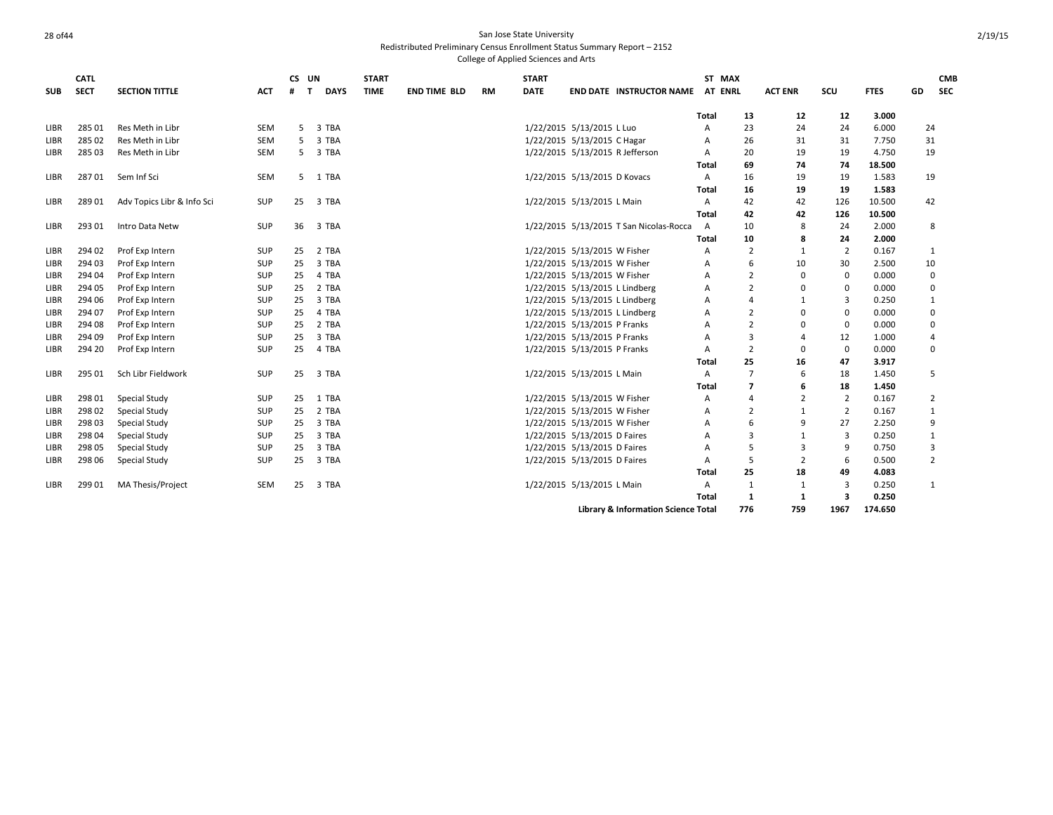San Jose State University
Redistributed Preliminary Census Enrollment Status Summary Report – 2152
College of Applied Sciences and Arts

| SUB | CATL SECT | SECTION TITTLE | ACT | CS # | UN T | DAYS | START TIME | END TIME | BLD | RM | START DATE | END DATE | INSTRUCTOR NAME | ST AT | MAX ENRL | ACT ENR | SCU | FTES | GD | CMB SEC |
|---|---|---|---|---|---|---|---|---|---|---|---|---|---|---|---|---|---|---|---|---|
| | | | | | | | | | | | | | | **Total** | **13** | **12** | **12** | **3.000** | | |
| LIBR | 285 01 | Res Meth in Libr | SEM | 5 | 3 | TBA | | | | | 1/22/2015 | 5/13/2015 | L Luo | A | 23 | 24 | 24 | 6.000 | 24 | |
| LIBR | 285 02 | Res Meth in Libr | SEM | 5 | 3 | TBA | | | | | 1/22/2015 | 5/13/2015 | C Hagar | A | 26 | 31 | 31 | 7.750 | 31 | |
| LIBR | 285 03 | Res Meth in Libr | SEM | 5 | 3 | TBA | | | | | 1/22/2015 | 5/13/2015 | R Jefferson | A | 20 | 19 | 19 | 4.750 | 19 | |
| | | | | | | | | | | | | | | **Total** | **69** | **74** | **74** | **18.500** | | |
| LIBR | 287 01 | Sem Inf Sci | SEM | 5 | 1 | TBA | | | | | 1/22/2015 | 5/13/2015 | D Kovacs | A | 16 | 19 | 19 | 1.583 | 19 | |
| | | | | | | | | | | | | | | **Total** | **16** | **19** | **19** | **1.583** | | |
| LIBR | 289 01 | Adv Topics Libr & Info Sci | SUP | 25 | 3 | TBA | | | | | 1/22/2015 | 5/13/2015 | L Main | A | 42 | 42 | 126 | 10.500 | 42 | |
| | | | | | | | | | | | | | | **Total** | **42** | **42** | **126** | **10.500** | | |
| LIBR | 293 01 | Intro Data Netw | SUP | 36 | 3 | TBA | | | | | 1/22/2015 | 5/13/2015 | T San Nicolas-Rocca | A | 10 | 8 | 24 | 2.000 | 8 | |
| | | | | | | | | | | | | | | **Total** | **10** | **8** | **24** | **2.000** | | |
| LIBR | 294 02 | Prof Exp Intern | SUP | 25 | 2 | TBA | | | | | 1/22/2015 | 5/13/2015 | W Fisher | A | 2 | 1 | 2 | 0.167 | 1 | |
| LIBR | 294 03 | Prof Exp Intern | SUP | 25 | 3 | TBA | | | | | 1/22/2015 | 5/13/2015 | W Fisher | A | 6 | 10 | 30 | 2.500 | 10 | |
| LIBR | 294 04 | Prof Exp Intern | SUP | 25 | 4 | TBA | | | | | 1/22/2015 | 5/13/2015 | W Fisher | A | 2 | 0 | 0 | 0.000 | 0 | |
| LIBR | 294 05 | Prof Exp Intern | SUP | 25 | 2 | TBA | | | | | 1/22/2015 | 5/13/2015 | L Lindberg | A | 2 | 0 | 0 | 0.000 | 0 | |
| LIBR | 294 06 | Prof Exp Intern | SUP | 25 | 3 | TBA | | | | | 1/22/2015 | 5/13/2015 | L Lindberg | A | 4 | 1 | 3 | 0.250 | 1 | |
| LIBR | 294 07 | Prof Exp Intern | SUP | 25 | 4 | TBA | | | | | 1/22/2015 | 5/13/2015 | L Lindberg | A | 2 | 0 | 0 | 0.000 | 0 | |
| LIBR | 294 08 | Prof Exp Intern | SUP | 25 | 2 | TBA | | | | | 1/22/2015 | 5/13/2015 | P Franks | A | 2 | 0 | 0 | 0.000 | 0 | |
| LIBR | 294 09 | Prof Exp Intern | SUP | 25 | 3 | TBA | | | | | 1/22/2015 | 5/13/2015 | P Franks | A | 3 | 4 | 12 | 1.000 | 4 | |
| LIBR | 294 20 | Prof Exp Intern | SUP | 25 | 4 | TBA | | | | | 1/22/2015 | 5/13/2015 | P Franks | A | 2 | 0 | 0 | 0.000 | 0 | |
| | | | | | | | | | | | | | | **Total** | **25** | **16** | **47** | **3.917** | | |
| LIBR | 295 01 | Sch Libr Fieldwork | SUP | 25 | 3 | TBA | | | | | 1/22/2015 | 5/13/2015 | L Main | A | 7 | 6 | 18 | 1.450 | 5 | |
| | | | | | | | | | | | | | | **Total** | **7** | **6** | **18** | **1.450** | | |
| LIBR | 298 01 | Special Study | SUP | 25 | 1 | TBA | | | | | 1/22/2015 | 5/13/2015 | W Fisher | A | 4 | 2 | 2 | 0.167 | 2 | |
| LIBR | 298 02 | Special Study | SUP | 25 | 2 | TBA | | | | | 1/22/2015 | 5/13/2015 | W Fisher | A | 2 | 1 | 2 | 0.167 | 1 | |
| LIBR | 298 03 | Special Study | SUP | 25 | 3 | TBA | | | | | 1/22/2015 | 5/13/2015 | W Fisher | A | 6 | 9 | 27 | 2.250 | 9 | |
| LIBR | 298 04 | Special Study | SUP | 25 | 3 | TBA | | | | | 1/22/2015 | 5/13/2015 | D Faires | A | 3 | 1 | 3 | 0.250 | 1 | |
| LIBR | 298 05 | Special Study | SUP | 25 | 3 | TBA | | | | | 1/22/2015 | 5/13/2015 | D Faires | A | 5 | 3 | 9 | 0.750 | 3 | |
| LIBR | 298 06 | Special Study | SUP | 25 | 3 | TBA | | | | | 1/22/2015 | 5/13/2015 | D Faires | A | 5 | 2 | 6 | 0.500 | 2 | |
| | | | | | | | | | | | | | | **Total** | **25** | **18** | **49** | **4.083** | | |
| LIBR | 299 01 | MA Thesis/Project | SEM | 25 | 3 | TBA | | | | | 1/22/2015 | 5/13/2015 | L Main | A | 1 | 1 | 3 | 0.250 | 1 | |
| | | | | | | | | | | | | | | **Total** | **1** | **1** | **3** | **0.250** | | |
| | | | | | | | | | | | | | **Library & Information Science Total** | | **776** | **759** | **1967** | **174.650** | | |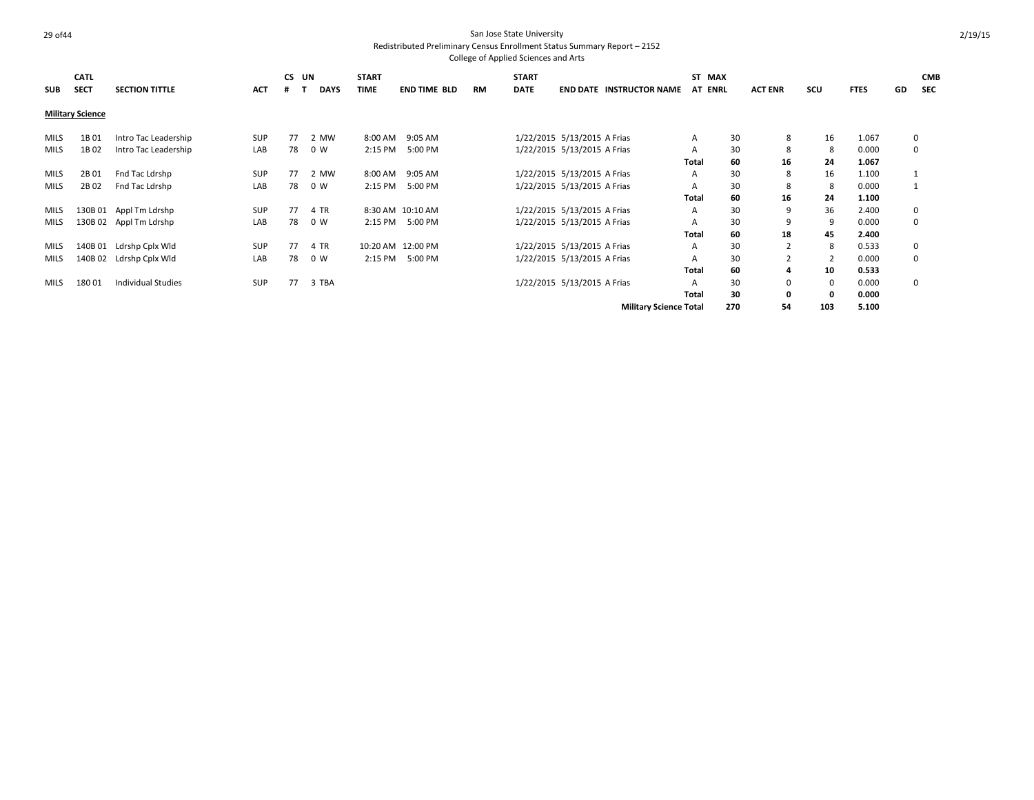San Jose State University

Redistributed Preliminary Census Enrollment Status Summary Report – 2152

College of Applied Sciences and Arts

2/19/15

| SUB | CATL SECT | SECTION TITTLE | ACT | CS # | UN T | DAYS | START TIME | END TIME | BLD | RM | START DATE | END DATE | INSTRUCTOR NAME | ST AT | MAX ENRL | ACT ENR | SCU | FTES | GD | CMB SEC |
|---|---|---|---|---|---|---|---|---|---|---|---|---|---|---|---|---|---|---|---|---|
| **Military Science** | | | | | | | | | | | | | | | | | | | | |
| MILS | 1B 01 | Intro Tac Leadership | SUP | 77 | 2 | MW | 8:00 AM | 9:05 AM | | | 1/22/2015 | 5/13/2015 | A Frias | A | 30 | 8 | 16 | 1.067 | 0 | |
| MILS | 1B 02 | Intro Tac Leadership | LAB | 78 | 0 | W | 2:15 PM | 5:00 PM | | | 1/22/2015 | 5/13/2015 | A Frias | A | 30 | 8 | 8 | 0.000 | 0 | |
| | | | | | | | | | | | | | | **Total** | **60** | **16** | **24** | **1.067** | | |
| MILS | 2B 01 | Fnd Tac Ldrshp | SUP | 77 | 2 | MW | 8:00 AM | 9:05 AM | | | 1/22/2015 | 5/13/2015 | A Frias | A | 30 | 8 | 16 | 1.100 | 1 | |
| MILS | 2B 02 | Fnd Tac Ldrshp | LAB | 78 | 0 | W | 2:15 PM | 5:00 PM | | | 1/22/2015 | 5/13/2015 | A Frias | A | 30 | 8 | 8 | 0.000 | 1 | |
| | | | | | | | | | | | | | | **Total** | **60** | **16** | **24** | **1.100** | | |
| MILS | 130B 01 | Appl Tm Ldrshp | SUP | 77 | 4 | TR | 8:30 AM | 10:10 AM | | | 1/22/2015 | 5/13/2015 | A Frias | A | 30 | 9 | 36 | 2.400 | 0 | |
| MILS | 130B 02 | Appl Tm Ldrshp | LAB | 78 | 0 | W | 2:15 PM | 5:00 PM | | | 1/22/2015 | 5/13/2015 | A Frias | A | 30 | 9 | 9 | 0.000 | 0 | |
| | | | | | | | | | | | | | | **Total** | **60** | **18** | **45** | **2.400** | | |
| MILS | 140B 01 | Ldrshp Cplx Wld | SUP | 77 | 4 | TR | 10:20 AM | 12:00 PM | | | 1/22/2015 | 5/13/2015 | A Frias | A | 30 | 2 | 8 | 0.533 | 0 | |
| MILS | 140B 02 | Ldrshp Cplx Wld | LAB | 78 | 0 | W | 2:15 PM | 5:00 PM | | | 1/22/2015 | 5/13/2015 | A Frias | A | 30 | 2 | 2 | 0.000 | 0 | |
| | | | | | | | | | | | | | | **Total** | **60** | **4** | **10** | **0.533** | | |
| MILS | 180 01 | Individual Studies | SUP | 77 | 3 | TBA | | | | | 1/22/2015 | 5/13/2015 | A Frias | A | 30 | 0 | 0 | 0.000 | 0 | |
| | | | | | | | | | | | | | | **Total** | **30** | **0** | **0** | **0.000** | | |
| | | | | | | | | | | | | | **Military Science Total** | | **270** | **54** | **103** | **5.100** | | |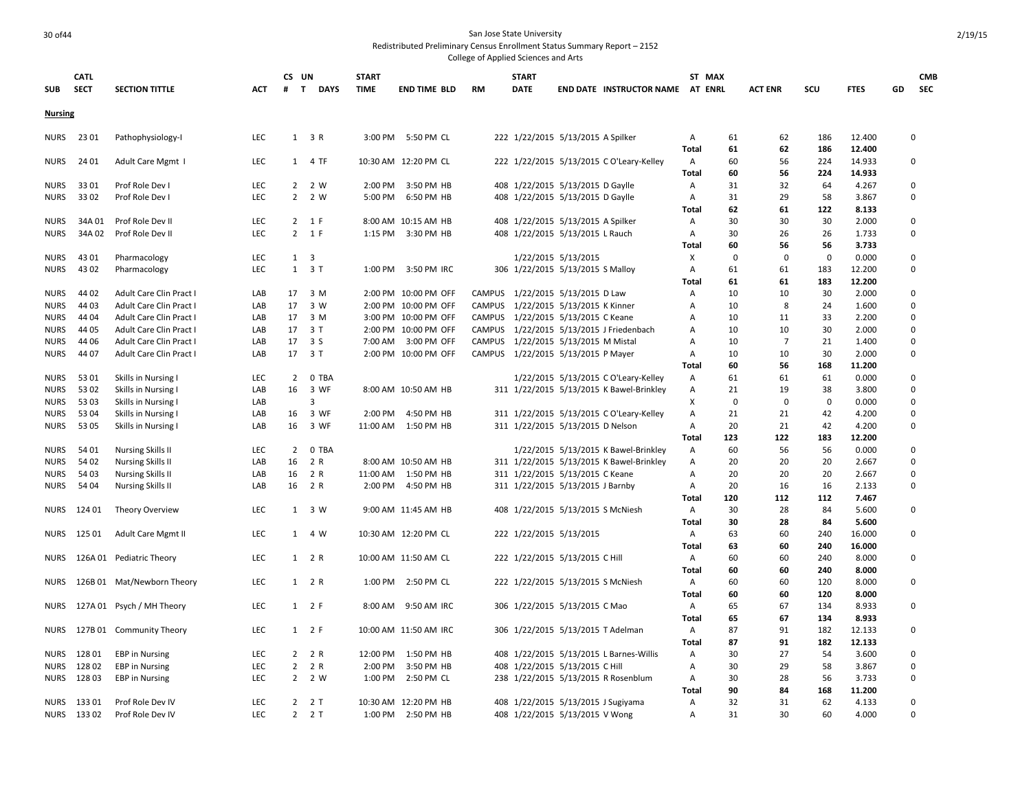# San Jose State University

Redistributed Preliminary Census Enrollment Status Summary Report – 2152

College of Applied Sciences and Arts

| SUB | CATL SECT | SECTION TITTLE | ACT | CS # | UN T | DAYS | START TIME | END TIME | BLD | RM | START DATE | END DATE | INSTRUCTOR NAME | ST AT | MAX ENRL | ACT ENR | SCU | FTES | GD | CMB SEC |
|---|---|---|---|---|---|---|---|---|---|---|---|---|---|---|---|---|---|---|---|---|
| **Nursing** | | | | | | | | | | | | | | | | | | | | |
| NURS | 23 01 | Pathophysiology-I | LEC | 1 | 3 | R | 3:00 PM | 5:50 PM | CL | 222 | 1/22/2015 | 5/13/2015 | A Spilker | A | 61 | 62 | 186 | 12.400 | | 0 |
| | | | | | | | | | | | | | | **Total** | **61** | **62** | **186** | **12.400** | | |
| NURS | 24 01 | Adult Care Mgmt I | LEC | 1 | 4 | TF | 10:30 AM | 12:20 PM | CL | 222 | 1/22/2015 | 5/13/2015 | C O'Leary-Kelley | A | 60 | 56 | 224 | 14.933 | | 0 |
| | | | | | | | | | | | | | | **Total** | **60** | **56** | **224** | **14.933** | | |
| NURS | 33 01 | Prof Role Dev I | LEC | 2 | 2 | W | 2:00 PM | 3:50 PM | HB | 408 | 1/22/2015 | 5/13/2015 | D Gaylle | A | 31 | 32 | 64 | 4.267 | | 0 |
| NURS | 33 02 | Prof Role Dev I | LEC | 2 | 2 | W | 5:00 PM | 6:50 PM | HB | 408 | 1/22/2015 | 5/13/2015 | D Gaylle | A | 31 | 29 | 58 | 3.867 | | 0 |
| | | | | | | | | | | | | | | **Total** | **62** | **61** | **122** | **8.133** | | |
| NURS | 34A 01 | Prof Role Dev II | LEC | 2 | 1 | F | 8:00 AM | 10:15 AM | HB | 408 | 1/22/2015 | 5/13/2015 | A Spilker | A | 30 | 30 | 30 | 2.000 | | 0 |
| NURS | 34A 02 | Prof Role Dev II | LEC | 2 | 1 | F | 1:15 PM | 3:30 PM | HB | 408 | 1/22/2015 | 5/13/2015 | L Rauch | A | 30 | 26 | 26 | 1.733 | | 0 |
| | | | | | | | | | | | | | | **Total** | **60** | **56** | **56** | **3.733** | | |
| NURS | 43 01 | Pharmacology | LEC | 1 | 3 | | | | | | 1/22/2015 | 5/13/2015 | | X | 0 | 0 | 0 | 0.000 | | 0 |
| NURS | 43 02 | Pharmacology | LEC | 1 | 3 | T | 1:00 PM | 3:50 PM | IRC | 306 | 1/22/2015 | 5/13/2015 | S Malloy | A | 61 | 61 | 183 | 12.200 | | 0 |
| | | | | | | | | | | | | | | **Total** | **61** | **61** | **183** | **12.200** | | |
| NURS | 44 02 | Adult Care Clin Pract I | LAB | 17 | 3 | M | 2:00 PM | 10:00 PM | OFF | CAMPUS | 1/22/2015 | 5/13/2015 | D Law | A | 10 | 10 | 30 | 2.000 | | 0 |
| NURS | 44 03 | Adult Care Clin Pract I | LAB | 17 | 3 | W | 2:00 PM | 10:00 PM | OFF | CAMPUS | 1/22/2015 | 5/13/2015 | K Kinner | A | 10 | 8 | 24 | 1.600 | | 0 |
| NURS | 44 04 | Adult Care Clin Pract I | LAB | 17 | 3 | M | 3:00 PM | 10:00 PM | OFF | CAMPUS | 1/22/2015 | 5/13/2015 | C Keane | A | 10 | 11 | 33 | 2.200 | | 0 |
| NURS | 44 05 | Adult Care Clin Pract I | LAB | 17 | 3 | T | 2:00 PM | 10:00 PM | OFF | CAMPUS | 1/22/2015 | 5/13/2015 | J Friedenbach | A | 10 | 10 | 30 | 2.000 | | 0 |
| NURS | 44 06 | Adult Care Clin Pract I | LAB | 17 | 3 | S | 7:00 AM | 3:00 PM | OFF | CAMPUS | 1/22/2015 | 5/13/2015 | M Mistal | A | 10 | 7 | 21 | 1.400 | | 0 |
| NURS | 44 07 | Adult Care Clin Pract I | LAB | 17 | 3 | T | 2:00 PM | 10:00 PM | OFF | CAMPUS | 1/22/2015 | 5/13/2015 | P Mayer | A | 10 | 10 | 30 | 2.000 | | 0 |
| | | | | | | | | | | | | | | **Total** | **60** | **56** | **168** | **11.200** | | |
| NURS | 53 01 | Skills in Nursing I | LEC | 2 | 0 | TBA | | | | | 1/22/2015 | 5/13/2015 | C O'Leary-Kelley | A | 61 | 61 | 61 | 0.000 | | 0 |
| NURS | 53 02 | Skills in Nursing I | LAB | 16 | 3 | WF | 8:00 AM | 10:50 AM | HB | 311 | 1/22/2015 | 5/13/2015 | K Bawel-Brinkley | A | 21 | 19 | 38 | 3.800 | | 0 |
| NURS | 53 03 | Skills in Nursing I | LAB | | 3 | | | | | | | | | X | 0 | 0 | 0 | 0.000 | | 0 |
| NURS | 53 04 | Skills in Nursing I | LAB | 16 | 3 | WF | 2:00 PM | 4:50 PM | HB | 311 | 1/22/2015 | 5/13/2015 | C O'Leary-Kelley | A | 21 | 21 | 42 | 4.200 | | 0 |
| NURS | 53 05 | Skills in Nursing I | LAB | 16 | 3 | WF | 11:00 AM | 1:50 PM | HB | 311 | 1/22/2015 | 5/13/2015 | D Nelson | A | 20 | 21 | 42 | 4.200 | | 0 |
| | | | | | | | | | | | | | | **Total** | **123** | **122** | **183** | **12.200** | | |
| NURS | 54 01 | Nursing Skills II | LEC | 2 | 0 | TBA | | | | | 1/22/2015 | 5/13/2015 | K Bawel-Brinkley | A | 60 | 56 | 56 | 0.000 | | 0 |
| NURS | 54 02 | Nursing Skills II | LAB | 16 | 2 | R | 8:00 AM | 10:50 AM | HB | 311 | 1/22/2015 | 5/13/2015 | K Bawel-Brinkley | A | 20 | 20 | 20 | 2.667 | | 0 |
| NURS | 54 03 | Nursing Skills II | LAB | 16 | 2 | R | 11:00 AM | 1:50 PM | HB | 311 | 1/22/2015 | 5/13/2015 | C Keane | A | 20 | 20 | 20 | 2.667 | | 0 |
| NURS | 54 04 | Nursing Skills II | LAB | 16 | 2 | R | 2:00 PM | 4:50 PM | HB | 311 | 1/22/2015 | 5/13/2015 | J Barnby | A | 20 | 16 | 16 | 2.133 | | 0 |
| | | | | | | | | | | | | | | **Total** | **120** | **112** | **112** | **7.467** | | |
| NURS | 124 01 | Theory Overview | LEC | 1 | 3 | W | 9:00 AM | 11:45 AM | HB | 408 | 1/22/2015 | 5/13/2015 | S McNiesh | A | 30 | 28 | 84 | 5.600 | | 0 |
| | | | | | | | | | | | | | | **Total** | **30** | **28** | **84** | **5.600** | | |
| NURS | 125 01 | Adult Care Mgmt II | LEC | 1 | 4 | W | 10:30 AM | 12:20 PM | CL | 222 | 1/22/2015 | 5/13/2015 | | A | 63 | 60 | 240 | 16.000 | | 0 |
| | | | | | | | | | | | | | | **Total** | **63** | **60** | **240** | **16.000** | | |
| NURS | 126A 01 | Pediatric Theory | LEC | 1 | 2 | R | 10:00 AM | 11:50 AM | CL | 222 | 1/22/2015 | 5/13/2015 | C Hill | A | 60 | 60 | 240 | 8.000 | | 0 |
| | | | | | | | | | | | | | | **Total** | **60** | **60** | **240** | **8.000** | | |
| NURS | 126B 01 | Mat/Newborn Theory | LEC | 1 | 2 | R | 1:00 PM | 2:50 PM | CL | 222 | 1/22/2015 | 5/13/2015 | S McNiesh | A | 60 | 60 | 120 | 8.000 | | 0 |
| | | | | | | | | | | | | | | **Total** | **60** | **60** | **120** | **8.000** | | |
| NURS | 127A 01 | Psych / MH Theory | LEC | 1 | 2 | F | 8:00 AM | 9:50 AM | IRC | 306 | 1/22/2015 | 5/13/2015 | C Mao | A | 65 | 67 | 134 | 8.933 | | 0 |
| | | | | | | | | | | | | | | **Total** | **65** | **67** | **134** | **8.933** | | |
| NURS | 127B 01 | Community Theory | LEC | 1 | 2 | F | 10:00 AM | 11:50 AM | IRC | 306 | 1/22/2015 | 5/13/2015 | T Adelman | A | 87 | 91 | 182 | 12.133 | | 0 |
| | | | | | | | | | | | | | | **Total** | **87** | **91** | **182** | **12.133** | | |
| NURS | 128 01 | EBP in Nursing | LEC | 2 | 2 | R | 12:00 PM | 1:50 PM | HB | 408 | 1/22/2015 | 5/13/2015 | L Barnes-Willis | A | 30 | 27 | 54 | 3.600 | | 0 |
| NURS | 128 02 | EBP in Nursing | LEC | 2 | 2 | R | 2:00 PM | 3:50 PM | HB | 408 | 1/22/2015 | 5/13/2015 | C Hill | A | 30 | 29 | 58 | 3.867 | | 0 |
| NURS | 128 03 | EBP in Nursing | LEC | 2 | 2 | W | 1:00 PM | 2:50 PM | CL | 238 | 1/22/2015 | 5/13/2015 | R Rosenblum | A | 30 | 28 | 56 | 3.733 | | 0 |
| | | | | | | | | | | | | | | **Total** | **90** | **84** | **168** | **11.200** | | |
| NURS | 133 01 | Prof Role Dev IV | LEC | 2 | 2 | T | 10:30 AM | 12:20 PM | HB | 408 | 1/22/2015 | 5/13/2015 | J Sugiyama | A | 32 | 31 | 62 | 4.133 | | 0 |
| NURS | 133 02 | Prof Role Dev IV | LEC | 2 | 2 | T | 1:00 PM | 2:50 PM | HB | 408 | 1/22/2015 | 5/13/2015 | V Wong | A | 31 | 30 | 60 | 4.000 | | 0 |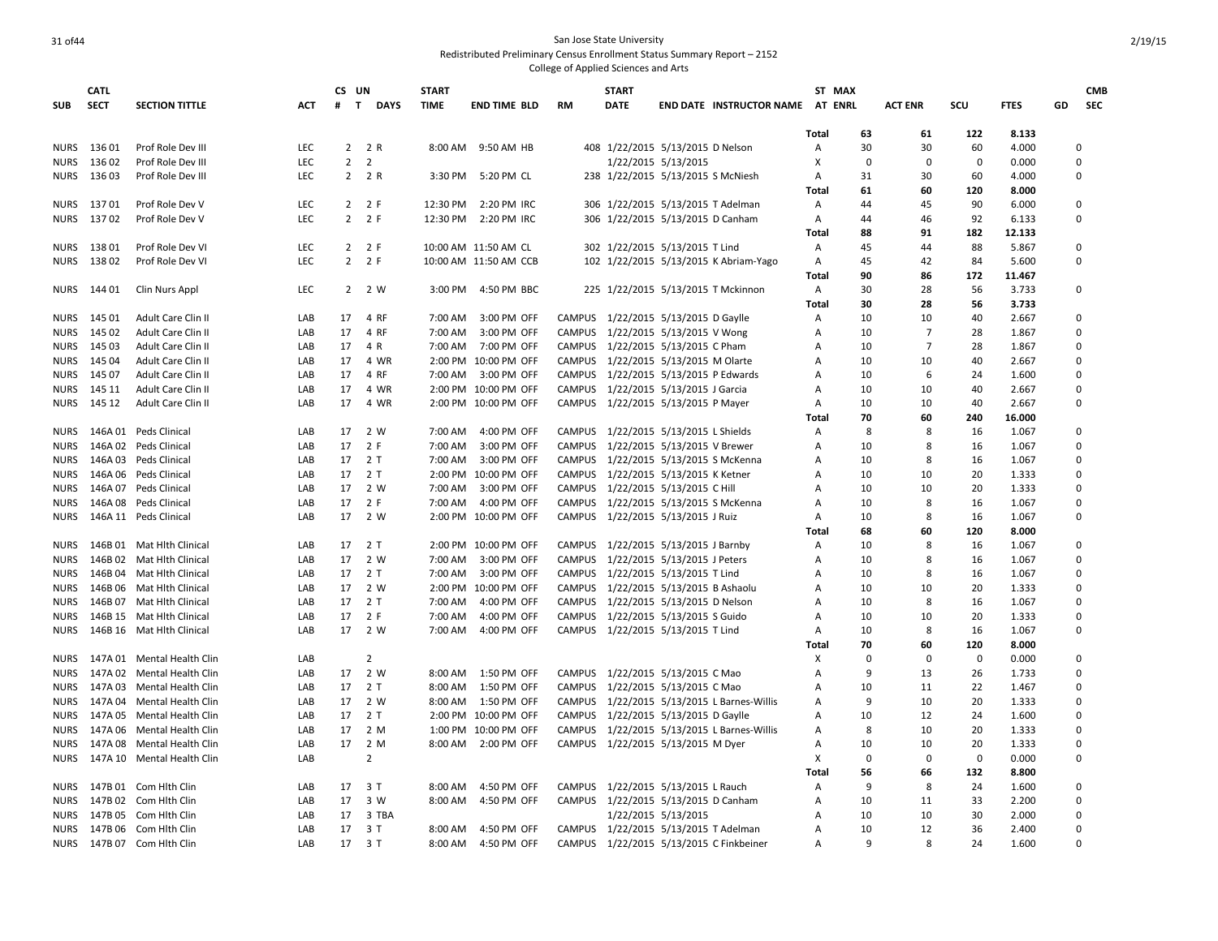San Jose State University
Redistributed Preliminary Census Enrollment Status Summary Report – 2152
College of Applied Sciences and Arts

| SUB | CATL SECT | SECTION TITTLE | ACT | CS # | UN T | DAYS | START TIME | END TIME | BLD | RM | START DATE | END DATE | INSTRUCTOR NAME | ST AT | MAX ENRL | ACT ENR | SCU | FTES | GD | CMB SEC |
|---|---|---|---|---|---|---|---|---|---|---|---|---|---|---|---|---|---|---|---|---|
| | | | | | | | | | | | | | | Total | 63 | 61 | 122 | 8.133 | | |
| NURS | 136 01 | Prof Role Dev III | LEC | 2 | 2 | R | 8:00 AM | 9:50 AM | HB | 408 | 1/22/2015 | 5/13/2015 | D Nelson | A | 30 | 30 | 60 | 4.000 | | 0 |
| NURS | 136 02 | Prof Role Dev III | LEC | 2 | 2 | | | | | | 1/22/2015 | 5/13/2015 | | X | 0 | 0 | 0 | 0.000 | | 0 |
| NURS | 136 03 | Prof Role Dev III | LEC | 2 | 2 | R | 3:30 PM | 5:20 PM | CL | 238 | 1/22/2015 | 5/13/2015 | S McNiesh | A | 31 | 30 | 60 | 4.000 | | 0 |
| | | | | | | | | | | | | | | Total | 61 | 60 | 120 | 8.000 | | |
| NURS | 137 01 | Prof Role Dev V | LEC | 2 | 2 | F | 12:30 PM | 2:20 PM | IRC | 306 | 1/22/2015 | 5/13/2015 | T Adelman | A | 44 | 45 | 90 | 6.000 | | 0 |
| NURS | 137 02 | Prof Role Dev V | LEC | 2 | 2 | F | 12:30 PM | 2:20 PM | IRC | 306 | 1/22/2015 | 5/13/2015 | D Canham | A | 44 | 46 | 92 | 6.133 | | 0 |
| | | | | | | | | | | | | | | Total | 88 | 91 | 182 | 12.133 | | |
| NURS | 138 01 | Prof Role Dev VI | LEC | 2 | 2 | F | 10:00 AM | 11:50 AM | CL | 302 | 1/22/2015 | 5/13/2015 | T Lind | A | 45 | 44 | 88 | 5.867 | | 0 |
| NURS | 138 02 | Prof Role Dev VI | LEC | 2 | 2 | F | 10:00 AM | 11:50 AM | CCB | 102 | 1/22/2015 | 5/13/2015 | K Abriam-Yago | A | 45 | 42 | 84 | 5.600 | | 0 |
| | | | | | | | | | | | | | | Total | 90 | 86 | 172 | 11.467 | | |
| NURS | 144 01 | Clin Nurs Appl | LEC | 2 | 2 | W | 3:00 PM | 4:50 PM | BBC | 225 | 1/22/2015 | 5/13/2015 | T Mckinnon | A | 30 | 28 | 56 | 3.733 | | 0 |
| | | | | | | | | | | | | | | Total | 30 | 28 | 56 | 3.733 | | |
| NURS | 145 01 | Adult Care Clin II | LAB | 17 | 4 | RF | 7:00 AM | 3:00 PM | OFF | CAMPUS | 1/22/2015 | 5/13/2015 | D Gaylle | A | 10 | 10 | 40 | 2.667 | | 0 |
| NURS | 145 02 | Adult Care Clin II | LAB | 17 | 4 | RF | 7:00 AM | 3:00 PM | OFF | CAMPUS | 1/22/2015 | 5/13/2015 | V Wong | A | 10 | 7 | 28 | 1.867 | | 0 |
| NURS | 145 03 | Adult Care Clin II | LAB | 17 | 4 | R | 7:00 AM | 7:00 PM | OFF | CAMPUS | 1/22/2015 | 5/13/2015 | C Pham | A | 10 | 7 | 28 | 1.867 | | 0 |
| NURS | 145 04 | Adult Care Clin II | LAB | 17 | 4 | WR | 2:00 PM | 10:00 PM | OFF | CAMPUS | 1/22/2015 | 5/13/2015 | M Olarte | A | 10 | 10 | 40 | 2.667 | | 0 |
| NURS | 145 07 | Adult Care Clin II | LAB | 17 | 4 | RF | 7:00 AM | 3:00 PM | OFF | CAMPUS | 1/22/2015 | 5/13/2015 | P Edwards | A | 10 | 6 | 24 | 1.600 | | 0 |
| NURS | 145 11 | Adult Care Clin II | LAB | 17 | 4 | WR | 2:00 PM | 10:00 PM | OFF | CAMPUS | 1/22/2015 | 5/13/2015 | J Garcia | A | 10 | 10 | 40 | 2.667 | | 0 |
| NURS | 145 12 | Adult Care Clin II | LAB | 17 | 4 | WR | 2:00 PM | 10:00 PM | OFF | CAMPUS | 1/22/2015 | 5/13/2015 | P Mayer | A | 10 | 10 | 40 | 2.667 | | 0 |
| | | | | | | | | | | | | | | Total | 70 | 60 | 240 | 16.000 | | |
| NURS | 146A 01 | Peds Clinical | LAB | 17 | 2 | W | 7:00 AM | 4:00 PM | OFF | CAMPUS | 1/22/2015 | 5/13/2015 | L Shields | A | 8 | 8 | 16 | 1.067 | | 0 |
| NURS | 146A 02 | Peds Clinical | LAB | 17 | 2 | F | 7:00 AM | 3:00 PM | OFF | CAMPUS | 1/22/2015 | 5/13/2015 | V Brewer | A | 10 | 8 | 16 | 1.067 | | 0 |
| NURS | 146A 03 | Peds Clinical | LAB | 17 | 2 | T | 7:00 AM | 3:00 PM | OFF | CAMPUS | 1/22/2015 | 5/13/2015 | S McKenna | A | 10 | 8 | 16 | 1.067 | | 0 |
| NURS | 146A 06 | Peds Clinical | LAB | 17 | 2 | T | 2:00 PM | 10:00 PM | OFF | CAMPUS | 1/22/2015 | 5/13/2015 | K Ketner | A | 10 | 10 | 20 | 1.333 | | 0 |
| NURS | 146A 07 | Peds Clinical | LAB | 17 | 2 | W | 7:00 AM | 3:00 PM | OFF | CAMPUS | 1/22/2015 | 5/13/2015 | C Hill | A | 10 | 10 | 20 | 1.333 | | 0 |
| NURS | 146A 08 | Peds Clinical | LAB | 17 | 2 | F | 7:00 AM | 4:00 PM | OFF | CAMPUS | 1/22/2015 | 5/13/2015 | S McKenna | A | 10 | 8 | 16 | 1.067 | | 0 |
| NURS | 146A 11 | Peds Clinical | LAB | 17 | 2 | W | 2:00 PM | 10:00 PM | OFF | CAMPUS | 1/22/2015 | 5/13/2015 | J Ruiz | A | 10 | 8 | 16 | 1.067 | | 0 |
| | | | | | | | | | | | | | | Total | 68 | 60 | 120 | 8.000 | | |
| NURS | 146B 01 | Mat Hlth Clinical | LAB | 17 | 2 | T | 2:00 PM | 10:00 PM | OFF | CAMPUS | 1/22/2015 | 5/13/2015 | J Barnby | A | 10 | 8 | 16 | 1.067 | | 0 |
| NURS | 146B 02 | Mat Hlth Clinical | LAB | 17 | 2 | W | 7:00 AM | 3:00 PM | OFF | CAMPUS | 1/22/2015 | 5/13/2015 | J Peters | A | 10 | 8 | 16 | 1.067 | | 0 |
| NURS | 146B 04 | Mat Hlth Clinical | LAB | 17 | 2 | T | 7:00 AM | 3:00 PM | OFF | CAMPUS | 1/22/2015 | 5/13/2015 | T Lind | A | 10 | 8 | 16 | 1.067 | | 0 |
| NURS | 146B 06 | Mat Hlth Clinical | LAB | 17 | 2 | W | 2:00 PM | 10:00 PM | OFF | CAMPUS | 1/22/2015 | 5/13/2015 | B Ashaolu | A | 10 | 10 | 20 | 1.333 | | 0 |
| NURS | 146B 07 | Mat Hlth Clinical | LAB | 17 | 2 | T | 7:00 AM | 4:00 PM | OFF | CAMPUS | 1/22/2015 | 5/13/2015 | D Nelson | A | 10 | 8 | 16 | 1.067 | | 0 |
| NURS | 146B 15 | Mat Hlth Clinical | LAB | 17 | 2 | F | 7:00 AM | 4:00 PM | OFF | CAMPUS | 1/22/2015 | 5/13/2015 | S Guido | A | 10 | 10 | 20 | 1.333 | | 0 |
| NURS | 146B 16 | Mat Hlth Clinical | LAB | 17 | 2 | W | 7:00 AM | 4:00 PM | OFF | CAMPUS | 1/22/2015 | 5/13/2015 | T Lind | A | 10 | 8 | 16 | 1.067 | | 0 |
| | | | | | | | | | | | | | | Total | 70 | 60 | 120 | 8.000 | | |
| NURS | 147A 01 | Mental Health Clin | LAB | | 2 | | | | | | | | | X | 0 | 0 | 0 | 0.000 | | 0 |
| NURS | 147A 02 | Mental Health Clin | LAB | 17 | 2 | W | 8:00 AM | 1:50 PM | OFF | CAMPUS | 1/22/2015 | 5/13/2015 | C Mao | A | 9 | 13 | 26 | 1.733 | | 0 |
| NURS | 147A 03 | Mental Health Clin | LAB | 17 | 2 | T | 8:00 AM | 1:50 PM | OFF | CAMPUS | 1/22/2015 | 5/13/2015 | C Mao | A | 10 | 11 | 22 | 1.467 | | 0 |
| NURS | 147A 04 | Mental Health Clin | LAB | 17 | 2 | W | 8:00 AM | 1:50 PM | OFF | CAMPUS | 1/22/2015 | 5/13/2015 | L Barnes-Willis | A | 9 | 10 | 20 | 1.333 | | 0 |
| NURS | 147A 05 | Mental Health Clin | LAB | 17 | 2 | T | 2:00 PM | 10:00 PM | OFF | CAMPUS | 1/22/2015 | 5/13/2015 | D Gaylle | A | 10 | 12 | 24 | 1.600 | | 0 |
| NURS | 147A 06 | Mental Health Clin | LAB | 17 | 2 | M | 1:00 PM | 10:00 PM | OFF | CAMPUS | 1/22/2015 | 5/13/2015 | L Barnes-Willis | A | 8 | 10 | 20 | 1.333 | | 0 |
| NURS | 147A 08 | Mental Health Clin | LAB | 17 | 2 | M | 8:00 AM | 2:00 PM | OFF | CAMPUS | 1/22/2015 | 5/13/2015 | M Dyer | A | 10 | 10 | 20 | 1.333 | | 0 |
| NURS | 147A 10 | Mental Health Clin | LAB | | 2 | | | | | | | | | X | 0 | 0 | 0 | 0.000 | | 0 |
| | | | | | | | | | | | | | | Total | 56 | 66 | 132 | 8.800 | | |
| NURS | 147B 01 | Com Hlth Clin | LAB | 17 | 3 | T | 8:00 AM | 4:50 PM | OFF | CAMPUS | 1/22/2015 | 5/13/2015 | L Rauch | A | 9 | 8 | 24 | 1.600 | | 0 |
| NURS | 147B 02 | Com Hlth Clin | LAB | 17 | 3 | W | 8:00 AM | 4:50 PM | OFF | CAMPUS | 1/22/2015 | 5/13/2015 | D Canham | A | 10 | 11 | 33 | 2.200 | | 0 |
| NURS | 147B 05 | Com Hlth Clin | LAB | 17 | 3 | TBA | | | | | 1/22/2015 | 5/13/2015 | | A | 10 | 10 | 30 | 2.000 | | 0 |
| NURS | 147B 06 | Com Hlth Clin | LAB | 17 | 3 | T | 8:00 AM | 4:50 PM | OFF | CAMPUS | 1/22/2015 | 5/13/2015 | T Adelman | A | 10 | 12 | 36 | 2.400 | | 0 |
| NURS | 147B 07 | Com Hlth Clin | LAB | 17 | 3 | T | 8:00 AM | 4:50 PM | OFF | CAMPUS | 1/22/2015 | 5/13/2015 | C Finkbeiner | A | 9 | 8 | 24 | 1.600 | | 0 |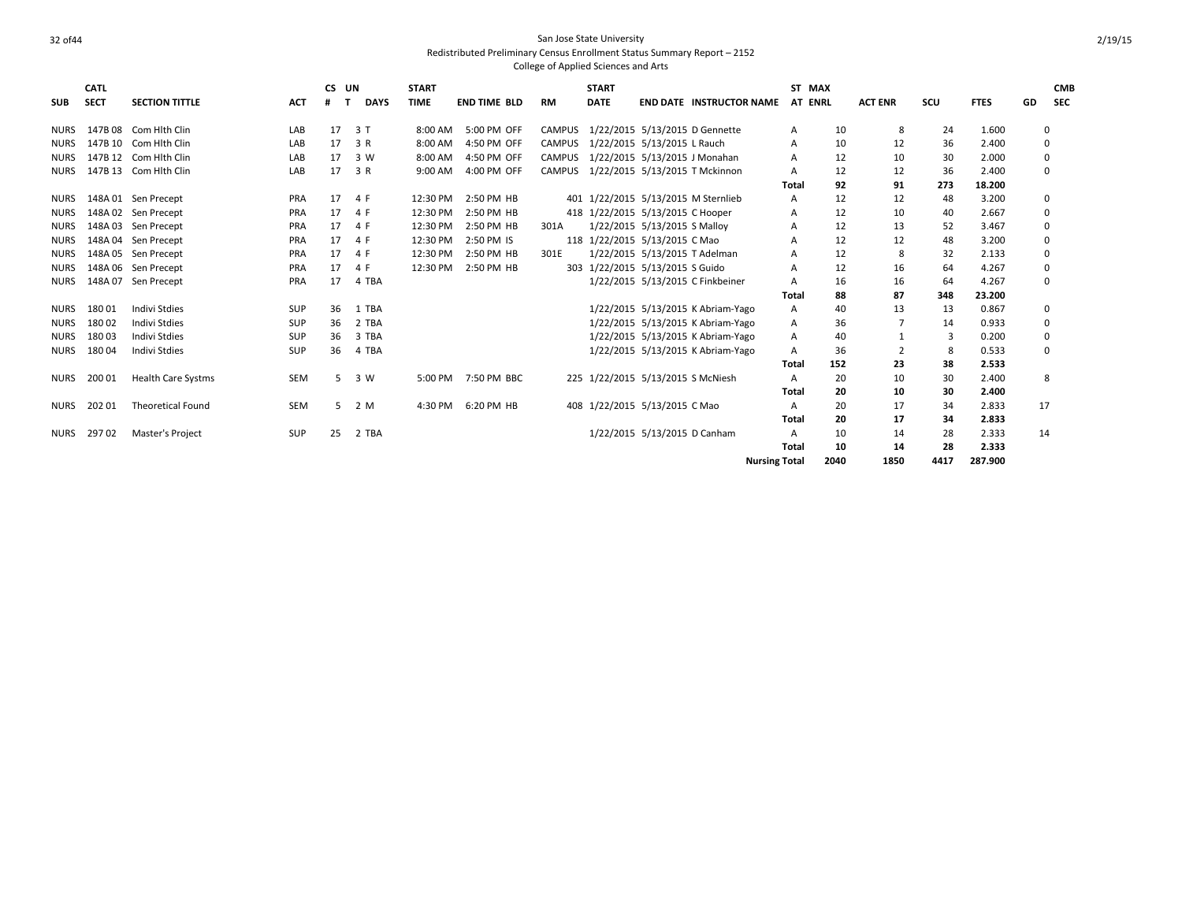San Jose State University

Redistributed Preliminary Census Enrollment Status Summary Report – 2152

College of Applied Sciences and Arts

| SUB | CATL SECT | SECTION TITTLE | ACT | CS # | UN T | DAYS | START TIME | END TIME | BLD | RM | START DATE | END DATE | INSTRUCTOR NAME | ST AT | MAX ENRL | ACT ENR | SCU | FTES | GD | CMB SEC |
|---|---|---|---|---|---|---|---|---|---|---|---|---|---|---|---|---|---|---|---|---|
| NURS | 147B 08 | Com Hlth Clin | LAB | 17 | 3 | T | 8:00 AM | 5:00 PM | OFF | CAMPUS | 1/22/2015 | 5/13/2015 | D Gennette | A | 10 | 8 | 24 | 1.600 | | 0 |
| NURS | 147B 10 | Com Hlth Clin | LAB | 17 | 3 | R | 8:00 AM | 4:50 PM | OFF | CAMPUS | 1/22/2015 | 5/13/2015 | L Rauch | A | 10 | 12 | 36 | 2.400 | | 0 |
| NURS | 147B 12 | Com Hlth Clin | LAB | 17 | 3 | W | 8:00 AM | 4:50 PM | OFF | CAMPUS | 1/22/2015 | 5/13/2015 | J Monahan | A | 12 | 10 | 30 | 2.000 | | 0 |
| NURS | 147B 13 | Com Hlth Clin | LAB | 17 | 3 | R | 9:00 AM | 4:00 PM | OFF | CAMPUS | 1/22/2015 | 5/13/2015 | T Mckinnon | A | 12 | 12 | 36 | 2.400 | | 0 |
| | | | | | | | | | | | | | | **Total** | **92** | **91** | **273** | **18.200** | | |
| NURS | 148A 01 | Sen Precept | PRA | 17 | 4 | F | 12:30 PM | 2:50 PM | HB | 401 | 1/22/2015 | 5/13/2015 | M Sternlieb | A | 12 | 12 | 48 | 3.200 | | 0 |
| NURS | 148A 02 | Sen Precept | PRA | 17 | 4 | F | 12:30 PM | 2:50 PM | HB | 418 | 1/22/2015 | 5/13/2015 | C Hooper | A | 12 | 10 | 40 | 2.667 | | 0 |
| NURS | 148A 03 | Sen Precept | PRA | 17 | 4 | F | 12:30 PM | 2:50 PM | HB | 301A | 1/22/2015 | 5/13/2015 | S Malloy | A | 12 | 13 | 52 | 3.467 | | 0 |
| NURS | 148A 04 | Sen Precept | PRA | 17 | 4 | F | 12:30 PM | 2:50 PM | IS | 118 | 1/22/2015 | 5/13/2015 | C Mao | A | 12 | 12 | 48 | 3.200 | | 0 |
| NURS | 148A 05 | Sen Precept | PRA | 17 | 4 | F | 12:30 PM | 2:50 PM | HB | 301E | 1/22/2015 | 5/13/2015 | T Adelman | A | 12 | 8 | 32 | 2.133 | | 0 |
| NURS | 148A 06 | Sen Precept | PRA | 17 | 4 | F | 12:30 PM | 2:50 PM | HB | 303 | 1/22/2015 | 5/13/2015 | S Guido | A | 12 | 16 | 64 | 4.267 | | 0 |
| NURS | 148A 07 | Sen Precept | PRA | 17 | 4 | TBA | | | | | 1/22/2015 | 5/13/2015 | C Finkbeiner | A | 16 | 16 | 64 | 4.267 | | 0 |
| | | | | | | | | | | | | | | **Total** | **88** | **87** | **348** | **23.200** | | |
| NURS | 180 01 | Indivi Stdies | SUP | 36 | 1 | TBA | | | | | 1/22/2015 | 5/13/2015 | K Abriam-Yago | A | 40 | 13 | 13 | 0.867 | | 0 |
| NURS | 180 02 | Indivi Stdies | SUP | 36 | 2 | TBA | | | | | 1/22/2015 | 5/13/2015 | K Abriam-Yago | A | 36 | 7 | 14 | 0.933 | | 0 |
| NURS | 180 03 | Indivi Stdies | SUP | 36 | 3 | TBA | | | | | 1/22/2015 | 5/13/2015 | K Abriam-Yago | A | 40 | 1 | 3 | 0.200 | | 0 |
| NURS | 180 04 | Indivi Stdies | SUP | 36 | 4 | TBA | | | | | 1/22/2015 | 5/13/2015 | K Abriam-Yago | A | 36 | 2 | 8 | 0.533 | | 0 |
| | | | | | | | | | | | | | | **Total** | **152** | **23** | **38** | **2.533** | | |
| NURS | 200 01 | Health Care Systms | SEM | 5 | 3 | W | 5:00 PM | 7:50 PM | BBC | 225 | 1/22/2015 | 5/13/2015 | S McNiesh | A | 20 | 10 | 30 | 2.400 | | 8 |
| | | | | | | | | | | | | | | **Total** | **20** | **10** | **30** | **2.400** | | |
| NURS | 202 01 | Theoretical Found | SEM | 5 | 2 | M | 4:30 PM | 6:20 PM | HB | 408 | 1/22/2015 | 5/13/2015 | C Mao | A | 20 | 17 | 34 | 2.833 | | 17 |
| | | | | | | | | | | | | | | **Total** | **20** | **17** | **34** | **2.833** | | |
| NURS | 297 02 | Master's Project | SUP | 25 | 2 | TBA | | | | | 1/22/2015 | 5/13/2015 | D Canham | A | 10 | 14 | 28 | 2.333 | | 14 |
| | | | | | | | | | | | | | | **Total** | **10** | **14** | **28** | **2.333** | | |
| | | | | | | | | | | | | | **Nursing Total** | | **2040** | **1850** | **4417** | **287.900** | | |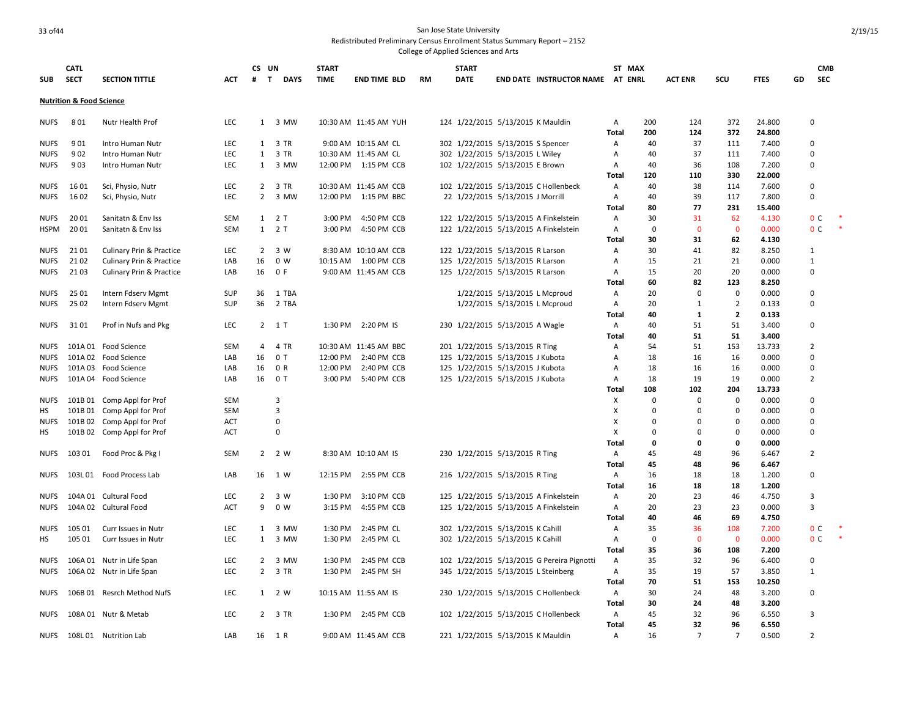San Jose State University
Redistributed Preliminary Census Enrollment Status Summary Report – 2152
College of Applied Sciences and Arts

**Nutrition & Food Science**

| SUB | CATL SECT | SECTION TITTLE | ACT | CS # | UN T | DAYS | START TIME | END TIME | BLD | RM | START DATE | END DATE | INSTRUCTOR NAME | ST AT | MAX ENRL | ACT ENR | SCU | FTES | GD | CMB SEC |
|---|---|---|---|---|---|---|---|---|---|---|---|---|---|---|---|---|---|---|---|---|
| NUFS | 8 01 | Nutr Health Prof | LEC | 1 | 3 | MW | 10:30 AM | 11:45 AM | YUH | 124 | 1/22/2015 | 5/13/2015 | K Mauldin | A | 200 | 124 | 372 | 24.800 | | 0 |
| | | | | | | | | | | | | | | Total | 200 | 124 | 372 | 24.800 | | |
| NUFS | 9 01 | Intro Human Nutr | LEC | 1 | 3 | TR | 9:00 AM | 10:15 AM | CL | 302 | 1/22/2015 | 5/13/2015 | S Spencer | A | 40 | 37 | 111 | 7.400 | | 0 |
| NUFS | 9 02 | Intro Human Nutr | LEC | 1 | 3 | TR | 10:30 AM | 11:45 AM | CL | 302 | 1/22/2015 | 5/13/2015 | L Wiley | A | 40 | 37 | 111 | 7.400 | | 0 |
| NUFS | 9 03 | Intro Human Nutr | LEC | 1 | 3 | MW | 12:00 PM | 1:15 PM | CCB | 102 | 1/22/2015 | 5/13/2015 | E Brown | A | 40 | 36 | 108 | 7.200 | | 0 |
| | | | | | | | | | | | | | | Total | 120 | 110 | 330 | 22.000 | | |
| NUFS | 16 01 | Sci, Physio, Nutr | LEC | 2 | 3 | TR | 10:30 AM | 11:45 AM | CCB | 102 | 1/22/2015 | 5/13/2015 | C Hollenbeck | A | 40 | 38 | 114 | 7.600 | | 0 |
| NUFS | 16 02 | Sci, Physio, Nutr | LEC | 2 | 3 | MW | 12:00 PM | 1:15 PM | BBC | 22 | 1/22/2015 | 5/13/2015 | J Morrill | A | 40 | 39 | 117 | 7.800 | | 0 |
| | | | | | | | | | | | | | | Total | 80 | 77 | 231 | 15.400 | | |
| NUFS | 20 01 | Sanitatn & Env Iss | SEM | 1 | 2 | T | 3:00 PM | 4:50 PM | CCB | 122 | 1/22/2015 | 5/13/2015 | A Finkelstein | A | 30 | 31 | 62 | 4.130 | | 0 C * |
| HSPM | 20 01 | Sanitatn & Env Iss | SEM | 1 | 2 | T | 3:00 PM | 4:50 PM | CCB | 122 | 1/22/2015 | 5/13/2015 | A Finkelstein | A | 0 | 0 | 0 | 0.000 | | 0 C * |
| | | | | | | | | | | | | | | Total | 30 | 31 | 62 | 4.130 | | |
| NUFS | 21 01 | Culinary Prin & Practice | LEC | 2 | 3 | W | 8:30 AM | 10:10 AM | CCB | 122 | 1/22/2015 | 5/13/2015 | R Larson | A | 30 | 41 | 82 | 8.250 | | 1 |
| NUFS | 21 02 | Culinary Prin & Practice | LAB | 16 | 0 | W | 10:15 AM | 1:00 PM | CCB | 125 | 1/22/2015 | 5/13/2015 | R Larson | A | 15 | 21 | 21 | 0.000 | | 1 |
| NUFS | 21 03 | Culinary Prin & Practice | LAB | 16 | 0 | F | 9:00 AM | 11:45 AM | CCB | 125 | 1/22/2015 | 5/13/2015 | R Larson | A | 15 | 20 | 20 | 0.000 | | 0 |
| | | | | | | | | | | | | | | Total | 60 | 82 | 123 | 8.250 | | |
| NUFS | 25 01 | Intern Fdserv Mgmt | SUP | 36 | 1 | TBA | | | | | 1/22/2015 | 5/13/2015 | L Mcproud | A | 20 | 0 | 0 | 0.000 | | 0 |
| NUFS | 25 02 | Intern Fdserv Mgmt | SUP | 36 | 2 | TBA | | | | | 1/22/2015 | 5/13/2015 | L Mcproud | A | 20 | 1 | 2 | 0.133 | | 0 |
| | | | | | | | | | | | | | | Total | 40 | 1 | 2 | 0.133 | | |
| NUFS | 31 01 | Prof in Nufs and Pkg | LEC | 2 | 1 | T | 1:30 PM | 2:20 PM | IS | 230 | 1/22/2015 | 5/13/2015 | A Wagle | A | 40 | 51 | 51 | 3.400 | | 0 |
| | | | | | | | | | | | | | | Total | 40 | 51 | 51 | 3.400 | | |
| NUFS | 101A 01 | Food Science | SEM | 4 | 4 | TR | 10:30 AM | 11:45 AM | BBC | 201 | 1/22/2015 | 5/13/2015 | R Ting | A | 54 | 51 | 153 | 13.733 | | 2 |
| NUFS | 101A 02 | Food Science | LAB | 16 | 0 | T | 12:00 PM | 2:40 PM | CCB | 125 | 1/22/2015 | 5/13/2015 | J Kubota | A | 18 | 16 | 16 | 0.000 | | 0 |
| NUFS | 101A 03 | Food Science | LAB | 16 | 0 | R | 12:00 PM | 2:40 PM | CCB | 125 | 1/22/2015 | 5/13/2015 | J Kubota | A | 18 | 16 | 16 | 0.000 | | 0 |
| NUFS | 101A 04 | Food Science | LAB | 16 | 0 | T | 3:00 PM | 5:40 PM | CCB | 125 | 1/22/2015 | 5/13/2015 | J Kubota | A | 18 | 19 | 19 | 0.000 | | 2 |
| | | | | | | | | | | | | | | Total | 108 | 102 | 204 | 13.733 | | |
| NUFS | 101B 01 | Comp Appl for Prof | SEM | | 3 | | | | | | | | | X | 0 | 0 | 0 | 0.000 | | 0 |
| HS | 101B 01 | Comp Appl for Prof | SEM | | 3 | | | | | | | | | X | 0 | 0 | 0 | 0.000 | | 0 |
| NUFS | 101B 02 | Comp Appl for Prof | ACT | | 0 | | | | | | | | | X | 0 | 0 | 0 | 0.000 | | 0 |
| HS | 101B 02 | Comp Appl for Prof | ACT | | 0 | | | | | | | | | X | 0 | 0 | 0 | 0.000 | | 0 |
| | | | | | | | | | | | | | | Total | 0 | 0 | 0 | 0.000 | | |
| NUFS | 103 01 | Food Proc & Pkg I | SEM | 2 | 2 | W | 8:30 AM | 10:10 AM | IS | 230 | 1/22/2015 | 5/13/2015 | R Ting | A | 45 | 48 | 96 | 6.467 | | 2 |
| | | | | | | | | | | | | | | Total | 45 | 48 | 96 | 6.467 | | |
| NUFS | 103L 01 | Food Process Lab | LAB | 16 | 1 | W | 12:15 PM | 2:55 PM | CCB | 216 | 1/22/2015 | 5/13/2015 | R Ting | A | 16 | 18 | 18 | 1.200 | | 0 |
| | | | | | | | | | | | | | | Total | 16 | 18 | 18 | 1.200 | | |
| NUFS | 104A 01 | Cultural Food | LEC | 2 | 3 | W | 1:30 PM | 3:10 PM | CCB | 125 | 1/22/2015 | 5/13/2015 | A Finkelstein | A | 20 | 23 | 46 | 4.750 | | 3 |
| NUFS | 104A 02 | Cultural Food | ACT | 9 | 0 | W | 3:15 PM | 4:55 PM | CCB | 125 | 1/22/2015 | 5/13/2015 | A Finkelstein | A | 20 | 23 | 23 | 0.000 | | 3 |
| | | | | | | | | | | | | | | Total | 40 | 46 | 69 | 4.750 | | |
| NUFS | 105 01 | Curr Issues in Nutr | LEC | 1 | 3 | MW | 1:30 PM | 2:45 PM | CL | 302 | 1/22/2015 | 5/13/2015 | K Cahill | A | 35 | 36 | 108 | 7.200 | | 0 C * |
| HS | 105 01 | Curr Issues in Nutr | LEC | 1 | 3 | MW | 1:30 PM | 2:45 PM | CL | 302 | 1/22/2015 | 5/13/2015 | K Cahill | A | 0 | 0 | 0 | 0.000 | | 0 C * |
| | | | | | | | | | | | | | | Total | 35 | 36 | 108 | 7.200 | | |
| NUFS | 106A 01 | Nutr in Life Span | LEC | 2 | 3 | MW | 1:30 PM | 2:45 PM | CCB | 102 | 1/22/2015 | 5/13/2015 | G Pereira Pignotti | A | 35 | 32 | 96 | 6.400 | | 0 |
| NUFS | 106A 02 | Nutr in Life Span | LEC | 2 | 3 | TR | 1:30 PM | 2:45 PM | SH | 345 | 1/22/2015 | 5/13/2015 | L Steinberg | A | 35 | 19 | 57 | 3.850 | | 1 |
| | | | | | | | | | | | | | | Total | 70 | 51 | 153 | 10.250 | | |
| NUFS | 106B 01 | Resrch Method NufS | LEC | 1 | 2 | W | 10:15 AM | 11:55 AM | IS | 230 | 1/22/2015 | 5/13/2015 | C Hollenbeck | A | 30 | 24 | 48 | 3.200 | | 0 |
| | | | | | | | | | | | | | | Total | 30 | 24 | 48 | 3.200 | | |
| NUFS | 108A 01 | Nutr & Metab | LEC | 2 | 3 | TR | 1:30 PM | 2:45 PM | CCB | 102 | 1/22/2015 | 5/13/2015 | C Hollenbeck | A | 45 | 32 | 96 | 6.550 | | 3 |
| | | | | | | | | | | | | | | Total | 45 | 32 | 96 | 6.550 | | |
| NUFS | 108L 01 | Nutrition Lab | LAB | 16 | 1 | R | 9:00 AM | 11:45 AM | CCB | 221 | 1/22/2015 | 5/13/2015 | K Mauldin | A | 16 | 7 | 7 | 0.500 | | 2 |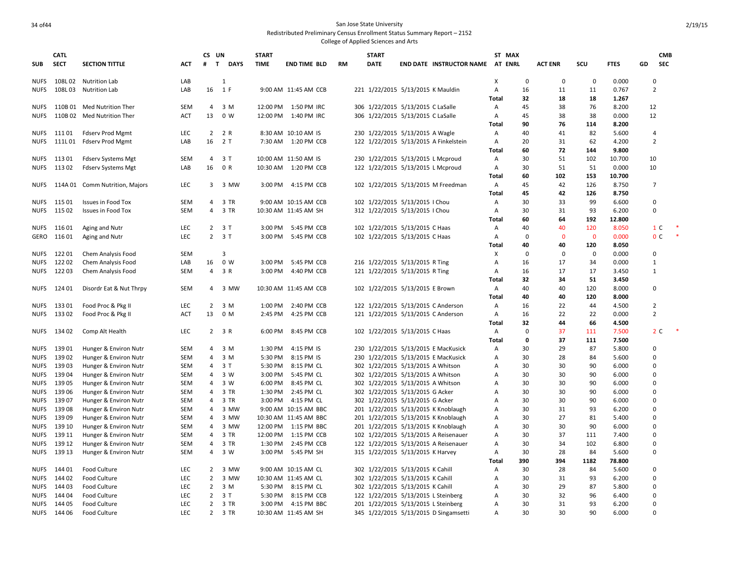San Jose State University
Redistributed Preliminary Census Enrollment Status Summary Report – 2152
College of Applied Sciences and Arts

2/19/15

| SUB | CATL SECT | SECTION TITTLE | ACT | CS # | UN T | DAYS | START TIME | END TIME | BLD | RM | START DATE | END DATE | INSTRUCTOR NAME | ST AT | MAX ENRL | ACT ENR | SCU | FTES | GD | CMB SEC | |
|---|---|---|---|---|---|---|---|---|---|---|---|---|---|---|---|---|---|---|---|---|---|
| NUFS | 108L 02 | Nutrition Lab | LAB | | 1 | | | | | | | | | X | 0 | 0 | 0 | 0.000 | 0 | | |
| NUFS | 108L 03 | Nutrition Lab | LAB | 16 | 1 | F | 9:00 AM | 11:45 AM | CCB | 221 | 1/22/2015 | 5/13/2015 | K Mauldin | A | 16 | 11 | 11 | 0.767 | 2 | | |
| | | | | | | | | | | | | | | **Total** | **32** | **18** | **18** | **1.267** | | | |
| NUFS | 110B 01 | Med Nutrition Ther | SEM | 4 | 3 | M | 12:00 PM | 1:50 PM | IRC | 306 | 1/22/2015 | 5/13/2015 | C LaSalle | A | 45 | 38 | 76 | 8.200 | 12 | | |
| NUFS | 110B 02 | Med Nutrition Ther | ACT | 13 | 0 | W | 12:00 PM | 1:40 PM | IRC | 306 | 1/22/2015 | 5/13/2015 | C LaSalle | A | 45 | 38 | 38 | 0.000 | 12 | | |
| | | | | | | | | | | | | | | **Total** | **90** | **76** | **114** | **8.200** | | | |
| NUFS | 111 01 | Fdserv Prod Mgmt | LEC | 2 | 2 | R | 8:30 AM | 10:10 AM | IS | 230 | 1/22/2015 | 5/13/2015 | A Wagle | A | 40 | 41 | 82 | 5.600 | 4 | | |
| NUFS | 111L 01 | Fdserv Prod Mgmt | LAB | 16 | 2 | T | 7:30 AM | 1:20 PM | CCB | 122 | 1/22/2015 | 5/13/2015 | A Finkelstein | A | 20 | 31 | 62 | 4.200 | 2 | | |
| | | | | | | | | | | | | | | **Total** | **60** | **72** | **144** | **9.800** | | | |
| NUFS | 113 01 | Fdserv Systems Mgt | SEM | 4 | 3 | T | 10:00 AM | 11:50 AM | IS | 230 | 1/22/2015 | 5/13/2015 | L Mcproud | A | 30 | 51 | 102 | 10.700 | 10 | | |
| NUFS | 113 02 | Fdserv Systems Mgt | LAB | 16 | 0 | R | 10:30 AM | 1:20 PM | CCB | 122 | 1/22/2015 | 5/13/2015 | L Mcproud | A | 30 | 51 | 51 | 0.000 | 10 | | |
| | | | | | | | | | | | | | | **Total** | **60** | **102** | **153** | **10.700** | | | |
| NUFS | 114A 01 | Comm Nutrition, Majors | LEC | 3 | 3 | MW | 3:00 PM | 4:15 PM | CCB | 102 | 1/22/2015 | 5/13/2015 | M Freedman | A | 45 | 42 | 126 | 8.750 | 7 | | |
| | | | | | | | | | | | | | | **Total** | **45** | **42** | **126** | **8.750** | | | |
| NUFS | 115 01 | Issues in Food Tox | SEM | 4 | 3 | TR | 9:00 AM | 10:15 AM | CCB | 102 | 1/22/2015 | 5/13/2015 | I Chou | A | 30 | 33 | 99 | 6.600 | 0 | | |
| NUFS | 115 02 | Issues in Food Tox | SEM | 4 | 3 | TR | 10:30 AM | 11:45 AM | SH | 312 | 1/22/2015 | 5/13/2015 | I Chou | A | 30 | 31 | 93 | 6.200 | 0 | | |
| | | | | | | | | | | | | | | **Total** | **60** | **64** | **192** | **12.800** | | | |
| NUFS | 116 01 | Aging and Nutr | LEC | 2 | 3 | T | 3:00 PM | 5:45 PM | CCB | 102 | 1/22/2015 | 5/13/2015 | C Haas | A | 40 | 40 | 120 | 8.050 | 1 | C | * |
| GERO | 116 01 | Aging and Nutr | LEC | 2 | 3 | T | 3:00 PM | 5:45 PM | CCB | 102 | 1/22/2015 | 5/13/2015 | C Haas | A | 0 | 0 | 0 | 0.000 | 0 | C | * |
| | | | | | | | | | | | | | | **Total** | **40** | **40** | **120** | **8.050** | | | |
| NUFS | 122 01 | Chem Analysis Food | SEM | | 3 | | | | | | | | | X | 0 | 0 | 0 | 0.000 | 0 | | |
| NUFS | 122 02 | Chem Analysis Food | LAB | 16 | 0 | W | 3:00 PM | 5:45 PM | CCB | 216 | 1/22/2015 | 5/13/2015 | R Ting | A | 16 | 17 | 34 | 0.000 | 1 | | |
| NUFS | 122 03 | Chem Analysis Food | SEM | 4 | 3 | R | 3:00 PM | 4:40 PM | CCB | 121 | 1/22/2015 | 5/13/2015 | R Ting | A | 16 | 17 | 17 | 3.450 | 1 | | |
| | | | | | | | | | | | | | | **Total** | **32** | **34** | **51** | **3.450** | | | |
| NUFS | 124 01 | Disordr Eat & Nut Thrpy | SEM | 4 | 3 | MW | 10:30 AM | 11:45 AM | CCB | 102 | 1/22/2015 | 5/13/2015 | E Brown | A | 40 | 40 | 120 | 8.000 | 0 | | |
| | | | | | | | | | | | | | | **Total** | **40** | **40** | **120** | **8.000** | | | |
| NUFS | 133 01 | Food Proc & Pkg II | LEC | 2 | 3 | M | 1:00 PM | 2:40 PM | CCB | 122 | 1/22/2015 | 5/13/2015 | C Anderson | A | 16 | 22 | 44 | 4.500 | 2 | | |
| NUFS | 133 02 | Food Proc & Pkg II | ACT | 13 | 0 | M | 2:45 PM | 4:25 PM | CCB | 121 | 1/22/2015 | 5/13/2015 | C Anderson | A | 16 | 22 | 22 | 0.000 | 2 | | |
| | | | | | | | | | | | | | | **Total** | **32** | **44** | **66** | **4.500** | | | |
| NUFS | 134 02 | Comp Alt Health | LEC | 2 | 3 | R | 6:00 PM | 8:45 PM | CCB | 102 | 1/22/2015 | 5/13/2015 | C Haas | A | 0 | 37 | 111 | 7.500 | 2 | C | * |
| | | | | | | | | | | | | | | **Total** | **0** | **37** | **111** | **7.500** | | | |
| NUFS | 139 01 | Hunger & Environ Nutr | SEM | 4 | 3 | M | 1:30 PM | 4:15 PM | IS | 230 | 1/22/2015 | 5/13/2015 | E MacKusick | A | 30 | 29 | 87 | 5.800 | 0 | | |
| NUFS | 139 02 | Hunger & Environ Nutr | SEM | 4 | 3 | M | 5:30 PM | 8:15 PM | IS | 230 | 1/22/2015 | 5/13/2015 | E MacKusick | A | 30 | 28 | 84 | 5.600 | 0 | | |
| NUFS | 139 03 | Hunger & Environ Nutr | SEM | 4 | 3 | T | 5:30 PM | 8:15 PM | CL | 302 | 1/22/2015 | 5/13/2015 | A Whitson | A | 30 | 30 | 90 | 6.000 | 0 | | |
| NUFS | 139 04 | Hunger & Environ Nutr | SEM | 4 | 3 | W | 3:00 PM | 5:45 PM | CL | 302 | 1/22/2015 | 5/13/2015 | A Whitson | A | 30 | 30 | 90 | 6.000 | 0 | | |
| NUFS | 139 05 | Hunger & Environ Nutr | SEM | 4 | 3 | W | 6:00 PM | 8:45 PM | CL | 302 | 1/22/2015 | 5/13/2015 | A Whitson | A | 30 | 30 | 90 | 6.000 | 0 | | |
| NUFS | 139 06 | Hunger & Environ Nutr | SEM | 4 | 3 | TR | 1:30 PM | 2:45 PM | CL | 302 | 1/22/2015 | 5/13/2015 | G Acker | A | 30 | 30 | 90 | 6.000 | 0 | | |
| NUFS | 139 07 | Hunger & Environ Nutr | SEM | 4 | 3 | TR | 3:00 PM | 4:15 PM | CL | 302 | 1/22/2015 | 5/13/2015 | G Acker | A | 30 | 30 | 90 | 6.000 | 0 | | |
| NUFS | 139 08 | Hunger & Environ Nutr | SEM | 4 | 3 | MW | 9:00 AM | 10:15 AM | BBC | 201 | 1/22/2015 | 5/13/2015 | K Knoblaugh | A | 30 | 31 | 93 | 6.200 | 0 | | |
| NUFS | 139 09 | Hunger & Environ Nutr | SEM | 4 | 3 | MW | 10:30 AM | 11:45 AM | BBC | 201 | 1/22/2015 | 5/13/2015 | K Knoblaugh | A | 30 | 27 | 81 | 5.400 | 0 | | |
| NUFS | 139 10 | Hunger & Environ Nutr | SEM | 4 | 3 | MW | 12:00 PM | 1:15 PM | BBC | 201 | 1/22/2015 | 5/13/2015 | K Knoblaugh | A | 30 | 30 | 90 | 6.000 | 0 | | |
| NUFS | 139 11 | Hunger & Environ Nutr | SEM | 4 | 3 | TR | 12:00 PM | 1:15 PM | CCB | 102 | 1/22/2015 | 5/13/2015 | A Reisenauer | A | 30 | 37 | 111 | 7.400 | 0 | | |
| NUFS | 139 12 | Hunger & Environ Nutr | SEM | 4 | 3 | TR | 1:30 PM | 2:45 PM | CCB | 122 | 1/22/2015 | 5/13/2015 | A Reisenauer | A | 30 | 34 | 102 | 6.800 | 0 | | |
| NUFS | 139 13 | Hunger & Environ Nutr | SEM | 4 | 3 | W | 3:00 PM | 5:45 PM | SH | 315 | 1/22/2015 | 5/13/2015 | K Harvey | A | 30 | 28 | 84 | 5.600 | 0 | | |
| | | | | | | | | | | | | | | **Total** | **390** | **394** | **1182** | **78.800** | | | |
| NUFS | 144 01 | Food Culture | LEC | 2 | 3 | MW | 9:00 AM | 10:15 AM | CL | 302 | 1/22/2015 | 5/13/2015 | K Cahill | A | 30 | 28 | 84 | 5.600 | 0 | | |
| NUFS | 144 02 | Food Culture | LEC | 2 | 3 | MW | 10:30 AM | 11:45 AM | CL | 302 | 1/22/2015 | 5/13/2015 | K Cahill | A | 30 | 31 | 93 | 6.200 | 0 | | |
| NUFS | 144 03 | Food Culture | LEC | 2 | 3 | M | 5:30 PM | 8:15 PM | CL | 302 | 1/22/2015 | 5/13/2015 | K Cahill | A | 30 | 29 | 87 | 5.800 | 0 | | |
| NUFS | 144 04 | Food Culture | LEC | 2 | 3 | T | 5:30 PM | 8:15 PM | CCB | 122 | 1/22/2015 | 5/13/2015 | L Steinberg | A | 30 | 32 | 96 | 6.400 | 0 | | |
| NUFS | 144 05 | Food Culture | LEC | 2 | 3 | TR | 3:00 PM | 4:15 PM | BBC | 201 | 1/22/2015 | 5/13/2015 | L Steinberg | A | 30 | 31 | 93 | 6.200 | 0 | | |
| NUFS | 144 06 | Food Culture | LEC | 2 | 3 | TR | 10:30 AM | 11:45 AM | SH | 345 | 1/22/2015 | 5/13/2015 | D Singamsetti | A | 30 | 30 | 90 | 6.000 | 0 | | |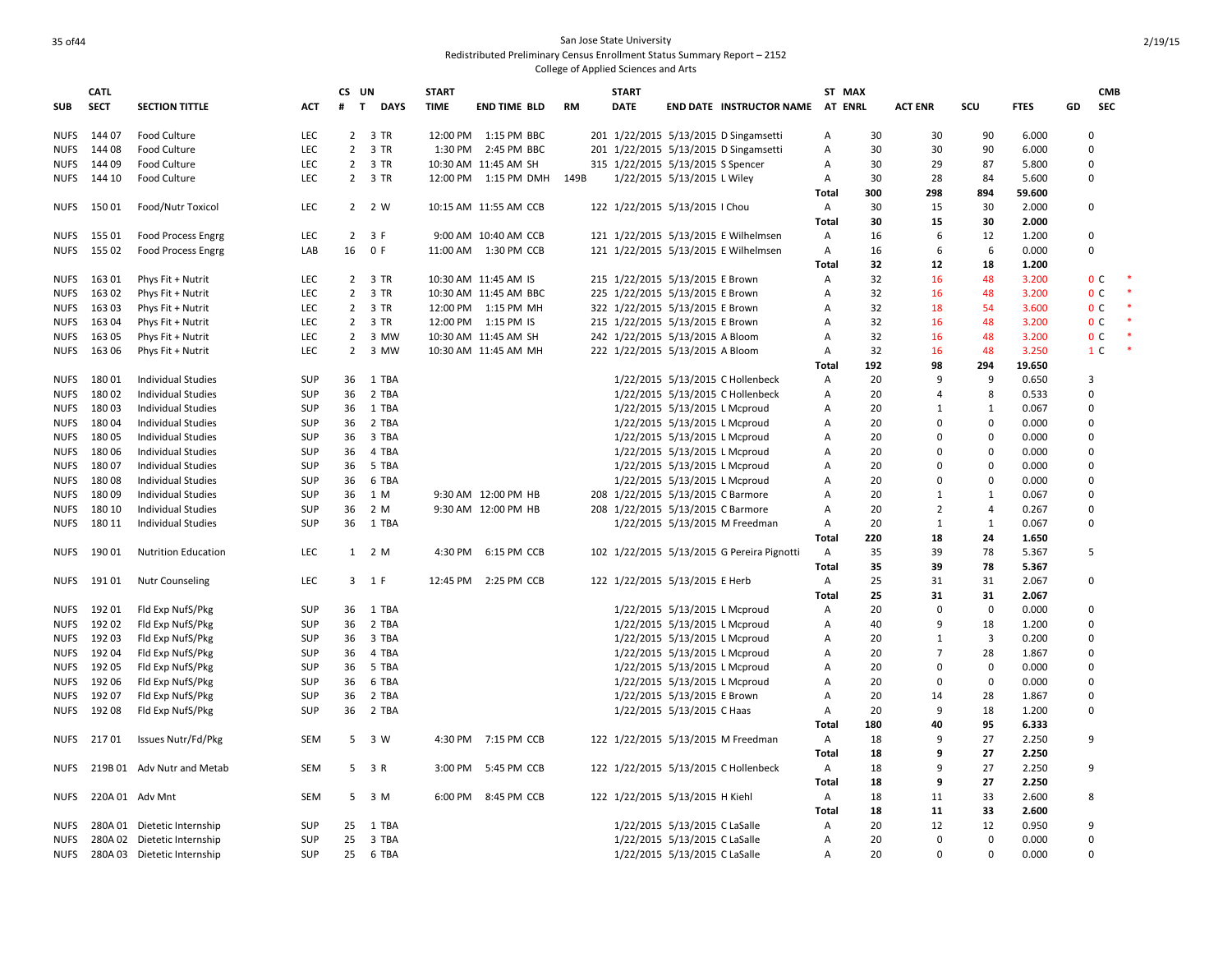San Jose State University
Redistributed Preliminary Census Enrollment Status Summary Report – 2152
College of Applied Sciences and Arts

| SUB | CATL SECT | SECTION TITTLE | ACT | CS # | UN T | DAYS | START TIME | END TIME | BLD | RM | START DATE | END DATE | INSTRUCTOR NAME | ST AT | MAX ENRL | ACT ENR | SCU | FTES | GD | CMB SEC |
|---|---|---|---|---|---|---|---|---|---|---|---|---|---|---|---|---|---|---|---|---|
| NUFS | 144 07 | Food Culture | LEC | 2 | 3 | TR | 12:00 PM | 1:15 PM | BBC | 201 | 1/22/2015 | 5/13/2015 | D Singamsetti | A | 30 | 30 | 90 | 6.000 | 0 | |
| NUFS | 144 08 | Food Culture | LEC | 2 | 3 | TR | 1:30 PM | 2:45 PM | BBC | 201 | 1/22/2015 | 5/13/2015 | D Singamsetti | A | 30 | 30 | 90 | 6.000 | 0 | |
| NUFS | 144 09 | Food Culture | LEC | 2 | 3 | TR | 10:30 AM | 11:45 AM | SH | 315 | 1/22/2015 | 5/13/2015 | S Spencer | A | 30 | 29 | 87 | 5.800 | 0 | |
| NUFS | 144 10 | Food Culture | LEC | 2 | 3 | TR | 12:00 PM | 1:15 PM | DMH | 149B | 1/22/2015 | 5/13/2015 | L Wiley | A | 30 | 28 | 84 | 5.600 | 0 | |
| | | | | | | | | | | | | | | Total | 300 | 298 | 894 | 59.600 | | |
| NUFS | 150 01 | Food/Nutr Toxicol | LEC | 2 | 2 | W | 10:15 AM | 11:55 AM | CCB | 122 | 1/22/2015 | 5/13/2015 | I Chou | A | 30 | 15 | 30 | 2.000 | 0 | |
| | | | | | | | | | | | | | | Total | 30 | 15 | 30 | 2.000 | | |
| NUFS | 155 01 | Food Process Engrg | LEC | 2 | 3 | F | 9:00 AM | 10:40 AM | CCB | 121 | 1/22/2015 | 5/13/2015 | E Wilhelmsen | A | 16 | 6 | 12 | 1.200 | 0 | |
| NUFS | 155 02 | Food Process Engrg | LAB | 16 | 0 | F | 11:00 AM | 1:30 PM | CCB | 121 | 1/22/2015 | 5/13/2015 | E Wilhelmsen | A | 16 | 6 | 6 | 0.000 | 0 | |
| | | | | | | | | | | | | | | Total | 32 | 12 | 18 | 1.200 | | |
| NUFS | 163 01 | Phys Fit + Nutrit | LEC | 2 | 3 | TR | 10:30 AM | 11:45 AM | IS | 215 | 1/22/2015 | 5/13/2015 | E Brown | A | 32 | 16 | 48 | 3.200 | 0 | C * |
| NUFS | 163 02 | Phys Fit + Nutrit | LEC | 2 | 3 | TR | 10:30 AM | 11:45 AM | BBC | 225 | 1/22/2015 | 5/13/2015 | E Brown | A | 32 | 16 | 48 | 3.200 | 0 | C * |
| NUFS | 163 03 | Phys Fit + Nutrit | LEC | 2 | 3 | TR | 12:00 PM | 1:15 PM | MH | 322 | 1/22/2015 | 5/13/2015 | E Brown | A | 32 | 18 | 54 | 3.600 | 0 | C * |
| NUFS | 163 04 | Phys Fit + Nutrit | LEC | 2 | 3 | TR | 12:00 PM | 1:15 PM | IS | 215 | 1/22/2015 | 5/13/2015 | E Brown | A | 32 | 16 | 48 | 3.200 | 0 | C * |
| NUFS | 163 05 | Phys Fit + Nutrit | LEC | 2 | 3 | MW | 10:30 AM | 11:45 AM | SH | 242 | 1/22/2015 | 5/13/2015 | A Bloom | A | 32 | 16 | 48 | 3.200 | 0 | C * |
| NUFS | 163 06 | Phys Fit + Nutrit | LEC | 2 | 3 | MW | 10:30 AM | 11:45 AM | MH | 222 | 1/22/2015 | 5/13/2015 | A Bloom | A | 32 | 16 | 48 | 3.250 | 1 | C * |
| | | | | | | | | | | | | | | Total | 192 | 98 | 294 | 19.650 | | |
| NUFS | 180 01 | Individual Studies | SUP | 36 | 1 | TBA | | | | | 1/22/2015 | 5/13/2015 | C Hollenbeck | A | 20 | 9 | 9 | 0.650 | 3 | |
| NUFS | 180 02 | Individual Studies | SUP | 36 | 2 | TBA | | | | | 1/22/2015 | 5/13/2015 | C Hollenbeck | A | 20 | 4 | 8 | 0.533 | 0 | |
| NUFS | 180 03 | Individual Studies | SUP | 36 | 1 | TBA | | | | | 1/22/2015 | 5/13/2015 | L Mcproud | A | 20 | 1 | 1 | 0.067 | 0 | |
| NUFS | 180 04 | Individual Studies | SUP | 36 | 2 | TBA | | | | | 1/22/2015 | 5/13/2015 | L Mcproud | A | 20 | 0 | 0 | 0.000 | 0 | |
| NUFS | 180 05 | Individual Studies | SUP | 36 | 3 | TBA | | | | | 1/22/2015 | 5/13/2015 | L Mcproud | A | 20 | 0 | 0 | 0.000 | 0 | |
| NUFS | 180 06 | Individual Studies | SUP | 36 | 4 | TBA | | | | | 1/22/2015 | 5/13/2015 | L Mcproud | A | 20 | 0 | 0 | 0.000 | 0 | |
| NUFS | 180 07 | Individual Studies | SUP | 36 | 5 | TBA | | | | | 1/22/2015 | 5/13/2015 | L Mcproud | A | 20 | 0 | 0 | 0.000 | 0 | |
| NUFS | 180 08 | Individual Studies | SUP | 36 | 6 | TBA | | | | | 1/22/2015 | 5/13/2015 | L Mcproud | A | 20 | 0 | 0 | 0.000 | 0 | |
| NUFS | 180 09 | Individual Studies | SUP | 36 | 1 | M | 9:30 AM | 12:00 PM | HB | 208 | 1/22/2015 | 5/13/2015 | C Barmore | A | 20 | 1 | 1 | 0.067 | 0 | |
| NUFS | 180 10 | Individual Studies | SUP | 36 | 2 | M | 9:30 AM | 12:00 PM | HB | 208 | 1/22/2015 | 5/13/2015 | C Barmore | A | 20 | 2 | 4 | 0.267 | 0 | |
| NUFS | 180 11 | Individual Studies | SUP | 36 | 1 | TBA | | | | | 1/22/2015 | 5/13/2015 | M Freedman | A | 20 | 1 | 1 | 0.067 | 0 | |
| | | | | | | | | | | | | | | Total | 220 | 18 | 24 | 1.650 | | |
| NUFS | 190 01 | Nutrition Education | LEC | 1 | 2 | M | 4:30 PM | 6:15 PM | CCB | 102 | 1/22/2015 | 5/13/2015 | G Pereira Pignotti | A | 35 | 39 | 78 | 5.367 | 5 | |
| | | | | | | | | | | | | | | Total | 35 | 39 | 78 | 5.367 | | |
| NUFS | 191 01 | Nutr Counseling | LEC | 3 | 1 | F | 12:45 PM | 2:25 PM | CCB | 122 | 1/22/2015 | 5/13/2015 | E Herb | A | 25 | 31 | 31 | 2.067 | 0 | |
| | | | | | | | | | | | | | | Total | 25 | 31 | 31 | 2.067 | | |
| NUFS | 192 01 | Fld Exp NufS/Pkg | SUP | 36 | 1 | TBA | | | | | 1/22/2015 | 5/13/2015 | L Mcproud | A | 20 | 0 | 0 | 0.000 | 0 | |
| NUFS | 192 02 | Fld Exp NufS/Pkg | SUP | 36 | 2 | TBA | | | | | 1/22/2015 | 5/13/2015 | L Mcproud | A | 40 | 9 | 18 | 1.200 | 0 | |
| NUFS | 192 03 | Fld Exp NufS/Pkg | SUP | 36 | 3 | TBA | | | | | 1/22/2015 | 5/13/2015 | L Mcproud | A | 20 | 1 | 3 | 0.200 | 0 | |
| NUFS | 192 04 | Fld Exp NufS/Pkg | SUP | 36 | 4 | TBA | | | | | 1/22/2015 | 5/13/2015 | L Mcproud | A | 20 | 7 | 28 | 1.867 | 0 | |
| NUFS | 192 05 | Fld Exp NufS/Pkg | SUP | 36 | 5 | TBA | | | | | 1/22/2015 | 5/13/2015 | L Mcproud | A | 20 | 0 | 0 | 0.000 | 0 | |
| NUFS | 192 06 | Fld Exp NufS/Pkg | SUP | 36 | 6 | TBA | | | | | 1/22/2015 | 5/13/2015 | L Mcproud | A | 20 | 0 | 0 | 0.000 | 0 | |
| NUFS | 192 07 | Fld Exp NufS/Pkg | SUP | 36 | 2 | TBA | | | | | 1/22/2015 | 5/13/2015 | E Brown | A | 20 | 14 | 28 | 1.867 | 0 | |
| NUFS | 192 08 | Fld Exp NufS/Pkg | SUP | 36 | 2 | TBA | | | | | 1/22/2015 | 5/13/2015 | C Haas | A | 20 | 9 | 18 | 1.200 | 0 | |
| | | | | | | | | | | | | | | Total | 180 | 40 | 95 | 6.333 | | |
| NUFS | 217 01 | Issues Nutr/Fd/Pkg | SEM | 5 | 3 | W | 4:30 PM | 7:15 PM | CCB | 122 | 1/22/2015 | 5/13/2015 | M Freedman | A | 18 | 9 | 27 | 2.250 | 9 | |
| | | | | | | | | | | | | | | Total | 18 | 9 | 27 | 2.250 | | |
| NUFS | 219B 01 | Adv Nutr and Metab | SEM | 5 | 3 | R | 3:00 PM | 5:45 PM | CCB | 122 | 1/22/2015 | 5/13/2015 | C Hollenbeck | A | 18 | 9 | 27 | 2.250 | 9 | |
| | | | | | | | | | | | | | | Total | 18 | 9 | 27 | 2.250 | | |
| NUFS | 220A 01 | Adv Mnt | SEM | 5 | 3 | M | 6:00 PM | 8:45 PM | CCB | 122 | 1/22/2015 | 5/13/2015 | H Kiehl | A | 18 | 11 | 33 | 2.600 | 8 | |
| | | | | | | | | | | | | | | Total | 18 | 11 | 33 | 2.600 | | |
| NUFS | 280A 01 | Dietetic Internship | SUP | 25 | 1 | TBA | | | | | 1/22/2015 | 5/13/2015 | C LaSalle | A | 20 | 12 | 12 | 0.950 | 9 | |
| NUFS | 280A 02 | Dietetic Internship | SUP | 25 | 3 | TBA | | | | | 1/22/2015 | 5/13/2015 | C LaSalle | A | 20 | 0 | 0 | 0.000 | 0 | |
| NUFS | 280A 03 | Dietetic Internship | SUP | 25 | 6 | TBA | | | | | 1/22/2015 | 5/13/2015 | C LaSalle | A | 20 | 0 | 0 | 0.000 | 0 | |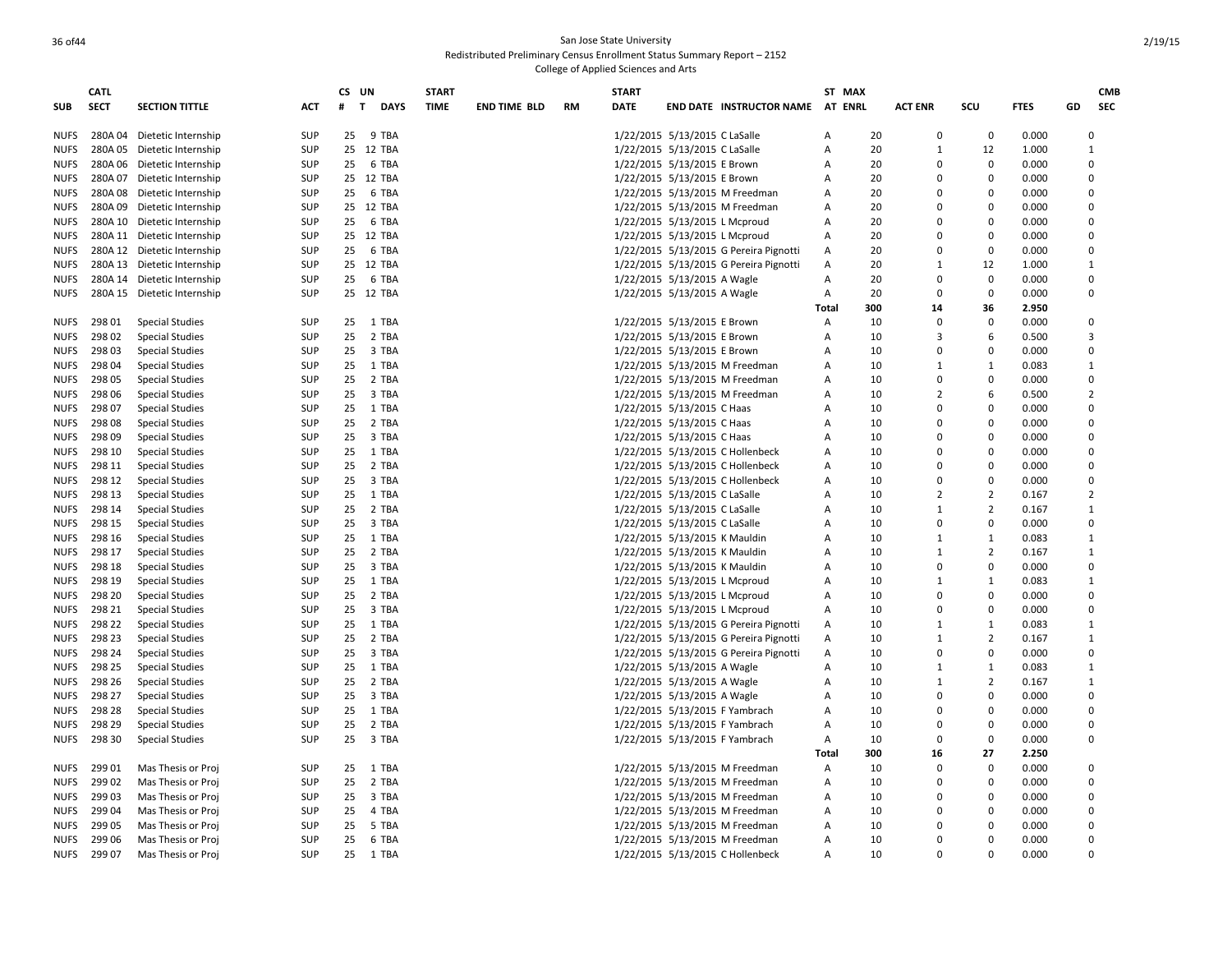San Jose State University
Redistributed Preliminary Census Enrollment Status Summary Report – 2152
College of Applied Sciences and Arts

| SUB | CATL SECT | SECTION TITTLE | ACT | CS # | UN T | DAYS | START TIME | END TIME | BLD | RM | START DATE | END DATE | INSTRUCTOR NAME | ST AT | MAX ENRL | ACT ENR | SCU | FTES | GD | CMB SEC |
|---|---|---|---|---|---|---|---|---|---|---|---|---|---|---|---|---|---|---|---|---|
| NUFS | 280A 04 | Dietetic Internship | SUP | 25 | 9 | TBA | | | | | 1/22/2015 | 5/13/2015 | C LaSalle | A | 20 | 0 | 0 | 0.000 | | 0 |
| NUFS | 280A 05 | Dietetic Internship | SUP | 25 | 12 | TBA | | | | | 1/22/2015 | 5/13/2015 | C LaSalle | A | 20 | 1 | 12 | 1.000 | | 1 |
| NUFS | 280A 06 | Dietetic Internship | SUP | 25 | 6 | TBA | | | | | 1/22/2015 | 5/13/2015 | E Brown | A | 20 | 0 | 0 | 0.000 | | 0 |
| NUFS | 280A 07 | Dietetic Internship | SUP | 25 | 12 | TBA | | | | | 1/22/2015 | 5/13/2015 | E Brown | A | 20 | 0 | 0 | 0.000 | | 0 |
| NUFS | 280A 08 | Dietetic Internship | SUP | 25 | 6 | TBA | | | | | 1/22/2015 | 5/13/2015 | M Freedman | A | 20 | 0 | 0 | 0.000 | | 0 |
| NUFS | 280A 09 | Dietetic Internship | SUP | 25 | 12 | TBA | | | | | 1/22/2015 | 5/13/2015 | M Freedman | A | 20 | 0 | 0 | 0.000 | | 0 |
| NUFS | 280A 10 | Dietetic Internship | SUP | 25 | 6 | TBA | | | | | 1/22/2015 | 5/13/2015 | L Mcproud | A | 20 | 0 | 0 | 0.000 | | 0 |
| NUFS | 280A 11 | Dietetic Internship | SUP | 25 | 12 | TBA | | | | | 1/22/2015 | 5/13/2015 | L Mcproud | A | 20 | 0 | 0 | 0.000 | | 0 |
| NUFS | 280A 12 | Dietetic Internship | SUP | 25 | 6 | TBA | | | | | 1/22/2015 | 5/13/2015 | G Pereira Pignotti | A | 20 | 0 | 0 | 0.000 | | 0 |
| NUFS | 280A 13 | Dietetic Internship | SUP | 25 | 12 | TBA | | | | | 1/22/2015 | 5/13/2015 | G Pereira Pignotti | A | 20 | 1 | 12 | 1.000 | | 1 |
| NUFS | 280A 14 | Dietetic Internship | SUP | 25 | 6 | TBA | | | | | 1/22/2015 | 5/13/2015 | A Wagle | A | 20 | 0 | 0 | 0.000 | | 0 |
| NUFS | 280A 15 | Dietetic Internship | SUP | 25 | 12 | TBA | | | | | 1/22/2015 | 5/13/2015 | A Wagle | A | 20 | 0 | 0 | 0.000 | | 0 |
| | | | | | | | | | | | | | | **Total** | **300** | **14** | **36** | **2.950** | | |
| NUFS | 298 01 | Special Studies | SUP | 25 | 1 | TBA | | | | | 1/22/2015 | 5/13/2015 | E Brown | A | 10 | 0 | 0 | 0.000 | | 0 |
| NUFS | 298 02 | Special Studies | SUP | 25 | 2 | TBA | | | | | 1/22/2015 | 5/13/2015 | E Brown | A | 10 | 3 | 6 | 0.500 | | 3 |
| NUFS | 298 03 | Special Studies | SUP | 25 | 3 | TBA | | | | | 1/22/2015 | 5/13/2015 | E Brown | A | 10 | 0 | 0 | 0.000 | | 0 |
| NUFS | 298 04 | Special Studies | SUP | 25 | 1 | TBA | | | | | 1/22/2015 | 5/13/2015 | M Freedman | A | 10 | 1 | 1 | 0.083 | | 1 |
| NUFS | 298 05 | Special Studies | SUP | 25 | 2 | TBA | | | | | 1/22/2015 | 5/13/2015 | M Freedman | A | 10 | 0 | 0 | 0.000 | | 0 |
| NUFS | 298 06 | Special Studies | SUP | 25 | 3 | TBA | | | | | 1/22/2015 | 5/13/2015 | M Freedman | A | 10 | 2 | 6 | 0.500 | | 2 |
| NUFS | 298 07 | Special Studies | SUP | 25 | 1 | TBA | | | | | 1/22/2015 | 5/13/2015 | C Haas | A | 10 | 0 | 0 | 0.000 | | 0 |
| NUFS | 298 08 | Special Studies | SUP | 25 | 2 | TBA | | | | | 1/22/2015 | 5/13/2015 | C Haas | A | 10 | 0 | 0 | 0.000 | | 0 |
| NUFS | 298 09 | Special Studies | SUP | 25 | 3 | TBA | | | | | 1/22/2015 | 5/13/2015 | C Haas | A | 10 | 0 | 0 | 0.000 | | 0 |
| NUFS | 298 10 | Special Studies | SUP | 25 | 1 | TBA | | | | | 1/22/2015 | 5/13/2015 | C Hollenbeck | A | 10 | 0 | 0 | 0.000 | | 0 |
| NUFS | 298 11 | Special Studies | SUP | 25 | 2 | TBA | | | | | 1/22/2015 | 5/13/2015 | C Hollenbeck | A | 10 | 0 | 0 | 0.000 | | 0 |
| NUFS | 298 12 | Special Studies | SUP | 25 | 3 | TBA | | | | | 1/22/2015 | 5/13/2015 | C Hollenbeck | A | 10 | 0 | 0 | 0.000 | | 0 |
| NUFS | 298 13 | Special Studies | SUP | 25 | 1 | TBA | | | | | 1/22/2015 | 5/13/2015 | C LaSalle | A | 10 | 2 | 2 | 0.167 | | 2 |
| NUFS | 298 14 | Special Studies | SUP | 25 | 2 | TBA | | | | | 1/22/2015 | 5/13/2015 | C LaSalle | A | 10 | 1 | 2 | 0.167 | | 1 |
| NUFS | 298 15 | Special Studies | SUP | 25 | 3 | TBA | | | | | 1/22/2015 | 5/13/2015 | C LaSalle | A | 10 | 0 | 0 | 0.000 | | 0 |
| NUFS | 298 16 | Special Studies | SUP | 25 | 1 | TBA | | | | | 1/22/2015 | 5/13/2015 | K Mauldin | A | 10 | 1 | 1 | 0.083 | | 1 |
| NUFS | 298 17 | Special Studies | SUP | 25 | 2 | TBA | | | | | 1/22/2015 | 5/13/2015 | K Mauldin | A | 10 | 1 | 2 | 0.167 | | 1 |
| NUFS | 298 18 | Special Studies | SUP | 25 | 3 | TBA | | | | | 1/22/2015 | 5/13/2015 | K Mauldin | A | 10 | 0 | 0 | 0.000 | | 0 |
| NUFS | 298 19 | Special Studies | SUP | 25 | 1 | TBA | | | | | 1/22/2015 | 5/13/2015 | L Mcproud | A | 10 | 1 | 1 | 0.083 | | 1 |
| NUFS | 298 20 | Special Studies | SUP | 25 | 2 | TBA | | | | | 1/22/2015 | 5/13/2015 | L Mcproud | A | 10 | 0 | 0 | 0.000 | | 0 |
| NUFS | 298 21 | Special Studies | SUP | 25 | 3 | TBA | | | | | 1/22/2015 | 5/13/2015 | L Mcproud | A | 10 | 0 | 0 | 0.000 | | 0 |
| NUFS | 298 22 | Special Studies | SUP | 25 | 1 | TBA | | | | | 1/22/2015 | 5/13/2015 | G Pereira Pignotti | A | 10 | 1 | 1 | 0.083 | | 1 |
| NUFS | 298 23 | Special Studies | SUP | 25 | 2 | TBA | | | | | 1/22/2015 | 5/13/2015 | G Pereira Pignotti | A | 10 | 1 | 2 | 0.167 | | 1 |
| NUFS | 298 24 | Special Studies | SUP | 25 | 3 | TBA | | | | | 1/22/2015 | 5/13/2015 | G Pereira Pignotti | A | 10 | 0 | 0 | 0.000 | | 0 |
| NUFS | 298 25 | Special Studies | SUP | 25 | 1 | TBA | | | | | 1/22/2015 | 5/13/2015 | A Wagle | A | 10 | 1 | 1 | 0.083 | | 1 |
| NUFS | 298 26 | Special Studies | SUP | 25 | 2 | TBA | | | | | 1/22/2015 | 5/13/2015 | A Wagle | A | 10 | 1 | 2 | 0.167 | | 1 |
| NUFS | 298 27 | Special Studies | SUP | 25 | 3 | TBA | | | | | 1/22/2015 | 5/13/2015 | A Wagle | A | 10 | 0 | 0 | 0.000 | | 0 |
| NUFS | 298 28 | Special Studies | SUP | 25 | 1 | TBA | | | | | 1/22/2015 | 5/13/2015 | F Yambrach | A | 10 | 0 | 0 | 0.000 | | 0 |
| NUFS | 298 29 | Special Studies | SUP | 25 | 2 | TBA | | | | | 1/22/2015 | 5/13/2015 | F Yambrach | A | 10 | 0 | 0 | 0.000 | | 0 |
| NUFS | 298 30 | Special Studies | SUP | 25 | 3 | TBA | | | | | 1/22/2015 | 5/13/2015 | F Yambrach | A | 10 | 0 | 0 | 0.000 | | 0 |
| | | | | | | | | | | | | | | **Total** | **300** | **16** | **27** | **2.250** | | |
| NUFS | 299 01 | Mas Thesis or Proj | SUP | 25 | 1 | TBA | | | | | 1/22/2015 | 5/13/2015 | M Freedman | A | 10 | 0 | 0 | 0.000 | | 0 |
| NUFS | 299 02 | Mas Thesis or Proj | SUP | 25 | 2 | TBA | | | | | 1/22/2015 | 5/13/2015 | M Freedman | A | 10 | 0 | 0 | 0.000 | | 0 |
| NUFS | 299 03 | Mas Thesis or Proj | SUP | 25 | 3 | TBA | | | | | 1/22/2015 | 5/13/2015 | M Freedman | A | 10 | 0 | 0 | 0.000 | | 0 |
| NUFS | 299 04 | Mas Thesis or Proj | SUP | 25 | 4 | TBA | | | | | 1/22/2015 | 5/13/2015 | M Freedman | A | 10 | 0 | 0 | 0.000 | | 0 |
| NUFS | 299 05 | Mas Thesis or Proj | SUP | 25 | 5 | TBA | | | | | 1/22/2015 | 5/13/2015 | M Freedman | A | 10 | 0 | 0 | 0.000 | | 0 |
| NUFS | 299 06 | Mas Thesis or Proj | SUP | 25 | 6 | TBA | | | | | 1/22/2015 | 5/13/2015 | M Freedman | A | 10 | 0 | 0 | 0.000 | | 0 |
| NUFS | 299 07 | Mas Thesis or Proj | SUP | 25 | 1 | TBA | | | | | 1/22/2015 | 5/13/2015 | C Hollenbeck | A | 10 | 0 | 0 | 0.000 | | 0 |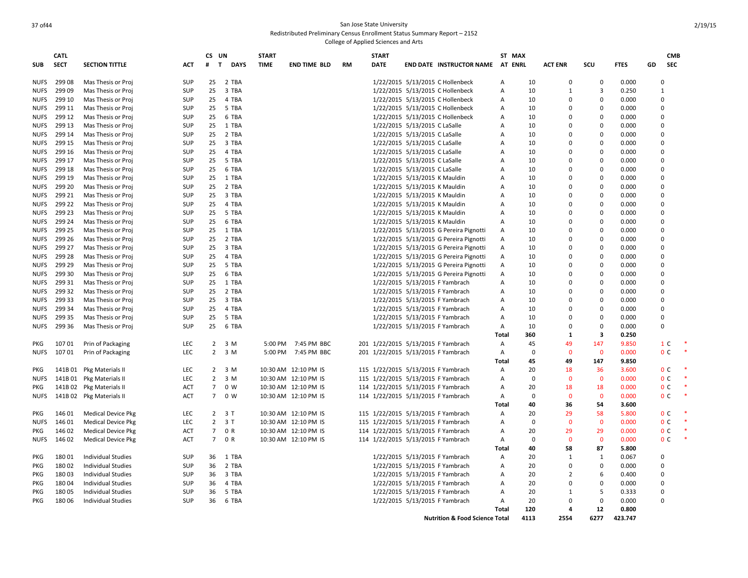San Jose State University
Redistributed Preliminary Census Enrollment Status Summary Report – 2152
College of Applied Sciences and Arts

| SUB | CATL SECT | SECTION TITTLE | ACT | CS # | UN T | DAYS | START TIME | END TIME | BLD | RM | START DATE | END DATE | INSTRUCTOR NAME | ST AT | MAX ENRL | ACT ENR | SCU | FTES | GD | CMB SEC | |
|---|---|---|---|---|---|---|---|---|---|---|---|---|---|---|---|---|---|---|---|---|---|
| NUFS | 299 08 | Mas Thesis or Proj | SUP | 25 | 2 | TBA | | | | | 1/22/2015 | 5/13/2015 | C Hollenbeck | A | 10 | 0 | 0 | 0.000 | | 0 | |
| NUFS | 299 09 | Mas Thesis or Proj | SUP | 25 | 3 | TBA | | | | | 1/22/2015 | 5/13/2015 | C Hollenbeck | A | 10 | 1 | 3 | 0.250 | | 1 | |
| NUFS | 299 10 | Mas Thesis or Proj | SUP | 25 | 4 | TBA | | | | | 1/22/2015 | 5/13/2015 | C Hollenbeck | A | 10 | 0 | 0 | 0.000 | | 0 | |
| NUFS | 299 11 | Mas Thesis or Proj | SUP | 25 | 5 | TBA | | | | | 1/22/2015 | 5/13/2015 | C Hollenbeck | A | 10 | 0 | 0 | 0.000 | | 0 | |
| NUFS | 299 12 | Mas Thesis or Proj | SUP | 25 | 6 | TBA | | | | | 1/22/2015 | 5/13/2015 | C Hollenbeck | A | 10 | 0 | 0 | 0.000 | | 0 | |
| NUFS | 299 13 | Mas Thesis or Proj | SUP | 25 | 1 | TBA | | | | | 1/22/2015 | 5/13/2015 | C LaSalle | A | 10 | 0 | 0 | 0.000 | | 0 | |
| NUFS | 299 14 | Mas Thesis or Proj | SUP | 25 | 2 | TBA | | | | | 1/22/2015 | 5/13/2015 | C LaSalle | A | 10 | 0 | 0 | 0.000 | | 0 | |
| NUFS | 299 15 | Mas Thesis or Proj | SUP | 25 | 3 | TBA | | | | | 1/22/2015 | 5/13/2015 | C LaSalle | A | 10 | 0 | 0 | 0.000 | | 0 | |
| NUFS | 299 16 | Mas Thesis or Proj | SUP | 25 | 4 | TBA | | | | | 1/22/2015 | 5/13/2015 | C LaSalle | A | 10 | 0 | 0 | 0.000 | | 0 | |
| NUFS | 299 17 | Mas Thesis or Proj | SUP | 25 | 5 | TBA | | | | | 1/22/2015 | 5/13/2015 | C LaSalle | A | 10 | 0 | 0 | 0.000 | | 0 | |
| NUFS | 299 18 | Mas Thesis or Proj | SUP | 25 | 6 | TBA | | | | | 1/22/2015 | 5/13/2015 | C LaSalle | A | 10 | 0 | 0 | 0.000 | | 0 | |
| NUFS | 299 19 | Mas Thesis or Proj | SUP | 25 | 1 | TBA | | | | | 1/22/2015 | 5/13/2015 | K Mauldin | A | 10 | 0 | 0 | 0.000 | | 0 | |
| NUFS | 299 20 | Mas Thesis or Proj | SUP | 25 | 2 | TBA | | | | | 1/22/2015 | 5/13/2015 | K Mauldin | A | 10 | 0 | 0 | 0.000 | | 0 | |
| NUFS | 299 21 | Mas Thesis or Proj | SUP | 25 | 3 | TBA | | | | | 1/22/2015 | 5/13/2015 | K Mauldin | A | 10 | 0 | 0 | 0.000 | | 0 | |
| NUFS | 299 22 | Mas Thesis or Proj | SUP | 25 | 4 | TBA | | | | | 1/22/2015 | 5/13/2015 | K Mauldin | A | 10 | 0 | 0 | 0.000 | | 0 | |
| NUFS | 299 23 | Mas Thesis or Proj | SUP | 25 | 5 | TBA | | | | | 1/22/2015 | 5/13/2015 | K Mauldin | A | 10 | 0 | 0 | 0.000 | | 0 | |
| NUFS | 299 24 | Mas Thesis or Proj | SUP | 25 | 6 | TBA | | | | | 1/22/2015 | 5/13/2015 | K Mauldin | A | 10 | 0 | 0 | 0.000 | | 0 | |
| NUFS | 299 25 | Mas Thesis or Proj | SUP | 25 | 1 | TBA | | | | | 1/22/2015 | 5/13/2015 | G Pereira Pignotti | A | 10 | 0 | 0 | 0.000 | | 0 | |
| NUFS | 299 26 | Mas Thesis or Proj | SUP | 25 | 2 | TBA | | | | | 1/22/2015 | 5/13/2015 | G Pereira Pignotti | A | 10 | 0 | 0 | 0.000 | | 0 | |
| NUFS | 299 27 | Mas Thesis or Proj | SUP | 25 | 3 | TBA | | | | | 1/22/2015 | 5/13/2015 | G Pereira Pignotti | A | 10 | 0 | 0 | 0.000 | | 0 | |
| NUFS | 299 28 | Mas Thesis or Proj | SUP | 25 | 4 | TBA | | | | | 1/22/2015 | 5/13/2015 | G Pereira Pignotti | A | 10 | 0 | 0 | 0.000 | | 0 | |
| NUFS | 299 29 | Mas Thesis or Proj | SUP | 25 | 5 | TBA | | | | | 1/22/2015 | 5/13/2015 | G Pereira Pignotti | A | 10 | 0 | 0 | 0.000 | | 0 | |
| NUFS | 299 30 | Mas Thesis or Proj | SUP | 25 | 6 | TBA | | | | | 1/22/2015 | 5/13/2015 | G Pereira Pignotti | A | 10 | 0 | 0 | 0.000 | | 0 | |
| NUFS | 299 31 | Mas Thesis or Proj | SUP | 25 | 1 | TBA | | | | | 1/22/2015 | 5/13/2015 | F Yambrach | A | 10 | 0 | 0 | 0.000 | | 0 | |
| NUFS | 299 32 | Mas Thesis or Proj | SUP | 25 | 2 | TBA | | | | | 1/22/2015 | 5/13/2015 | F Yambrach | A | 10 | 0 | 0 | 0.000 | | 0 | |
| NUFS | 299 33 | Mas Thesis or Proj | SUP | 25 | 3 | TBA | | | | | 1/22/2015 | 5/13/2015 | F Yambrach | A | 10 | 0 | 0 | 0.000 | | 0 | |
| NUFS | 299 34 | Mas Thesis or Proj | SUP | 25 | 4 | TBA | | | | | 1/22/2015 | 5/13/2015 | F Yambrach | A | 10 | 0 | 0 | 0.000 | | 0 | |
| NUFS | 299 35 | Mas Thesis or Proj | SUP | 25 | 5 | TBA | | | | | 1/22/2015 | 5/13/2015 | F Yambrach | A | 10 | 0 | 0 | 0.000 | | 0 | |
| NUFS | 299 36 | Mas Thesis or Proj | SUP | 25 | 6 | TBA | | | | | 1/22/2015 | 5/13/2015 | F Yambrach | A | 10 | 0 | 0 | 0.000 | | 0 | |
| | | | | | | | | | | | | | | Total | 360 | 1 | 3 | 0.250 | | | |
| PKG | 107 01 | Prin of Packaging | LEC | 2 | 3 | M | 5:00 PM | 7:45 PM | BBC | 201 | 1/22/2015 | 5/13/2015 | F Yambrach | A | 45 | 49 | 147 | 9.850 | | 1 | C * |
| NUFS | 107 01 | Prin of Packaging | LEC | 2 | 3 | M | 5:00 PM | 7:45 PM | BBC | 201 | 1/22/2015 | 5/13/2015 | F Yambrach | A | 0 | 0 | 0 | 0.000 | | 0 | C * |
| | | | | | | | | | | | | | | Total | 45 | 49 | 147 | 9.850 | | | |
| PKG | 141B 01 | Pkg Materials II | LEC | 2 | 3 | M | 10:30 AM | 12:10 PM | IS | 115 | 1/22/2015 | 5/13/2015 | F Yambrach | A | 20 | 18 | 36 | 3.600 | | 0 | C * |
| NUFS | 141B 01 | Pkg Materials II | LEC | 2 | 3 | M | 10:30 AM | 12:10 PM | IS | 115 | 1/22/2015 | 5/13/2015 | F Yambrach | A | 0 | 0 | 0 | 0.000 | | 0 | C * |
| PKG | 141B 02 | Pkg Materials II | ACT | 7 | 0 | W | 10:30 AM | 12:10 PM | IS | 114 | 1/22/2015 | 5/13/2015 | F Yambrach | A | 20 | 18 | 18 | 0.000 | | 0 | C * |
| NUFS | 141B 02 | Pkg Materials II | ACT | 7 | 0 | W | 10:30 AM | 12:10 PM | IS | 114 | 1/22/2015 | 5/13/2015 | F Yambrach | A | 0 | 0 | 0 | 0.000 | | 0 | C * |
| | | | | | | | | | | | | | | Total | 40 | 36 | 54 | 3.600 | | | |
| PKG | 146 01 | Medical Device Pkg | LEC | 2 | 3 | T | 10:30 AM | 12:10 PM | IS | 115 | 1/22/2015 | 5/13/2015 | F Yambrach | A | 20 | 29 | 58 | 5.800 | | 0 | C * |
| NUFS | 146 01 | Medical Device Pkg | LEC | 2 | 3 | T | 10:30 AM | 12:10 PM | IS | 115 | 1/22/2015 | 5/13/2015 | F Yambrach | A | 0 | 0 | 0 | 0.000 | | 0 | C * |
| PKG | 146 02 | Medical Device Pkg | ACT | 7 | 0 | R | 10:30 AM | 12:10 PM | IS | 114 | 1/22/2015 | 5/13/2015 | F Yambrach | A | 20 | 29 | 29 | 0.000 | | 0 | C * |
| NUFS | 146 02 | Medical Device Pkg | ACT | 7 | 0 | R | 10:30 AM | 12:10 PM | IS | 114 | 1/22/2015 | 5/13/2015 | F Yambrach | A | 0 | 0 | 0 | 0.000 | | 0 | C * |
| | | | | | | | | | | | | | | Total | 40 | 58 | 87 | 5.800 | | | |
| PKG | 180 01 | Individual Studies | SUP | 36 | 1 | TBA | | | | | 1/22/2015 | 5/13/2015 | F Yambrach | A | 20 | 1 | 1 | 0.067 | | 0 | |
| PKG | 180 02 | Individual Studies | SUP | 36 | 2 | TBA | | | | | 1/22/2015 | 5/13/2015 | F Yambrach | A | 20 | 0 | 0 | 0.000 | | 0 | |
| PKG | 180 03 | Individual Studies | SUP | 36 | 3 | TBA | | | | | 1/22/2015 | 5/13/2015 | F Yambrach | A | 20 | 2 | 6 | 0.400 | | 0 | |
| PKG | 180 04 | Individual Studies | SUP | 36 | 4 | TBA | | | | | 1/22/2015 | 5/13/2015 | F Yambrach | A | 20 | 0 | 0 | 0.000 | | 0 | |
| PKG | 180 05 | Individual Studies | SUP | 36 | 5 | TBA | | | | | 1/22/2015 | 5/13/2015 | F Yambrach | A | 20 | 1 | 5 | 0.333 | | 0 | |
| PKG | 180 06 | Individual Studies | SUP | 36 | 6 | TBA | | | | | 1/22/2015 | 5/13/2015 | F Yambrach | A | 20 | 0 | 0 | 0.000 | | 0 | |
| | | | | | | | | | | | | | | Total | 120 | 4 | 12 | 0.800 | | | |
| | | | | | | | | | | | | | Nutrition & Food Science Total | | 4113 | 2554 | 6277 | 423.747 | | | |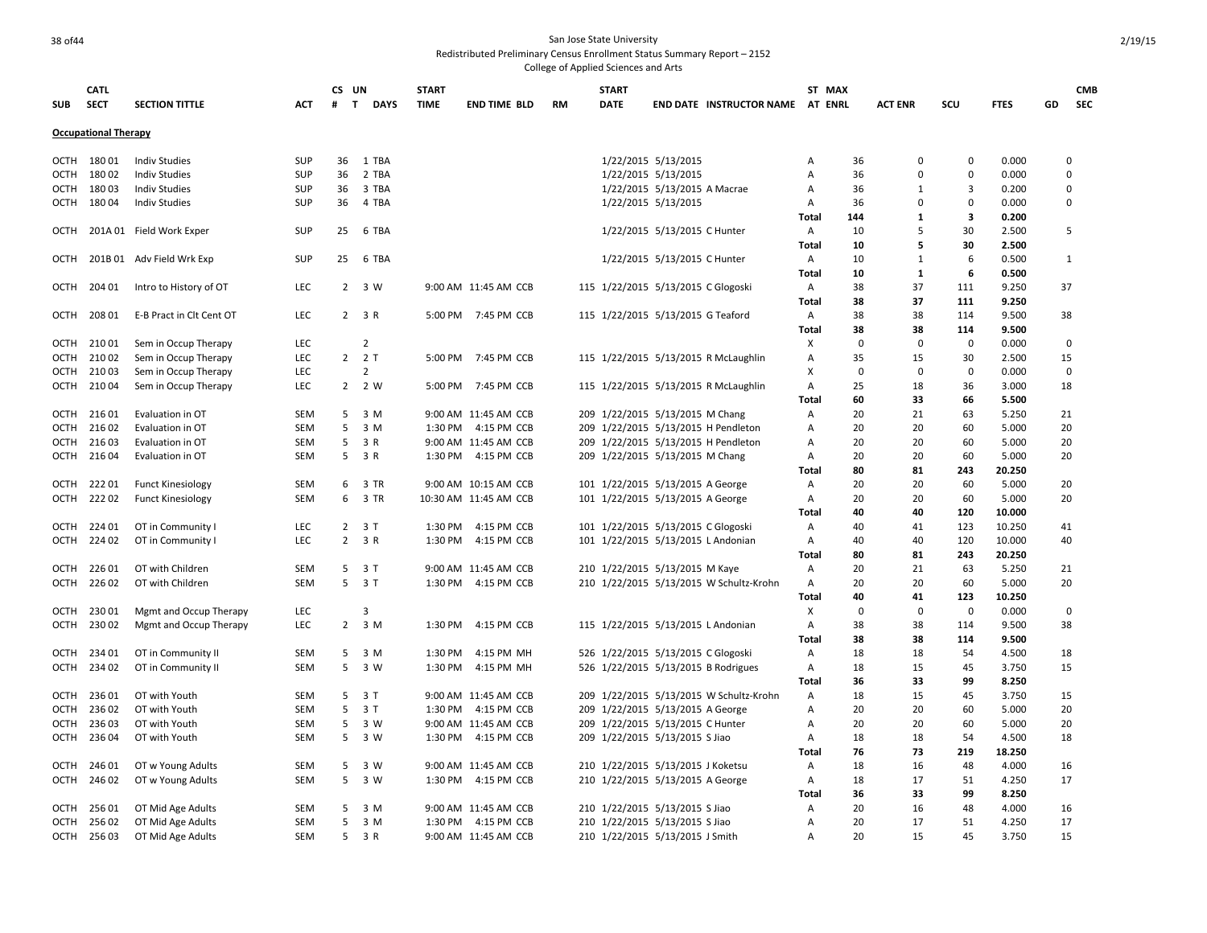San Jose State University

Redistributed Preliminary Census Enrollment Status Summary Report – 2152

College of Applied Sciences and Arts

2/19/15

| SUB | CATL SECT | SECTION TITTLE | ACT | CS # | UN T | DAYS | START TIME | END TIME | BLD | RM | START DATE | END DATE | INSTRUCTOR NAME | ST AT | MAX ENRL | ACT ENR | SCU | FTES | GD | CMB SEC |
|---|---|---|---|---|---|---|---|---|---|---|---|---|---|---|---|---|---|---|---|---|
| **Occupational Therapy** | | | | | | | | | | | | | | | | | | | | |
| OCTH | 180 01 | Indiv Studies | SUP | 36 | 1 | TBA | | | | | 1/22/2015 | 5/13/2015 | | A | 36 | 0 | 0 | 0.000 | | 0 |
| OCTH | 180 02 | Indiv Studies | SUP | 36 | 2 | TBA | | | | | 1/22/2015 | 5/13/2015 | | A | 36 | 0 | 0 | 0.000 | | 0 |
| OCTH | 180 03 | Indiv Studies | SUP | 36 | 3 | TBA | | | | | 1/22/2015 | 5/13/2015 | A Macrae | A | 36 | 1 | 3 | 0.200 | | 0 |
| OCTH | 180 04 | Indiv Studies | SUP | 36 | 4 | TBA | | | | | 1/22/2015 | 5/13/2015 | | A | 36 | 0 | 0 | 0.000 | | 0 |
| | | | | | | | | | | | | | | **Total** | **144** | **1** | **3** | **0.200** | | |
| OCTH | 201A 01 | Field Work Exper | SUP | 25 | 6 | TBA | | | | | 1/22/2015 | 5/13/2015 | C Hunter | A | 10 | 5 | 30 | 2.500 | | 5 |
| | | | | | | | | | | | | | | **Total** | **10** | **5** | **30** | **2.500** | | |
| OCTH | 201B 01 | Adv Field Wrk Exp | SUP | 25 | 6 | TBA | | | | | 1/22/2015 | 5/13/2015 | C Hunter | A | 10 | 1 | 6 | 0.500 | | 1 |
| | | | | | | | | | | | | | | **Total** | **10** | **1** | **6** | **0.500** | | |
| OCTH | 204 01 | Intro to History of OT | LEC | 2 | 3 | W | 9:00 AM | 11:45 AM | CCB | 115 | 1/22/2015 | 5/13/2015 | C Glogoski | A | 38 | 37 | 111 | 9.250 | | 37 |
| | | | | | | | | | | | | | | **Total** | **38** | **37** | **111** | **9.250** | | |
| OCTH | 208 01 | E-B Pract in Clt Cent OT | LEC | 2 | 3 | R | 5:00 PM | 7:45 PM | CCB | 115 | 1/22/2015 | 5/13/2015 | G Teaford | A | 38 | 38 | 114 | 9.500 | | 38 |
| | | | | | | | | | | | | | | **Total** | **38** | **38** | **114** | **9.500** | | |
| OCTH | 210 01 | Sem in Occup Therapy | LEC | | 2 | | | | | | | | | X | 0 | 0 | 0 | 0.000 | | 0 |
| OCTH | 210 02 | Sem in Occup Therapy | LEC | 2 | 2 | T | 5:00 PM | 7:45 PM | CCB | 115 | 1/22/2015 | 5/13/2015 | R McLaughlin | A | 35 | 15 | 30 | 2.500 | | 15 |
| OCTH | 210 03 | Sem in Occup Therapy | LEC | | 2 | | | | | | | | | X | 0 | 0 | 0 | 0.000 | | 0 |
| OCTH | 210 04 | Sem in Occup Therapy | LEC | 2 | 2 | W | 5:00 PM | 7:45 PM | CCB | 115 | 1/22/2015 | 5/13/2015 | R McLaughlin | A | 25 | 18 | 36 | 3.000 | | 18 |
| | | | | | | | | | | | | | | **Total** | **60** | **33** | **66** | **5.500** | | |
| OCTH | 216 01 | Evaluation in OT | SEM | 5 | 3 | M | 9:00 AM | 11:45 AM | CCB | 209 | 1/22/2015 | 5/13/2015 | M Chang | A | 20 | 21 | 63 | 5.250 | | 21 |
| OCTH | 216 02 | Evaluation in OT | SEM | 5 | 3 | M | 1:30 PM | 4:15 PM | CCB | 209 | 1/22/2015 | 5/13/2015 | H Pendleton | A | 20 | 20 | 60 | 5.000 | | 20 |
| OCTH | 216 03 | Evaluation in OT | SEM | 5 | 3 | R | 9:00 AM | 11:45 AM | CCB | 209 | 1/22/2015 | 5/13/2015 | H Pendleton | A | 20 | 20 | 60 | 5.000 | | 20 |
| OCTH | 216 04 | Evaluation in OT | SEM | 5 | 3 | R | 1:30 PM | 4:15 PM | CCB | 209 | 1/22/2015 | 5/13/2015 | M Chang | A | 20 | 20 | 60 | 5.000 | | 20 |
| | | | | | | | | | | | | | | **Total** | **80** | **81** | **243** | **20.250** | | |
| OCTH | 222 01 | Funct Kinesiology | SEM | 6 | 3 | TR | 9:00 AM | 10:15 AM | CCB | 101 | 1/22/2015 | 5/13/2015 | A George | A | 20 | 20 | 60 | 5.000 | | 20 |
| OCTH | 222 02 | Funct Kinesiology | SEM | 6 | 3 | TR | 10:30 AM | 11:45 AM | CCB | 101 | 1/22/2015 | 5/13/2015 | A George | A | 20 | 20 | 60 | 5.000 | | 20 |
| | | | | | | | | | | | | | | **Total** | **40** | **40** | **120** | **10.000** | | |
| OCTH | 224 01 | OT in Community I | LEC | 2 | 3 | T | 1:30 PM | 4:15 PM | CCB | 101 | 1/22/2015 | 5/13/2015 | C Glogoski | A | 40 | 41 | 123 | 10.250 | | 41 |
| OCTH | 224 02 | OT in Community I | LEC | 2 | 3 | R | 1:30 PM | 4:15 PM | CCB | 101 | 1/22/2015 | 5/13/2015 | L Andonian | A | 40 | 40 | 120 | 10.000 | | 40 |
| | | | | | | | | | | | | | | **Total** | **80** | **81** | **243** | **20.250** | | |
| OCTH | 226 01 | OT with Children | SEM | 5 | 3 | T | 9:00 AM | 11:45 AM | CCB | 210 | 1/22/2015 | 5/13/2015 | M Kaye | A | 20 | 21 | 63 | 5.250 | | 21 |
| OCTH | 226 02 | OT with Children | SEM | 5 | 3 | T | 1:30 PM | 4:15 PM | CCB | 210 | 1/22/2015 | 5/13/2015 | W Schultz-Krohn | A | 20 | 20 | 60 | 5.000 | | 20 |
| | | | | | | | | | | | | | | **Total** | **40** | **41** | **123** | **10.250** | | |
| OCTH | 230 01 | Mgmt and Occup Therapy | LEC | | 3 | | | | | | | | | X | 0 | 0 | 0 | 0.000 | | 0 |
| OCTH | 230 02 | Mgmt and Occup Therapy | LEC | 2 | 3 | M | 1:30 PM | 4:15 PM | CCB | 115 | 1/22/2015 | 5/13/2015 | L Andonian | A | 38 | 38 | 114 | 9.500 | | 38 |
| | | | | | | | | | | | | | | **Total** | **38** | **38** | **114** | **9.500** | | |
| OCTH | 234 01 | OT in Community II | SEM | 5 | 3 | M | 1:30 PM | 4:15 PM | MH | 526 | 1/22/2015 | 5/13/2015 | C Glogoski | A | 18 | 18 | 54 | 4.500 | | 18 |
| OCTH | 234 02 | OT in Community II | SEM | 5 | 3 | W | 1:30 PM | 4:15 PM | MH | 526 | 1/22/2015 | 5/13/2015 | B Rodrigues | A | 18 | 15 | 45 | 3.750 | | 15 |
| | | | | | | | | | | | | | | **Total** | **36** | **33** | **99** | **8.250** | | |
| OCTH | 236 01 | OT with Youth | SEM | 5 | 3 | T | 9:00 AM | 11:45 AM | CCB | 209 | 1/22/2015 | 5/13/2015 | W Schultz-Krohn | A | 18 | 15 | 45 | 3.750 | | 15 |
| OCTH | 236 02 | OT with Youth | SEM | 5 | 3 | T | 1:30 PM | 4:15 PM | CCB | 209 | 1/22/2015 | 5/13/2015 | A George | A | 20 | 20 | 60 | 5.000 | | 20 |
| OCTH | 236 03 | OT with Youth | SEM | 5 | 3 | W | 9:00 AM | 11:45 AM | CCB | 209 | 1/22/2015 | 5/13/2015 | C Hunter | A | 20 | 20 | 60 | 5.000 | | 20 |
| OCTH | 236 04 | OT with Youth | SEM | 5 | 3 | W | 1:30 PM | 4:15 PM | CCB | 209 | 1/22/2015 | 5/13/2015 | S Jiao | A | 18 | 18 | 54 | 4.500 | | 18 |
| | | | | | | | | | | | | | | **Total** | **76** | **73** | **219** | **18.250** | | |
| OCTH | 246 01 | OT w Young Adults | SEM | 5 | 3 | W | 9:00 AM | 11:45 AM | CCB | 210 | 1/22/2015 | 5/13/2015 | J Koketsu | A | 18 | 16 | 48 | 4.000 | | 16 |
| OCTH | 246 02 | OT w Young Adults | SEM | 5 | 3 | W | 1:30 PM | 4:15 PM | CCB | 210 | 1/22/2015 | 5/13/2015 | A George | A | 18 | 17 | 51 | 4.250 | | 17 |
| | | | | | | | | | | | | | | **Total** | **36** | **33** | **99** | **8.250** | | |
| OCTH | 256 01 | OT Mid Age Adults | SEM | 5 | 3 | M | 9:00 AM | 11:45 AM | CCB | 210 | 1/22/2015 | 5/13/2015 | S Jiao | A | 20 | 16 | 48 | 4.000 | | 16 |
| OCTH | 256 02 | OT Mid Age Adults | SEM | 5 | 3 | M | 1:30 PM | 4:15 PM | CCB | 210 | 1/22/2015 | 5/13/2015 | S Jiao | A | 20 | 17 | 51 | 4.250 | | 17 |
| OCTH | 256 03 | OT Mid Age Adults | SEM | 5 | 3 | R | 9:00 AM | 11:45 AM | CCB | 210 | 1/22/2015 | 5/13/2015 | J Smith | A | 20 | 15 | 45 | 3.750 | | 15 |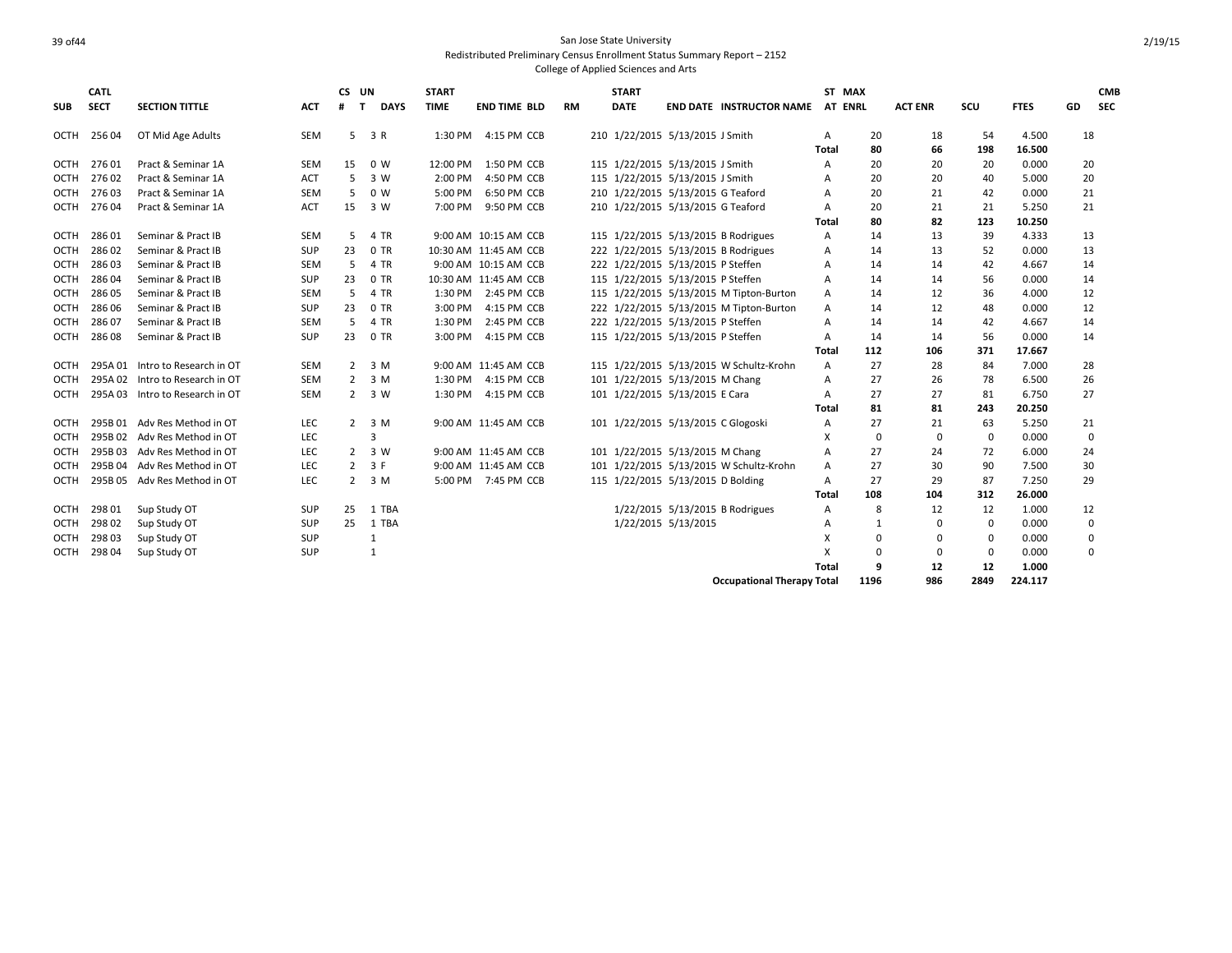San Jose State University
Redistributed Preliminary Census Enrollment Status Summary Report – 2152
College of Applied Sciences and Arts

| SUB | CATL SECT | SECTION TITTLE | ACT | CS # | UN T | DAYS | START TIME | END TIME | BLD | RM | START DATE | END DATE | INSTRUCTOR NAME | ST AT | MAX ENRL | ACT ENR | SCU | FTES | GD | CMB SEC |
|---|---|---|---|---|---|---|---|---|---|---|---|---|---|---|---|---|---|---|---|---|
| OCTH | 256 04 | OT Mid Age Adults | SEM | 5 | 3 | R | 1:30 PM | 4:15 PM | CCB | 210 | 1/22/2015 | 5/13/2015 | J Smith | A | 20 | 18 | 54 | 4.500 | 18 | |
| | | | | | | | | | | | | | | **Total** | **80** | **66** | **198** | **16.500** | | |
| OCTH | 276 01 | Pract & Seminar 1A | SEM | 15 | 0 | W | 12:00 PM | 1:50 PM | CCB | 115 | 1/22/2015 | 5/13/2015 | J Smith | A | 20 | 20 | 20 | 0.000 | 20 | |
| OCTH | 276 02 | Pract & Seminar 1A | ACT | 5 | 3 | W | 2:00 PM | 4:50 PM | CCB | 115 | 1/22/2015 | 5/13/2015 | J Smith | A | 20 | 20 | 40 | 5.000 | 20 | |
| OCTH | 276 03 | Pract & Seminar 1A | SEM | 5 | 0 | W | 5:00 PM | 6:50 PM | CCB | 210 | 1/22/2015 | 5/13/2015 | G Teaford | A | 20 | 21 | 42 | 0.000 | 21 | |
| OCTH | 276 04 | Pract & Seminar 1A | ACT | 15 | 3 | W | 7:00 PM | 9:50 PM | CCB | 210 | 1/22/2015 | 5/13/2015 | G Teaford | A | 20 | 21 | 21 | 5.250 | 21 | |
| | | | | | | | | | | | | | | **Total** | **80** | **82** | **123** | **10.250** | | |
| OCTH | 286 01 | Seminar & Pract IB | SEM | 5 | 4 | TR | 9:00 AM | 10:15 AM | CCB | 115 | 1/22/2015 | 5/13/2015 | B Rodrigues | A | 14 | 13 | 39 | 4.333 | 13 | |
| OCTH | 286 02 | Seminar & Pract IB | SUP | 23 | 0 | TR | 10:30 AM | 11:45 AM | CCB | 222 | 1/22/2015 | 5/13/2015 | B Rodrigues | A | 14 | 13 | 52 | 0.000 | 13 | |
| OCTH | 286 03 | Seminar & Pract IB | SEM | 5 | 4 | TR | 9:00 AM | 10:15 AM | CCB | 222 | 1/22/2015 | 5/13/2015 | P Steffen | A | 14 | 14 | 42 | 4.667 | 14 | |
| OCTH | 286 04 | Seminar & Pract IB | SUP | 23 | 0 | TR | 10:30 AM | 11:45 AM | CCB | 115 | 1/22/2015 | 5/13/2015 | P Steffen | A | 14 | 14 | 56 | 0.000 | 14 | |
| OCTH | 286 05 | Seminar & Pract IB | SEM | 5 | 4 | TR | 1:30 PM | 2:45 PM | CCB | 115 | 1/22/2015 | 5/13/2015 | M Tipton-Burton | A | 14 | 12 | 36 | 4.000 | 12 | |
| OCTH | 286 06 | Seminar & Pract IB | SUP | 23 | 0 | TR | 3:00 PM | 4:15 PM | CCB | 222 | 1/22/2015 | 5/13/2015 | M Tipton-Burton | A | 14 | 12 | 48 | 0.000 | 12 | |
| OCTH | 286 07 | Seminar & Pract IB | SEM | 5 | 4 | TR | 1:30 PM | 2:45 PM | CCB | 222 | 1/22/2015 | 5/13/2015 | P Steffen | A | 14 | 14 | 42 | 4.667 | 14 | |
| OCTH | 286 08 | Seminar & Pract IB | SUP | 23 | 0 | TR | 3:00 PM | 4:15 PM | CCB | 115 | 1/22/2015 | 5/13/2015 | P Steffen | A | 14 | 14 | 56 | 0.000 | 14 | |
| | | | | | | | | | | | | | | **Total** | **112** | **106** | **371** | **17.667** | | |
| OCTH | 295A 01 | Intro to Research in OT | SEM | 2 | 3 | M | 9:00 AM | 11:45 AM | CCB | 115 | 1/22/2015 | 5/13/2015 | W Schultz-Krohn | A | 27 | 28 | 84 | 7.000 | 28 | |
| OCTH | 295A 02 | Intro to Research in OT | SEM | 2 | 3 | M | 1:30 PM | 4:15 PM | CCB | 101 | 1/22/2015 | 5/13/2015 | M Chang | A | 27 | 26 | 78 | 6.500 | 26 | |
| OCTH | 295A 03 | Intro to Research in OT | SEM | 2 | 3 | W | 1:30 PM | 4:15 PM | CCB | 101 | 1/22/2015 | 5/13/2015 | E Cara | A | 27 | 27 | 81 | 6.750 | 27 | |
| | | | | | | | | | | | | | | **Total** | **81** | **81** | **243** | **20.250** | | |
| OCTH | 295B 01 | Adv Res Method in OT | LEC | 2 | 3 | M | 9:00 AM | 11:45 AM | CCB | 101 | 1/22/2015 | 5/13/2015 | C Glogoski | A | 27 | 21 | 63 | 5.250 | 21 | |
| OCTH | 295B 02 | Adv Res Method in OT | LEC | | 3 | | | | | | | | | X | 0 | 0 | 0 | 0.000 | 0 | |
| OCTH | 295B 03 | Adv Res Method in OT | LEC | 2 | 3 | W | 9:00 AM | 11:45 AM | CCB | 101 | 1/22/2015 | 5/13/2015 | M Chang | A | 27 | 24 | 72 | 6.000 | 24 | |
| OCTH | 295B 04 | Adv Res Method in OT | LEC | 2 | 3 | F | 9:00 AM | 11:45 AM | CCB | 101 | 1/22/2015 | 5/13/2015 | W Schultz-Krohn | A | 27 | 30 | 90 | 7.500 | 30 | |
| OCTH | 295B 05 | Adv Res Method in OT | LEC | 2 | 3 | M | 5:00 PM | 7:45 PM | CCB | 115 | 1/22/2015 | 5/13/2015 | D Bolding | A | 27 | 29 | 87 | 7.250 | 29 | |
| | | | | | | | | | | | | | | **Total** | **108** | **104** | **312** | **26.000** | | |
| OCTH | 298 01 | Sup Study OT | SUP | 25 | 1 | TBA | | | | | 1/22/2015 | 5/13/2015 | B Rodrigues | A | 8 | 12 | 12 | 1.000 | 12 | |
| OCTH | 298 02 | Sup Study OT | SUP | 25 | 1 | TBA | | | | | 1/22/2015 | 5/13/2015 | | A | 1 | 0 | 0 | 0.000 | 0 | |
| OCTH | 298 03 | Sup Study OT | SUP | | 1 | | | | | | | | | X | 0 | 0 | 0 | 0.000 | 0 | |
| OCTH | 298 04 | Sup Study OT | SUP | | 1 | | | | | | | | | X | 0 | 0 | 0 | 0.000 | 0 | |
| | | | | | | | | | | | | | | **Total** | **9** | **12** | **12** | **1.000** | | |
| | | | | | | | | | | | | | **Occupational Therapy Total** | | **1196** | **986** | **2849** | **224.117** | | |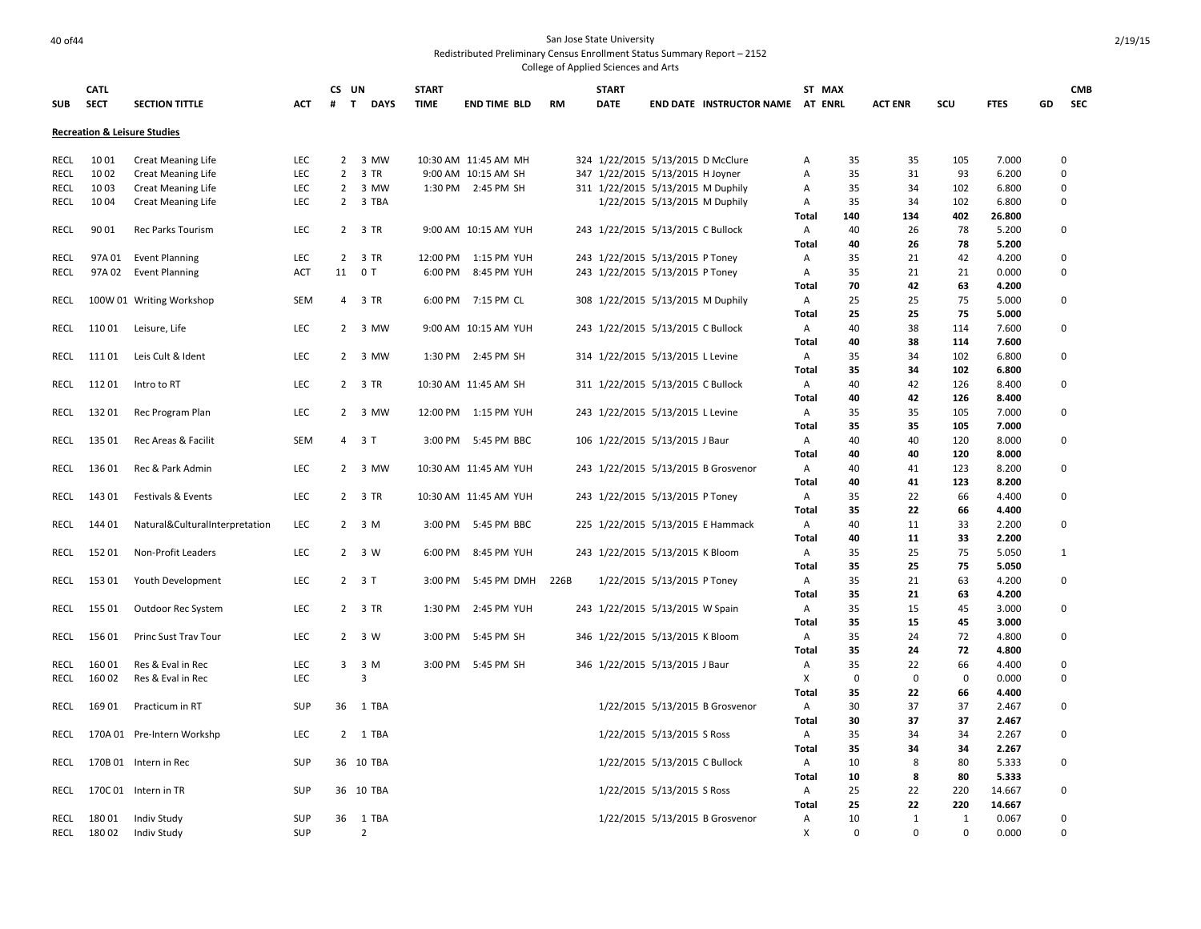San Jose State University
Redistributed Preliminary Census Enrollment Status Summary Report – 2152
College of Applied Sciences and Arts

2/19/15

## Recreation & Leisure Studies

| SUB | CATL SECT | SECTION TITTLE | ACT | CS # | UN T | DAYS | START TIME | END TIME | BLD | RM | START DATE | END DATE | INSTRUCTOR NAME | ST AT | MAX ENRL | ACT ENR | SCU | FTES | GD | CMB SEC |
|---|---|---|---|---|---|---|---|---|---|---|---|---|---|---|---|---|---|---|---|---|
| RECL | 10 01 | Creat Meaning Life | LEC | 2 | 3 | MW | 10:30 AM | 11:45 AM | MH | 324 | 1/22/2015 | 5/13/2015 | D McClure | A | 35 | 35 | 105 | 7.000 | | 0 |
| RECL | 10 02 | Creat Meaning Life | LEC | 2 | 3 | TR | 9:00 AM | 10:15 AM | SH | 347 | 1/22/2015 | 5/13/2015 | H Joyner | A | 35 | 31 | 93 | 6.200 | | 0 |
| RECL | 10 03 | Creat Meaning Life | LEC | 2 | 3 | MW | 1:30 PM | 2:45 PM | SH | 311 | 1/22/2015 | 5/13/2015 | M Duphily | A | 35 | 34 | 102 | 6.800 | | 0 |
| RECL | 10 04 | Creat Meaning Life | LEC | 2 | 3 | TBA | | | | | 1/22/2015 | 5/13/2015 | M Duphily | A | 35 | 34 | 102 | 6.800 | | 0 |
| | | | | | | | | | | | | | | **Total** | **140** | **134** | **402** | **26.800** | | |
| RECL | 90 01 | Rec Parks Tourism | LEC | 2 | 3 | TR | 9:00 AM | 10:15 AM | YUH | 243 | 1/22/2015 | 5/13/2015 | C Bullock | A | 40 | 26 | 78 | 5.200 | | 0 |
| | | | | | | | | | | | | | | **Total** | **40** | **26** | **78** | **5.200** | | |
| RECL | 97A 01 | Event Planning | LEC | 2 | 3 | TR | 12:00 PM | 1:15 PM | YUH | 243 | 1/22/2015 | 5/13/2015 | P Toney | A | 35 | 21 | 42 | 4.200 | | 0 |
| RECL | 97A 02 | Event Planning | ACT | 11 | 0 | T | 6:00 PM | 8:45 PM | YUH | 243 | 1/22/2015 | 5/13/2015 | P Toney | A | 35 | 21 | 21 | 0.000 | | 0 |
| | | | | | | | | | | | | | | **Total** | **70** | **42** | **63** | **4.200** | | |
| RECL | 100W 01 | Writing Workshop | SEM | 4 | 3 | TR | 6:00 PM | 7:15 PM | CL | 308 | 1/22/2015 | 5/13/2015 | M Duphily | A | 25 | 25 | 75 | 5.000 | | 0 |
| | | | | | | | | | | | | | | **Total** | **25** | **25** | **75** | **5.000** | | |
| RECL | 110 01 | Leisure, Life | LEC | 2 | 3 | MW | 9:00 AM | 10:15 AM | YUH | 243 | 1/22/2015 | 5/13/2015 | C Bullock | A | 40 | 38 | 114 | 7.600 | | 0 |
| | | | | | | | | | | | | | | **Total** | **40** | **38** | **114** | **7.600** | | |
| RECL | 111 01 | Leis Cult & Ident | LEC | 2 | 3 | MW | 1:30 PM | 2:45 PM | SH | 314 | 1/22/2015 | 5/13/2015 | L Levine | A | 35 | 34 | 102 | 6.800 | | 0 |
| | | | | | | | | | | | | | | **Total** | **35** | **34** | **102** | **6.800** | | |
| RECL | 112 01 | Intro to RT | LEC | 2 | 3 | TR | 10:30 AM | 11:45 AM | SH | 311 | 1/22/2015 | 5/13/2015 | C Bullock | A | 40 | 42 | 126 | 8.400 | | 0 |
| | | | | | | | | | | | | | | **Total** | **40** | **42** | **126** | **8.400** | | |
| RECL | 132 01 | Rec Program Plan | LEC | 2 | 3 | MW | 12:00 PM | 1:15 PM | YUH | 243 | 1/22/2015 | 5/13/2015 | L Levine | A | 35 | 35 | 105 | 7.000 | | 0 |
| | | | | | | | | | | | | | | **Total** | **35** | **35** | **105** | **7.000** | | |
| RECL | 135 01 | Rec Areas & Facilit | SEM | 4 | 3 | T | 3:00 PM | 5:45 PM | BBC | 106 | 1/22/2015 | 5/13/2015 | J Baur | A | 40 | 40 | 120 | 8.000 | | 0 |
| | | | | | | | | | | | | | | **Total** | **40** | **40** | **120** | **8.000** | | |
| RECL | 136 01 | Rec & Park Admin | LEC | 2 | 3 | MW | 10:30 AM | 11:45 AM | YUH | 243 | 1/22/2015 | 5/13/2015 | B Grosvenor | A | 40 | 41 | 123 | 8.200 | | 0 |
| | | | | | | | | | | | | | | **Total** | **40** | **41** | **123** | **8.200** | | |
| RECL | 143 01 | Festivals & Events | LEC | 2 | 3 | TR | 10:30 AM | 11:45 AM | YUH | 243 | 1/22/2015 | 5/13/2015 | P Toney | A | 35 | 22 | 66 | 4.400 | | 0 |
| | | | | | | | | | | | | | | **Total** | **35** | **22** | **66** | **4.400** | | |
| RECL | 144 01 | Natural&CulturalInterpretation | LEC | 2 | 3 | M | 3:00 PM | 5:45 PM | BBC | 225 | 1/22/2015 | 5/13/2015 | E Hammack | A | 40 | 11 | 33 | 2.200 | | 0 |
| | | | | | | | | | | | | | | **Total** | **40** | **11** | **33** | **2.200** | | |
| RECL | 152 01 | Non-Profit Leaders | LEC | 2 | 3 | W | 6:00 PM | 8:45 PM | YUH | 243 | 1/22/2015 | 5/13/2015 | K Bloom | A | 35 | 25 | 75 | 5.050 | | 1 |
| | | | | | | | | | | | | | | **Total** | **35** | **25** | **75** | **5.050** | | |
| RECL | 153 01 | Youth Development | LEC | 2 | 3 | T | 3:00 PM | 5:45 PM | DMH | 226B | 1/22/2015 | 5/13/2015 | P Toney | A | 35 | 21 | 63 | 4.200 | | 0 |
| | | | | | | | | | | | | | | **Total** | **35** | **21** | **63** | **4.200** | | |
| RECL | 155 01 | Outdoor Rec System | LEC | 2 | 3 | TR | 1:30 PM | 2:45 PM | YUH | 243 | 1/22/2015 | 5/13/2015 | W Spain | A | 35 | 15 | 45 | 3.000 | | 0 |
| | | | | | | | | | | | | | | **Total** | **35** | **15** | **45** | **3.000** | | |
| RECL | 156 01 | Princ Sust Trav Tour | LEC | 2 | 3 | W | 3:00 PM | 5:45 PM | SH | 346 | 1/22/2015 | 5/13/2015 | K Bloom | A | 35 | 24 | 72 | 4.800 | | 0 |
| | | | | | | | | | | | | | | **Total** | **35** | **24** | **72** | **4.800** | | |
| RECL | 160 01 | Res & Eval in Rec | LEC | 3 | 3 | M | 3:00 PM | 5:45 PM | SH | 346 | 1/22/2015 | 5/13/2015 | J Baur | A | 35 | 22 | 66 | 4.400 | | 0 |
| RECL | 160 02 | Res & Eval in Rec | LEC | | 3 | | | | | | | | | X | 0 | 0 | 0 | 0.000 | | 0 |
| | | | | | | | | | | | | | | **Total** | **35** | **22** | **66** | **4.400** | | |
| RECL | 169 01 | Practicum in RT | SUP | 36 | 1 | TBA | | | | | 1/22/2015 | 5/13/2015 | B Grosvenor | A | 30 | 37 | 37 | 2.467 | | 0 |
| | | | | | | | | | | | | | | **Total** | **30** | **37** | **37** | **2.467** | | |
| RECL | 170A 01 | Pre-Intern Workshp | LEC | 2 | 1 | TBA | | | | | 1/22/2015 | 5/13/2015 | S Ross | A | 35 | 34 | 34 | 2.267 | | 0 |
| | | | | | | | | | | | | | | **Total** | **35** | **34** | **34** | **2.267** | | |
| RECL | 170B 01 | Intern in Rec | SUP | 36 | 10 | TBA | | | | | 1/22/2015 | 5/13/2015 | C Bullock | A | 10 | 8 | 80 | 5.333 | | 0 |
| | | | | | | | | | | | | | | **Total** | **10** | **8** | **80** | **5.333** | | |
| RECL | 170C 01 | Intern in TR | SUP | 36 | 10 | TBA | | | | | 1/22/2015 | 5/13/2015 | S Ross | A | 25 | 22 | 220 | 14.667 | | 0 |
| | | | | | | | | | | | | | | **Total** | **25** | **22** | **220** | **14.667** | | |
| RECL | 180 01 | Indiv Study | SUP | 36 | 1 | TBA | | | | | 1/22/2015 | 5/13/2015 | B Grosvenor | A | 10 | 1 | 1 | 0.067 | | 0 |
| RECL | 180 02 | Indiv Study | SUP | | 2 | | | | | | | | | X | 0 | 0 | 0 | 0.000 | | 0 |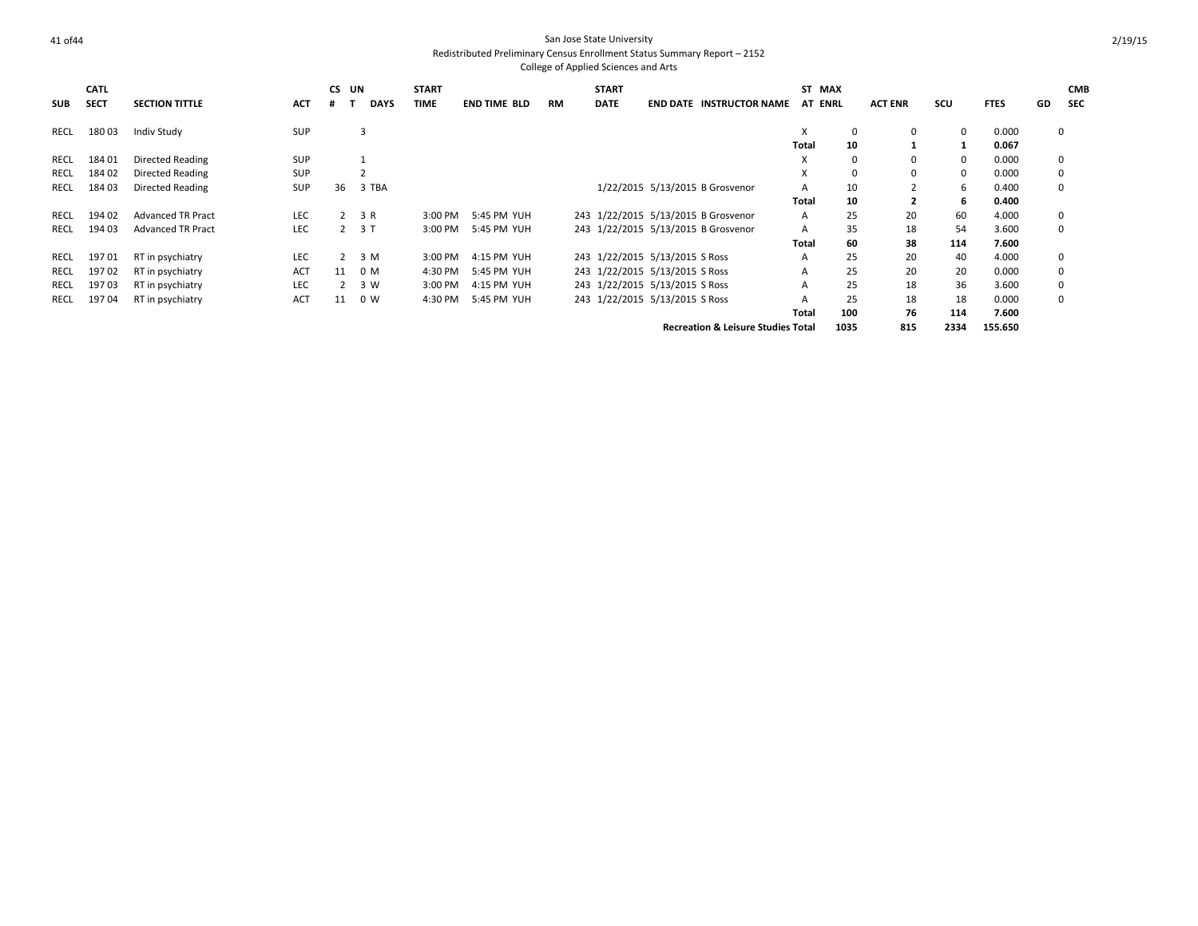San Jose State University
Redistributed Preliminary Census Enrollment Status Summary Report – 2152
College of Applied Sciences and Arts

| SUB | CATL SECT | SECTION TITTLE | ACT | CS # | UN T | DAYS | START TIME | END TIME | BLD | RM | START DATE | END DATE | INSTRUCTOR NAME | ST AT | MAX ENRL | ACT ENR | SCU | FTES | GD | CMB SEC |
|---|---|---|---|---|---|---|---|---|---|---|---|---|---|---|---|---|---|---|---|---|
| RECL | 180 03 | Indiv Study | SUP | | 3 | | | | | | | | | X | 0 | 0 | 0 | 0.000 | | 0 |
| | | | | | | | | | | | | | | **Total** | **10** | **1** | **1** | **0.067** | | |
| RECL | 184 01 | Directed Reading | SUP | | 1 | | | | | | | | | X | 0 | 0 | 0 | 0.000 | | 0 |
| RECL | 184 02 | Directed Reading | SUP | | 2 | | | | | | | | | X | 0 | 0 | 0 | 0.000 | | 0 |
| RECL | 184 03 | Directed Reading | SUP | 36 | 3 | TBA | | | | | 1/22/2015 | 5/13/2015 | B Grosvenor | A | 10 | 2 | 6 | 0.400 | | 0 |
| | | | | | | | | | | | | | | **Total** | **10** | **2** | **6** | **0.400** | | |
| RECL | 194 02 | Advanced TR Pract | LEC | 2 | 3 | R | 3:00 PM | 5:45 PM | YUH | 243 | 1/22/2015 | 5/13/2015 | B Grosvenor | A | 25 | 20 | 60 | 4.000 | | 0 |
| RECL | 194 03 | Advanced TR Pract | LEC | 2 | 3 | T | 3:00 PM | 5:45 PM | YUH | 243 | 1/22/2015 | 5/13/2015 | B Grosvenor | A | 35 | 18 | 54 | 3.600 | | 0 |
| | | | | | | | | | | | | | | **Total** | **60** | **38** | **114** | **7.600** | | |
| RECL | 197 01 | RT in psychiatry | LEC | 2 | 3 | M | 3:00 PM | 4:15 PM | YUH | 243 | 1/22/2015 | 5/13/2015 | S Ross | A | 25 | 20 | 40 | 4.000 | | 0 |
| RECL | 197 02 | RT in psychiatry | ACT | 11 | 0 | M | 4:30 PM | 5:45 PM | YUH | 243 | 1/22/2015 | 5/13/2015 | S Ross | A | 25 | 20 | 20 | 0.000 | | 0 |
| RECL | 197 03 | RT in psychiatry | LEC | 2 | 3 | W | 3:00 PM | 4:15 PM | YUH | 243 | 1/22/2015 | 5/13/2015 | S Ross | A | 25 | 18 | 36 | 3.600 | | 0 |
| RECL | 197 04 | RT in psychiatry | ACT | 11 | 0 | W | 4:30 PM | 5:45 PM | YUH | 243 | 1/22/2015 | 5/13/2015 | S Ross | A | 25 | 18 | 18 | 0.000 | | 0 |
| | | | | | | | | | | | | | | **Total** | **100** | **76** | **114** | **7.600** | | |
| | | | | | | | | | | | | | **Recreation & Leisure Studies Total** | | **1035** | **815** | **2334** | **155.650** | | |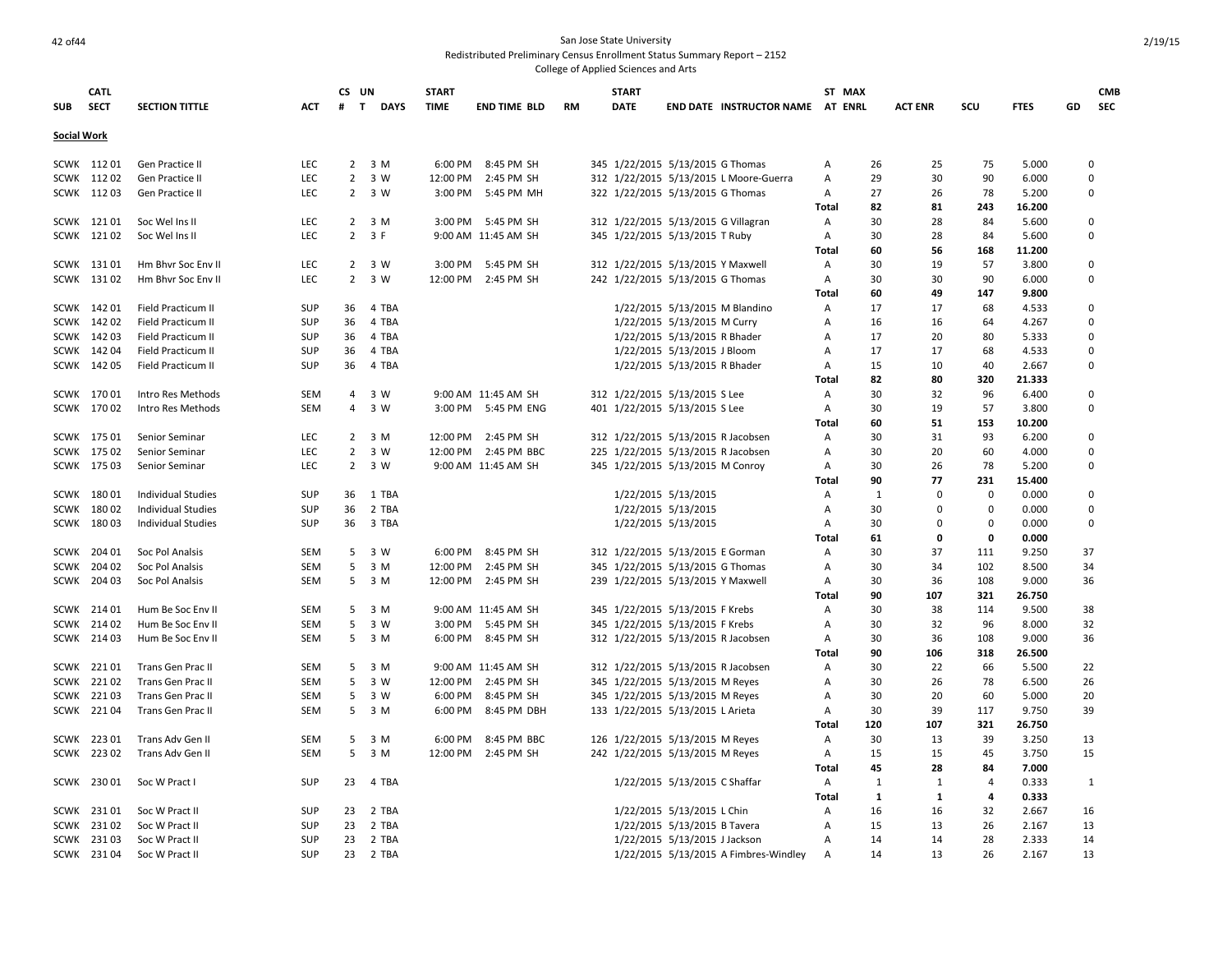San Jose State University
Redistributed Preliminary Census Enrollment Status Summary Report – 2152
College of Applied Sciences and Arts

| SUB | CATL SECT | SECTION TITTLE | ACT | CS # | UN T | DAYS | START TIME | END TIME | BLD | RM | START DATE | END DATE | INSTRUCTOR NAME | ST AT | MAX ENRL | ACT ENR | SCU | FTES | GD | CMB SEC |
|---|---|---|---|---|---|---|---|---|---|---|---|---|---|---|---|---|---|---|---|---|
| **Social Work** | | | | | | | | | | | | | | | | | | | | |
| SCWK | 112 01 | Gen Practice II | LEC | 2 | 3 | M | 6:00 PM | 8:45 PM | SH | 345 | 1/22/2015 | 5/13/2015 | G Thomas | A | 26 | 25 | 75 | 5.000 | 0 | |
| SCWK | 112 02 | Gen Practice II | LEC | 2 | 3 | W | 12:00 PM | 2:45 PM | SH | 312 | 1/22/2015 | 5/13/2015 | L Moore-Guerra | A | 29 | 30 | 90 | 6.000 | 0 | |
| SCWK | 112 03 | Gen Practice II | LEC | 2 | 3 | W | 3:00 PM | 5:45 PM | MH | 322 | 1/22/2015 | 5/13/2015 | G Thomas | A | 27 | 26 | 78 | 5.200 | 0 | |
| | | | | | | | | | | | | | | **Total** | **82** | **81** | **243** | **16.200** | | |
| SCWK | 121 01 | Soc Wel Ins II | LEC | 2 | 3 | M | 3:00 PM | 5:45 PM | SH | 312 | 1/22/2015 | 5/13/2015 | G Villagran | A | 30 | 28 | 84 | 5.600 | 0 | |
| SCWK | 121 02 | Soc Wel Ins II | LEC | 2 | 3 | F | 9:00 AM | 11:45 AM | SH | 345 | 1/22/2015 | 5/13/2015 | T Ruby | A | 30 | 28 | 84 | 5.600 | 0 | |
| | | | | | | | | | | | | | | **Total** | **60** | **56** | **168** | **11.200** | | |
| SCWK | 131 01 | Hm Bhvr Soc Env II | LEC | 2 | 3 | W | 3:00 PM | 5:45 PM | SH | 312 | 1/22/2015 | 5/13/2015 | Y Maxwell | A | 30 | 19 | 57 | 3.800 | 0 | |
| SCWK | 131 02 | Hm Bhvr Soc Env II | LEC | 2 | 3 | W | 12:00 PM | 2:45 PM | SH | 242 | 1/22/2015 | 5/13/2015 | G Thomas | A | 30 | 30 | 90 | 6.000 | 0 | |
| | | | | | | | | | | | | | | **Total** | **60** | **49** | **147** | **9.800** | | |
| SCWK | 142 01 | Field Practicum II | SUP | 36 | 4 | TBA | | | | | 1/22/2015 | 5/13/2015 | M Blandino | A | 17 | 17 | 68 | 4.533 | 0 | |
| SCWK | 142 02 | Field Practicum II | SUP | 36 | 4 | TBA | | | | | 1/22/2015 | 5/13/2015 | M Curry | A | 16 | 16 | 64 | 4.267 | 0 | |
| SCWK | 142 03 | Field Practicum II | SUP | 36 | 4 | TBA | | | | | 1/22/2015 | 5/13/2015 | R Bhader | A | 17 | 20 | 80 | 5.333 | 0 | |
| SCWK | 142 04 | Field Practicum II | SUP | 36 | 4 | TBA | | | | | 1/22/2015 | 5/13/2015 | J Bloom | A | 17 | 17 | 68 | 4.533 | 0 | |
| SCWK | 142 05 | Field Practicum II | SUP | 36 | 4 | TBA | | | | | 1/22/2015 | 5/13/2015 | R Bhader | A | 15 | 10 | 40 | 2.667 | 0 | |
| | | | | | | | | | | | | | | **Total** | **82** | **80** | **320** | **21.333** | | |
| SCWK | 170 01 | Intro Res Methods | SEM | 4 | 3 | W | 9:00 AM | 11:45 AM | SH | 312 | 1/22/2015 | 5/13/2015 | S Lee | A | 30 | 32 | 96 | 6.400 | 0 | |
| SCWK | 170 02 | Intro Res Methods | SEM | 4 | 3 | W | 3:00 PM | 5:45 PM | ENG | 401 | 1/22/2015 | 5/13/2015 | S Lee | A | 30 | 19 | 57 | 3.800 | 0 | |
| | | | | | | | | | | | | | | **Total** | **60** | **51** | **153** | **10.200** | | |
| SCWK | 175 01 | Senior Seminar | LEC | 2 | 3 | M | 12:00 PM | 2:45 PM | SH | 312 | 1/22/2015 | 5/13/2015 | R Jacobsen | A | 30 | 31 | 93 | 6.200 | 0 | |
| SCWK | 175 02 | Senior Seminar | LEC | 2 | 3 | W | 12:00 PM | 2:45 PM | BBC | 225 | 1/22/2015 | 5/13/2015 | R Jacobsen | A | 30 | 20 | 60 | 4.000 | 0 | |
| SCWK | 175 03 | Senior Seminar | LEC | 2 | 3 | W | 9:00 AM | 11:45 AM | SH | 345 | 1/22/2015 | 5/13/2015 | M Conroy | A | 30 | 26 | 78 | 5.200 | 0 | |
| | | | | | | | | | | | | | | **Total** | **90** | **77** | **231** | **15.400** | | |
| SCWK | 180 01 | Individual Studies | SUP | 36 | 1 | TBA | | | | | 1/22/2015 | 5/13/2015 | | A | 1 | 0 | 0 | 0.000 | 0 | |
| SCWK | 180 02 | Individual Studies | SUP | 36 | 2 | TBA | | | | | 1/22/2015 | 5/13/2015 | | A | 30 | 0 | 0 | 0.000 | 0 | |
| SCWK | 180 03 | Individual Studies | SUP | 36 | 3 | TBA | | | | | 1/22/2015 | 5/13/2015 | | A | 30 | 0 | 0 | 0.000 | 0 | |
| | | | | | | | | | | | | | | **Total** | **61** | **0** | **0** | **0.000** | | |
| SCWK | 204 01 | Soc Pol Analsis | SEM | 5 | 3 | W | 6:00 PM | 8:45 PM | SH | 312 | 1/22/2015 | 5/13/2015 | E Gorman | A | 30 | 37 | 111 | 9.250 | 37 | |
| SCWK | 204 02 | Soc Pol Analsis | SEM | 5 | 3 | M | 12:00 PM | 2:45 PM | SH | 345 | 1/22/2015 | 5/13/2015 | G Thomas | A | 30 | 34 | 102 | 8.500 | 34 | |
| SCWK | 204 03 | Soc Pol Analsis | SEM | 5 | 3 | M | 12:00 PM | 2:45 PM | SH | 239 | 1/22/2015 | 5/13/2015 | Y Maxwell | A | 30 | 36 | 108 | 9.000 | 36 | |
| | | | | | | | | | | | | | | **Total** | **90** | **107** | **321** | **26.750** | | |
| SCWK | 214 01 | Hum Be Soc Env II | SEM | 5 | 3 | M | 9:00 AM | 11:45 AM | SH | 345 | 1/22/2015 | 5/13/2015 | F Krebs | A | 30 | 38 | 114 | 9.500 | 38 | |
| SCWK | 214 02 | Hum Be Soc Env II | SEM | 5 | 3 | W | 3:00 PM | 5:45 PM | SH | 345 | 1/22/2015 | 5/13/2015 | F Krebs | A | 30 | 32 | 96 | 8.000 | 32 | |
| SCWK | 214 03 | Hum Be Soc Env II | SEM | 5 | 3 | M | 6:00 PM | 8:45 PM | SH | 312 | 1/22/2015 | 5/13/2015 | R Jacobsen | A | 30 | 36 | 108 | 9.000 | 36 | |
| | | | | | | | | | | | | | | **Total** | **90** | **106** | **318** | **26.500** | | |
| SCWK | 221 01 | Trans Gen Prac II | SEM | 5 | 3 | M | 9:00 AM | 11:45 AM | SH | 312 | 1/22/2015 | 5/13/2015 | R Jacobsen | A | 30 | 22 | 66 | 5.500 | 22 | |
| SCWK | 221 02 | Trans Gen Prac II | SEM | 5 | 3 | W | 12:00 PM | 2:45 PM | SH | 345 | 1/22/2015 | 5/13/2015 | M Reyes | A | 30 | 26 | 78 | 6.500 | 26 | |
| SCWK | 221 03 | Trans Gen Prac II | SEM | 5 | 3 | W | 6:00 PM | 8:45 PM | SH | 345 | 1/22/2015 | 5/13/2015 | M Reyes | A | 30 | 20 | 60 | 5.000 | 20 | |
| SCWK | 221 04 | Trans Gen Prac II | SEM | 5 | 3 | M | 6:00 PM | 8:45 PM | DBH | 133 | 1/22/2015 | 5/13/2015 | L Arieta | A | 30 | 39 | 117 | 9.750 | 39 | |
| | | | | | | | | | | | | | | **Total** | **120** | **107** | **321** | **26.750** | | |
| SCWK | 223 01 | Trans Adv Gen II | SEM | 5 | 3 | M | 6:00 PM | 8:45 PM | BBC | 126 | 1/22/2015 | 5/13/2015 | M Reyes | A | 30 | 13 | 39 | 3.250 | 13 | |
| SCWK | 223 02 | Trans Adv Gen II | SEM | 5 | 3 | M | 12:00 PM | 2:45 PM | SH | 242 | 1/22/2015 | 5/13/2015 | M Reyes | A | 15 | 15 | 45 | 3.750 | 15 | |
| | | | | | | | | | | | | | | **Total** | **45** | **28** | **84** | **7.000** | | |
| SCWK | 230 01 | Soc W Pract I | SUP | 23 | 4 | TBA | | | | | 1/22/2015 | 5/13/2015 | C Shaffar | A | 1 | 1 | 4 | 0.333 | 1 | |
| | | | | | | | | | | | | | | **Total** | **1** | **1** | **4** | **0.333** | | |
| SCWK | 231 01 | Soc W Pract II | SUP | 23 | 2 | TBA | | | | | 1/22/2015 | 5/13/2015 | L Chin | A | 16 | 16 | 32 | 2.667 | 16 | |
| SCWK | 231 02 | Soc W Pract II | SUP | 23 | 2 | TBA | | | | | 1/22/2015 | 5/13/2015 | B Tavera | A | 15 | 13 | 26 | 2.167 | 13 | |
| SCWK | 231 03 | Soc W Pract II | SUP | 23 | 2 | TBA | | | | | 1/22/2015 | 5/13/2015 | J Jackson | A | 14 | 14 | 28 | 2.333 | 14 | |
| SCWK | 231 04 | Soc W Pract II | SUP | 23 | 2 | TBA | | | | | 1/22/2015 | 5/13/2015 | A Fimbres-Windley | A | 14 | 13 | 26 | 2.167 | 13 | |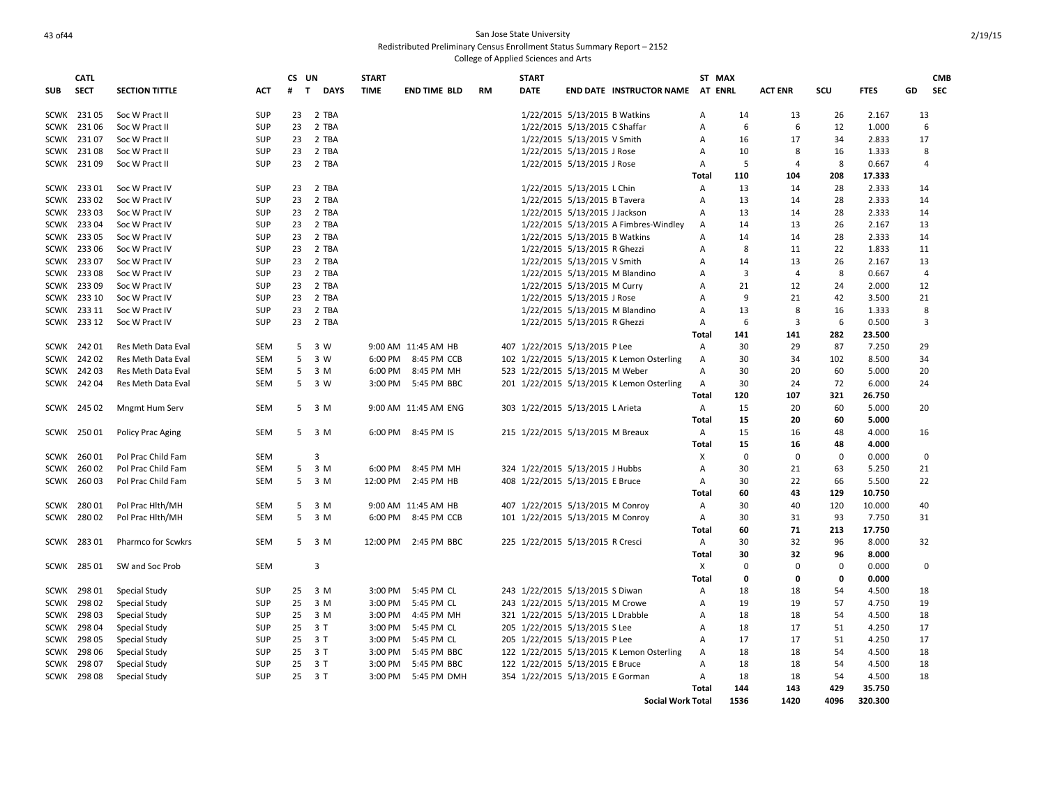San Jose State University

Redistributed Preliminary Census Enrollment Status Summary Report – 2152

College of Applied Sciences and Arts

| SUB | CATL SECT | SECTION TITTLE | ACT | CS # | UN T | DAYS | START TIME | END TIME | BLD | RM | START DATE | END DATE | INSTRUCTOR NAME | ST AT | MAX ENRL | ACT ENR | SCU | FTES | GD | CMB SEC |
|---|---|---|---|---|---|---|---|---|---|---|---|---|---|---|---|---|---|---|---|---|
| SCWK | 231 05 | Soc W Pract II | SUP | 23 | 2 | TBA | | | | | 1/22/2015 | 5/13/2015 | B Watkins | A | 14 | 13 | 26 | 2.167 | 13 | |
| SCWK | 231 06 | Soc W Pract II | SUP | 23 | 2 | TBA | | | | | 1/22/2015 | 5/13/2015 | C Shaffar | A | 6 | 6 | 12 | 1.000 | 6 | |
| SCWK | 231 07 | Soc W Pract II | SUP | 23 | 2 | TBA | | | | | 1/22/2015 | 5/13/2015 | V Smith | A | 16 | 17 | 34 | 2.833 | 17 | |
| SCWK | 231 08 | Soc W Pract II | SUP | 23 | 2 | TBA | | | | | 1/22/2015 | 5/13/2015 | J Rose | A | 10 | 8 | 16 | 1.333 | 8 | |
| SCWK | 231 09 | Soc W Pract II | SUP | 23 | 2 | TBA | | | | | 1/22/2015 | 5/13/2015 | J Rose | A | 5 | 4 | 8 | 0.667 | 4 | |
| | | | | | | | | | | | | | | **Total** | **110** | **104** | **208** | **17.333** | | |
| SCWK | 233 01 | Soc W Pract IV | SUP | 23 | 2 | TBA | | | | | 1/22/2015 | 5/13/2015 | L Chin | A | 13 | 14 | 28 | 2.333 | 14 | |
| SCWK | 233 02 | Soc W Pract IV | SUP | 23 | 2 | TBA | | | | | 1/22/2015 | 5/13/2015 | B Tavera | A | 13 | 14 | 28 | 2.333 | 14 | |
| SCWK | 233 03 | Soc W Pract IV | SUP | 23 | 2 | TBA | | | | | 1/22/2015 | 5/13/2015 | J Jackson | A | 13 | 14 | 28 | 2.333 | 14 | |
| SCWK | 233 04 | Soc W Pract IV | SUP | 23 | 2 | TBA | | | | | 1/22/2015 | 5/13/2015 | A Fimbres-Windley | A | 14 | 13 | 26 | 2.167 | 13 | |
| SCWK | 233 05 | Soc W Pract IV | SUP | 23 | 2 | TBA | | | | | 1/22/2015 | 5/13/2015 | B Watkins | A | 14 | 14 | 28 | 2.333 | 14 | |
| SCWK | 233 06 | Soc W Pract IV | SUP | 23 | 2 | TBA | | | | | 1/22/2015 | 5/13/2015 | R Ghezzi | A | 8 | 11 | 22 | 1.833 | 11 | |
| SCWK | 233 07 | Soc W Pract IV | SUP | 23 | 2 | TBA | | | | | 1/22/2015 | 5/13/2015 | V Smith | A | 14 | 13 | 26 | 2.167 | 13 | |
| SCWK | 233 08 | Soc W Pract IV | SUP | 23 | 2 | TBA | | | | | 1/22/2015 | 5/13/2015 | M Blandino | A | 3 | 4 | 8 | 0.667 | 4 | |
| SCWK | 233 09 | Soc W Pract IV | SUP | 23 | 2 | TBA | | | | | 1/22/2015 | 5/13/2015 | M Curry | A | 21 | 12 | 24 | 2.000 | 12 | |
| SCWK | 233 10 | Soc W Pract IV | SUP | 23 | 2 | TBA | | | | | 1/22/2015 | 5/13/2015 | J Rose | A | 9 | 21 | 42 | 3.500 | 21 | |
| SCWK | 233 11 | Soc W Pract IV | SUP | 23 | 2 | TBA | | | | | 1/22/2015 | 5/13/2015 | M Blandino | A | 13 | 8 | 16 | 1.333 | 8 | |
| SCWK | 233 12 | Soc W Pract IV | SUP | 23 | 2 | TBA | | | | | 1/22/2015 | 5/13/2015 | R Ghezzi | A | 6 | 3 | 6 | 0.500 | 3 | |
| | | | | | | | | | | | | | | **Total** | **141** | **141** | **282** | **23.500** | | |
| SCWK | 242 01 | Res Meth Data Eval | SEM | 5 | 3 | W | 9:00 AM | 11:45 AM | HB | 407 | 1/22/2015 | 5/13/2015 | P Lee | A | 30 | 29 | 87 | 7.250 | 29 | |
| SCWK | 242 02 | Res Meth Data Eval | SEM | 5 | 3 | W | 6:00 PM | 8:45 PM | CCB | 102 | 1/22/2015 | 5/13/2015 | K Lemon Osterling | A | 30 | 34 | 102 | 8.500 | 34 | |
| SCWK | 242 03 | Res Meth Data Eval | SEM | 5 | 3 | M | 6:00 PM | 8:45 PM | MH | 523 | 1/22/2015 | 5/13/2015 | M Weber | A | 30 | 20 | 60 | 5.000 | 20 | |
| SCWK | 242 04 | Res Meth Data Eval | SEM | 5 | 3 | W | 3:00 PM | 5:45 PM | BBC | 201 | 1/22/2015 | 5/13/2015 | K Lemon Osterling | A | 30 | 24 | 72 | 6.000 | 24 | |
| | | | | | | | | | | | | | | **Total** | **120** | **107** | **321** | **26.750** | | |
| SCWK | 245 02 | Mngmt Hum Serv | SEM | 5 | 3 | M | 9:00 AM | 11:45 AM | ENG | 303 | 1/22/2015 | 5/13/2015 | L Arieta | A | 15 | 20 | 60 | 5.000 | 20 | |
| | | | | | | | | | | | | | | **Total** | **15** | **20** | **60** | **5.000** | | |
| SCWK | 250 01 | Policy Prac Aging | SEM | 5 | 3 | M | 6:00 PM | 8:45 PM | IS | 215 | 1/22/2015 | 5/13/2015 | M Breaux | A | 15 | 16 | 48 | 4.000 | 16 | |
| | | | | | | | | | | | | | | **Total** | **15** | **16** | **48** | **4.000** | | |
| SCWK | 260 01 | Pol Prac Child Fam | SEM | | 3 | | | | | | | | | X | 0 | 0 | 0 | 0.000 | 0 | |
| SCWK | 260 02 | Pol Prac Child Fam | SEM | 5 | 3 | M | 6:00 PM | 8:45 PM | MH | 324 | 1/22/2015 | 5/13/2015 | J Hubbs | A | 30 | 21 | 63 | 5.250 | 21 | |
| SCWK | 260 03 | Pol Prac Child Fam | SEM | 5 | 3 | M | 12:00 PM | 2:45 PM | HB | 408 | 1/22/2015 | 5/13/2015 | E Bruce | A | 30 | 22 | 66 | 5.500 | 22 | |
| | | | | | | | | | | | | | | **Total** | **60** | **43** | **129** | **10.750** | | |
| SCWK | 280 01 | Pol Prac Hlth/MH | SEM | 5 | 3 | M | 9:00 AM | 11:45 AM | HB | 407 | 1/22/2015 | 5/13/2015 | M Conroy | A | 30 | 40 | 120 | 10.000 | 40 | |
| SCWK | 280 02 | Pol Prac Hlth/MH | SEM | 5 | 3 | M | 6:00 PM | 8:45 PM | CCB | 101 | 1/22/2015 | 5/13/2015 | M Conroy | A | 30 | 31 | 93 | 7.750 | 31 | |
| | | | | | | | | | | | | | | **Total** | **60** | **71** | **213** | **17.750** | | |
| SCWK | 283 01 | Pharmco for Scwkrs | SEM | 5 | 3 | M | 12:00 PM | 2:45 PM | BBC | 225 | 1/22/2015 | 5/13/2015 | R Cresci | A | 30 | 32 | 96 | 8.000 | 32 | |
| | | | | | | | | | | | | | | **Total** | **30** | **32** | **96** | **8.000** | | |
| SCWK | 285 01 | SW and Soc Prob | SEM | | 3 | | | | | | | | | X | 0 | 0 | 0 | 0.000 | 0 | |
| | | | | | | | | | | | | | | **Total** | **0** | **0** | **0** | **0.000** | | |
| SCWK | 298 01 | Special Study | SUP | 25 | 3 | M | 3:00 PM | 5:45 PM | CL | 243 | 1/22/2015 | 5/13/2015 | S Diwan | A | 18 | 18 | 54 | 4.500 | 18 | |
| SCWK | 298 02 | Special Study | SUP | 25 | 3 | M | 3:00 PM | 5:45 PM | CL | 243 | 1/22/2015 | 5/13/2015 | M Crowe | A | 19 | 19 | 57 | 4.750 | 19 | |
| SCWK | 298 03 | Special Study | SUP | 25 | 3 | M | 3:00 PM | 4:45 PM | MH | 321 | 1/22/2015 | 5/13/2015 | L Drabble | A | 18 | 18 | 54 | 4.500 | 18 | |
| SCWK | 298 04 | Special Study | SUP | 25 | 3 | T | 3:00 PM | 5:45 PM | CL | 205 | 1/22/2015 | 5/13/2015 | S Lee | A | 18 | 17 | 51 | 4.250 | 17 | |
| SCWK | 298 05 | Special Study | SUP | 25 | 3 | T | 3:00 PM | 5:45 PM | CL | 205 | 1/22/2015 | 5/13/2015 | P Lee | A | 17 | 17 | 51 | 4.250 | 17 | |
| SCWK | 298 06 | Special Study | SUP | 25 | 3 | T | 3:00 PM | 5:45 PM | BBC | 122 | 1/22/2015 | 5/13/2015 | K Lemon Osterling | A | 18 | 18 | 54 | 4.500 | 18 | |
| SCWK | 298 07 | Special Study | SUP | 25 | 3 | T | 3:00 PM | 5:45 PM | BBC | 122 | 1/22/2015 | 5/13/2015 | E Bruce | A | 18 | 18 | 54 | 4.500 | 18 | |
| SCWK | 298 08 | Special Study | SUP | 25 | 3 | T | 3:00 PM | 5:45 PM | DMH | 354 | 1/22/2015 | 5/13/2015 | E Gorman | A | 18 | 18 | 54 | 4.500 | 18 | |
| | | | | | | | | | | | | | | **Total** | **144** | **143** | **429** | **35.750** | | |
| | | | | | | | | | | | | | **Social Work Total** | | **1536** | **1420** | **4096** | **320.300** | | |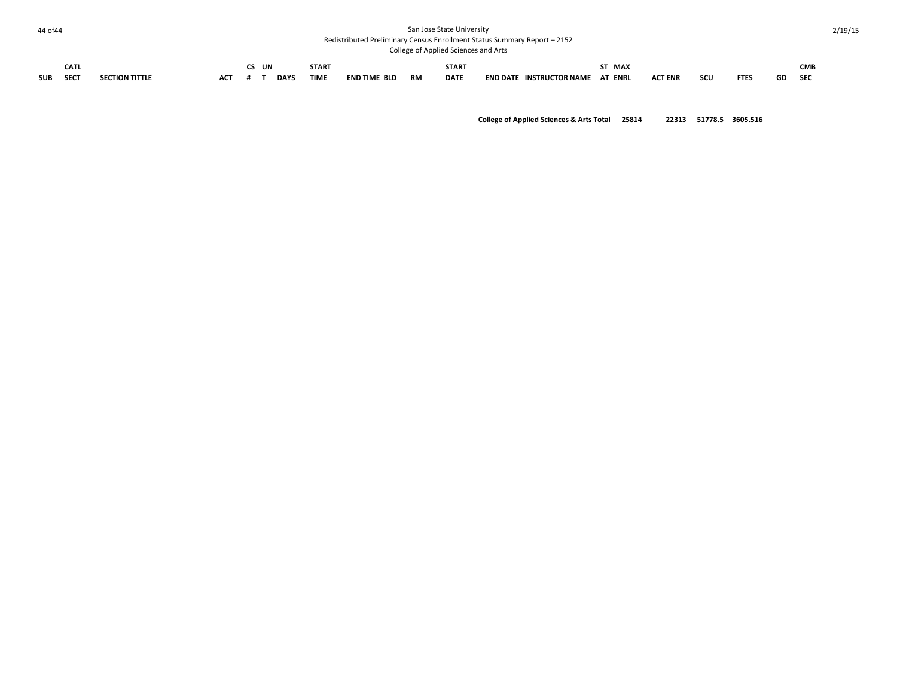| SUB | CATL SECT | SECTION TITTLE | ACT | CS # | UN T | DAYS | START TIME | END TIME | BLD | RM | START DATE | END DATE | INSTRUCTOR NAME | ST AT | MAX ENRL | ACT ENR | SCU | FTES | GD | CMB SEC |
|---|---|---|---|---|---|---|---|---|---|---|---|---|---|---|---|---|---|---|---|---|
| | | | | | | | | | | | | **College of Applied Sciences & Arts Total** | | | **25814** | **22313** | **51778.5** | **3605.516** | | |